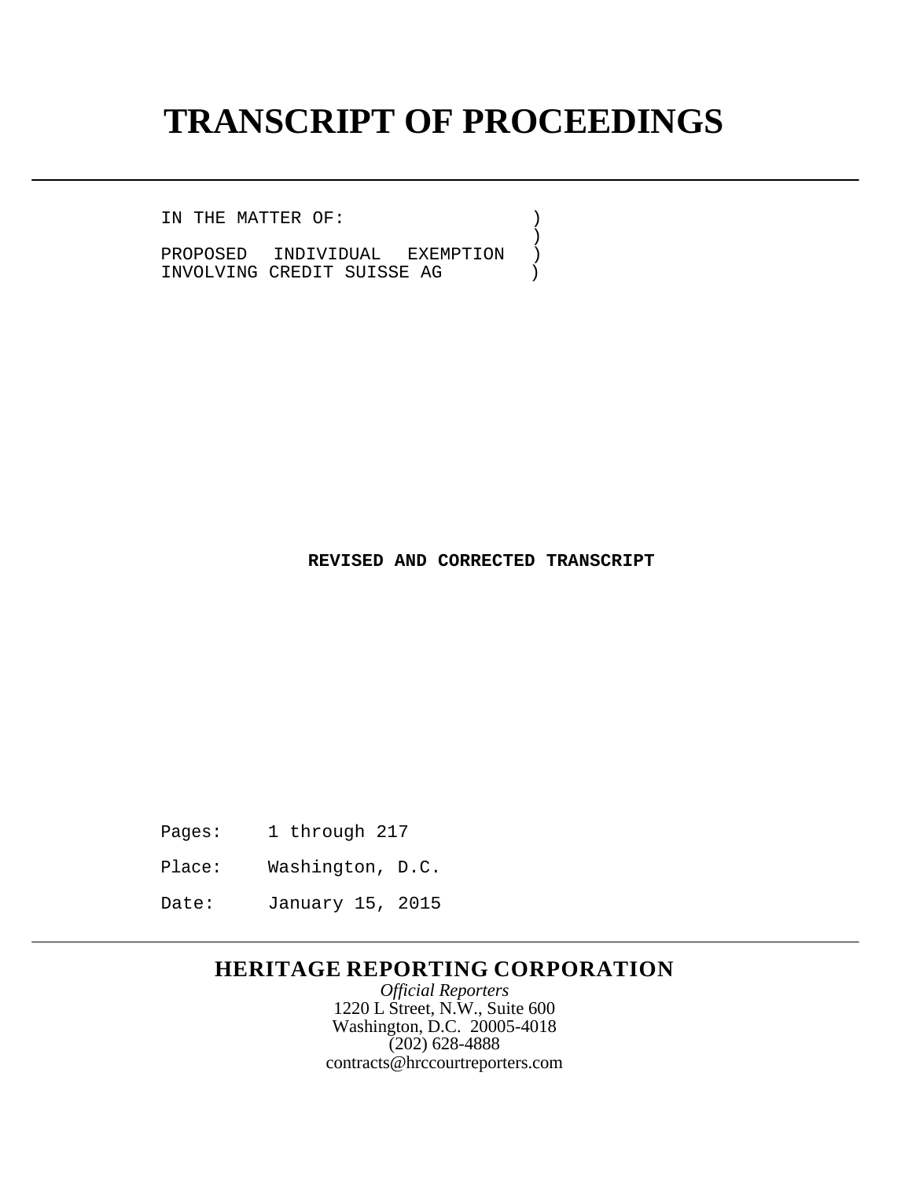# TRANSCRIPT OF PROCEEDINGS

---

IN THE MATTER OF: )
)
PROPOSED INDIVIDUAL EXEMPTION )
INVOLVING CREDIT SUISSE AG )

**REVISED AND CORRECTED TRANSCRIPT**

Pages: 1 through 217

Place: Washington, D.C.

Date: January 15, 2015

---

**HERITAGE REPORTING CORPORATION**

*Official Reporters*

1220 L Street, N.W., Suite 600

Washington, D.C. 20005-4018

(202) 628-4888

contracts@hrccourtreporters.com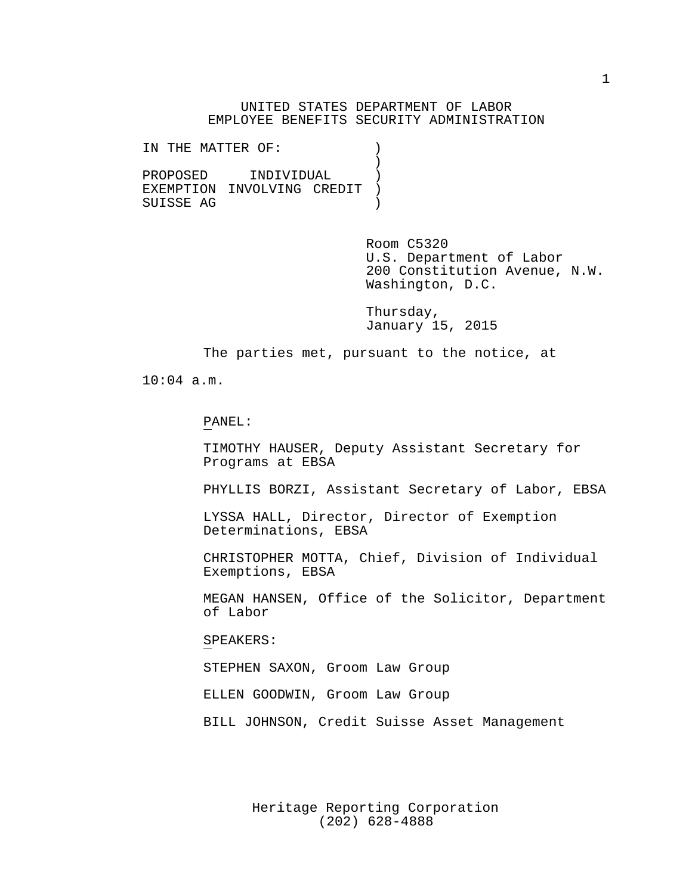UNITED STATES DEPARTMENT OF LABOR
EMPLOYEE BENEFITS SECURITY ADMINISTRATION

IN THE MATTER OF: )
)
PROPOSED INDIVIDUAL )
EXEMPTION INVOLVING CREDIT )
SUISSE AG )

Room C5320
U.S. Department of Labor
200 Constitution Avenue, N.W.
Washington, D.C.

Thursday,
January 15, 2015

The parties met, pursuant to the notice, at 10:04 a.m.

PANEL:

TIMOTHY HAUSER, Deputy Assistant Secretary for Programs at EBSA

PHYLLIS BORZI, Assistant Secretary of Labor, EBSA

LYSSA HALL, Director, Director of Exemption Determinations, EBSA

CHRISTOPHER MOTTA, Chief, Division of Individual Exemptions, EBSA

MEGAN HANSEN, Office of the Solicitor, Department of Labor

SPEAKERS:

STEPHEN SAXON, Groom Law Group

ELLEN GOODWIN, Groom Law Group

BILL JOHNSON, Credit Suisse Asset Management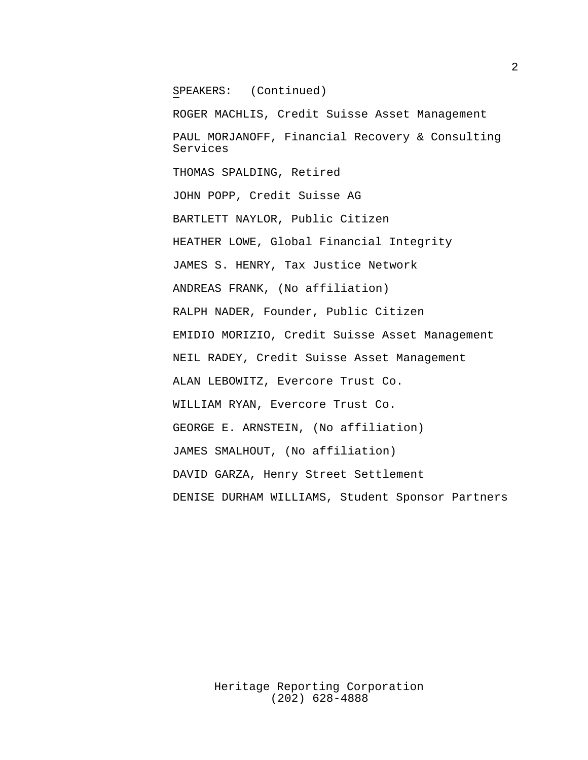SPEAKERS: (Continued)

ROGER MACHLIS, Credit Suisse Asset Management

PAUL MORJANOFF, Financial Recovery & Consulting Services

THOMAS SPALDING, Retired

JOHN POPP, Credit Suisse AG

BARTLETT NAYLOR, Public Citizen

HEATHER LOWE, Global Financial Integrity

JAMES S. HENRY, Tax Justice Network

ANDREAS FRANK, (No affiliation)

RALPH NADER, Founder, Public Citizen

EMIDIO MORIZIO, Credit Suisse Asset Management

NEIL RADEY, Credit Suisse Asset Management

ALAN LEBOWITZ, Evercore Trust Co.

WILLIAM RYAN, Evercore Trust Co.

GEORGE E. ARNSTEIN, (No affiliation)

JAMES SMALHOUT, (No affiliation)

DAVID GARZA, Henry Street Settlement

DENISE DURHAM WILLIAMS, Student Sponsor Partners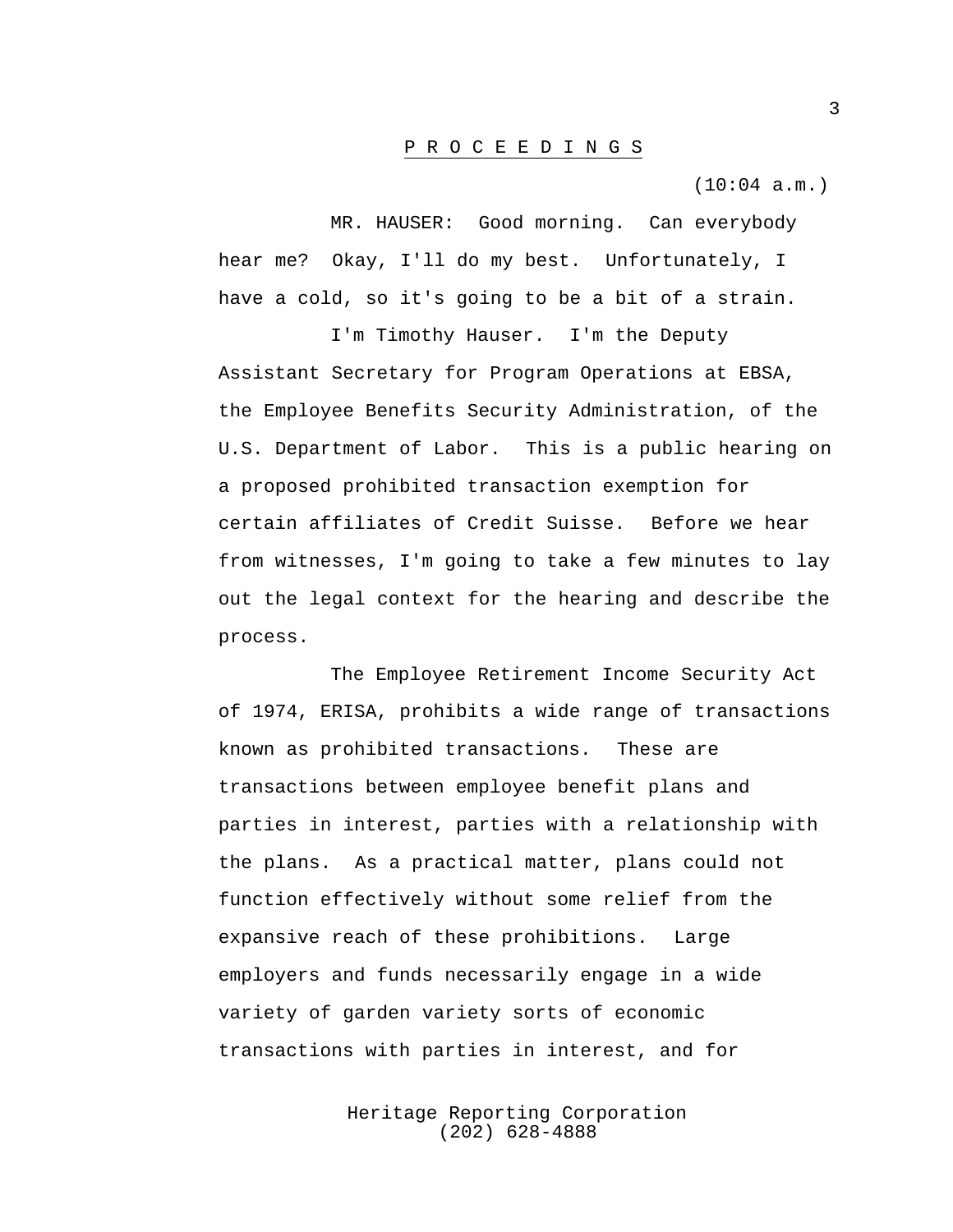P R O C E E D I N G S

(10:04 a.m.)

MR. HAUSER: Good morning. Can everybody hear me? Okay, I'll do my best. Unfortunately, I have a cold, so it's going to be a bit of a strain.

I'm Timothy Hauser. I'm the Deputy Assistant Secretary for Program Operations at EBSA, the Employee Benefits Security Administration, of the U.S. Department of Labor. This is a public hearing on a proposed prohibited transaction exemption for certain affiliates of Credit Suisse. Before we hear from witnesses, I'm going to take a few minutes to lay out the legal context for the hearing and describe the process.

The Employee Retirement Income Security Act of 1974, ERISA, prohibits a wide range of transactions known as prohibited transactions. These are transactions between employee benefit plans and parties in interest, parties with a relationship with the plans. As a practical matter, plans could not function effectively without some relief from the expansive reach of these prohibitions. Large employers and funds necessarily engage in a wide variety of garden variety sorts of economic transactions with parties in interest, and for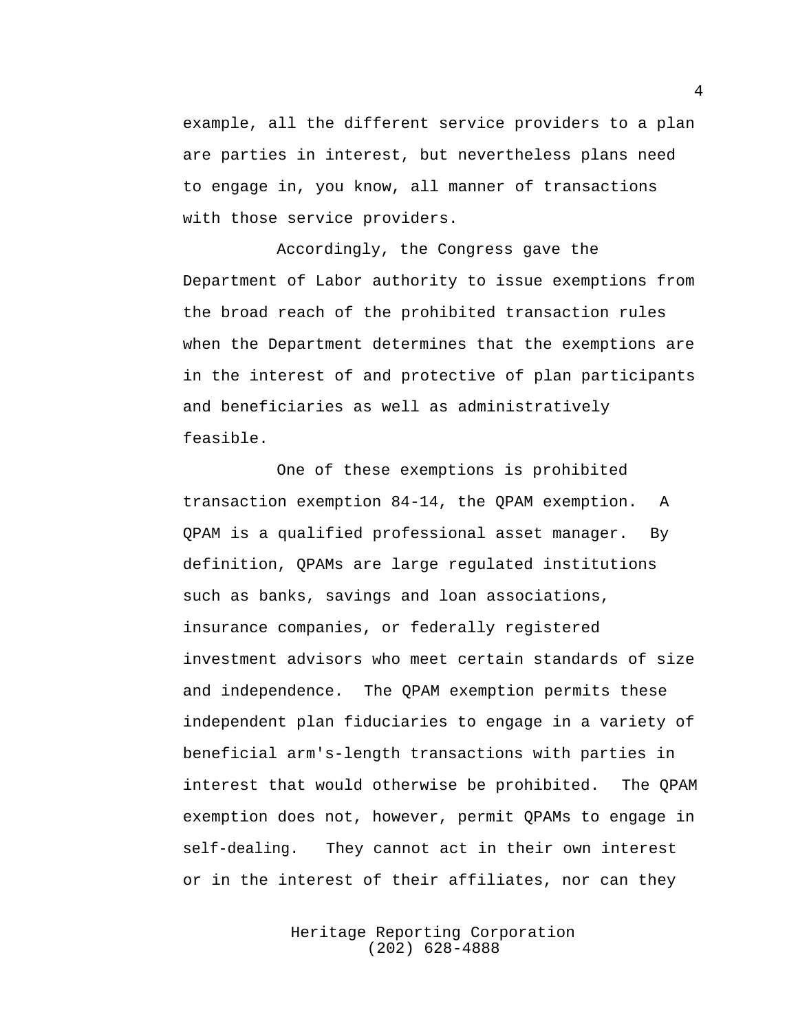example, all the different service providers to a plan are parties in interest, but nevertheless plans need to engage in, you know, all manner of transactions with those service providers.

Accordingly, the Congress gave the Department of Labor authority to issue exemptions from the broad reach of the prohibited transaction rules when the Department determines that the exemptions are in the interest of and protective of plan participants and beneficiaries as well as administratively feasible.

One of these exemptions is prohibited transaction exemption 84-14, the QPAM exemption. A QPAM is a qualified professional asset manager. By definition, QPAMs are large regulated institutions such as banks, savings and loan associations, insurance companies, or federally registered investment advisors who meet certain standards of size and independence. The QPAM exemption permits these independent plan fiduciaries to engage in a variety of beneficial arm's-length transactions with parties in interest that would otherwise be prohibited. The QPAM exemption does not, however, permit QPAMs to engage in self-dealing. They cannot act in their own interest or in the interest of their affiliates, nor can they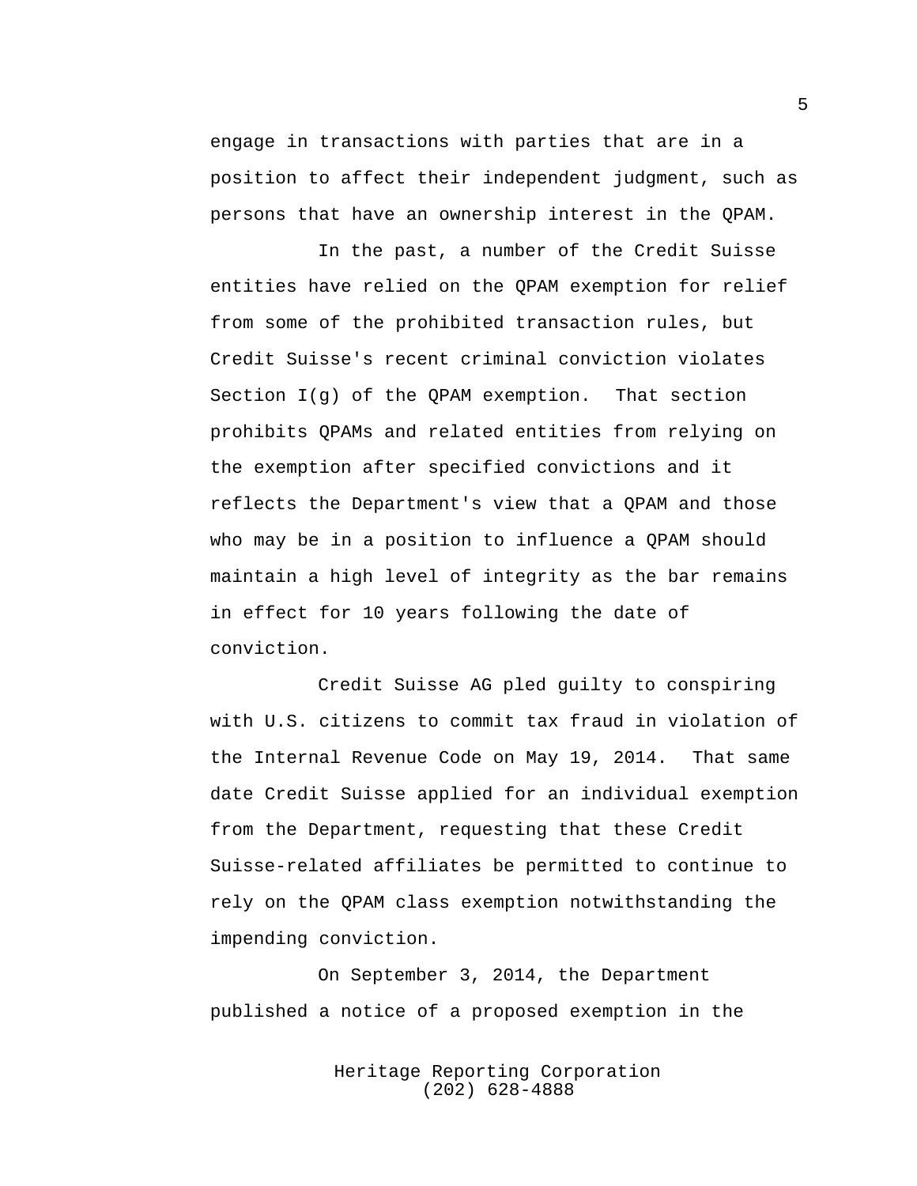engage in transactions with parties that are in a position to affect their independent judgment, such as persons that have an ownership interest in the QPAM.

In the past, a number of the Credit Suisse entities have relied on the QPAM exemption for relief from some of the prohibited transaction rules, but Credit Suisse's recent criminal conviction violates Section I(g) of the QPAM exemption. That section prohibits QPAMs and related entities from relying on the exemption after specified convictions and it reflects the Department's view that a QPAM and those who may be in a position to influence a QPAM should maintain a high level of integrity as the bar remains in effect for 10 years following the date of conviction.

Credit Suisse AG pled guilty to conspiring with U.S. citizens to commit tax fraud in violation of the Internal Revenue Code on May 19, 2014. That same date Credit Suisse applied for an individual exemption from the Department, requesting that these Credit Suisse-related affiliates be permitted to continue to rely on the QPAM class exemption notwithstanding the impending conviction.

On September 3, 2014, the Department published a notice of a proposed exemption in the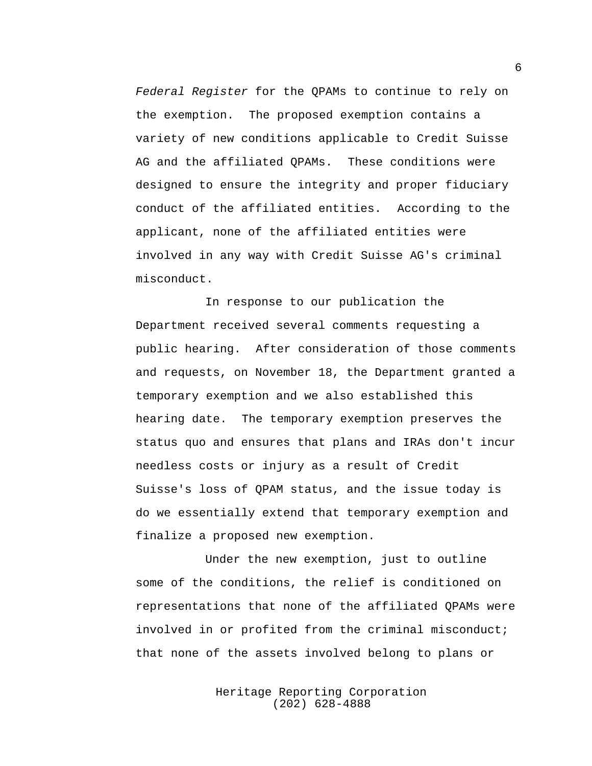*Federal Register* for the QPAMs to continue to rely on the exemption. The proposed exemption contains a variety of new conditions applicable to Credit Suisse AG and the affiliated QPAMs. These conditions were designed to ensure the integrity and proper fiduciary conduct of the affiliated entities. According to the applicant, none of the affiliated entities were involved in any way with Credit Suisse AG's criminal misconduct.

In response to our publication the Department received several comments requesting a public hearing. After consideration of those comments and requests, on November 18, the Department granted a temporary exemption and we also established this hearing date. The temporary exemption preserves the status quo and ensures that plans and IRAs don't incur needless costs or injury as a result of Credit Suisse's loss of QPAM status, and the issue today is do we essentially extend that temporary exemption and finalize a proposed new exemption.

Under the new exemption, just to outline some of the conditions, the relief is conditioned on representations that none of the affiliated QPAMs were involved in or profited from the criminal misconduct; that none of the assets involved belong to plans or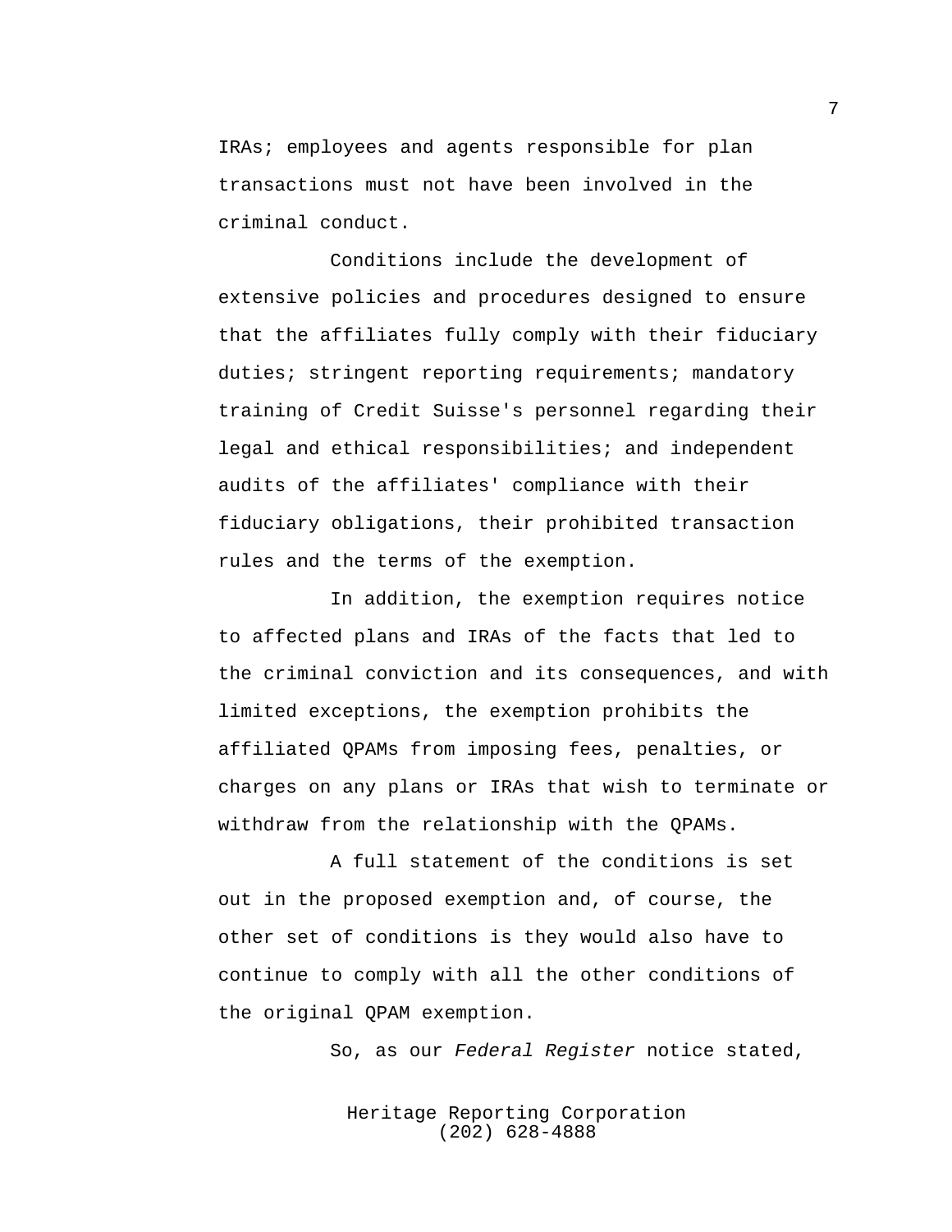IRAs; employees and agents responsible for plan transactions must not have been involved in the criminal conduct.

Conditions include the development of extensive policies and procedures designed to ensure that the affiliates fully comply with their fiduciary duties; stringent reporting requirements; mandatory training of Credit Suisse's personnel regarding their legal and ethical responsibilities; and independent audits of the affiliates' compliance with their fiduciary obligations, their prohibited transaction rules and the terms of the exemption.

In addition, the exemption requires notice to affected plans and IRAs of the facts that led to the criminal conviction and its consequences, and with limited exceptions, the exemption prohibits the affiliated QPAMs from imposing fees, penalties, or charges on any plans or IRAs that wish to terminate or withdraw from the relationship with the QPAMs.

A full statement of the conditions is set out in the proposed exemption and, of course, the other set of conditions is they would also have to continue to comply with all the other conditions of the original QPAM exemption.

So, as our *Federal Register* notice stated,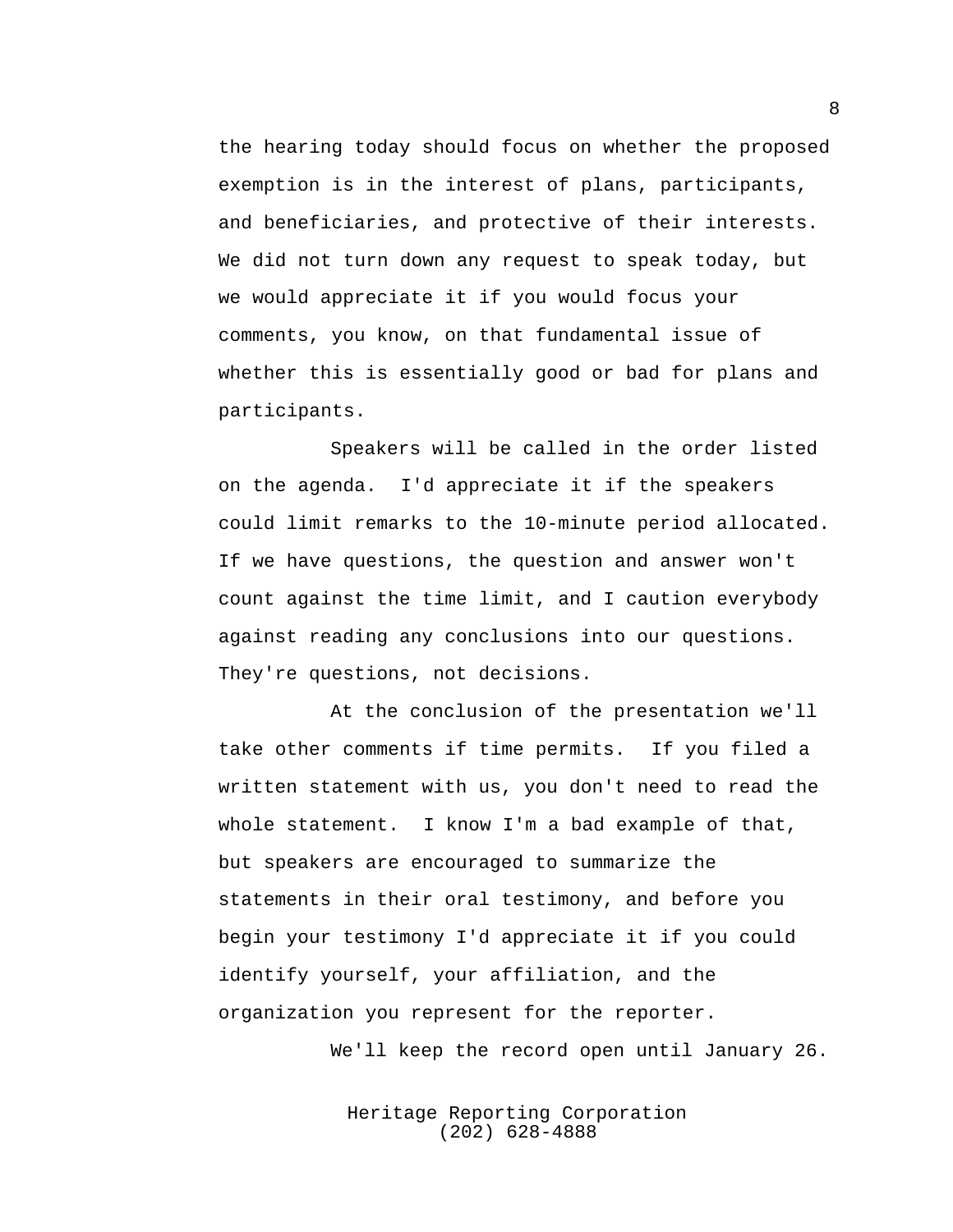the hearing today should focus on whether the proposed exemption is in the interest of plans, participants, and beneficiaries, and protective of their interests. We did not turn down any request to speak today, but we would appreciate it if you would focus your comments, you know, on that fundamental issue of whether this is essentially good or bad for plans and participants.

Speakers will be called in the order listed on the agenda. I'd appreciate it if the speakers could limit remarks to the 10-minute period allocated. If we have questions, the question and answer won't count against the time limit, and I caution everybody against reading any conclusions into our questions. They're questions, not decisions.

At the conclusion of the presentation we'll take other comments if time permits. If you filed a written statement with us, you don't need to read the whole statement. I know I'm a bad example of that, but speakers are encouraged to summarize the statements in their oral testimony, and before you begin your testimony I'd appreciate it if you could identify yourself, your affiliation, and the organization you represent for the reporter.

We'll keep the record open until January 26.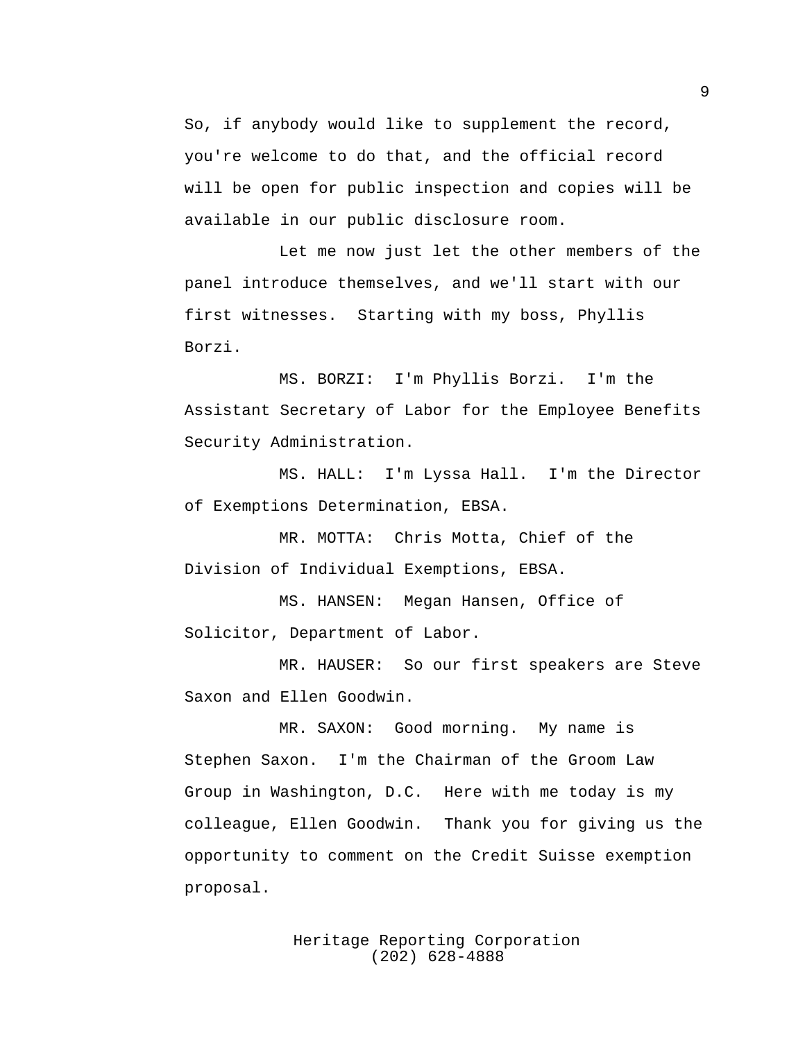So, if anybody would like to supplement the record, you're welcome to do that, and the official record will be open for public inspection and copies will be available in our public disclosure room.

Let me now just let the other members of the panel introduce themselves, and we'll start with our first witnesses. Starting with my boss, Phyllis Borzi.

MS. BORZI: I'm Phyllis Borzi. I'm the Assistant Secretary of Labor for the Employee Benefits Security Administration.

MS. HALL: I'm Lyssa Hall. I'm the Director of Exemptions Determination, EBSA.

MR. MOTTA: Chris Motta, Chief of the Division of Individual Exemptions, EBSA.

MS. HANSEN: Megan Hansen, Office of Solicitor, Department of Labor.

MR. HAUSER: So our first speakers are Steve Saxon and Ellen Goodwin.

MR. SAXON: Good morning. My name is Stephen Saxon. I'm the Chairman of the Groom Law Group in Washington, D.C. Here with me today is my colleague, Ellen Goodwin. Thank you for giving us the opportunity to comment on the Credit Suisse exemption proposal.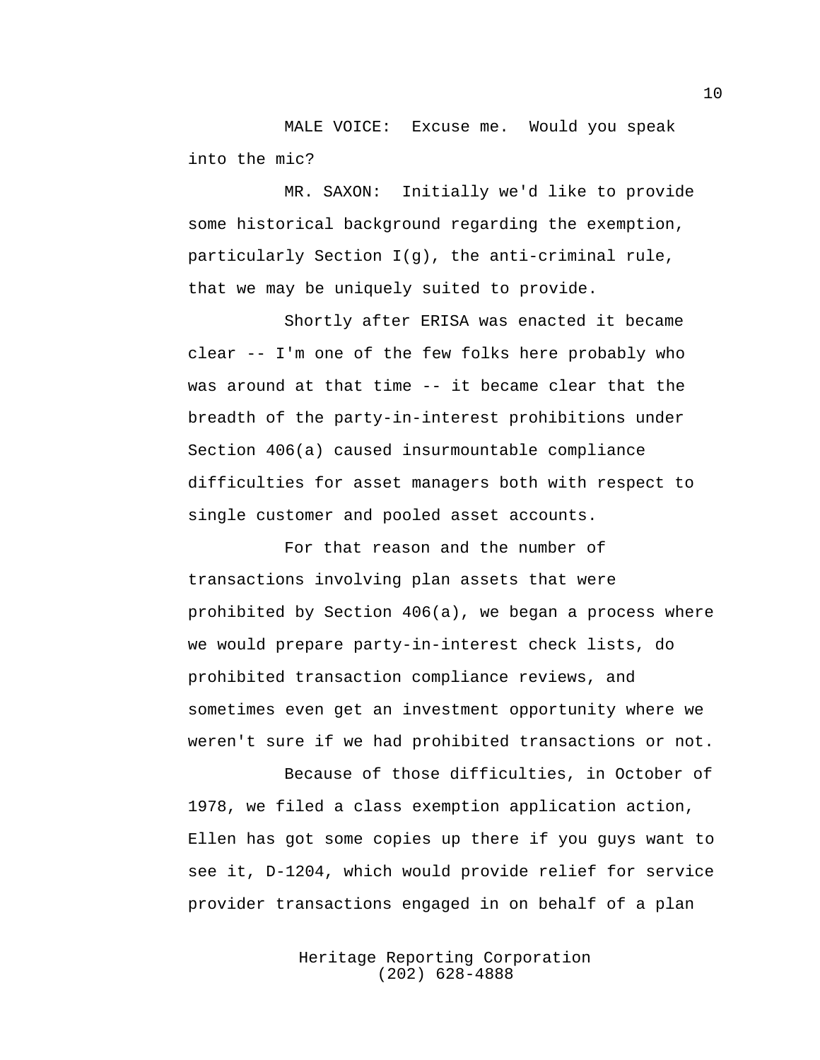MALE VOICE: Excuse me. Would you speak into the mic?

MR. SAXON: Initially we'd like to provide some historical background regarding the exemption, particularly Section I(g), the anti-criminal rule, that we may be uniquely suited to provide.

Shortly after ERISA was enacted it became clear -- I'm one of the few folks here probably who was around at that time -- it became clear that the breadth of the party-in-interest prohibitions under Section 406(a) caused insurmountable compliance difficulties for asset managers both with respect to single customer and pooled asset accounts.

For that reason and the number of transactions involving plan assets that were prohibited by Section 406(a), we began a process where we would prepare party-in-interest check lists, do prohibited transaction compliance reviews, and sometimes even get an investment opportunity where we weren't sure if we had prohibited transactions or not.

Because of those difficulties, in October of 1978, we filed a class exemption application action, Ellen has got some copies up there if you guys want to see it, D-1204, which would provide relief for service provider transactions engaged in on behalf of a plan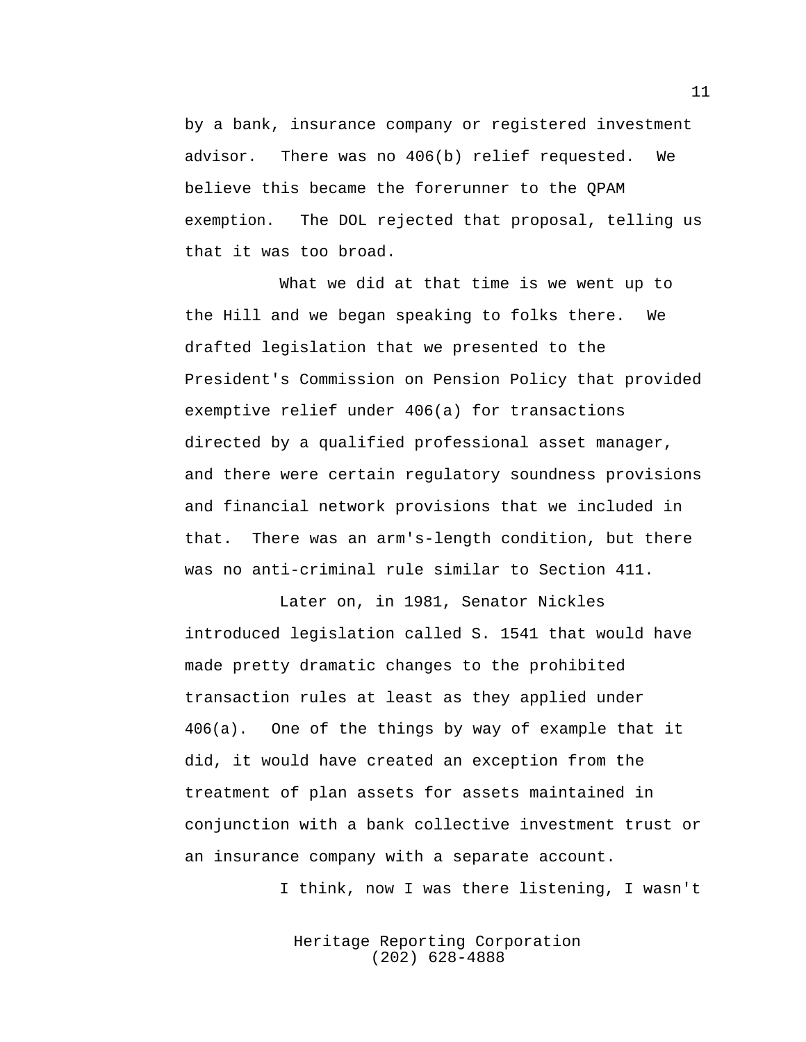by a bank, insurance company or registered investment advisor. There was no 406(b) relief requested. We believe this became the forerunner to the QPAM exemption. The DOL rejected that proposal, telling us that it was too broad.

What we did at that time is we went up to the Hill and we began speaking to folks there. We drafted legislation that we presented to the President's Commission on Pension Policy that provided exemptive relief under 406(a) for transactions directed by a qualified professional asset manager, and there were certain regulatory soundness provisions and financial network provisions that we included in that. There was an arm's-length condition, but there was no anti-criminal rule similar to Section 411.

Later on, in 1981, Senator Nickles introduced legislation called S. 1541 that would have made pretty dramatic changes to the prohibited transaction rules at least as they applied under 406(a). One of the things by way of example that it did, it would have created an exception from the treatment of plan assets for assets maintained in conjunction with a bank collective investment trust or an insurance company with a separate account.

I think, now I was there listening, I wasn't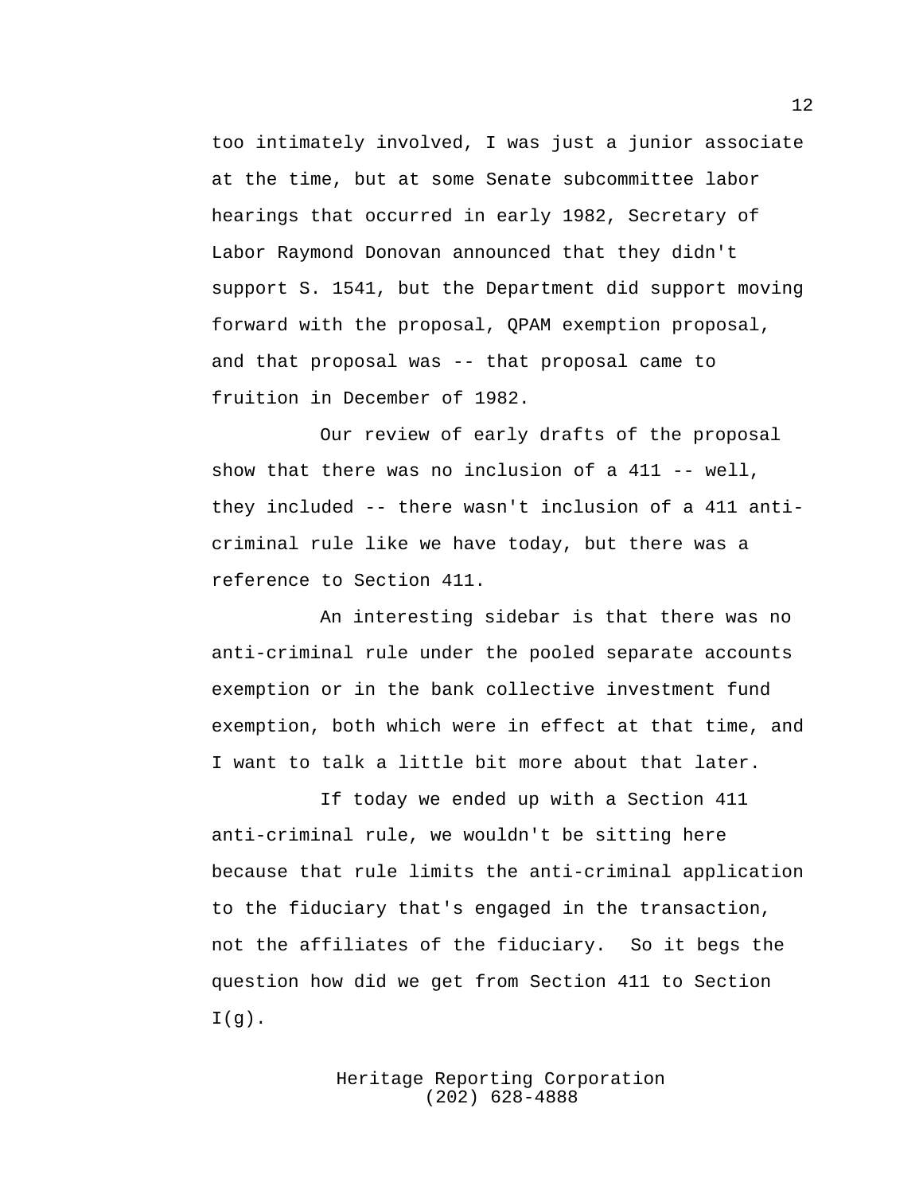too intimately involved, I was just a junior associate at the time, but at some Senate subcommittee labor hearings that occurred in early 1982, Secretary of Labor Raymond Donovan announced that they didn't support S. 1541, but the Department did support moving forward with the proposal, QPAM exemption proposal, and that proposal was -- that proposal came to fruition in December of 1982.

Our review of early drafts of the proposal show that there was no inclusion of a 411 -- well, they included -- there wasn't inclusion of a 411 anti-criminal rule like we have today, but there was a reference to Section 411.

An interesting sidebar is that there was no anti-criminal rule under the pooled separate accounts exemption or in the bank collective investment fund exemption, both which were in effect at that time, and I want to talk a little bit more about that later.

If today we ended up with a Section 411 anti-criminal rule, we wouldn't be sitting here because that rule limits the anti-criminal application to the fiduciary that's engaged in the transaction, not the affiliates of the fiduciary. So it begs the question how did we get from Section 411 to Section I(g).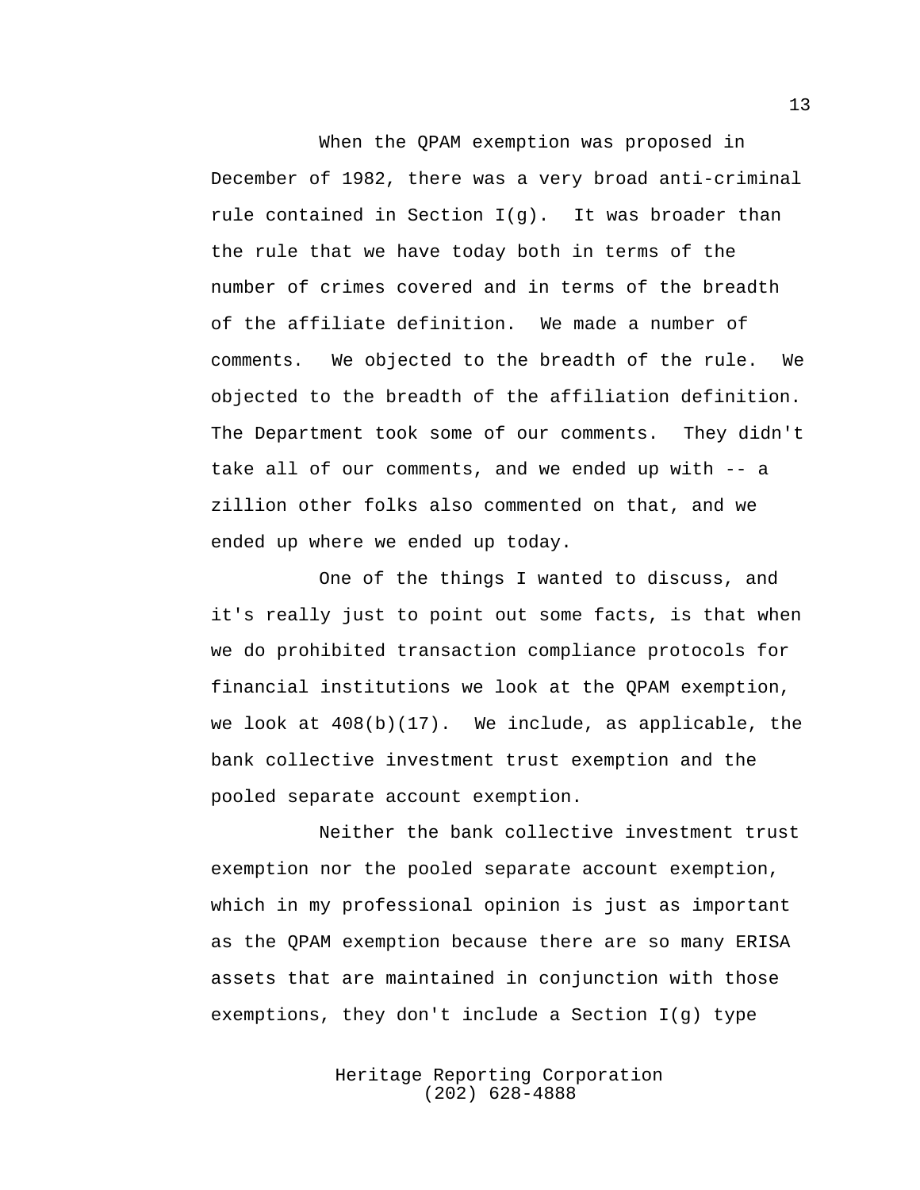When the QPAM exemption was proposed in December of 1982, there was a very broad anti-criminal rule contained in Section I(g). It was broader than the rule that we have today both in terms of the number of crimes covered and in terms of the breadth of the affiliate definition. We made a number of comments. We objected to the breadth of the rule. We objected to the breadth of the affiliation definition. The Department took some of our comments. They didn't take all of our comments, and we ended up with -- a zillion other folks also commented on that, and we ended up where we ended up today.

One of the things I wanted to discuss, and it's really just to point out some facts, is that when we do prohibited transaction compliance protocols for financial institutions we look at the QPAM exemption, we look at 408(b)(17). We include, as applicable, the bank collective investment trust exemption and the pooled separate account exemption.

Neither the bank collective investment trust exemption nor the pooled separate account exemption, which in my professional opinion is just as important as the QPAM exemption because there are so many ERISA assets that are maintained in conjunction with those exemptions, they don't include a Section I(g) type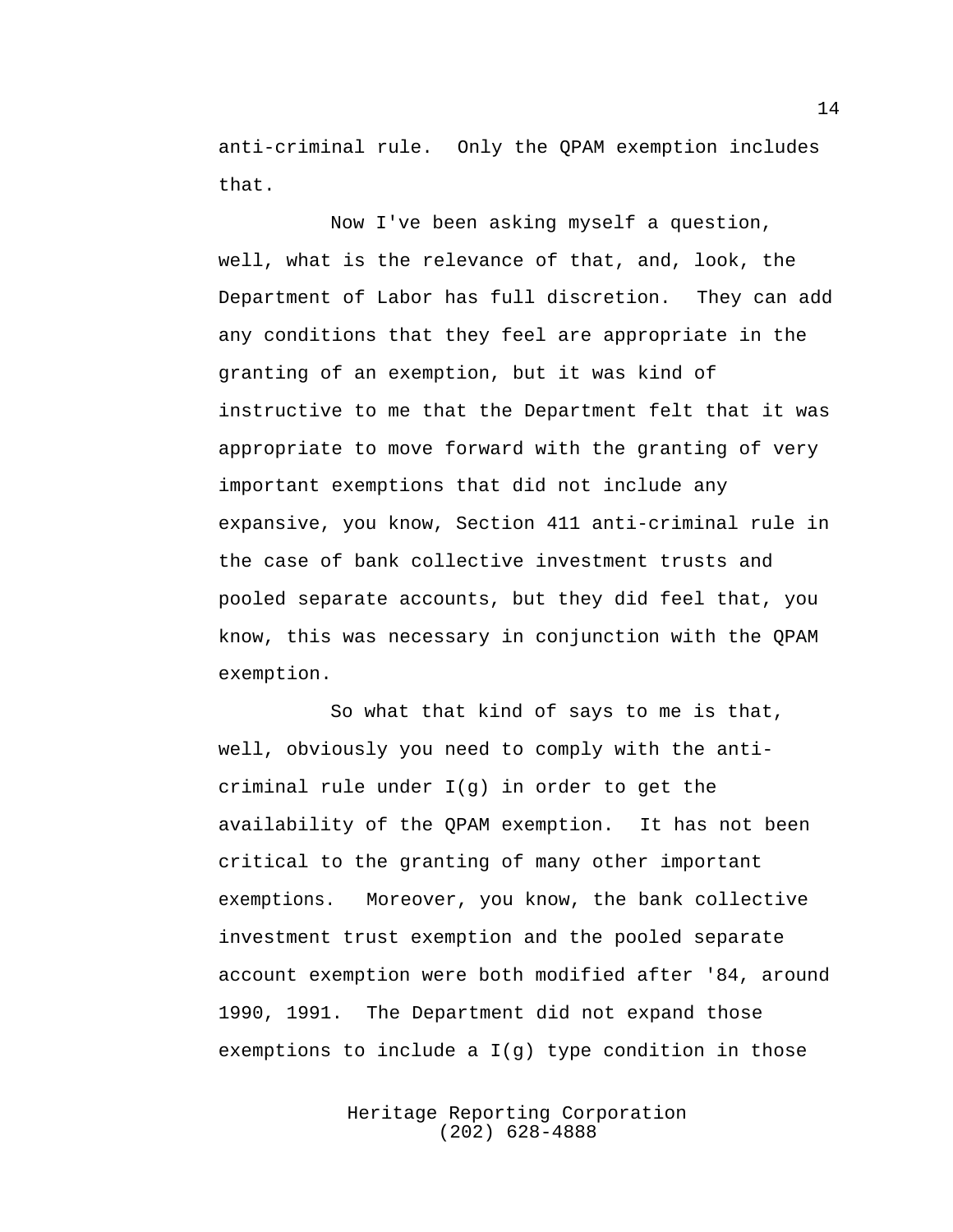anti-criminal rule. Only the QPAM exemption includes that.

Now I've been asking myself a question, well, what is the relevance of that, and, look, the Department of Labor has full discretion. They can add any conditions that they feel are appropriate in the granting of an exemption, but it was kind of instructive to me that the Department felt that it was appropriate to move forward with the granting of very important exemptions that did not include any expansive, you know, Section 411 anti-criminal rule in the case of bank collective investment trusts and pooled separate accounts, but they did feel that, you know, this was necessary in conjunction with the QPAM exemption.

So what that kind of says to me is that, well, obviously you need to comply with the anti-criminal rule under I(g) in order to get the availability of the QPAM exemption. It has not been critical to the granting of many other important exemptions. Moreover, you know, the bank collective investment trust exemption and the pooled separate account exemption were both modified after '84, around 1990, 1991. The Department did not expand those exemptions to include a I(g) type condition in those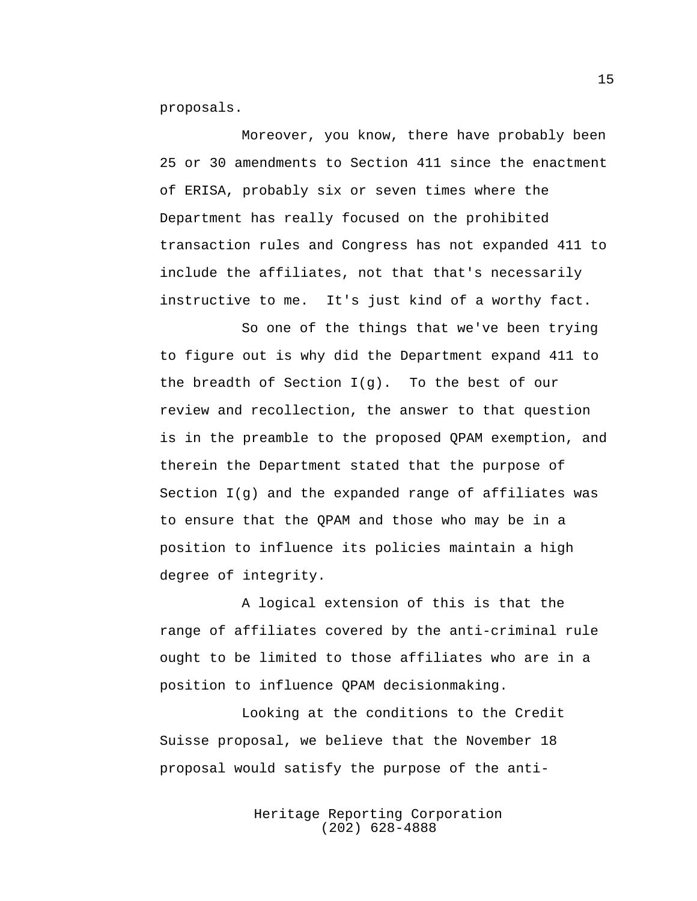proposals.

Moreover, you know, there have probably been 25 or 30 amendments to Section 411 since the enactment of ERISA, probably six or seven times where the Department has really focused on the prohibited transaction rules and Congress has not expanded 411 to include the affiliates, not that that's necessarily instructive to me. It's just kind of a worthy fact.

So one of the things that we've been trying to figure out is why did the Department expand 411 to the breadth of Section I(g). To the best of our review and recollection, the answer to that question is in the preamble to the proposed QPAM exemption, and therein the Department stated that the purpose of Section I(g) and the expanded range of affiliates was to ensure that the QPAM and those who may be in a position to influence its policies maintain a high degree of integrity.

A logical extension of this is that the range of affiliates covered by the anti-criminal rule ought to be limited to those affiliates who are in a position to influence QPAM decisionmaking.

Looking at the conditions to the Credit Suisse proposal, we believe that the November 18 proposal would satisfy the purpose of the anti-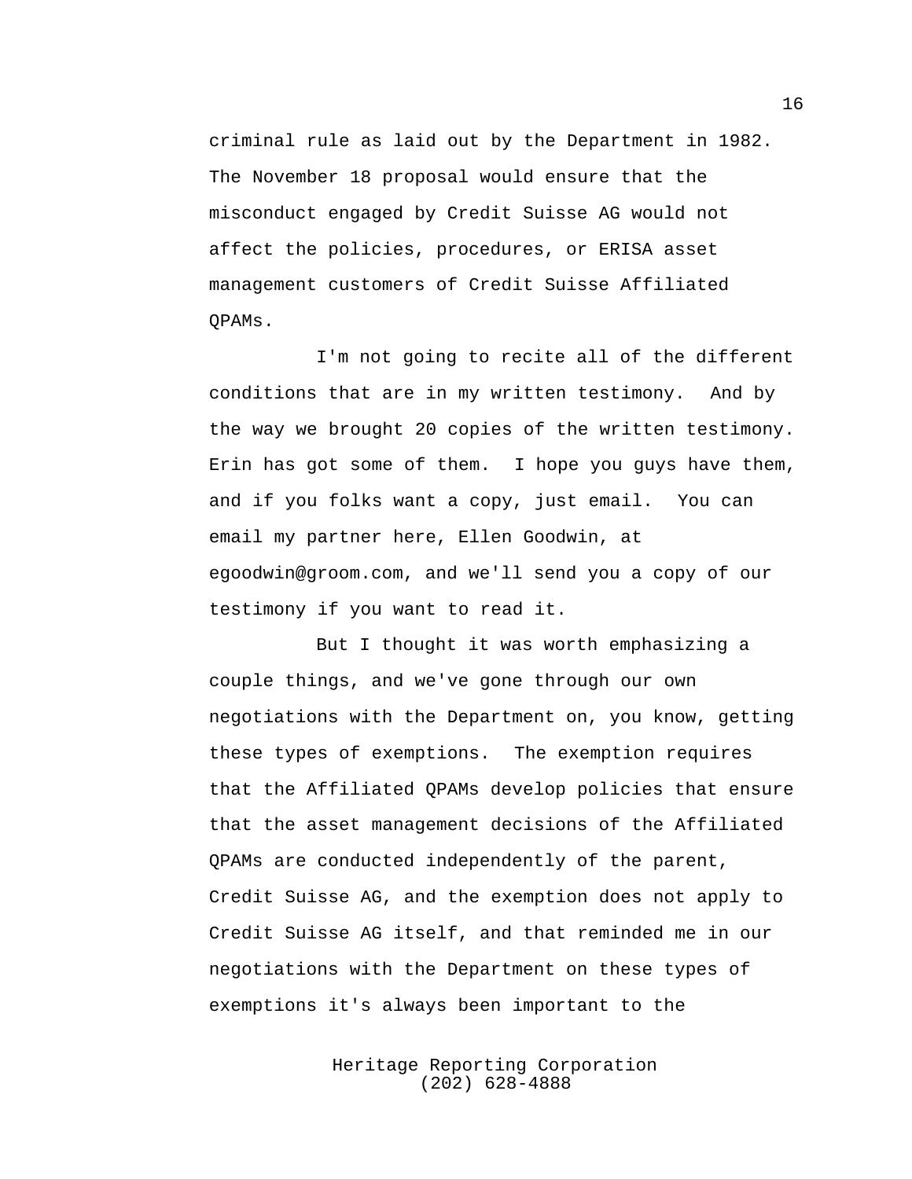criminal rule as laid out by the Department in 1982. The November 18 proposal would ensure that the misconduct engaged by Credit Suisse AG would not affect the policies, procedures, or ERISA asset management customers of Credit Suisse Affiliated QPAMs.

I'm not going to recite all of the different conditions that are in my written testimony. And by the way we brought 20 copies of the written testimony. Erin has got some of them. I hope you guys have them, and if you folks want a copy, just email. You can email my partner here, Ellen Goodwin, at egoodwin@groom.com, and we'll send you a copy of our testimony if you want to read it.

But I thought it was worth emphasizing a couple things, and we've gone through our own negotiations with the Department on, you know, getting these types of exemptions. The exemption requires that the Affiliated QPAMs develop policies that ensure that the asset management decisions of the Affiliated QPAMs are conducted independently of the parent, Credit Suisse AG, and the exemption does not apply to Credit Suisse AG itself, and that reminded me in our negotiations with the Department on these types of exemptions it's always been important to the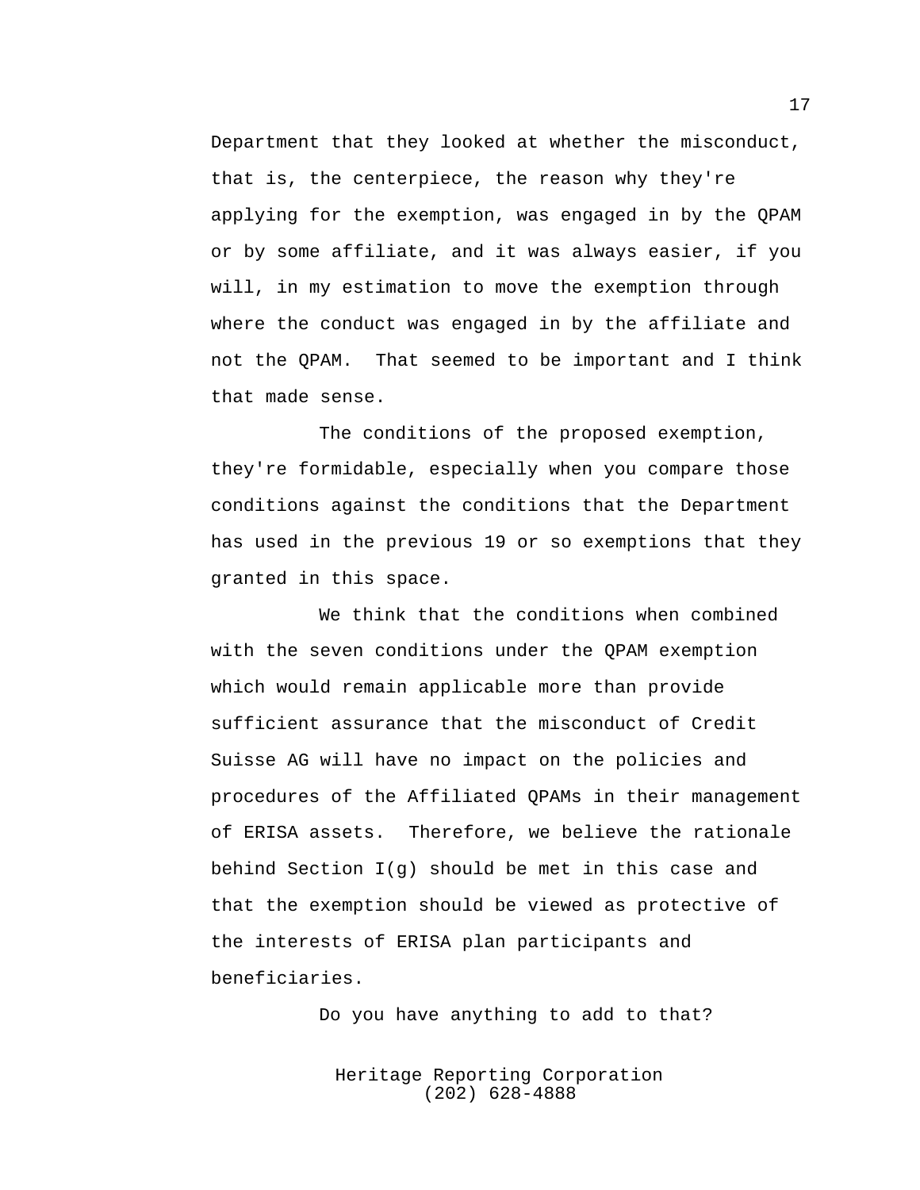Department that they looked at whether the misconduct, that is, the centerpiece, the reason why they're applying for the exemption, was engaged in by the QPAM or by some affiliate, and it was always easier, if you will, in my estimation to move the exemption through where the conduct was engaged in by the affiliate and not the QPAM. That seemed to be important and I think that made sense.

The conditions of the proposed exemption, they're formidable, especially when you compare those conditions against the conditions that the Department has used in the previous 19 or so exemptions that they granted in this space.

We think that the conditions when combined with the seven conditions under the QPAM exemption which would remain applicable more than provide sufficient assurance that the misconduct of Credit Suisse AG will have no impact on the policies and procedures of the Affiliated QPAMs in their management of ERISA assets. Therefore, we believe the rationale behind Section I(g) should be met in this case and that the exemption should be viewed as protective of the interests of ERISA plan participants and beneficiaries.

Do you have anything to add to that?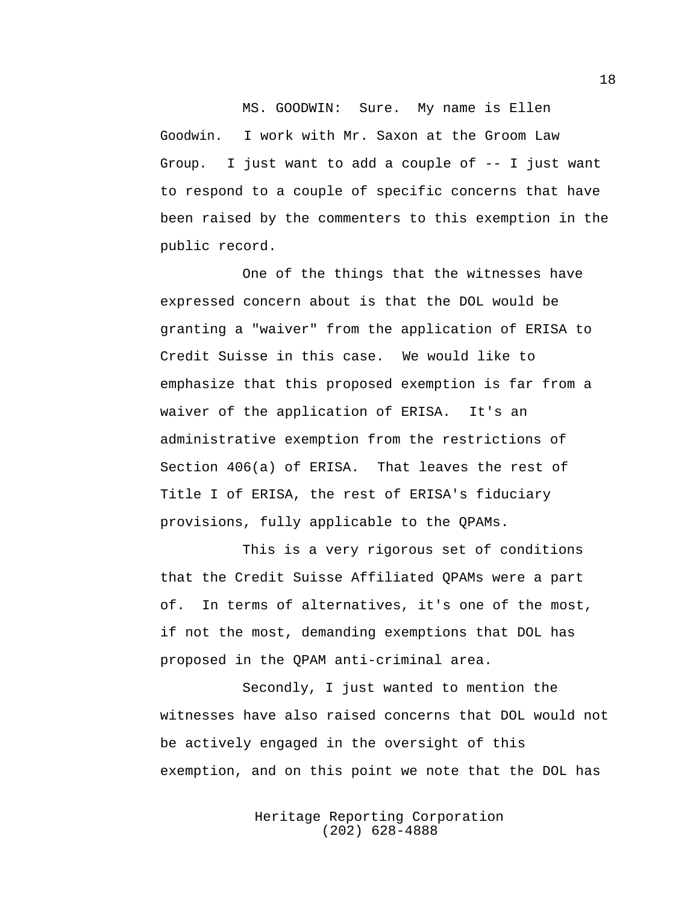MS. GOODWIN: Sure. My name is Ellen Goodwin. I work with Mr. Saxon at the Groom Law Group. I just want to add a couple of -- I just want to respond to a couple of specific concerns that have been raised by the commenters to this exemption in the public record.

One of the things that the witnesses have expressed concern about is that the DOL would be granting a "waiver" from the application of ERISA to Credit Suisse in this case. We would like to emphasize that this proposed exemption is far from a waiver of the application of ERISA. It's an administrative exemption from the restrictions of Section 406(a) of ERISA. That leaves the rest of Title I of ERISA, the rest of ERISA's fiduciary provisions, fully applicable to the QPAMs.

This is a very rigorous set of conditions that the Credit Suisse Affiliated QPAMs were a part of. In terms of alternatives, it's one of the most, if not the most, demanding exemptions that DOL has proposed in the QPAM anti-criminal area.

Secondly, I just wanted to mention the witnesses have also raised concerns that DOL would not be actively engaged in the oversight of this exemption, and on this point we note that the DOL has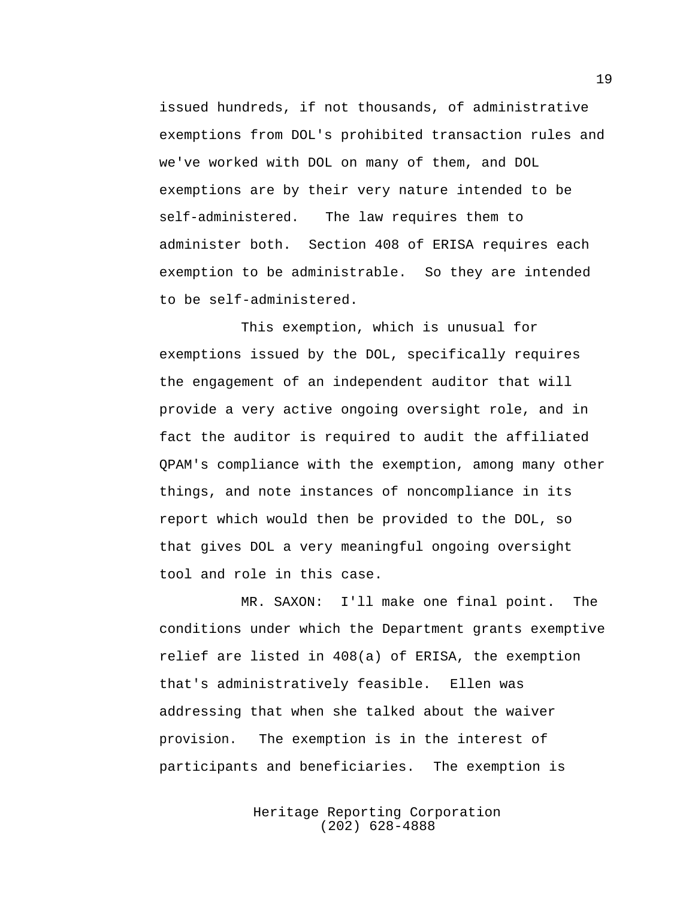issued hundreds, if not thousands, of administrative exemptions from DOL's prohibited transaction rules and we've worked with DOL on many of them, and DOL exemptions are by their very nature intended to be self-administered. The law requires them to administer both. Section 408 of ERISA requires each exemption to be administrable. So they are intended to be self-administered.

This exemption, which is unusual for exemptions issued by the DOL, specifically requires the engagement of an independent auditor that will provide a very active ongoing oversight role, and in fact the auditor is required to audit the affiliated QPAM's compliance with the exemption, among many other things, and note instances of noncompliance in its report which would then be provided to the DOL, so that gives DOL a very meaningful ongoing oversight tool and role in this case.

MR. SAXON: I'll make one final point. The conditions under which the Department grants exemptive relief are listed in 408(a) of ERISA, the exemption that's administratively feasible. Ellen was addressing that when she talked about the waiver provision. The exemption is in the interest of participants and beneficiaries. The exemption is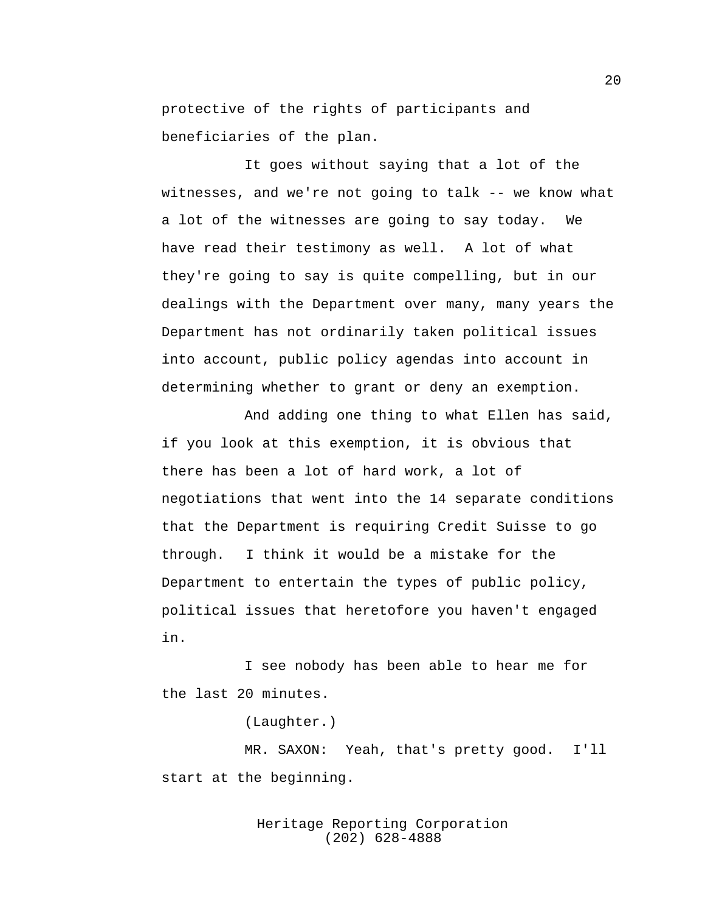protective of the rights of participants and beneficiaries of the plan.

It goes without saying that a lot of the witnesses, and we're not going to talk -- we know what a lot of the witnesses are going to say today. We have read their testimony as well. A lot of what they're going to say is quite compelling, but in our dealings with the Department over many, many years the Department has not ordinarily taken political issues into account, public policy agendas into account in determining whether to grant or deny an exemption.

And adding one thing to what Ellen has said, if you look at this exemption, it is obvious that there has been a lot of hard work, a lot of negotiations that went into the 14 separate conditions that the Department is requiring Credit Suisse to go through. I think it would be a mistake for the Department to entertain the types of public policy, political issues that heretofore you haven't engaged in.

I see nobody has been able to hear me for the last 20 minutes.

(Laughter.)

MR. SAXON: Yeah, that's pretty good. I'll start at the beginning.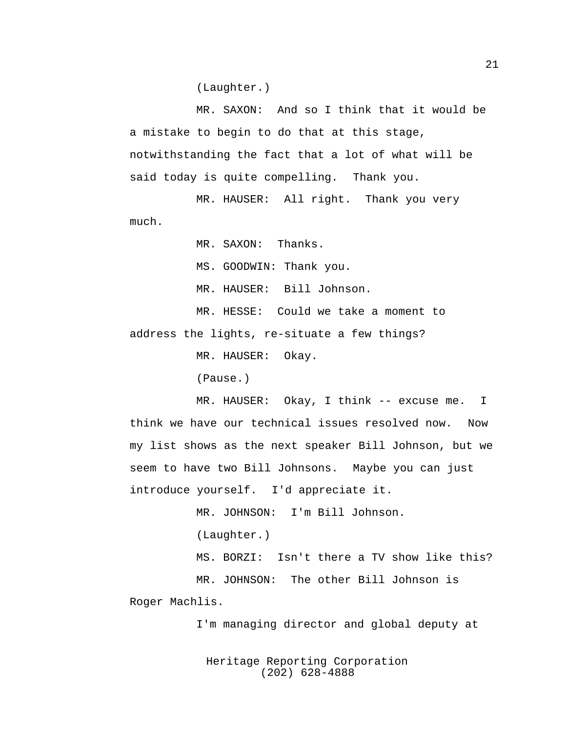(Laughter.)

MR. SAXON: And so I think that it would be a mistake to begin to do that at this stage, notwithstanding the fact that a lot of what will be said today is quite compelling. Thank you.

MR. HAUSER: All right. Thank you very much.

MR. SAXON: Thanks.

MS. GOODWIN: Thank you.

MR. HAUSER: Bill Johnson.

MR. HESSE: Could we take a moment to address the lights, re-situate a few things?

MR. HAUSER: Okay.

(Pause.)

MR. HAUSER: Okay, I think -- excuse me. I think we have our technical issues resolved now. Now my list shows as the next speaker Bill Johnson, but we seem to have two Bill Johnsons. Maybe you can just introduce yourself. I'd appreciate it.

MR. JOHNSON: I'm Bill Johnson.

(Laughter.)

MS. BORZI: Isn't there a TV show like this?

MR. JOHNSON: The other Bill Johnson is Roger Machlis.

I'm managing director and global deputy at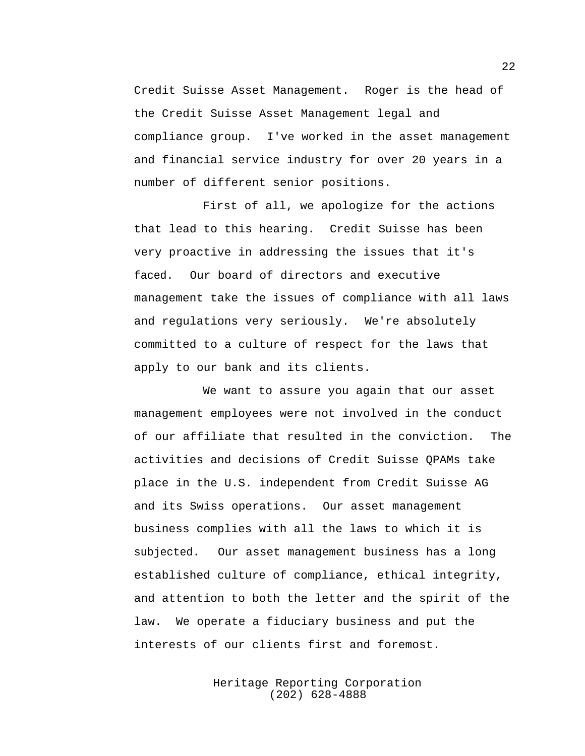Credit Suisse Asset Management. Roger is the head of the Credit Suisse Asset Management legal and compliance group. I've worked in the asset management and financial service industry for over 20 years in a number of different senior positions.

First of all, we apologize for the actions that lead to this hearing. Credit Suisse has been very proactive in addressing the issues that it's faced. Our board of directors and executive management take the issues of compliance with all laws and regulations very seriously. We're absolutely committed to a culture of respect for the laws that apply to our bank and its clients.

We want to assure you again that our asset management employees were not involved in the conduct of our affiliate that resulted in the conviction. The activities and decisions of Credit Suisse QPAMs take place in the U.S. independent from Credit Suisse AG and its Swiss operations. Our asset management business complies with all the laws to which it is subjected. Our asset management business has a long established culture of compliance, ethical integrity, and attention to both the letter and the spirit of the law. We operate a fiduciary business and put the interests of our clients first and foremost.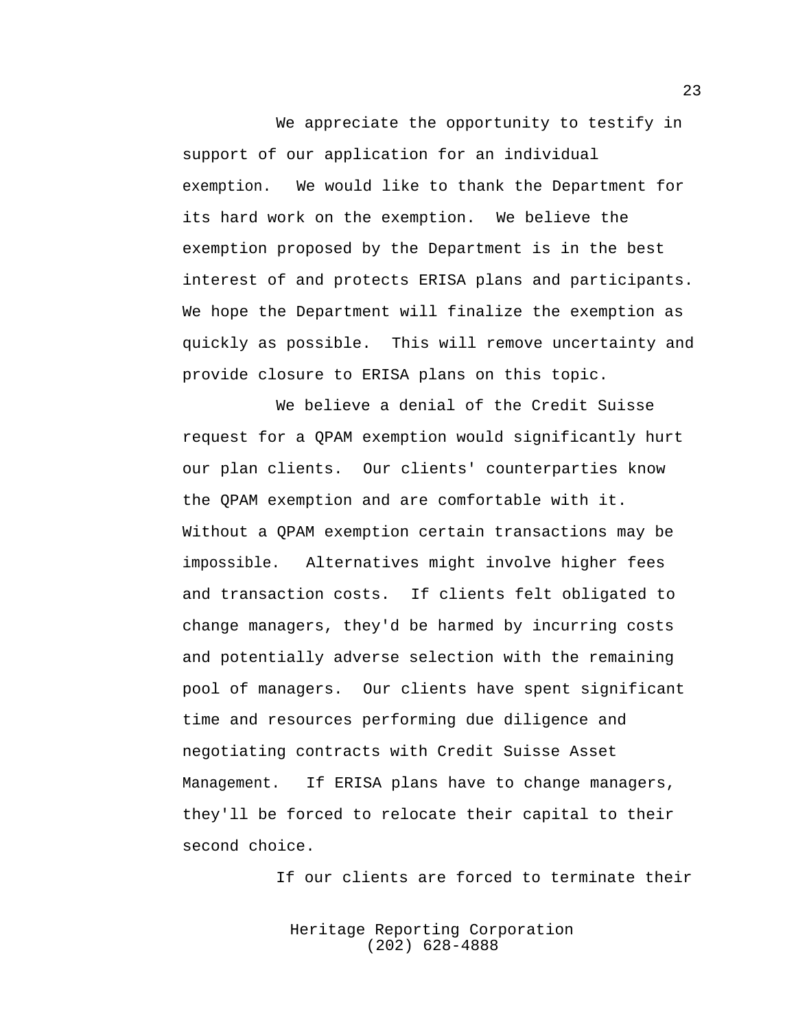We appreciate the opportunity to testify in support of our application for an individual exemption. We would like to thank the Department for its hard work on the exemption. We believe the exemption proposed by the Department is in the best interest of and protects ERISA plans and participants. We hope the Department will finalize the exemption as quickly as possible. This will remove uncertainty and provide closure to ERISA plans on this topic.

We believe a denial of the Credit Suisse request for a QPAM exemption would significantly hurt our plan clients. Our clients' counterparties know the QPAM exemption and are comfortable with it. Without a QPAM exemption certain transactions may be impossible. Alternatives might involve higher fees and transaction costs. If clients felt obligated to change managers, they'd be harmed by incurring costs and potentially adverse selection with the remaining pool of managers. Our clients have spent significant time and resources performing due diligence and negotiating contracts with Credit Suisse Asset Management. If ERISA plans have to change managers, they'll be forced to relocate their capital to their second choice.

If our clients are forced to terminate their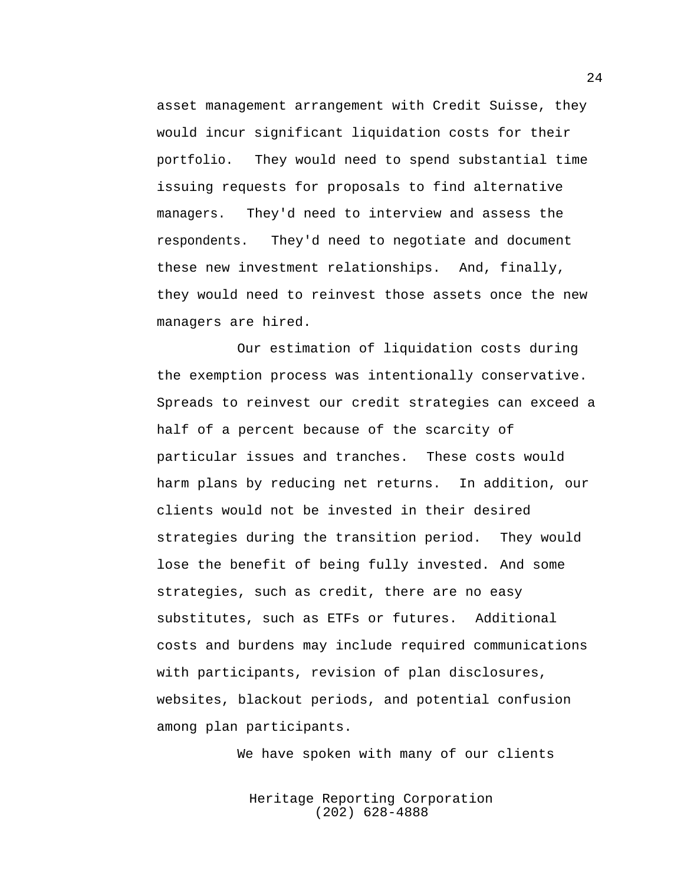asset management arrangement with Credit Suisse, they would incur significant liquidation costs for their portfolio. They would need to spend substantial time issuing requests for proposals to find alternative managers. They'd need to interview and assess the respondents. They'd need to negotiate and document these new investment relationships. And, finally, they would need to reinvest those assets once the new managers are hired.

Our estimation of liquidation costs during the exemption process was intentionally conservative. Spreads to reinvest our credit strategies can exceed a half of a percent because of the scarcity of particular issues and tranches. These costs would harm plans by reducing net returns. In addition, our clients would not be invested in their desired strategies during the transition period. They would lose the benefit of being fully invested. And some strategies, such as credit, there are no easy substitutes, such as ETFs or futures. Additional costs and burdens may include required communications with participants, revision of plan disclosures, websites, blackout periods, and potential confusion among plan participants.

We have spoken with many of our clients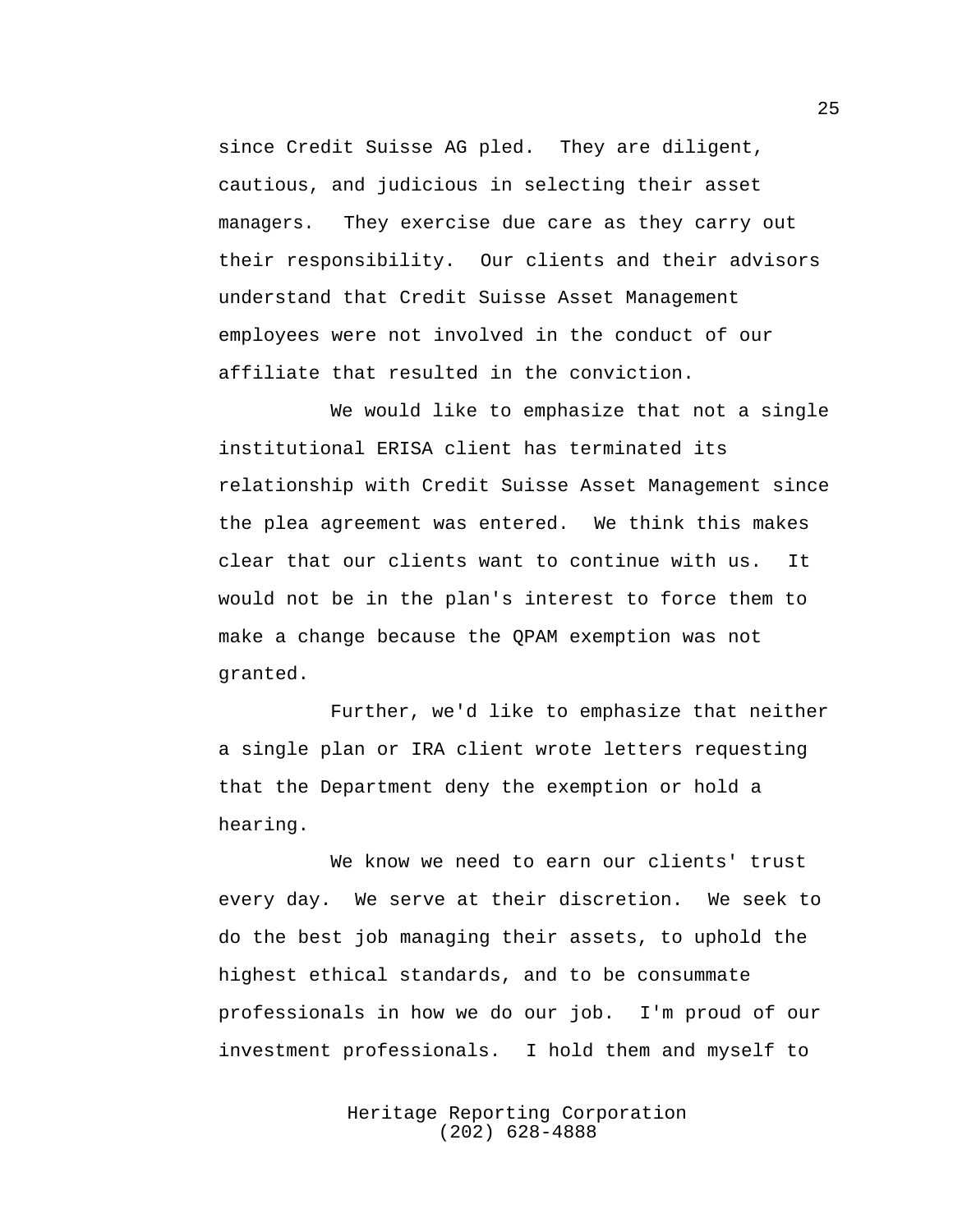since Credit Suisse AG pled. They are diligent, cautious, and judicious in selecting their asset managers. They exercise due care as they carry out their responsibility. Our clients and their advisors understand that Credit Suisse Asset Management employees were not involved in the conduct of our affiliate that resulted in the conviction.

We would like to emphasize that not a single institutional ERISA client has terminated its relationship with Credit Suisse Asset Management since the plea agreement was entered. We think this makes clear that our clients want to continue with us. It would not be in the plan's interest to force them to make a change because the QPAM exemption was not granted.

Further, we'd like to emphasize that neither a single plan or IRA client wrote letters requesting that the Department deny the exemption or hold a hearing.

We know we need to earn our clients' trust every day. We serve at their discretion. We seek to do the best job managing their assets, to uphold the highest ethical standards, and to be consummate professionals in how we do our job. I'm proud of our investment professionals. I hold them and myself to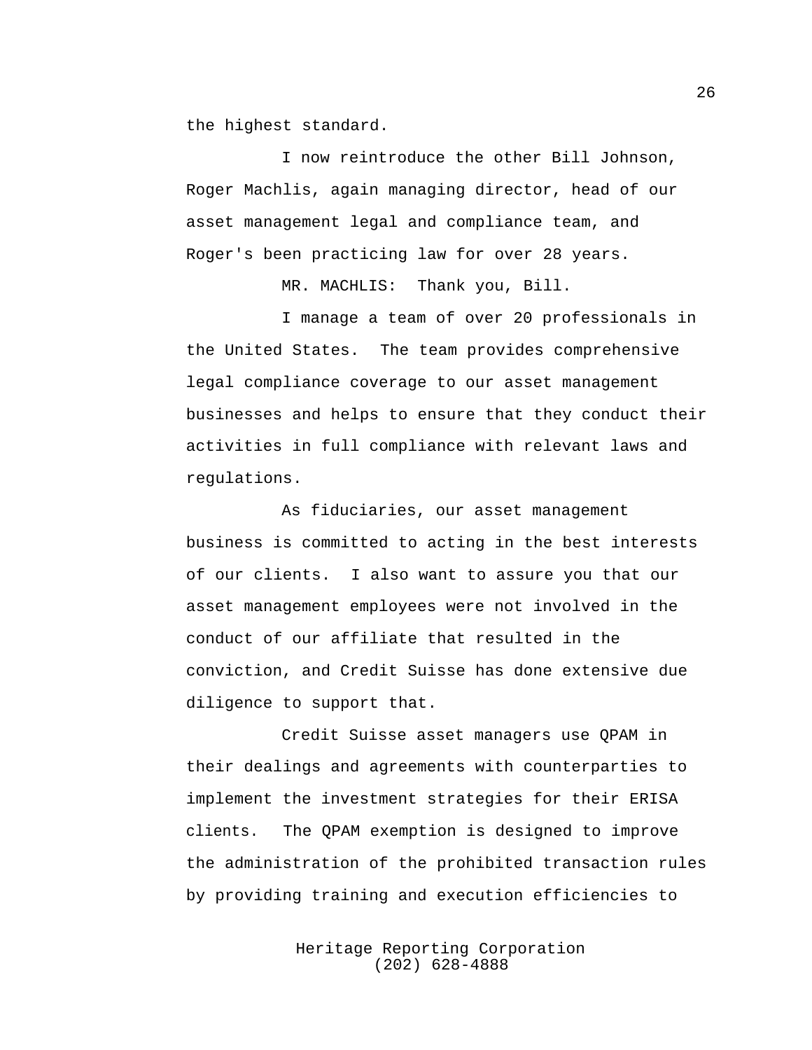the highest standard.

I now reintroduce the other Bill Johnson, Roger Machlis, again managing director, head of our asset management legal and compliance team, and Roger's been practicing law for over 28 years.

MR. MACHLIS: Thank you, Bill.

I manage a team of over 20 professionals in the United States. The team provides comprehensive legal compliance coverage to our asset management businesses and helps to ensure that they conduct their activities in full compliance with relevant laws and regulations.

As fiduciaries, our asset management business is committed to acting in the best interests of our clients. I also want to assure you that our asset management employees were not involved in the conduct of our affiliate that resulted in the conviction, and Credit Suisse has done extensive due diligence to support that.

Credit Suisse asset managers use QPAM in their dealings and agreements with counterparties to implement the investment strategies for their ERISA clients. The QPAM exemption is designed to improve the administration of the prohibited transaction rules by providing training and execution efficiencies to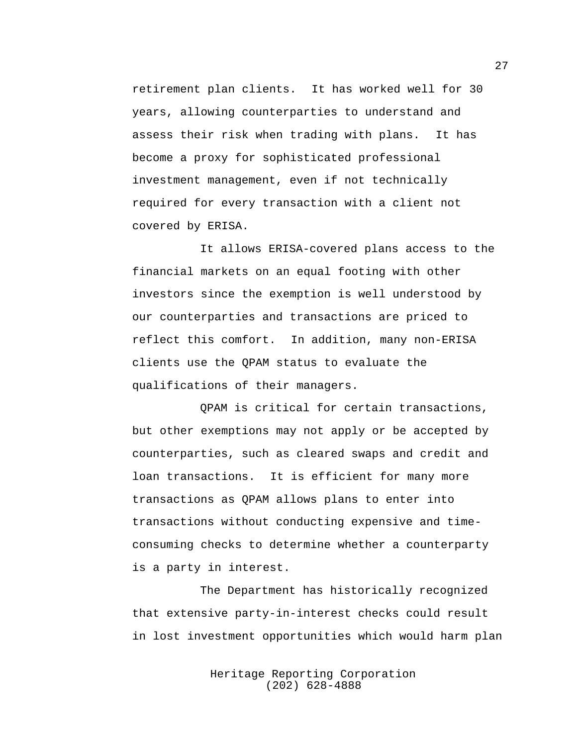retirement plan clients. It has worked well for 30 years, allowing counterparties to understand and assess their risk when trading with plans. It has become a proxy for sophisticated professional investment management, even if not technically required for every transaction with a client not covered by ERISA.

It allows ERISA-covered plans access to the financial markets on an equal footing with other investors since the exemption is well understood by our counterparties and transactions are priced to reflect this comfort. In addition, many non-ERISA clients use the QPAM status to evaluate the qualifications of their managers.

QPAM is critical for certain transactions, but other exemptions may not apply or be accepted by counterparties, such as cleared swaps and credit and loan transactions. It is efficient for many more transactions as QPAM allows plans to enter into transactions without conducting expensive and time-consuming checks to determine whether a counterparty is a party in interest.

The Department has historically recognized that extensive party-in-interest checks could result in lost investment opportunities which would harm plan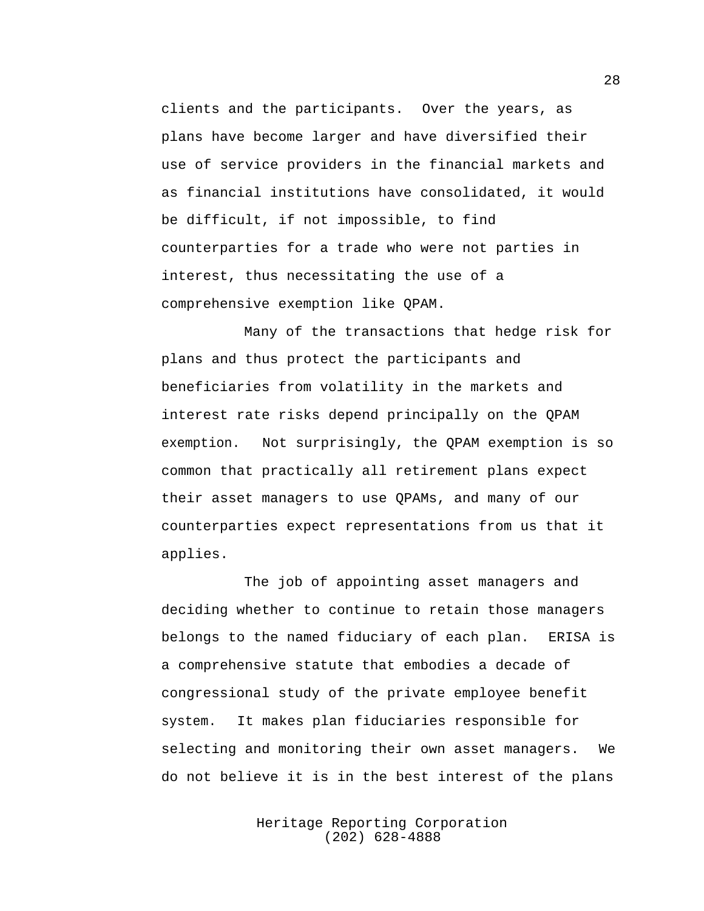clients and the participants. Over the years, as plans have become larger and have diversified their use of service providers in the financial markets and as financial institutions have consolidated, it would be difficult, if not impossible, to find counterparties for a trade who were not parties in interest, thus necessitating the use of a comprehensive exemption like QPAM.

Many of the transactions that hedge risk for plans and thus protect the participants and beneficiaries from volatility in the markets and interest rate risks depend principally on the QPAM exemption. Not surprisingly, the QPAM exemption is so common that practically all retirement plans expect their asset managers to use QPAMs, and many of our counterparties expect representations from us that it applies.

The job of appointing asset managers and deciding whether to continue to retain those managers belongs to the named fiduciary of each plan. ERISA is a comprehensive statute that embodies a decade of congressional study of the private employee benefit system. It makes plan fiduciaries responsible for selecting and monitoring their own asset managers. We do not believe it is in the best interest of the plans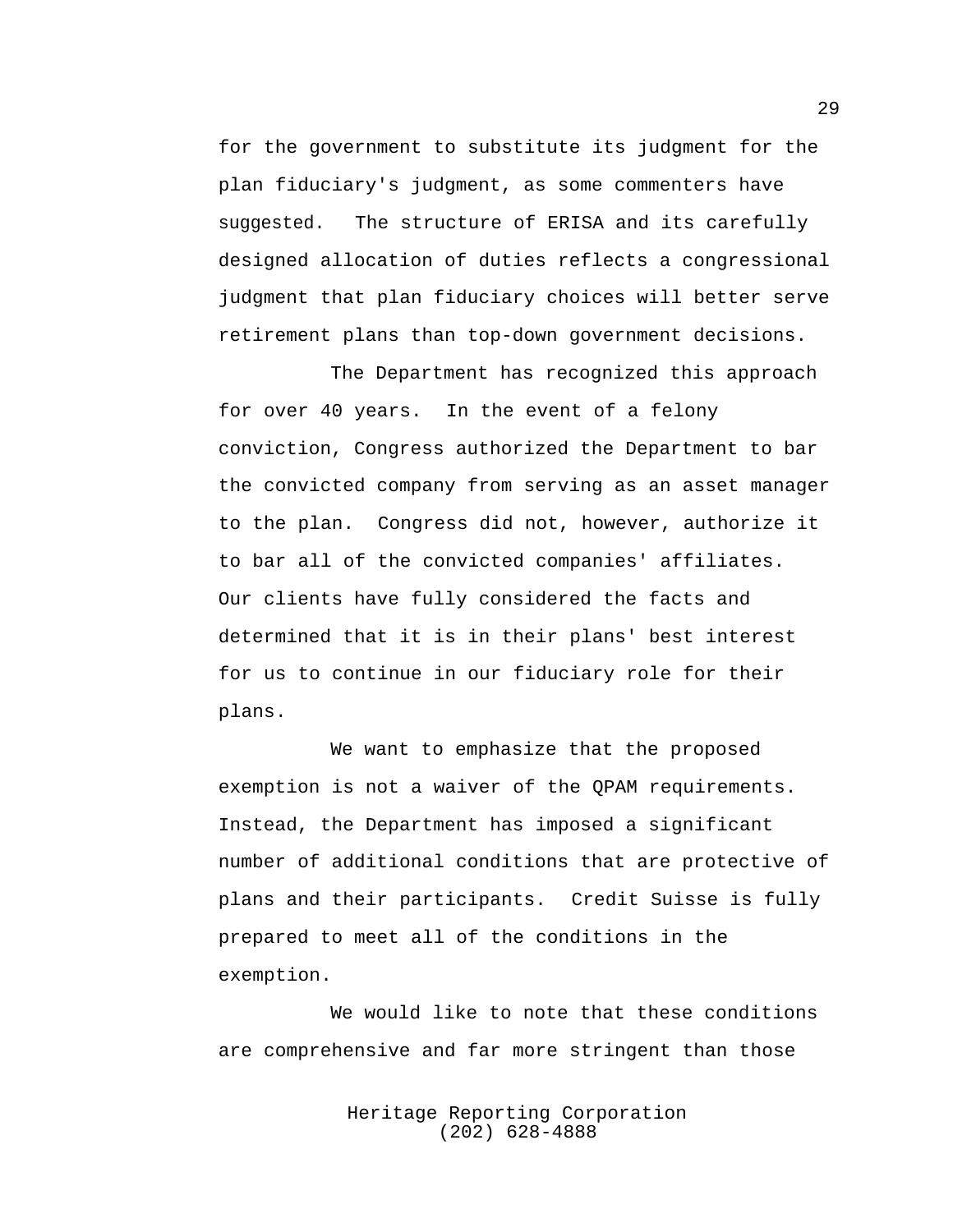for the government to substitute its judgment for the plan fiduciary's judgment, as some commenters have suggested. The structure of ERISA and its carefully designed allocation of duties reflects a congressional judgment that plan fiduciary choices will better serve retirement plans than top-down government decisions.

The Department has recognized this approach for over 40 years. In the event of a felony conviction, Congress authorized the Department to bar the convicted company from serving as an asset manager to the plan. Congress did not, however, authorize it to bar all of the convicted companies' affiliates. Our clients have fully considered the facts and determined that it is in their plans' best interest for us to continue in our fiduciary role for their plans.

We want to emphasize that the proposed exemption is not a waiver of the QPAM requirements. Instead, the Department has imposed a significant number of additional conditions that are protective of plans and their participants. Credit Suisse is fully prepared to meet all of the conditions in the exemption.

We would like to note that these conditions are comprehensive and far more stringent than those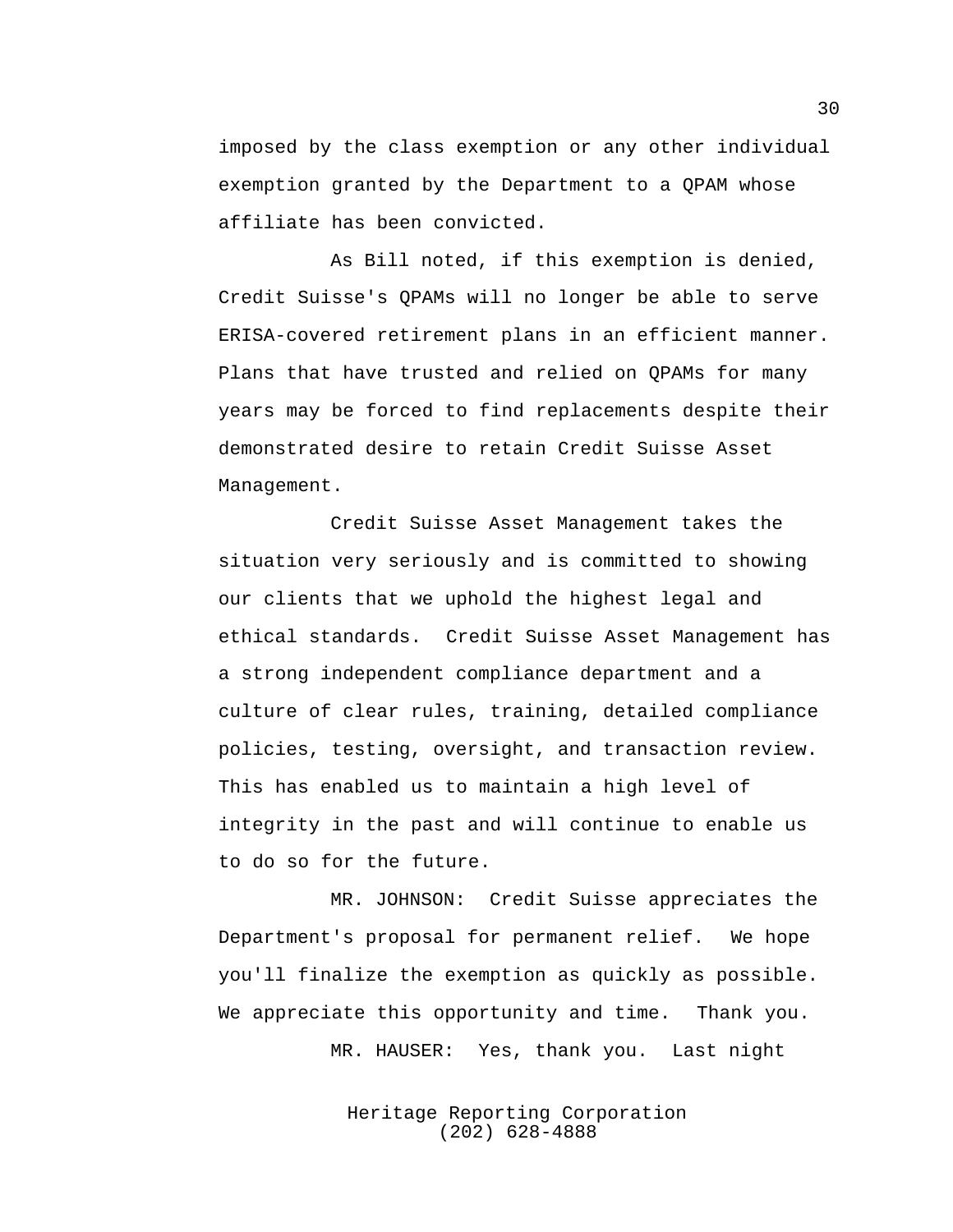imposed by the class exemption or any other individual exemption granted by the Department to a QPAM whose affiliate has been convicted.

As Bill noted, if this exemption is denied, Credit Suisse's QPAMs will no longer be able to serve ERISA-covered retirement plans in an efficient manner. Plans that have trusted and relied on QPAMs for many years may be forced to find replacements despite their demonstrated desire to retain Credit Suisse Asset Management.

Credit Suisse Asset Management takes the situation very seriously and is committed to showing our clients that we uphold the highest legal and ethical standards. Credit Suisse Asset Management has a strong independent compliance department and a culture of clear rules, training, detailed compliance policies, testing, oversight, and transaction review. This has enabled us to maintain a high level of integrity in the past and will continue to enable us to do so for the future.

MR. JOHNSON: Credit Suisse appreciates the Department's proposal for permanent relief. We hope you'll finalize the exemption as quickly as possible. We appreciate this opportunity and time. Thank you.

MR. HAUSER: Yes, thank you. Last night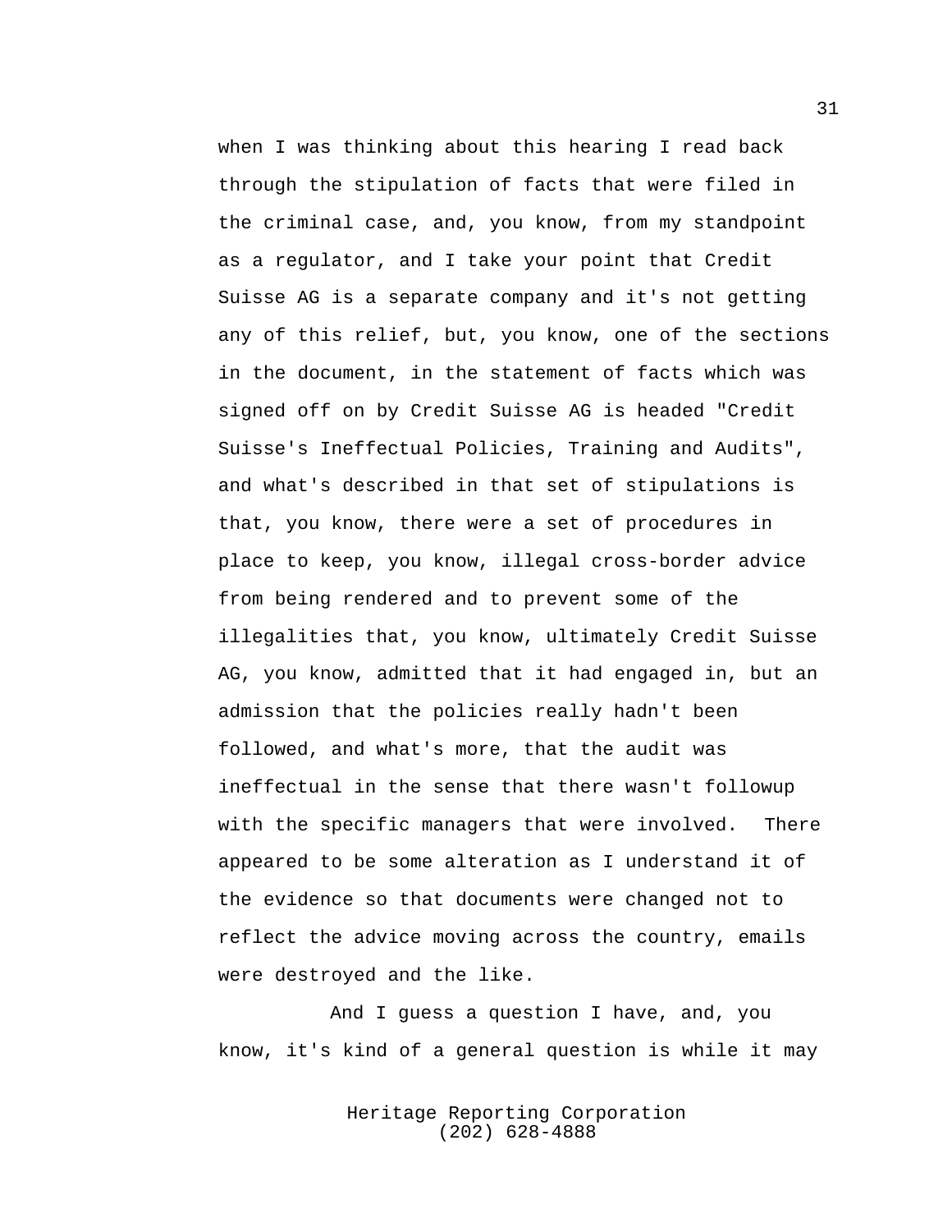when I was thinking about this hearing I read back through the stipulation of facts that were filed in the criminal case, and, you know, from my standpoint as a regulator, and I take your point that Credit Suisse AG is a separate company and it's not getting any of this relief, but, you know, one of the sections in the document, in the statement of facts which was signed off on by Credit Suisse AG is headed "Credit Suisse's Ineffectual Policies, Training and Audits", and what's described in that set of stipulations is that, you know, there were a set of procedures in place to keep, you know, illegal cross-border advice from being rendered and to prevent some of the illegalities that, you know, ultimately Credit Suisse AG, you know, admitted that it had engaged in, but an admission that the policies really hadn't been followed, and what's more, that the audit was ineffectual in the sense that there wasn't followup with the specific managers that were involved. There appeared to be some alteration as I understand it of the evidence so that documents were changed not to reflect the advice moving across the country, emails were destroyed and the like.

And I guess a question I have, and, you know, it's kind of a general question is while it may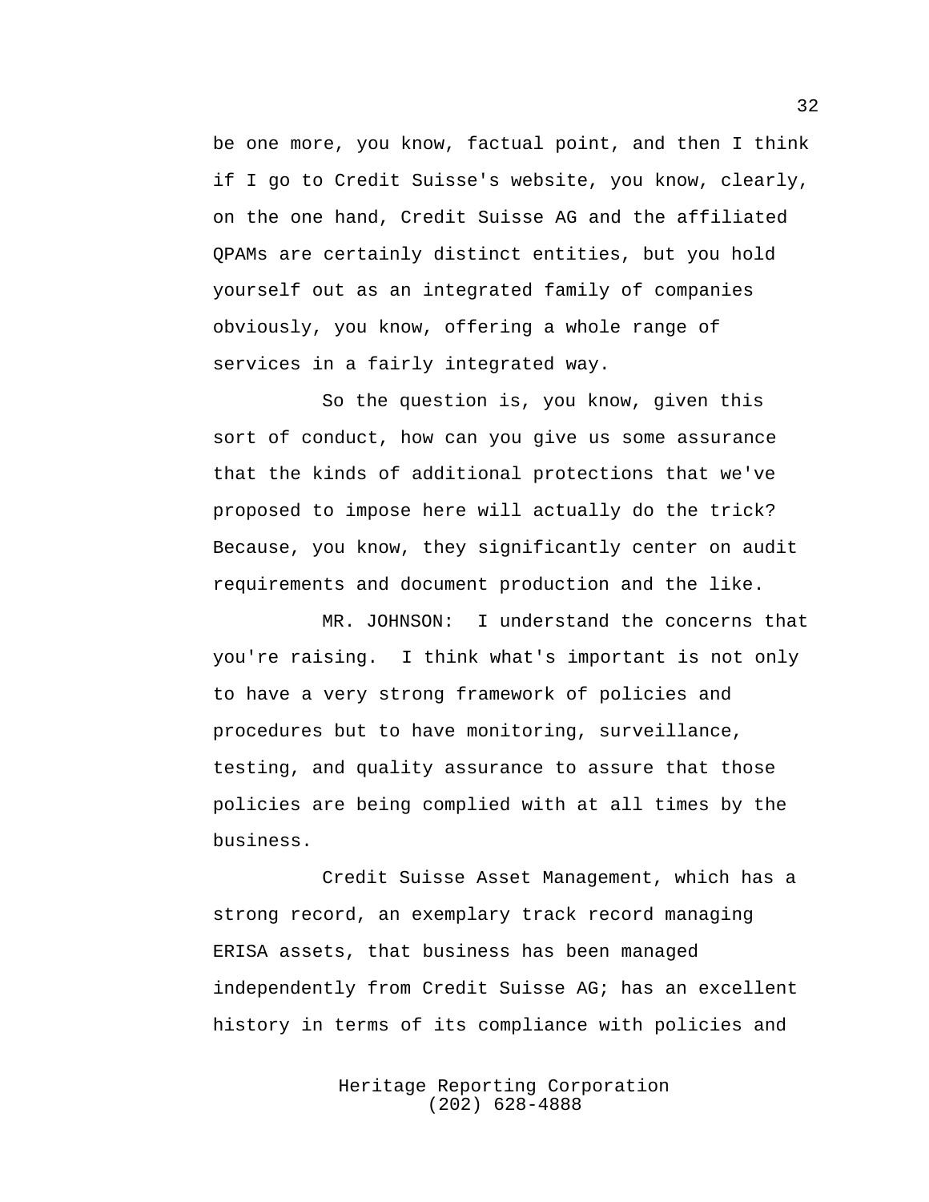be one more, you know, factual point, and then I think if I go to Credit Suisse's website, you know, clearly, on the one hand, Credit Suisse AG and the affiliated QPAMs are certainly distinct entities, but you hold yourself out as an integrated family of companies obviously, you know, offering a whole range of services in a fairly integrated way.

So the question is, you know, given this sort of conduct, how can you give us some assurance that the kinds of additional protections that we've proposed to impose here will actually do the trick? Because, you know, they significantly center on audit requirements and document production and the like.

MR. JOHNSON: I understand the concerns that you're raising. I think what's important is not only to have a very strong framework of policies and procedures but to have monitoring, surveillance, testing, and quality assurance to assure that those policies are being complied with at all times by the business.

Credit Suisse Asset Management, which has a strong record, an exemplary track record managing ERISA assets, that business has been managed independently from Credit Suisse AG; has an excellent history in terms of its compliance with policies and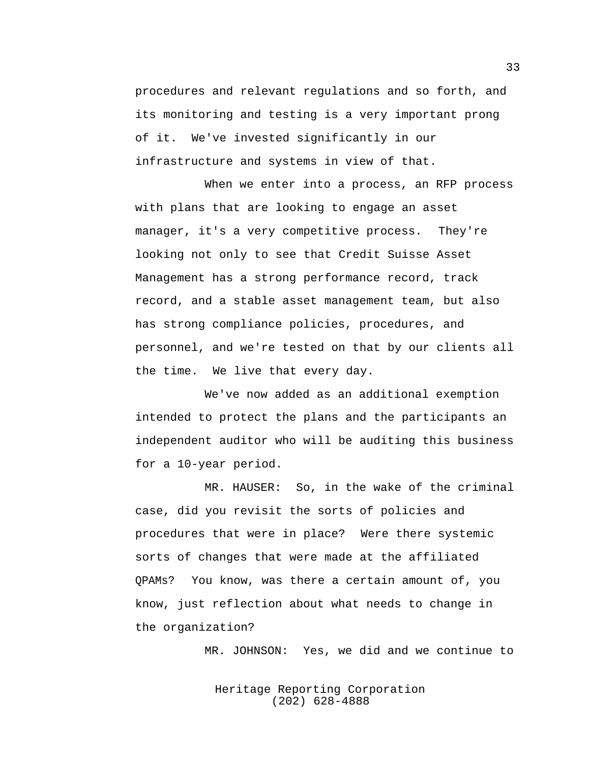procedures and relevant regulations and so forth, and its monitoring and testing is a very important prong of it. We've invested significantly in our infrastructure and systems in view of that.

When we enter into a process, an RFP process with plans that are looking to engage an asset manager, it's a very competitive process. They're looking not only to see that Credit Suisse Asset Management has a strong performance record, track record, and a stable asset management team, but also has strong compliance policies, procedures, and personnel, and we're tested on that by our clients all the time. We live that every day.

We've now added as an additional exemption intended to protect the plans and the participants an independent auditor who will be auditing this business for a 10-year period.

MR. HAUSER: So, in the wake of the criminal case, did you revisit the sorts of policies and procedures that were in place? Were there systemic sorts of changes that were made at the affiliated QPAMs? You know, was there a certain amount of, you know, just reflection about what needs to change in the organization?

MR. JOHNSON: Yes, we did and we continue to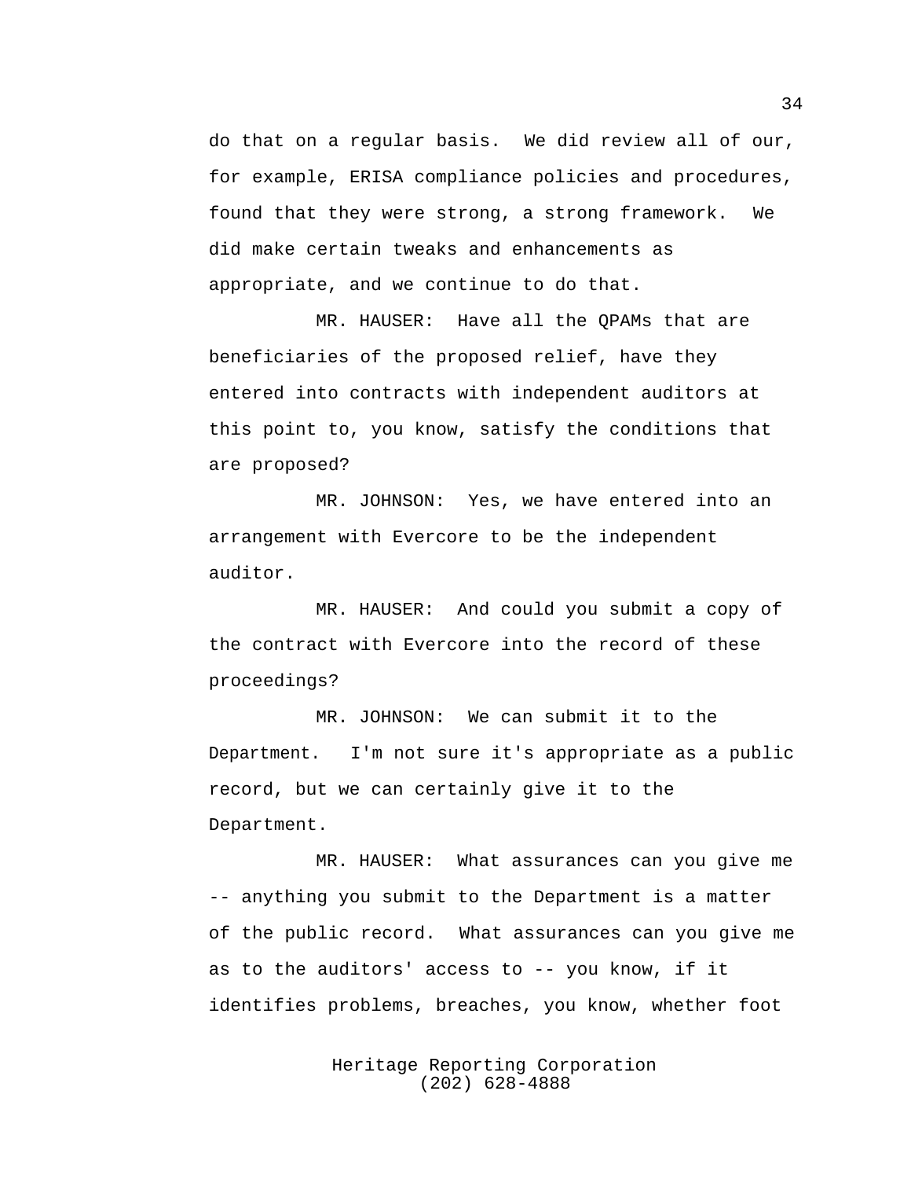do that on a regular basis. We did review all of our, for example, ERISA compliance policies and procedures, found that they were strong, a strong framework. We did make certain tweaks and enhancements as appropriate, and we continue to do that.

MR. HAUSER: Have all the QPAMs that are beneficiaries of the proposed relief, have they entered into contracts with independent auditors at this point to, you know, satisfy the conditions that are proposed?

MR. JOHNSON: Yes, we have entered into an arrangement with Evercore to be the independent auditor.

MR. HAUSER: And could you submit a copy of the contract with Evercore into the record of these proceedings?

MR. JOHNSON: We can submit it to the Department. I'm not sure it's appropriate as a public record, but we can certainly give it to the Department.

MR. HAUSER: What assurances can you give me -- anything you submit to the Department is a matter of the public record. What assurances can you give me as to the auditors' access to -- you know, if it identifies problems, breaches, you know, whether foot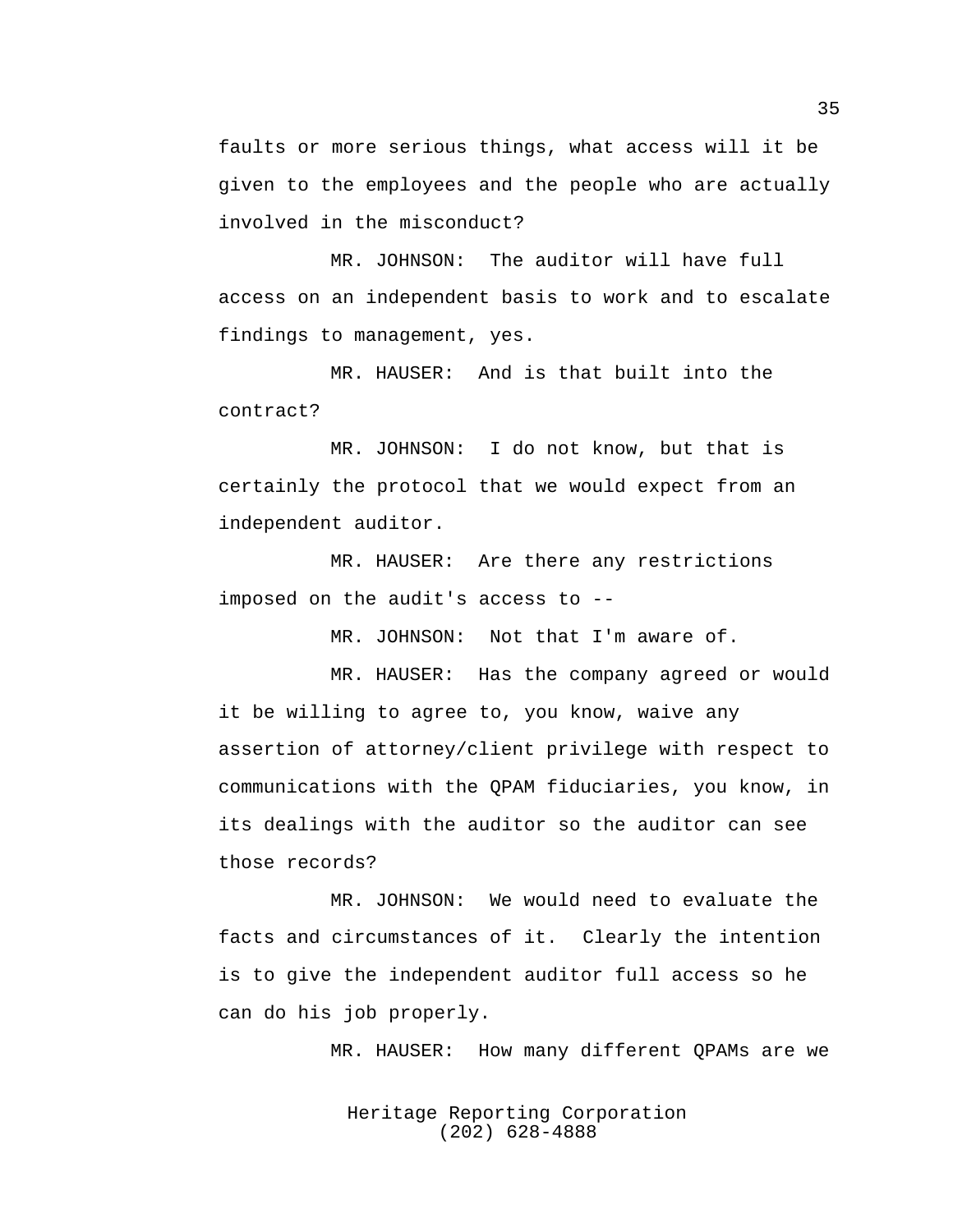faults or more serious things, what access will it be given to the employees and the people who are actually involved in the misconduct?

MR. JOHNSON: The auditor will have full access on an independent basis to work and to escalate findings to management, yes.

MR. HAUSER: And is that built into the contract?

MR. JOHNSON: I do not know, but that is certainly the protocol that we would expect from an independent auditor.

MR. HAUSER: Are there any restrictions imposed on the audit's access to --

MR. JOHNSON: Not that I'm aware of.

MR. HAUSER: Has the company agreed or would it be willing to agree to, you know, waive any assertion of attorney/client privilege with respect to communications with the QPAM fiduciaries, you know, in its dealings with the auditor so the auditor can see those records?

MR. JOHNSON: We would need to evaluate the facts and circumstances of it. Clearly the intention is to give the independent auditor full access so he can do his job properly.

MR. HAUSER: How many different QPAMs are we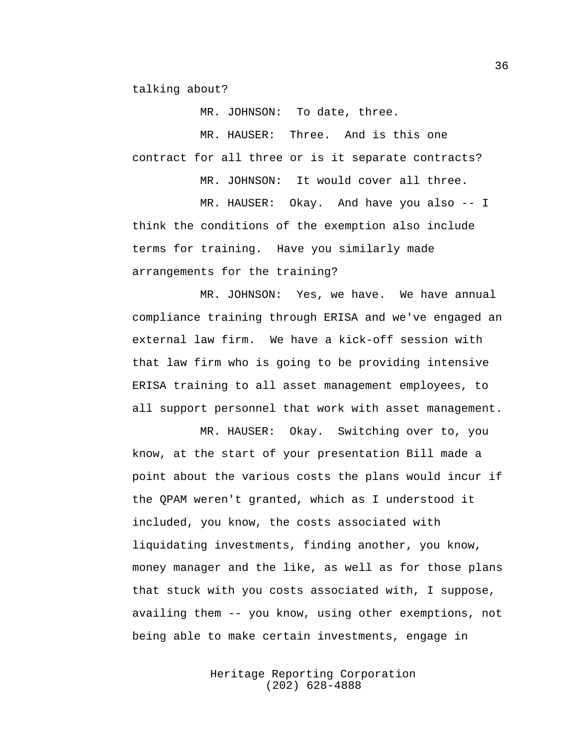talking about?

MR. JOHNSON: To date, three.

MR. HAUSER: Three. And is this one contract for all three or is it separate contracts?

MR. JOHNSON: It would cover all three.

MR. HAUSER: Okay. And have you also -- I think the conditions of the exemption also include terms for training. Have you similarly made arrangements for the training?

MR. JOHNSON: Yes, we have. We have annual compliance training through ERISA and we've engaged an external law firm. We have a kick-off session with that law firm who is going to be providing intensive ERISA training to all asset management employees, to all support personnel that work with asset management.

MR. HAUSER: Okay. Switching over to, you know, at the start of your presentation Bill made a point about the various costs the plans would incur if the QPAM weren't granted, which as I understood it included, you know, the costs associated with liquidating investments, finding another, you know, money manager and the like, as well as for those plans that stuck with you costs associated with, I suppose, availing them -- you know, using other exemptions, not being able to make certain investments, engage in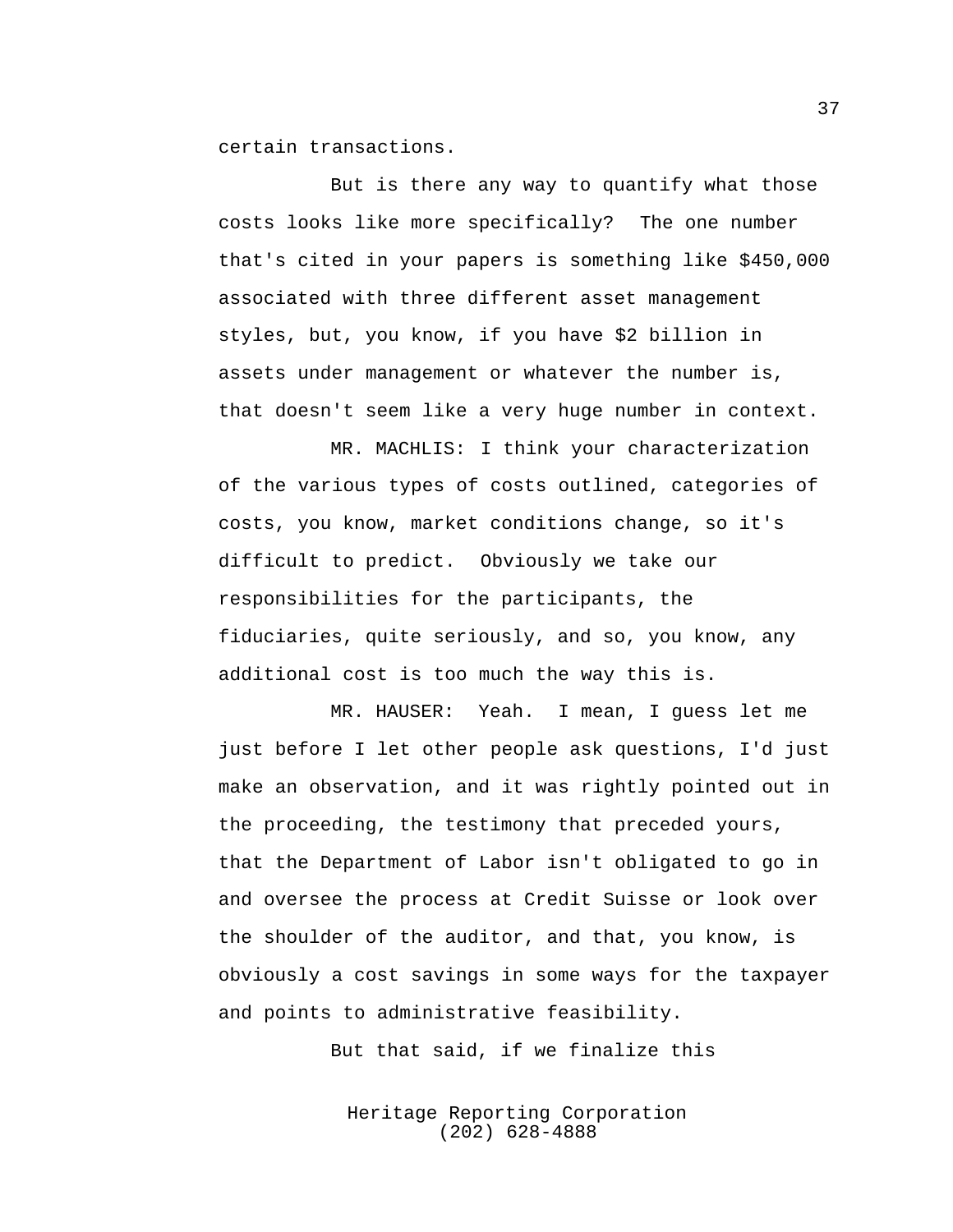certain transactions.

But is there any way to quantify what those costs looks like more specifically? The one number that's cited in your papers is something like $450,000 associated with three different asset management styles, but, you know, if you have $2 billion in assets under management or whatever the number is, that doesn't seem like a very huge number in context.

MR. MACHLIS: I think your characterization of the various types of costs outlined, categories of costs, you know, market conditions change, so it's difficult to predict. Obviously we take our responsibilities for the participants, the fiduciaries, quite seriously, and so, you know, any additional cost is too much the way this is.

MR. HAUSER: Yeah. I mean, I guess let me just before I let other people ask questions, I'd just make an observation, and it was rightly pointed out in the proceeding, the testimony that preceded yours, that the Department of Labor isn't obligated to go in and oversee the process at Credit Suisse or look over the shoulder of the auditor, and that, you know, is obviously a cost savings in some ways for the taxpayer and points to administrative feasibility.

But that said, if we finalize this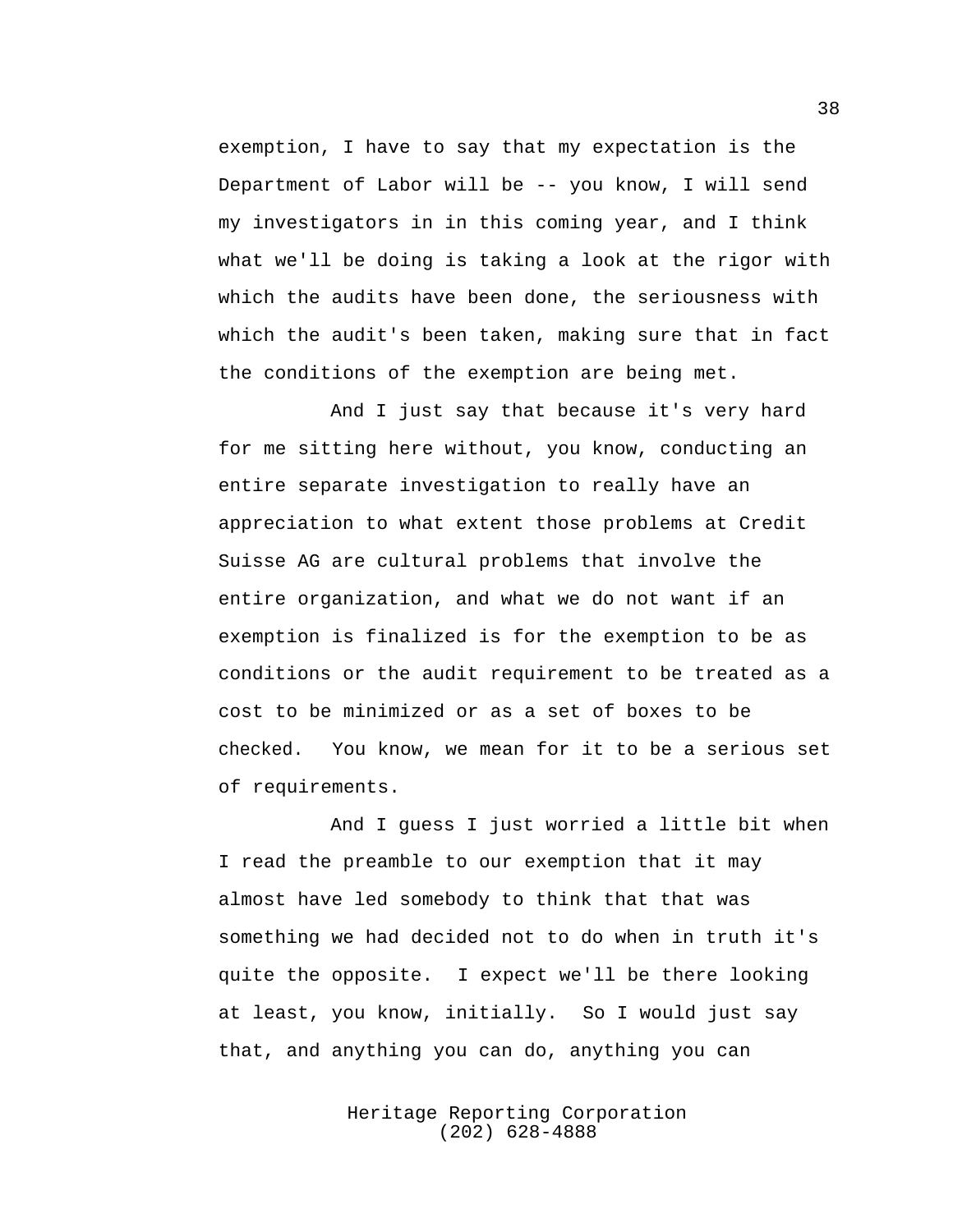exemption, I have to say that my expectation is the Department of Labor will be -- you know, I will send my investigators in in this coming year, and I think what we'll be doing is taking a look at the rigor with which the audits have been done, the seriousness with which the audit's been taken, making sure that in fact the conditions of the exemption are being met.

And I just say that because it's very hard for me sitting here without, you know, conducting an entire separate investigation to really have an appreciation to what extent those problems at Credit Suisse AG are cultural problems that involve the entire organization, and what we do not want if an exemption is finalized is for the exemption to be as conditions or the audit requirement to be treated as a cost to be minimized or as a set of boxes to be checked. You know, we mean for it to be a serious set of requirements.

And I guess I just worried a little bit when I read the preamble to our exemption that it may almost have led somebody to think that that was something we had decided not to do when in truth it's quite the opposite. I expect we'll be there looking at least, you know, initially. So I would just say that, and anything you can do, anything you can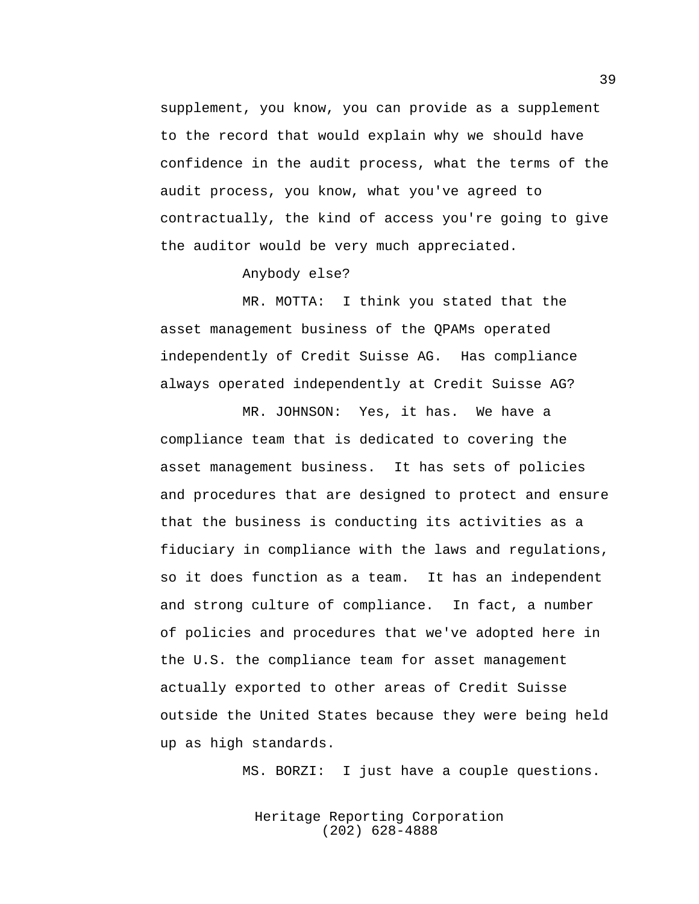supplement, you know, you can provide as a supplement to the record that would explain why we should have confidence in the audit process, what the terms of the audit process, you know, what you've agreed to contractually, the kind of access you're going to give the auditor would be very much appreciated.

Anybody else?

MR. MOTTA: I think you stated that the asset management business of the QPAMs operated independently of Credit Suisse AG. Has compliance always operated independently at Credit Suisse AG?

MR. JOHNSON: Yes, it has. We have a compliance team that is dedicated to covering the asset management business. It has sets of policies and procedures that are designed to protect and ensure that the business is conducting its activities as a fiduciary in compliance with the laws and regulations, so it does function as a team. It has an independent and strong culture of compliance. In fact, a number of policies and procedures that we've adopted here in the U.S. the compliance team for asset management actually exported to other areas of Credit Suisse outside the United States because they were being held up as high standards.

MS. BORZI: I just have a couple questions.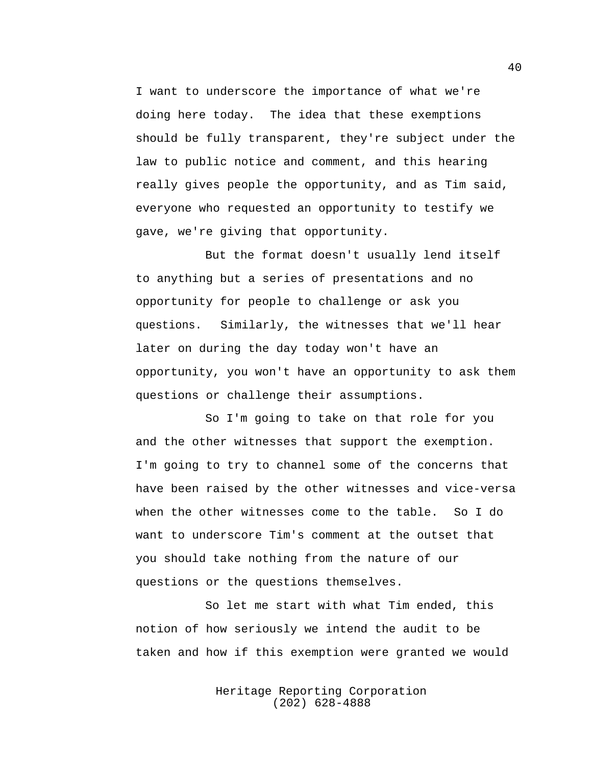I want to underscore the importance of what we're doing here today. The idea that these exemptions should be fully transparent, they're subject under the law to public notice and comment, and this hearing really gives people the opportunity, and as Tim said, everyone who requested an opportunity to testify we gave, we're giving that opportunity.

But the format doesn't usually lend itself to anything but a series of presentations and no opportunity for people to challenge or ask you questions. Similarly, the witnesses that we'll hear later on during the day today won't have an opportunity, you won't have an opportunity to ask them questions or challenge their assumptions.

So I'm going to take on that role for you and the other witnesses that support the exemption. I'm going to try to channel some of the concerns that have been raised by the other witnesses and vice-versa when the other witnesses come to the table. So I do want to underscore Tim's comment at the outset that you should take nothing from the nature of our questions or the questions themselves.

So let me start with what Tim ended, this notion of how seriously we intend the audit to be taken and how if this exemption were granted we would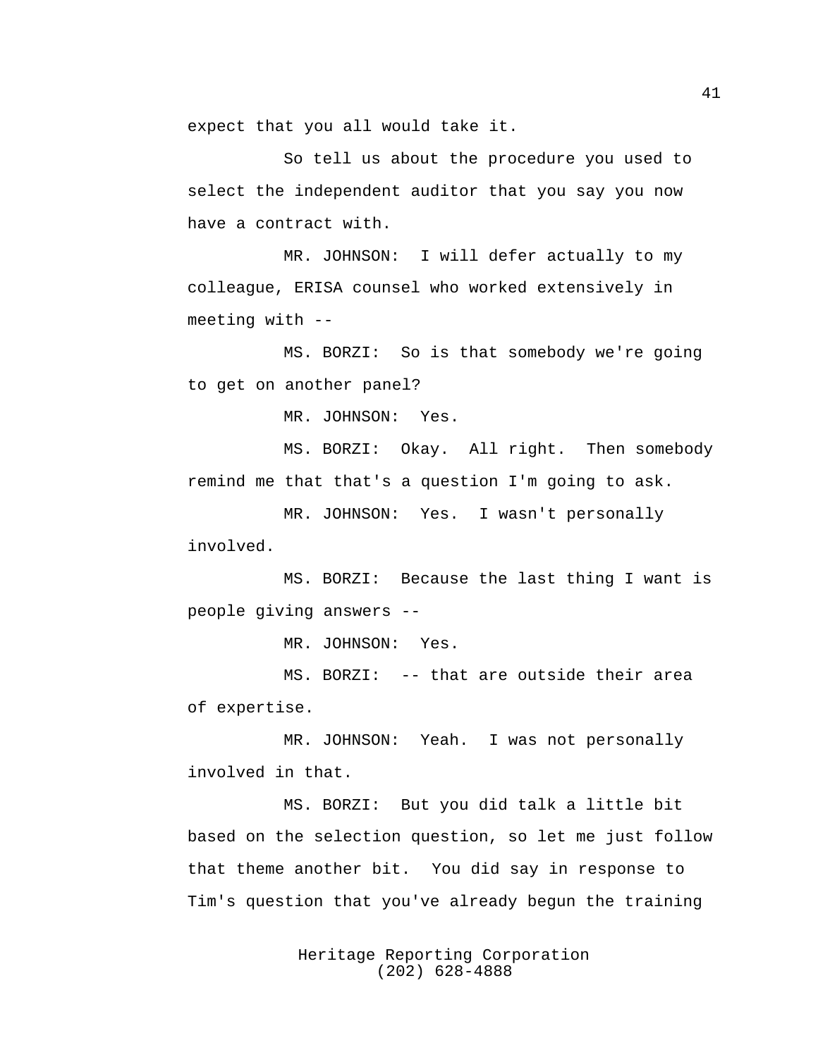expect that you all would take it.

So tell us about the procedure you used to select the independent auditor that you say you now have a contract with.

MR. JOHNSON: I will defer actually to my colleague, ERISA counsel who worked extensively in meeting with --

MS. BORZI: So is that somebody we're going to get on another panel?

MR. JOHNSON: Yes.

MS. BORZI: Okay. All right. Then somebody remind me that that's a question I'm going to ask.

MR. JOHNSON: Yes. I wasn't personally involved.

MS. BORZI: Because the last thing I want is people giving answers --

MR. JOHNSON: Yes.

MS. BORZI: -- that are outside their area of expertise.

MR. JOHNSON: Yeah. I was not personally involved in that.

MS. BORZI: But you did talk a little bit based on the selection question, so let me just follow that theme another bit. You did say in response to Tim's question that you've already begun the training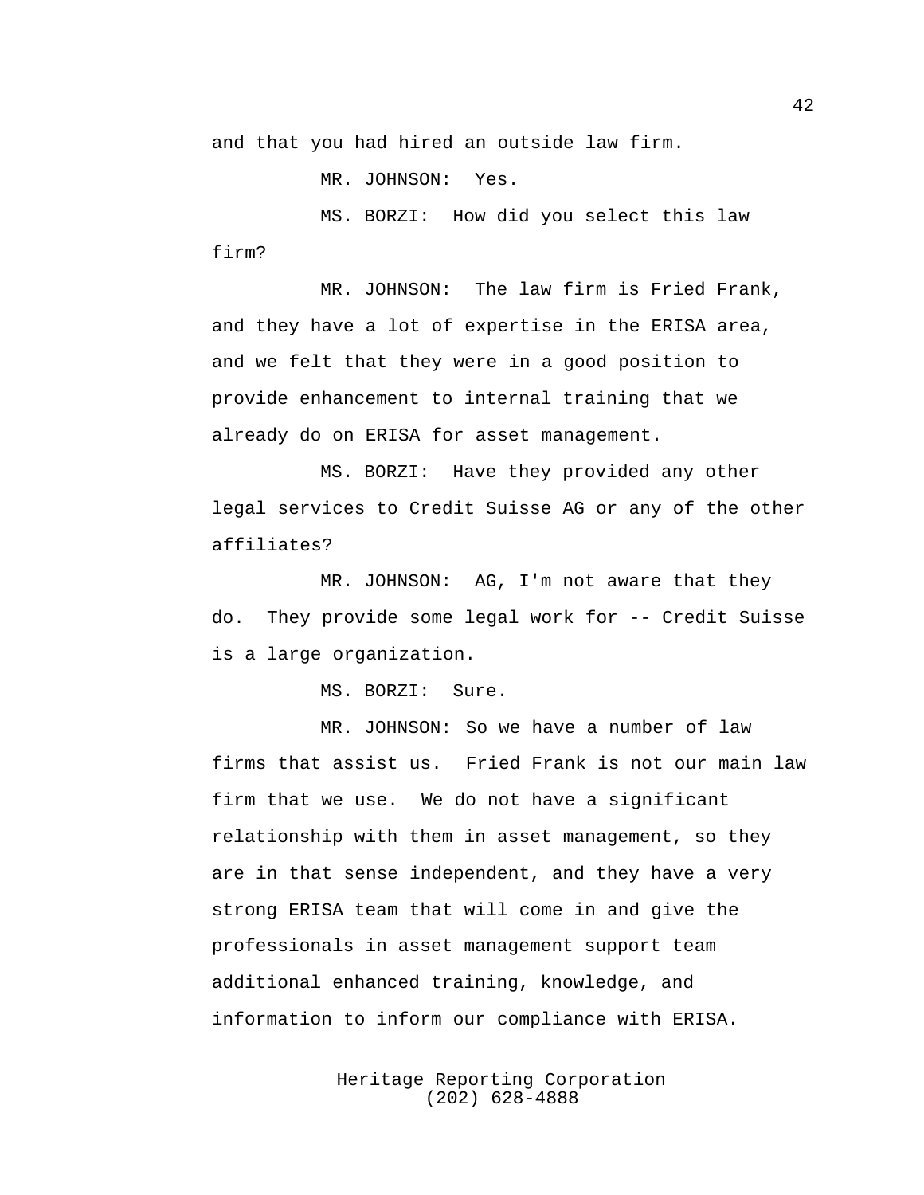and that you had hired an outside law firm.

MR. JOHNSON: Yes.

MS. BORZI: How did you select this law firm?

MR. JOHNSON: The law firm is Fried Frank, and they have a lot of expertise in the ERISA area, and we felt that they were in a good position to provide enhancement to internal training that we already do on ERISA for asset management.

MS. BORZI: Have they provided any other legal services to Credit Suisse AG or any of the other affiliates?

MR. JOHNSON: AG, I'm not aware that they do. They provide some legal work for -- Credit Suisse is a large organization.

MS. BORZI: Sure.

MR. JOHNSON: So we have a number of law firms that assist us. Fried Frank is not our main law firm that we use. We do not have a significant relationship with them in asset management, so they are in that sense independent, and they have a very strong ERISA team that will come in and give the professionals in asset management support team additional enhanced training, knowledge, and information to inform our compliance with ERISA.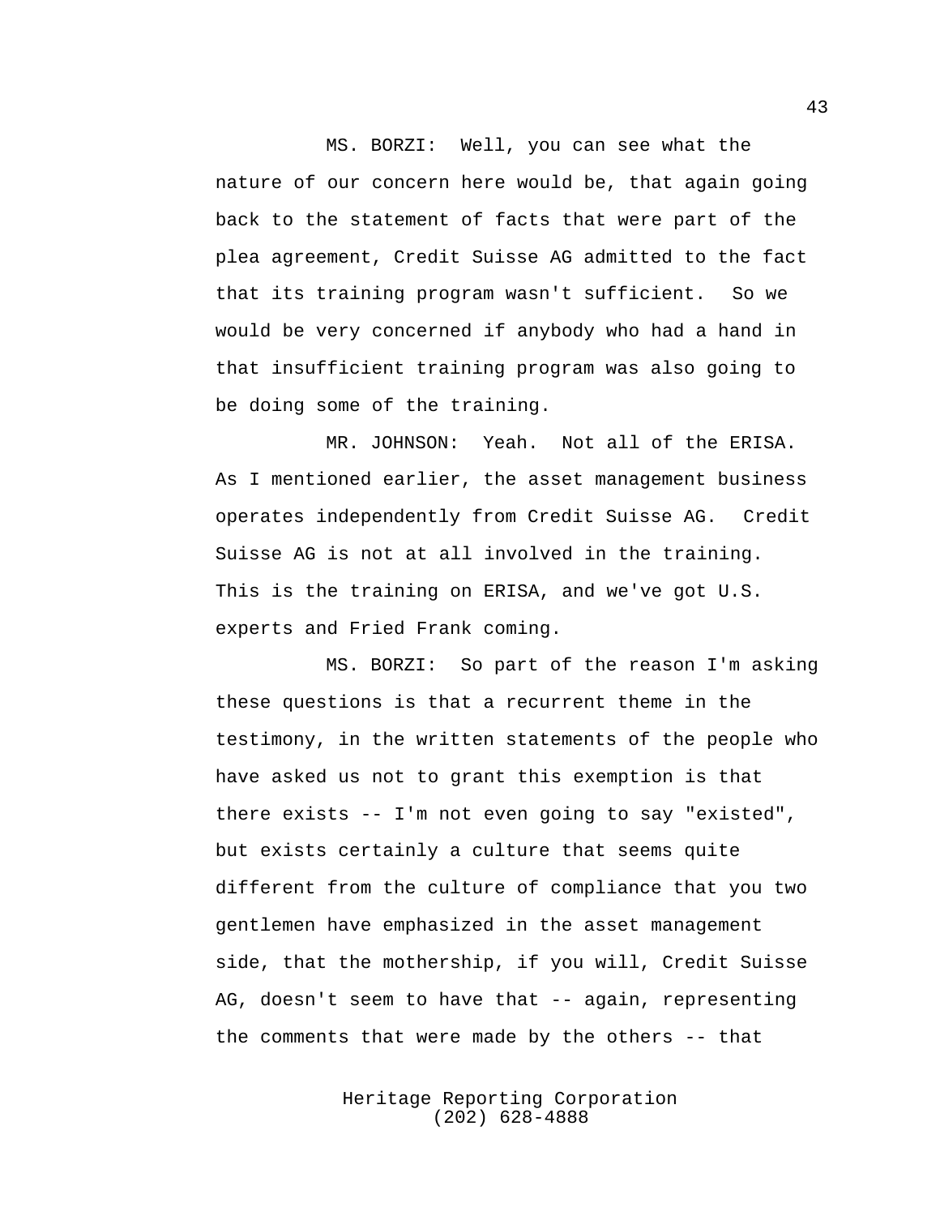MS. BORZI: Well, you can see what the nature of our concern here would be, that again going back to the statement of facts that were part of the plea agreement, Credit Suisse AG admitted to the fact that its training program wasn't sufficient. So we would be very concerned if anybody who had a hand in that insufficient training program was also going to be doing some of the training.

MR. JOHNSON: Yeah. Not all of the ERISA. As I mentioned earlier, the asset management business operates independently from Credit Suisse AG. Credit Suisse AG is not at all involved in the training. This is the training on ERISA, and we've got U.S. experts and Fried Frank coming.

MS. BORZI: So part of the reason I'm asking these questions is that a recurrent theme in the testimony, in the written statements of the people who have asked us not to grant this exemption is that there exists -- I'm not even going to say "existed", but exists certainly a culture that seems quite different from the culture of compliance that you two gentlemen have emphasized in the asset management side, that the mothership, if you will, Credit Suisse AG, doesn't seem to have that -- again, representing the comments that were made by the others -- that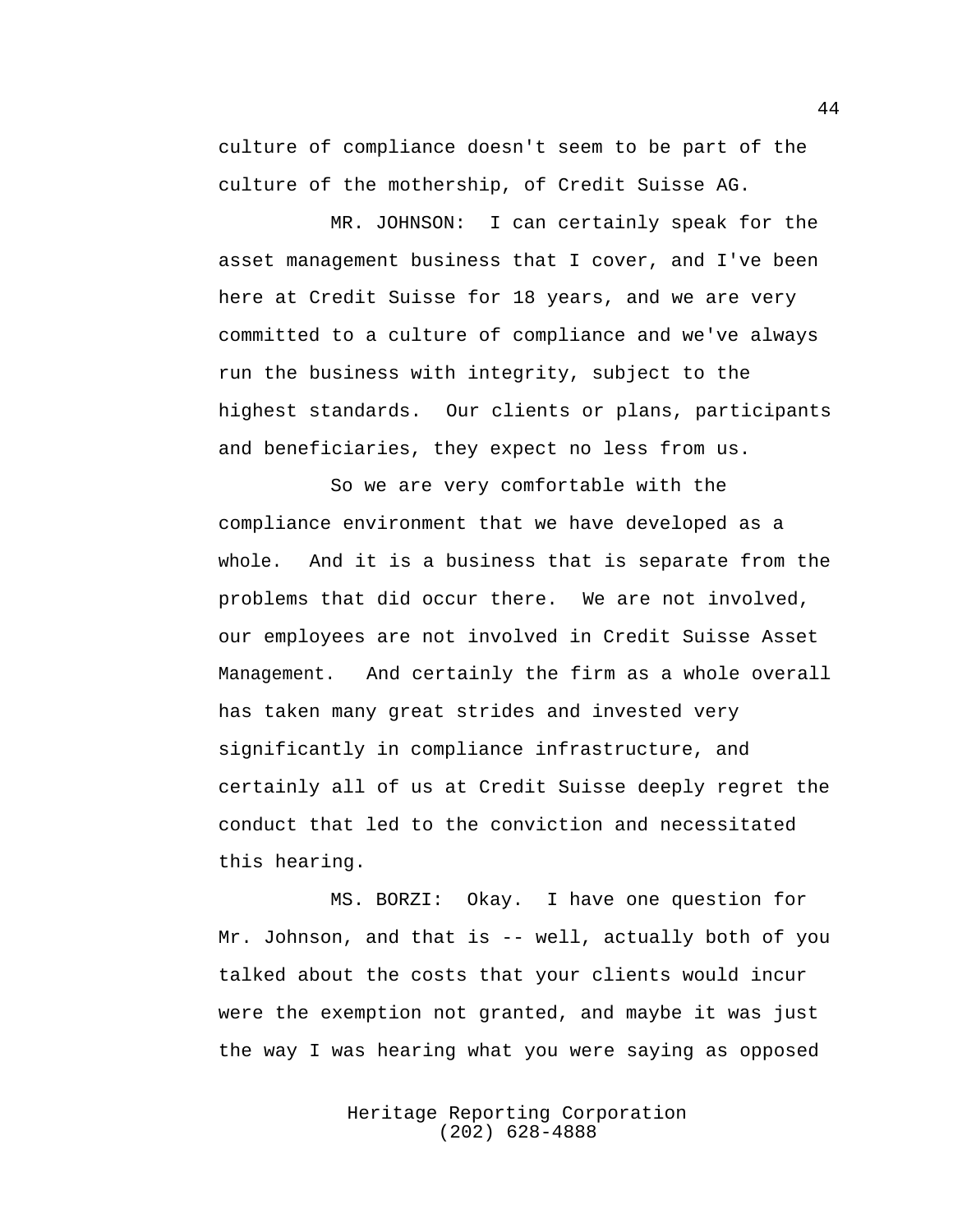culture of compliance doesn't seem to be part of the culture of the mothership, of Credit Suisse AG.

MR. JOHNSON: I can certainly speak for the asset management business that I cover, and I've been here at Credit Suisse for 18 years, and we are very committed to a culture of compliance and we've always run the business with integrity, subject to the highest standards. Our clients or plans, participants and beneficiaries, they expect no less from us.

So we are very comfortable with the compliance environment that we have developed as a whole. And it is a business that is separate from the problems that did occur there. We are not involved, our employees are not involved in Credit Suisse Asset Management. And certainly the firm as a whole overall has taken many great strides and invested very significantly in compliance infrastructure, and certainly all of us at Credit Suisse deeply regret the conduct that led to the conviction and necessitated this hearing.

MS. BORZI: Okay. I have one question for Mr. Johnson, and that is -- well, actually both of you talked about the costs that your clients would incur were the exemption not granted, and maybe it was just the way I was hearing what you were saying as opposed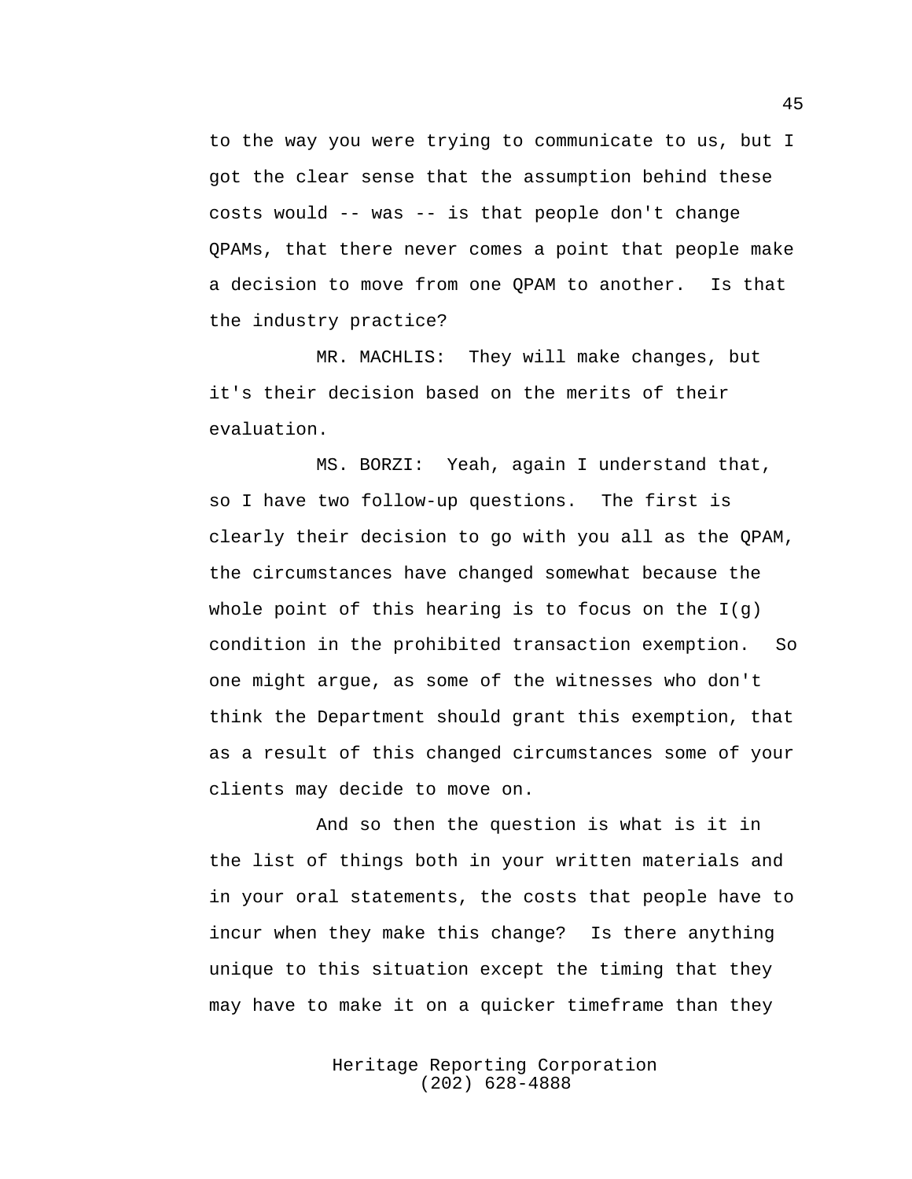to the way you were trying to communicate to us, but I got the clear sense that the assumption behind these costs would -- was -- is that people don't change QPAMs, that there never comes a point that people make a decision to move from one QPAM to another. Is that the industry practice?

MR. MACHLIS: They will make changes, but it's their decision based on the merits of their evaluation.

MS. BORZI: Yeah, again I understand that, so I have two follow-up questions. The first is clearly their decision to go with you all as the QPAM, the circumstances have changed somewhat because the whole point of this hearing is to focus on the I(g) condition in the prohibited transaction exemption. So one might argue, as some of the witnesses who don't think the Department should grant this exemption, that as a result of this changed circumstances some of your clients may decide to move on.

And so then the question is what is it in the list of things both in your written materials and in your oral statements, the costs that people have to incur when they make this change? Is there anything unique to this situation except the timing that they may have to make it on a quicker timeframe than they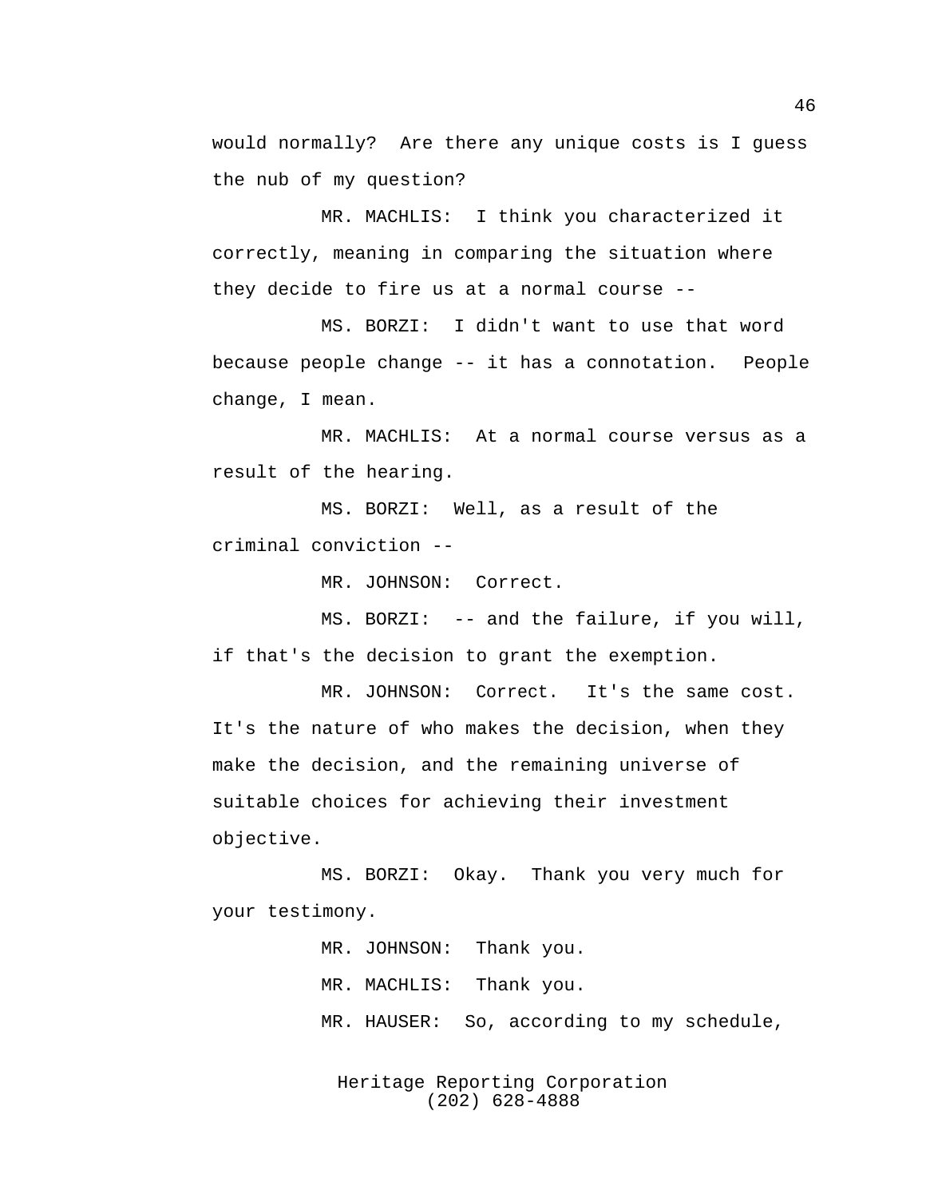would normally? Are there any unique costs is I guess the nub of my question?

MR. MACHLIS: I think you characterized it correctly, meaning in comparing the situation where they decide to fire us at a normal course --

MS. BORZI: I didn't want to use that word because people change -- it has a connotation. People change, I mean.

MR. MACHLIS: At a normal course versus as a result of the hearing.

MS. BORZI: Well, as a result of the criminal conviction --

MR. JOHNSON: Correct.

MS. BORZI: -- and the failure, if you will, if that's the decision to grant the exemption.

MR. JOHNSON: Correct. It's the same cost. It's the nature of who makes the decision, when they make the decision, and the remaining universe of suitable choices for achieving their investment objective.

MS. BORZI: Okay. Thank you very much for your testimony.

MR. JOHNSON: Thank you.

MR. MACHLIS: Thank you.

MR. HAUSER: So, according to my schedule,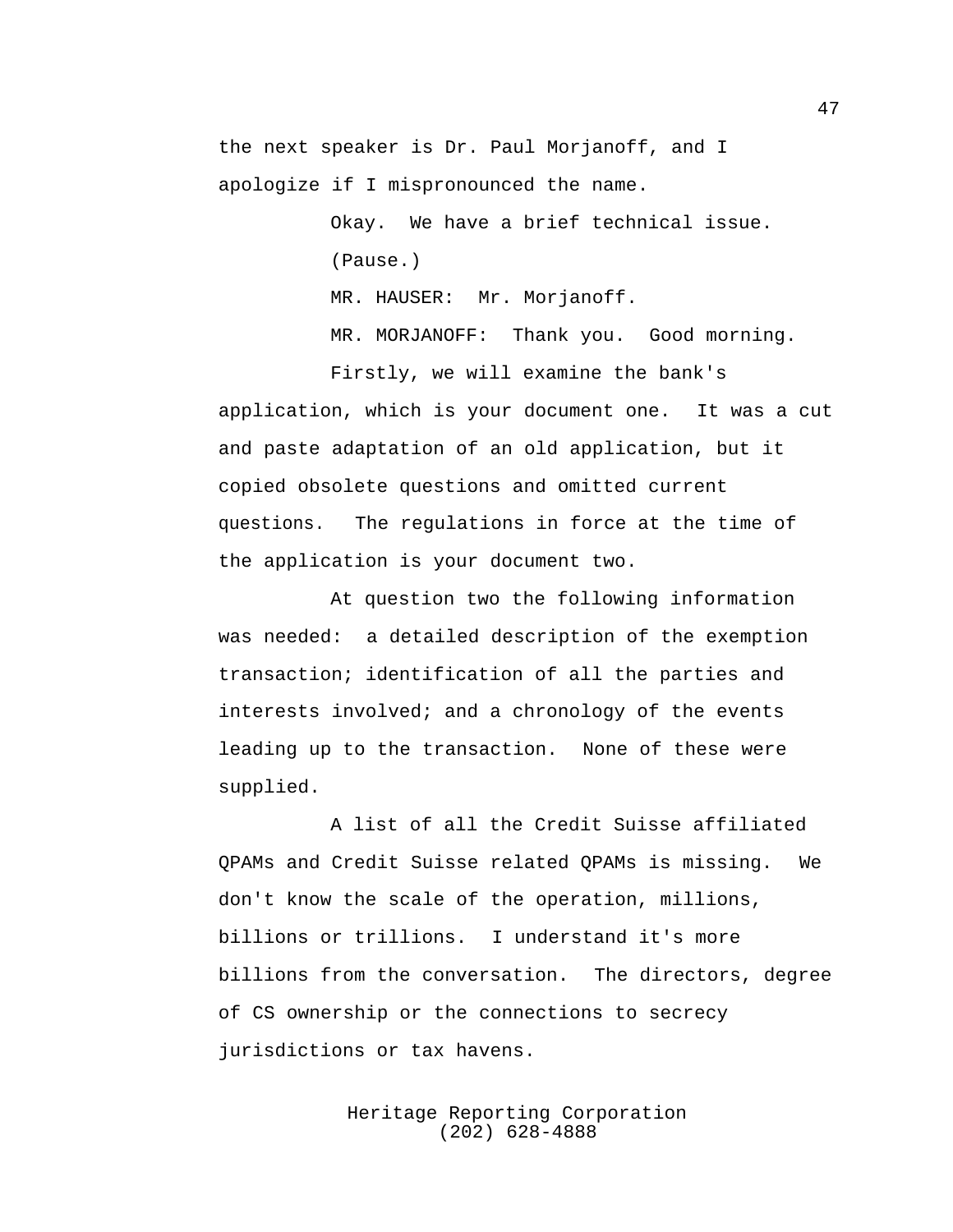the next speaker is Dr. Paul Morjanoff, and I apologize if I mispronounced the name.

Okay. We have a brief technical issue.

(Pause.)

MR. HAUSER: Mr. Morjanoff.

MR. MORJANOFF: Thank you. Good morning.

Firstly, we will examine the bank's application, which is your document one. It was a cut and paste adaptation of an old application, but it copied obsolete questions and omitted current questions. The regulations in force at the time of the application is your document two.

At question two the following information was needed: a detailed description of the exemption transaction; identification of all the parties and interests involved; and a chronology of the events leading up to the transaction. None of these were supplied.

A list of all the Credit Suisse affiliated QPAMs and Credit Suisse related QPAMs is missing. We don't know the scale of the operation, millions, billions or trillions. I understand it's more billions from the conversation. The directors, degree of CS ownership or the connections to secrecy jurisdictions or tax havens.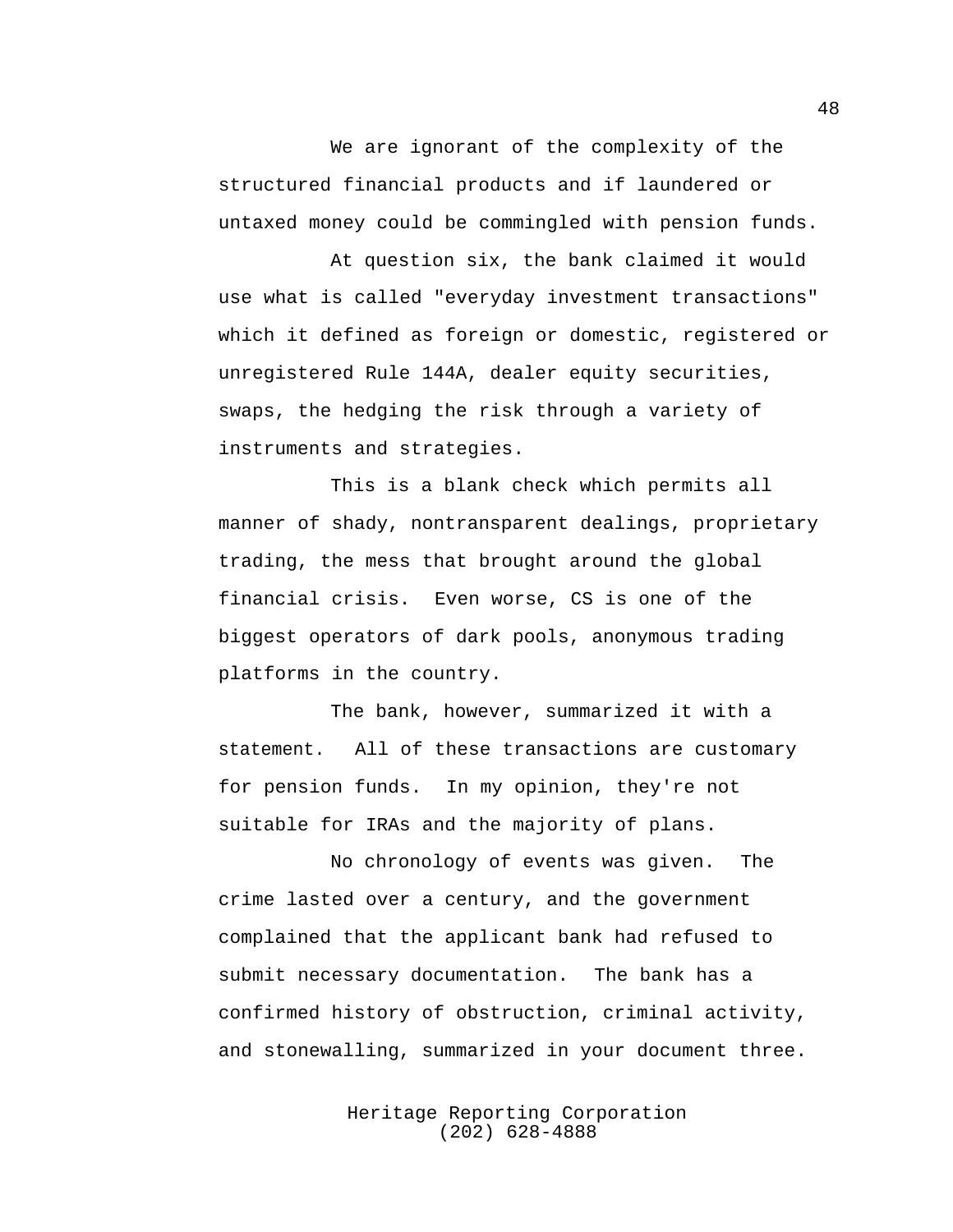We are ignorant of the complexity of the structured financial products and if laundered or untaxed money could be commingled with pension funds.

At question six, the bank claimed it would use what is called "everyday investment transactions" which it defined as foreign or domestic, registered or unregistered Rule 144A, dealer equity securities, swaps, the hedging the risk through a variety of instruments and strategies.

This is a blank check which permits all manner of shady, nontransparent dealings, proprietary trading, the mess that brought around the global financial crisis. Even worse, CS is one of the biggest operators of dark pools, anonymous trading platforms in the country.

The bank, however, summarized it with a statement. All of these transactions are customary for pension funds. In my opinion, they're not suitable for IRAs and the majority of plans.

No chronology of events was given. The crime lasted over a century, and the government complained that the applicant bank had refused to submit necessary documentation. The bank has a confirmed history of obstruction, criminal activity, and stonewalling, summarized in your document three.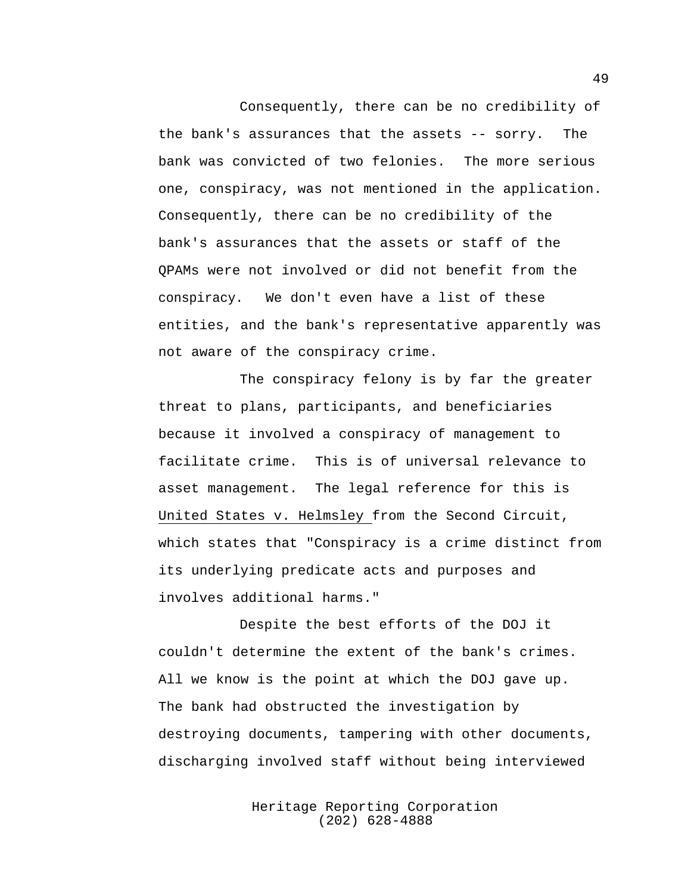Consequently, there can be no credibility of the bank's assurances that the assets -- sorry. The bank was convicted of two felonies. The more serious one, conspiracy, was not mentioned in the application. Consequently, there can be no credibility of the bank's assurances that the assets or staff of the QPAMs were not involved or did not benefit from the conspiracy. We don't even have a list of these entities, and the bank's representative apparently was not aware of the conspiracy crime.

The conspiracy felony is by far the greater threat to plans, participants, and beneficiaries because it involved a conspiracy of management to facilitate crime. This is of universal relevance to asset management. The legal reference for this is United States v. Helmsley from the Second Circuit, which states that "Conspiracy is a crime distinct from its underlying predicate acts and purposes and involves additional harms."

Despite the best efforts of the DOJ it couldn't determine the extent of the bank's crimes. All we know is the point at which the DOJ gave up. The bank had obstructed the investigation by destroying documents, tampering with other documents, discharging involved staff without being interviewed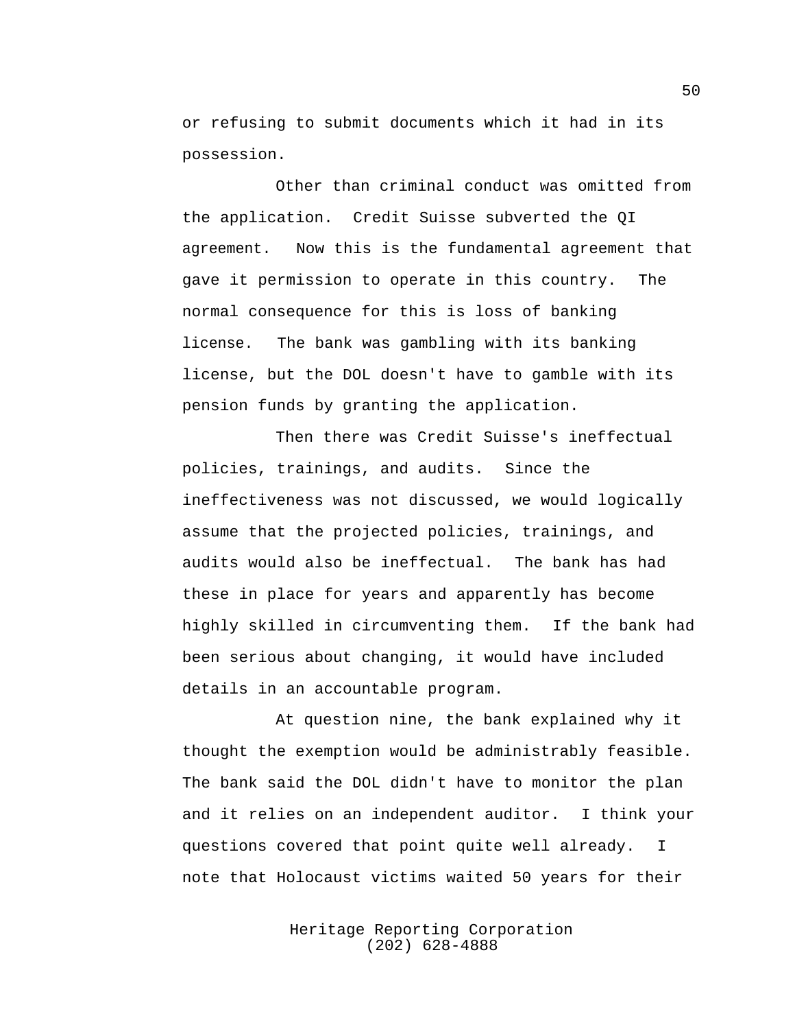or refusing to submit documents which it had in its possession.

Other than criminal conduct was omitted from the application. Credit Suisse subverted the QI agreement. Now this is the fundamental agreement that gave it permission to operate in this country. The normal consequence for this is loss of banking license. The bank was gambling with its banking license, but the DOL doesn't have to gamble with its pension funds by granting the application.

Then there was Credit Suisse's ineffectual policies, trainings, and audits. Since the ineffectiveness was not discussed, we would logically assume that the projected policies, trainings, and audits would also be ineffectual. The bank has had these in place for years and apparently has become highly skilled in circumventing them. If the bank had been serious about changing, it would have included details in an accountable program.

At question nine, the bank explained why it thought the exemption would be administrably feasible. The bank said the DOL didn't have to monitor the plan and it relies on an independent auditor. I think your questions covered that point quite well already. I note that Holocaust victims waited 50 years for their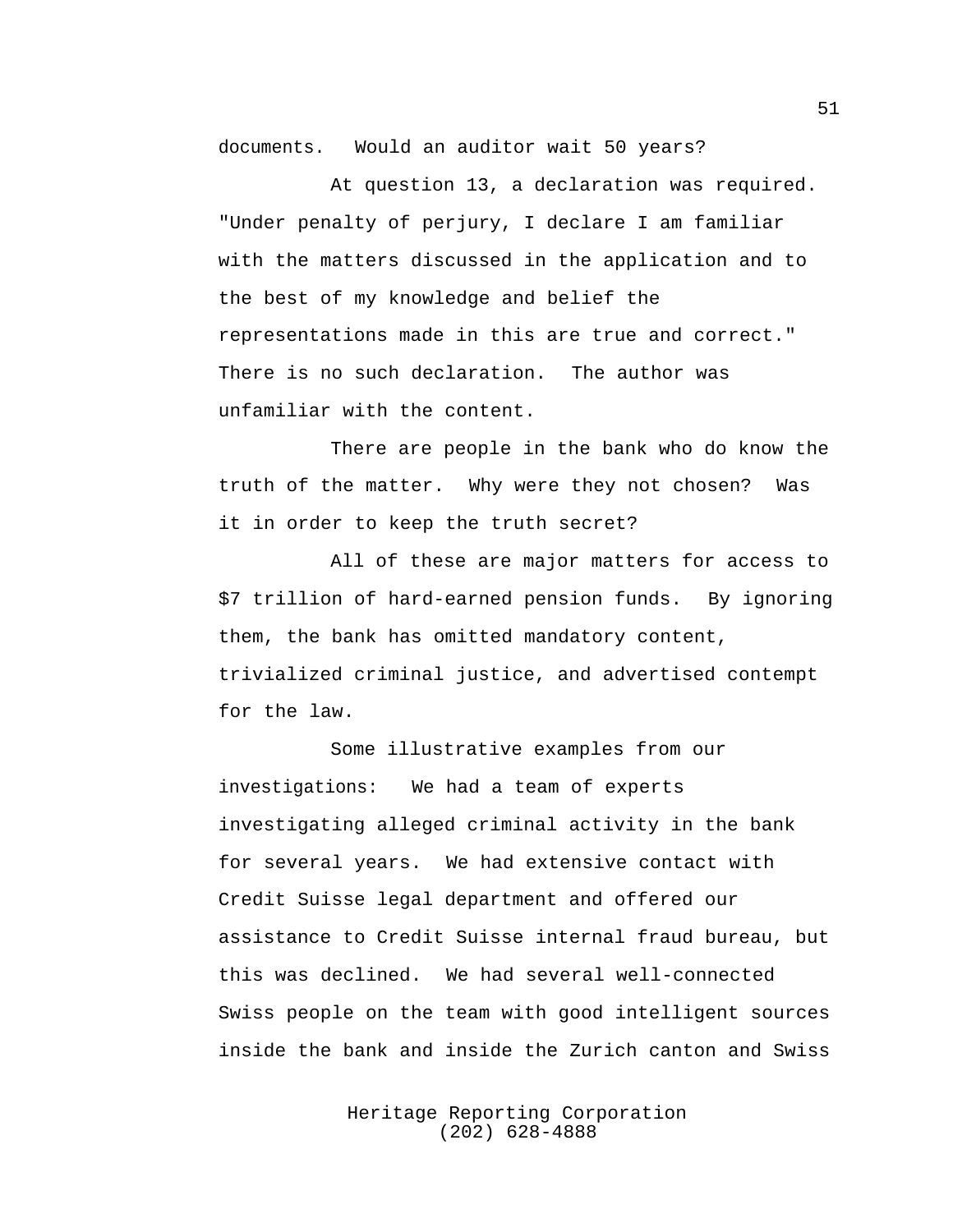documents. Would an auditor wait 50 years?

At question 13, a declaration was required. "Under penalty of perjury, I declare I am familiar with the matters discussed in the application and to the best of my knowledge and belief the representations made in this are true and correct." There is no such declaration. The author was unfamiliar with the content.

There are people in the bank who do know the truth of the matter. Why were they not chosen? Was it in order to keep the truth secret?

All of these are major matters for access to $7 trillion of hard-earned pension funds. By ignoring them, the bank has omitted mandatory content, trivialized criminal justice, and advertised contempt for the law.

Some illustrative examples from our investigations: We had a team of experts investigating alleged criminal activity in the bank for several years. We had extensive contact with Credit Suisse legal department and offered our assistance to Credit Suisse internal fraud bureau, but this was declined. We had several well-connected Swiss people on the team with good intelligent sources inside the bank and inside the Zurich canton and Swiss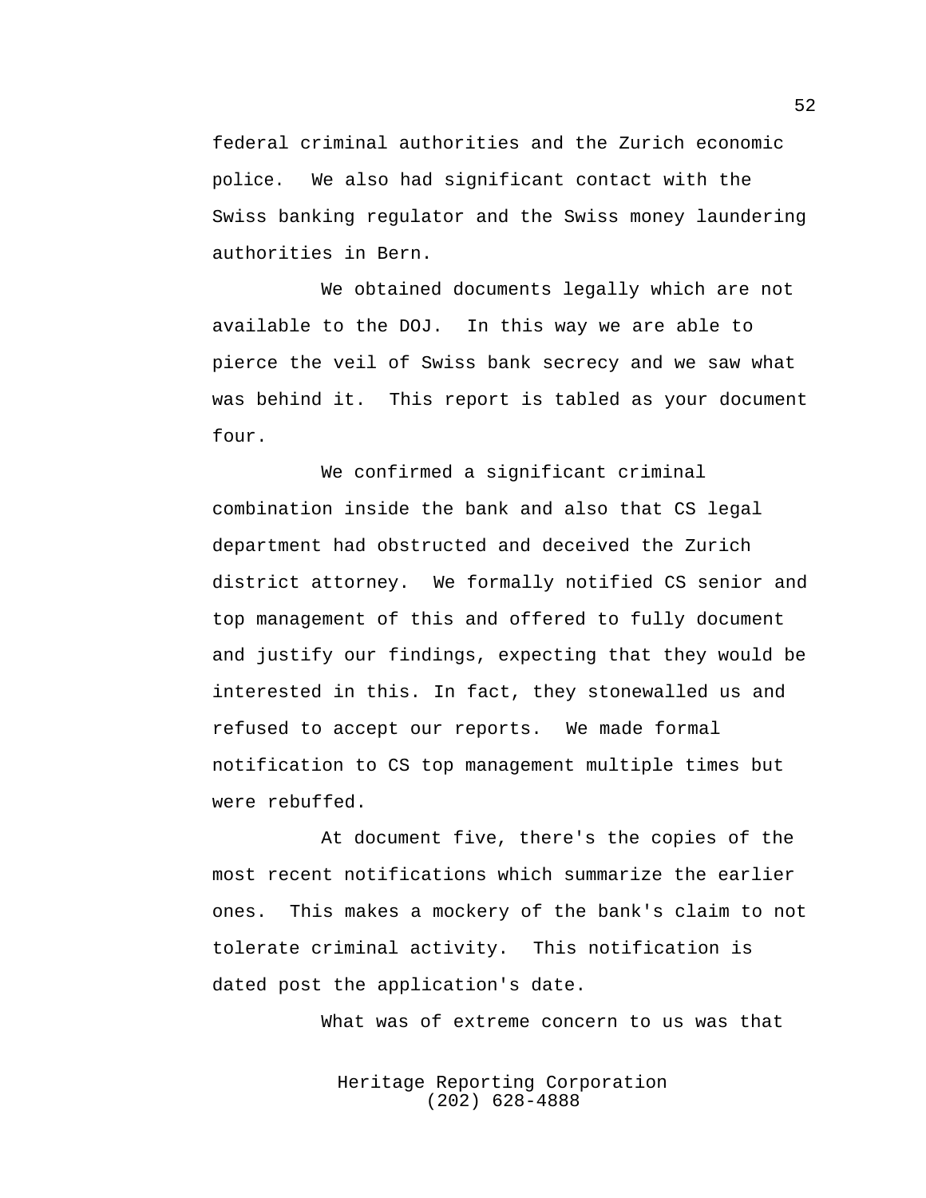federal criminal authorities and the Zurich economic police. We also had significant contact with the Swiss banking regulator and the Swiss money laundering authorities in Bern.

We obtained documents legally which are not available to the DOJ. In this way we are able to pierce the veil of Swiss bank secrecy and we saw what was behind it. This report is tabled as your document four.

We confirmed a significant criminal combination inside the bank and also that CS legal department had obstructed and deceived the Zurich district attorney. We formally notified CS senior and top management of this and offered to fully document and justify our findings, expecting that they would be interested in this. In fact, they stonewalled us and refused to accept our reports. We made formal notification to CS top management multiple times but were rebuffed.

At document five, there's the copies of the most recent notifications which summarize the earlier ones. This makes a mockery of the bank's claim to not tolerate criminal activity. This notification is dated post the application's date.

What was of extreme concern to us was that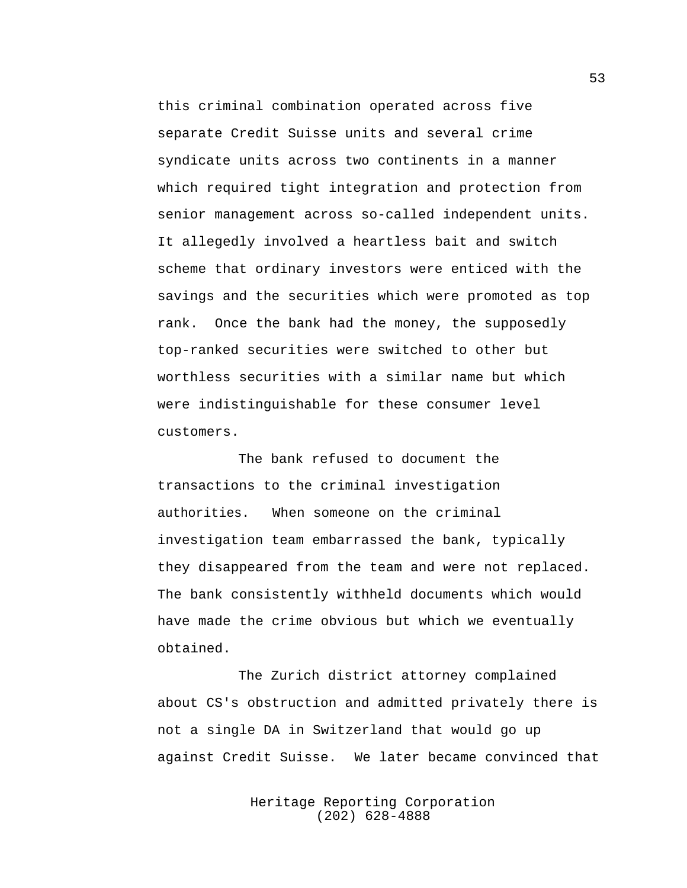this criminal combination operated across five separate Credit Suisse units and several crime syndicate units across two continents in a manner which required tight integration and protection from senior management across so-called independent units. It allegedly involved a heartless bait and switch scheme that ordinary investors were enticed with the savings and the securities which were promoted as top rank. Once the bank had the money, the supposedly top-ranked securities were switched to other but worthless securities with a similar name but which were indistinguishable for these consumer level customers.

The bank refused to document the transactions to the criminal investigation authorities. When someone on the criminal investigation team embarrassed the bank, typically they disappeared from the team and were not replaced. The bank consistently withheld documents which would have made the crime obvious but which we eventually obtained.

The Zurich district attorney complained about CS's obstruction and admitted privately there is not a single DA in Switzerland that would go up against Credit Suisse. We later became convinced that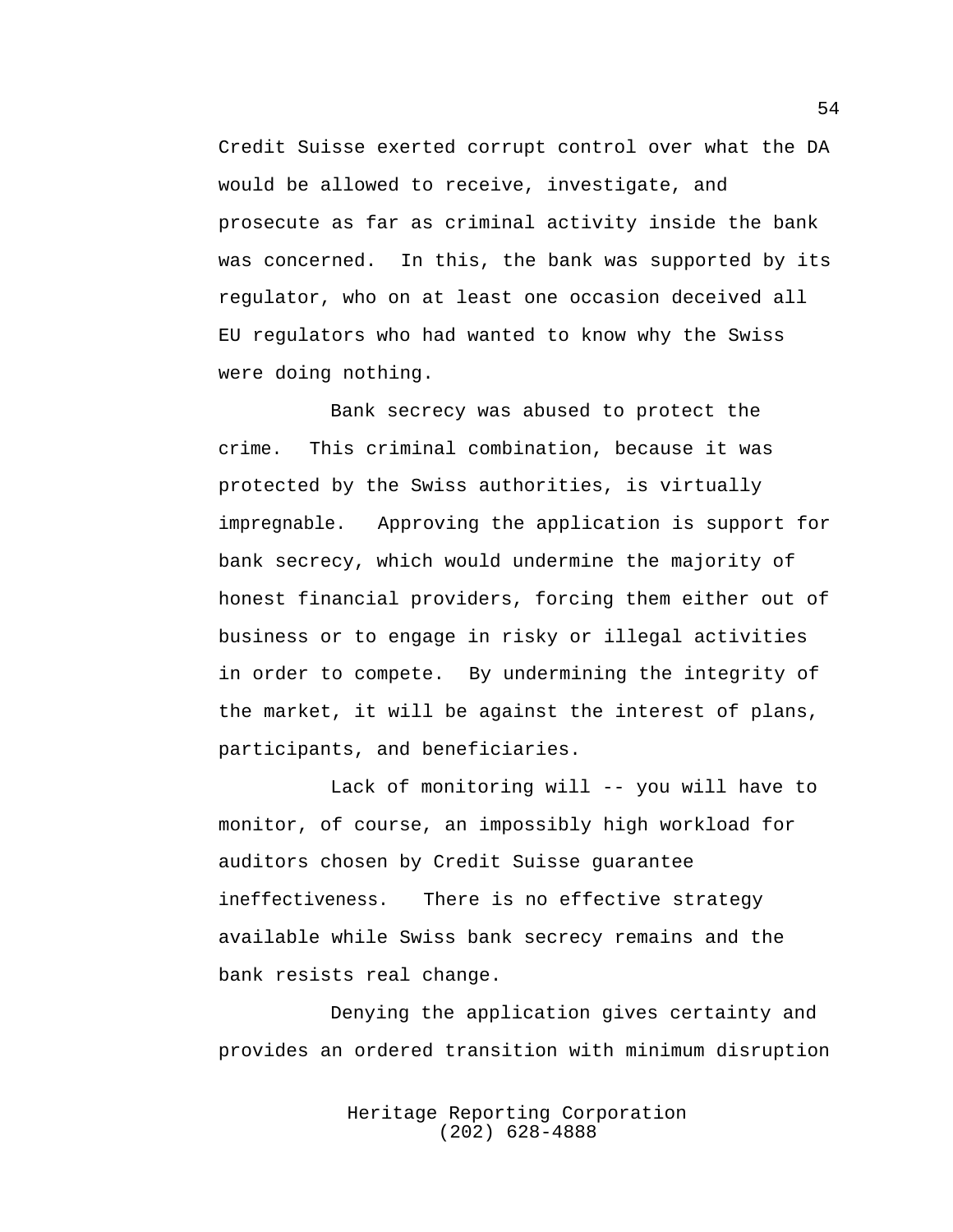Credit Suisse exerted corrupt control over what the DA would be allowed to receive, investigate, and prosecute as far as criminal activity inside the bank was concerned. In this, the bank was supported by its regulator, who on at least one occasion deceived all EU regulators who had wanted to know why the Swiss were doing nothing.

Bank secrecy was abused to protect the crime. This criminal combination, because it was protected by the Swiss authorities, is virtually impregnable. Approving the application is support for bank secrecy, which would undermine the majority of honest financial providers, forcing them either out of business or to engage in risky or illegal activities in order to compete. By undermining the integrity of the market, it will be against the interest of plans, participants, and beneficiaries.

Lack of monitoring will -- you will have to monitor, of course, an impossibly high workload for auditors chosen by Credit Suisse guarantee ineffectiveness. There is no effective strategy available while Swiss bank secrecy remains and the bank resists real change.

Denying the application gives certainty and provides an ordered transition with minimum disruption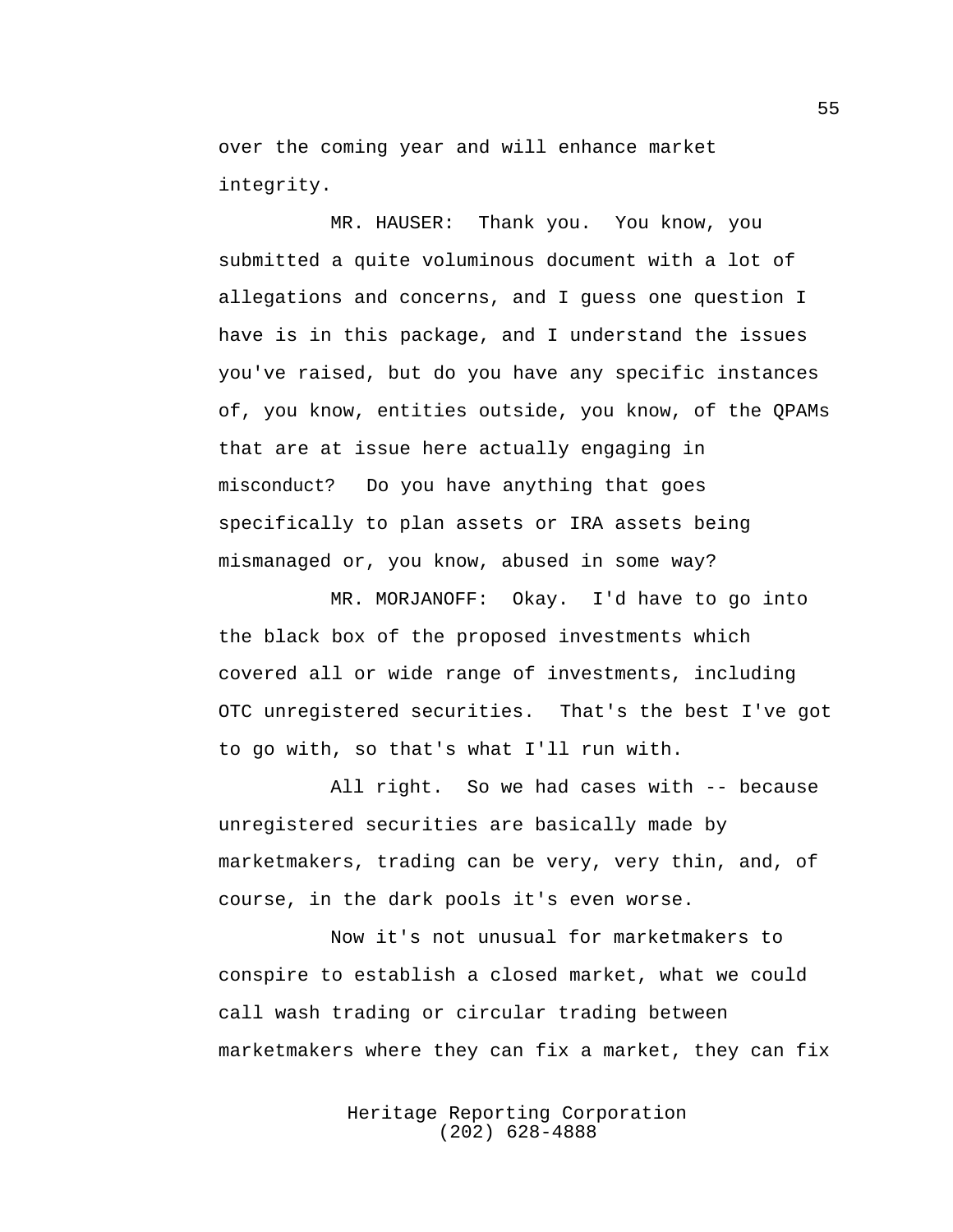over the coming year and will enhance market integrity.

MR. HAUSER: Thank you. You know, you submitted a quite voluminous document with a lot of allegations and concerns, and I guess one question I have is in this package, and I understand the issues you've raised, but do you have any specific instances of, you know, entities outside, you know, of the QPAMs that are at issue here actually engaging in misconduct? Do you have anything that goes specifically to plan assets or IRA assets being mismanaged or, you know, abused in some way?

MR. MORJANOFF: Okay. I'd have to go into the black box of the proposed investments which covered all or wide range of investments, including OTC unregistered securities. That's the best I've got to go with, so that's what I'll run with.

All right. So we had cases with -- because unregistered securities are basically made by marketmakers, trading can be very, very thin, and, of course, in the dark pools it's even worse.

Now it's not unusual for marketmakers to conspire to establish a closed market, what we could call wash trading or circular trading between marketmakers where they can fix a market, they can fix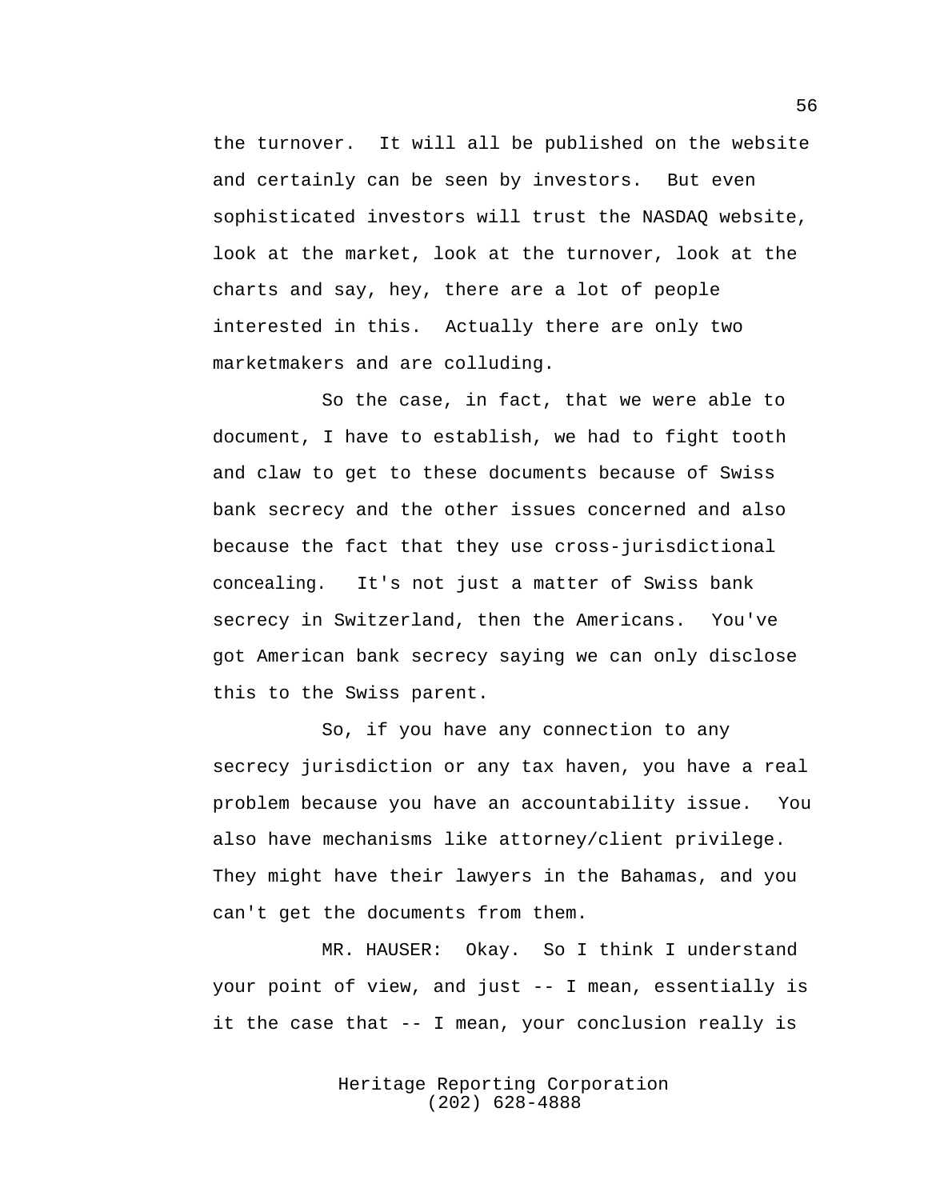the turnover. It will all be published on the website and certainly can be seen by investors. But even sophisticated investors will trust the NASDAQ website, look at the market, look at the turnover, look at the charts and say, hey, there are a lot of people interested in this. Actually there are only two marketmakers and are colluding.

So the case, in fact, that we were able to document, I have to establish, we had to fight tooth and claw to get to these documents because of Swiss bank secrecy and the other issues concerned and also because the fact that they use cross-jurisdictional concealing. It's not just a matter of Swiss bank secrecy in Switzerland, then the Americans. You've got American bank secrecy saying we can only disclose this to the Swiss parent.

So, if you have any connection to any secrecy jurisdiction or any tax haven, you have a real problem because you have an accountability issue. You also have mechanisms like attorney/client privilege. They might have their lawyers in the Bahamas, and you can't get the documents from them.

MR. HAUSER: Okay. So I think I understand your point of view, and just -- I mean, essentially is it the case that -- I mean, your conclusion really is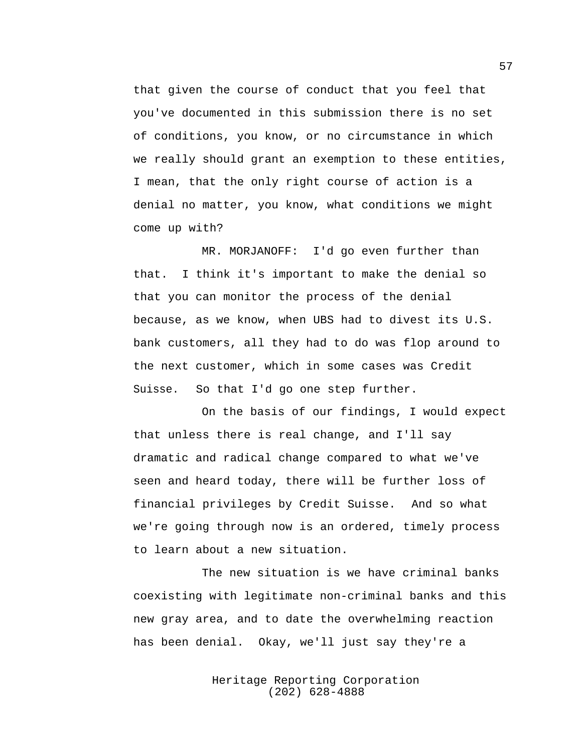that given the course of conduct that you feel that you've documented in this submission there is no set of conditions, you know, or no circumstance in which we really should grant an exemption to these entities, I mean, that the only right course of action is a denial no matter, you know, what conditions we might come up with?

MR. MORJANOFF: I'd go even further than that. I think it's important to make the denial so that you can monitor the process of the denial because, as we know, when UBS had to divest its U.S. bank customers, all they had to do was flop around to the next customer, which in some cases was Credit Suisse. So that I'd go one step further.

On the basis of our findings, I would expect that unless there is real change, and I'll say dramatic and radical change compared to what we've seen and heard today, there will be further loss of financial privileges by Credit Suisse. And so what we're going through now is an ordered, timely process to learn about a new situation.

The new situation is we have criminal banks coexisting with legitimate non-criminal banks and this new gray area, and to date the overwhelming reaction has been denial. Okay, we'll just say they're a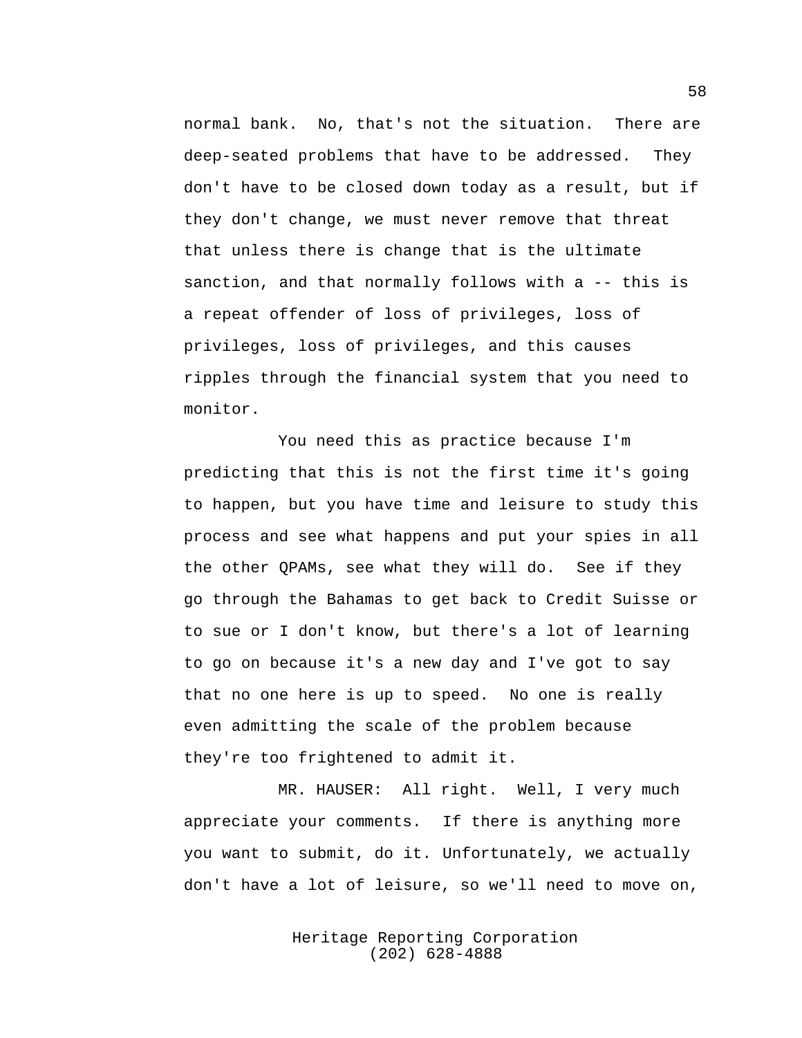normal bank. No, that's not the situation. There are deep-seated problems that have to be addressed. They don't have to be closed down today as a result, but if they don't change, we must never remove that threat that unless there is change that is the ultimate sanction, and that normally follows with a -- this is a repeat offender of loss of privileges, loss of privileges, loss of privileges, and this causes ripples through the financial system that you need to monitor.

You need this as practice because I'm predicting that this is not the first time it's going to happen, but you have time and leisure to study this process and see what happens and put your spies in all the other QPAMs, see what they will do. See if they go through the Bahamas to get back to Credit Suisse or to sue or I don't know, but there's a lot of learning to go on because it's a new day and I've got to say that no one here is up to speed. No one is really even admitting the scale of the problem because they're too frightened to admit it.

MR. HAUSER: All right. Well, I very much appreciate your comments. If there is anything more you want to submit, do it. Unfortunately, we actually don't have a lot of leisure, so we'll need to move on,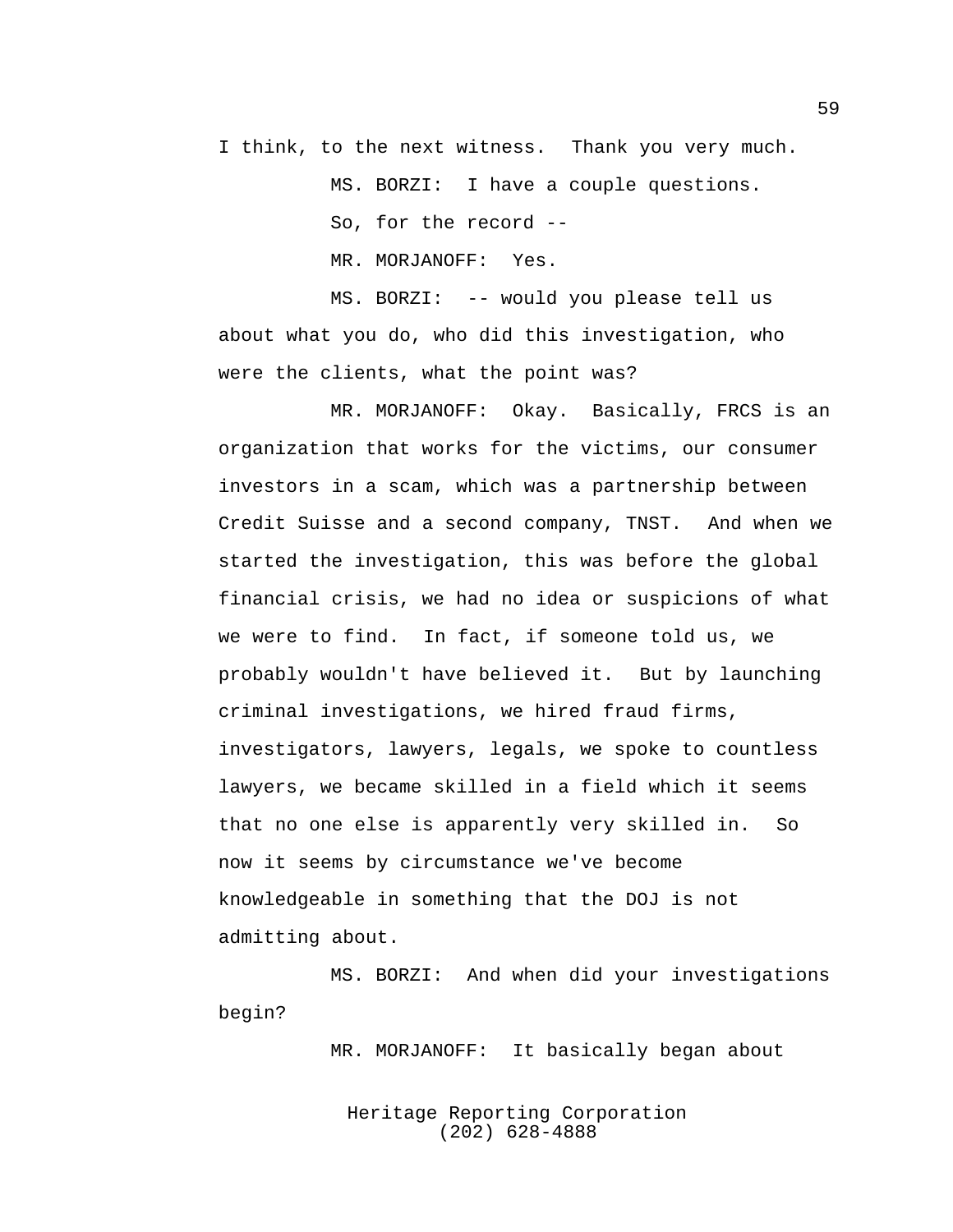I think, to the next witness. Thank you very much.

MS. BORZI: I have a couple questions.

So, for the record --

MR. MORJANOFF: Yes.

MS. BORZI: -- would you please tell us about what you do, who did this investigation, who were the clients, what the point was?

MR. MORJANOFF: Okay. Basically, FRCS is an organization that works for the victims, our consumer investors in a scam, which was a partnership between Credit Suisse and a second company, TNST. And when we started the investigation, this was before the global financial crisis, we had no idea or suspicions of what we were to find. In fact, if someone told us, we probably wouldn't have believed it. But by launching criminal investigations, we hired fraud firms, investigators, lawyers, legals, we spoke to countless lawyers, we became skilled in a field which it seems that no one else is apparently very skilled in. So now it seems by circumstance we've become knowledgeable in something that the DOJ is not admitting about.

MS. BORZI: And when did your investigations begin?

MR. MORJANOFF: It basically began about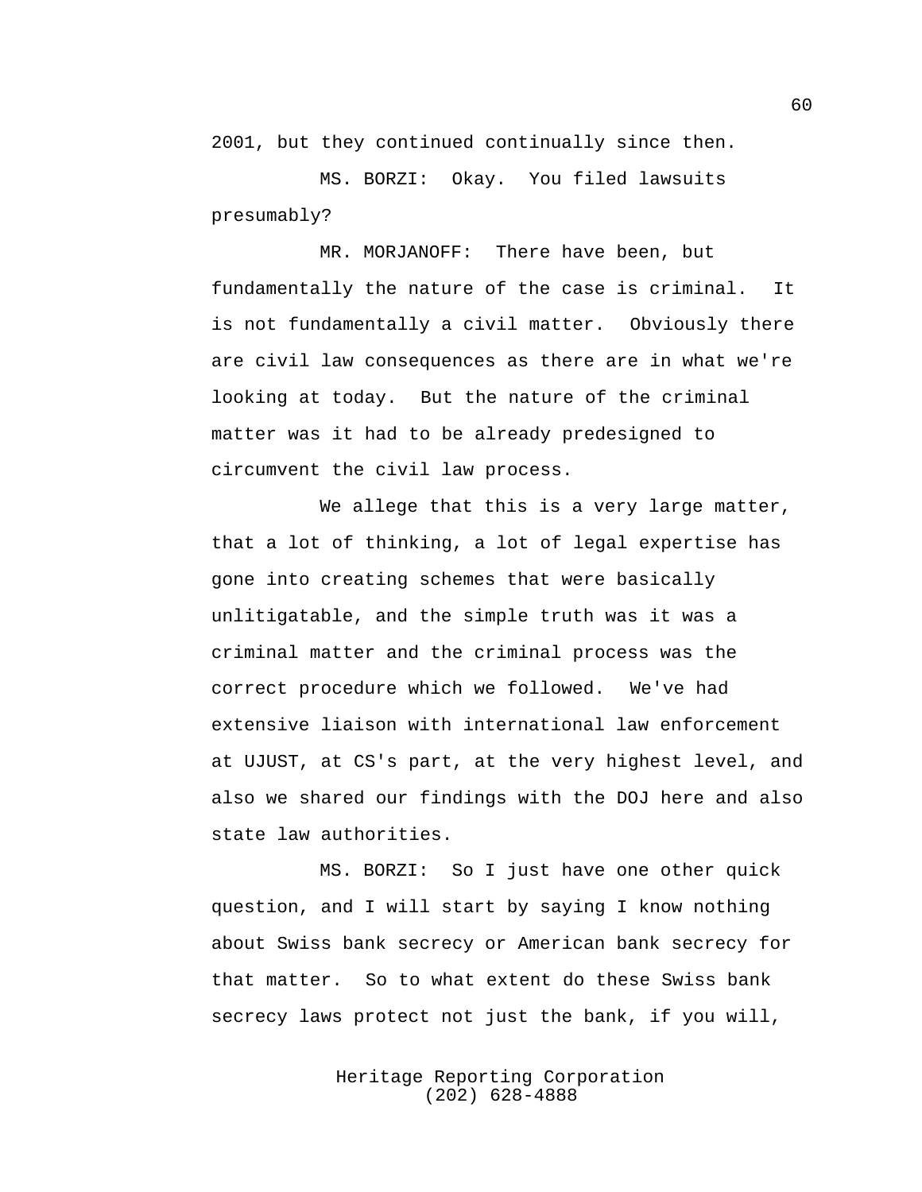2001, but they continued continually since then.

MS. BORZI: Okay. You filed lawsuits presumably?

MR. MORJANOFF: There have been, but fundamentally the nature of the case is criminal. It is not fundamentally a civil matter. Obviously there are civil law consequences as there are in what we're looking at today. But the nature of the criminal matter was it had to be already predesigned to circumvent the civil law process.

We allege that this is a very large matter, that a lot of thinking, a lot of legal expertise has gone into creating schemes that were basically unlitigatable, and the simple truth was it was a criminal matter and the criminal process was the correct procedure which we followed. We've had extensive liaison with international law enforcement at UJUST, at CS's part, at the very highest level, and also we shared our findings with the DOJ here and also state law authorities.

MS. BORZI: So I just have one other quick question, and I will start by saying I know nothing about Swiss bank secrecy or American bank secrecy for that matter. So to what extent do these Swiss bank secrecy laws protect not just the bank, if you will,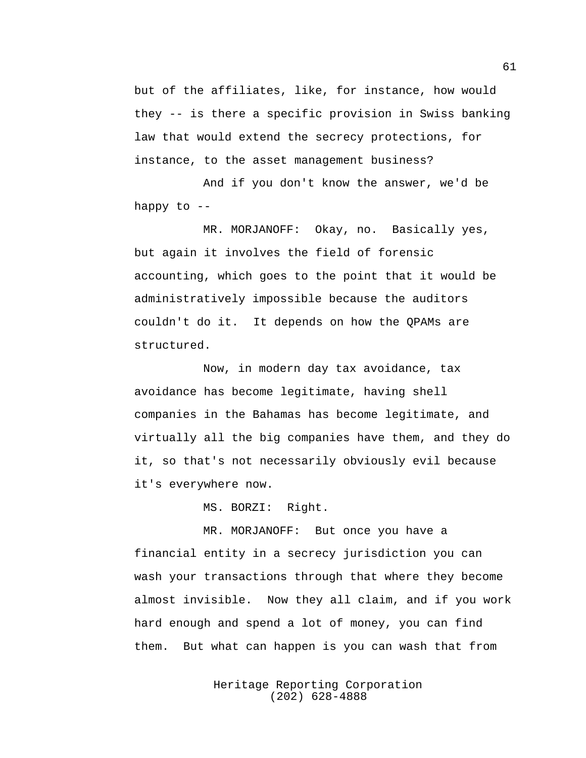but of the affiliates, like, for instance, how would they -- is there a specific provision in Swiss banking law that would extend the secrecy protections, for instance, to the asset management business?

And if you don't know the answer, we'd be happy to --

MR. MORJANOFF: Okay, no. Basically yes, but again it involves the field of forensic accounting, which goes to the point that it would be administratively impossible because the auditors couldn't do it. It depends on how the QPAMs are structured.

Now, in modern day tax avoidance, tax avoidance has become legitimate, having shell companies in the Bahamas has become legitimate, and virtually all the big companies have them, and they do it, so that's not necessarily obviously evil because it's everywhere now.

MS. BORZI: Right.

MR. MORJANOFF: But once you have a financial entity in a secrecy jurisdiction you can wash your transactions through that where they become almost invisible. Now they all claim, and if you work hard enough and spend a lot of money, you can find them. But what can happen is you can wash that from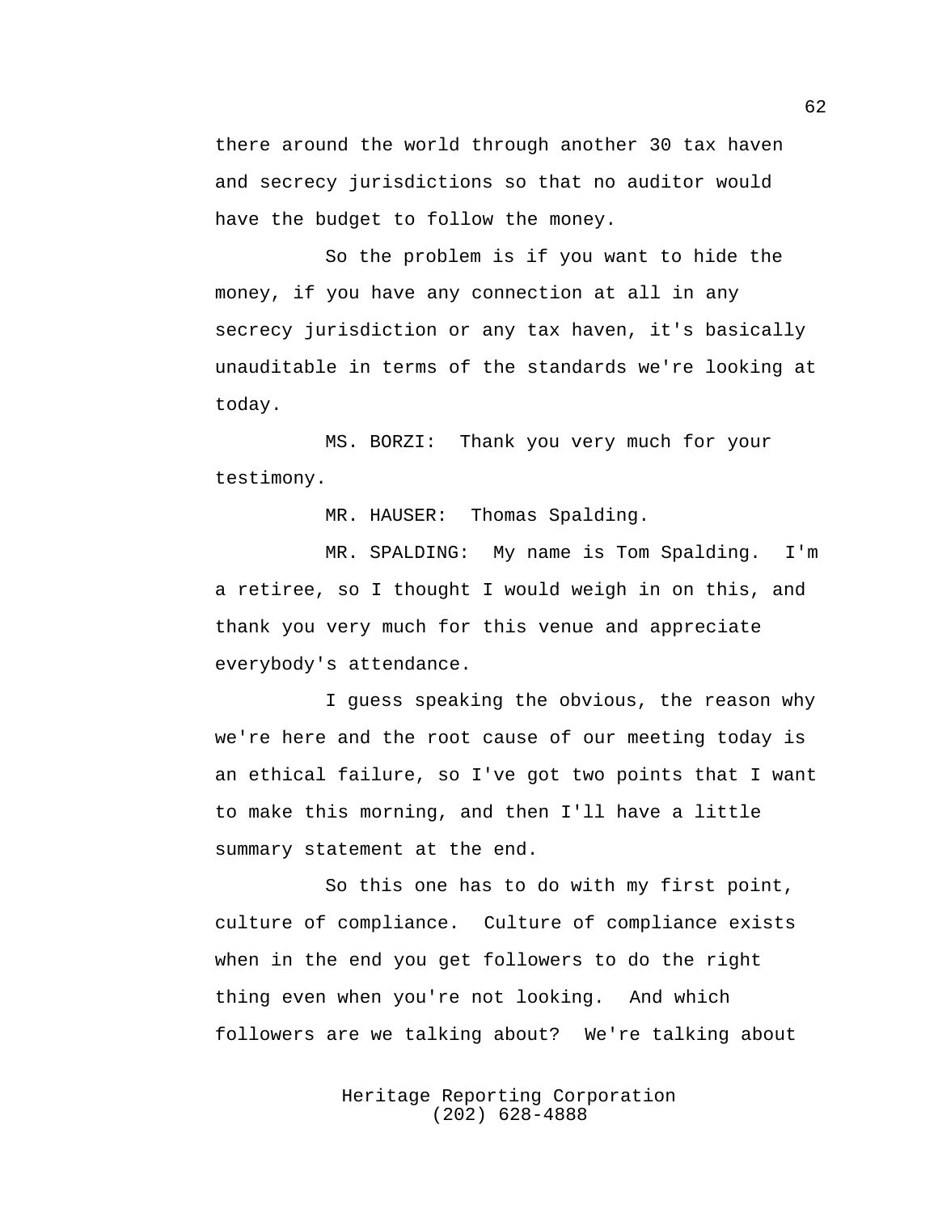there around the world through another 30 tax haven and secrecy jurisdictions so that no auditor would have the budget to follow the money.

So the problem is if you want to hide the money, if you have any connection at all in any secrecy jurisdiction or any tax haven, it's basically unauditable in terms of the standards we're looking at today.

MS. BORZI: Thank you very much for your testimony.

MR. HAUSER: Thomas Spalding.

MR. SPALDING: My name is Tom Spalding. I'm a retiree, so I thought I would weigh in on this, and thank you very much for this venue and appreciate everybody's attendance.

I guess speaking the obvious, the reason why we're here and the root cause of our meeting today is an ethical failure, so I've got two points that I want to make this morning, and then I'll have a little summary statement at the end.

So this one has to do with my first point, culture of compliance. Culture of compliance exists when in the end you get followers to do the right thing even when you're not looking. And which followers are we talking about? We're talking about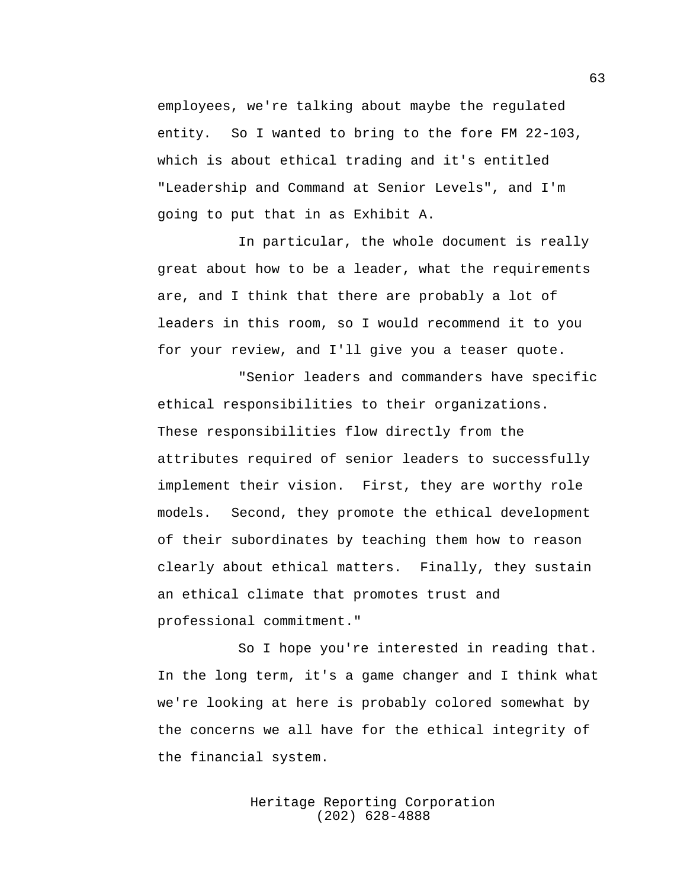employees, we're talking about maybe the regulated entity. So I wanted to bring to the fore FM 22-103, which is about ethical trading and it's entitled "Leadership and Command at Senior Levels", and I'm going to put that in as Exhibit A.

In particular, the whole document is really great about how to be a leader, what the requirements are, and I think that there are probably a lot of leaders in this room, so I would recommend it to you for your review, and I'll give you a teaser quote.

"Senior leaders and commanders have specific ethical responsibilities to their organizations. These responsibilities flow directly from the attributes required of senior leaders to successfully implement their vision. First, they are worthy role models. Second, they promote the ethical development of their subordinates by teaching them how to reason clearly about ethical matters. Finally, they sustain an ethical climate that promotes trust and professional commitment."

So I hope you're interested in reading that. In the long term, it's a game changer and I think what we're looking at here is probably colored somewhat by the concerns we all have for the ethical integrity of the financial system.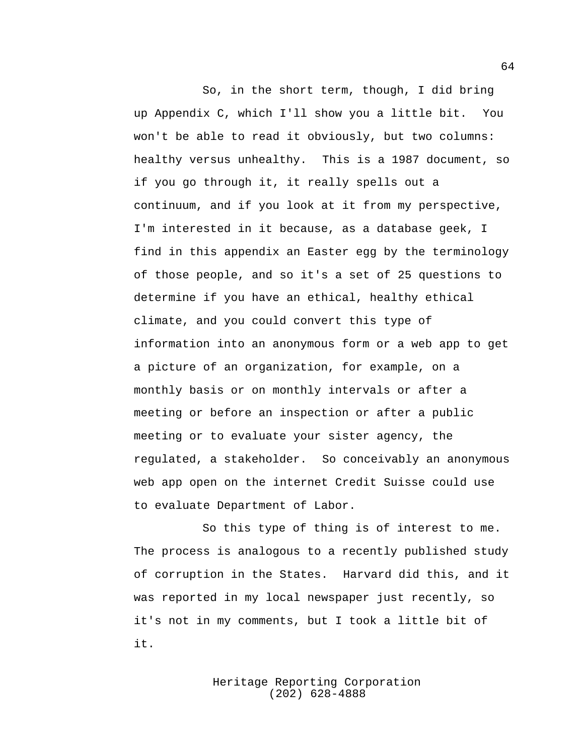So, in the short term, though, I did bring up Appendix C, which I'll show you a little bit. You won't be able to read it obviously, but two columns: healthy versus unhealthy. This is a 1987 document, so if you go through it, it really spells out a continuum, and if you look at it from my perspective, I'm interested in it because, as a database geek, I find in this appendix an Easter egg by the terminology of those people, and so it's a set of 25 questions to determine if you have an ethical, healthy ethical climate, and you could convert this type of information into an anonymous form or a web app to get a picture of an organization, for example, on a monthly basis or on monthly intervals or after a meeting or before an inspection or after a public meeting or to evaluate your sister agency, the regulated, a stakeholder. So conceivably an anonymous web app open on the internet Credit Suisse could use to evaluate Department of Labor.

So this type of thing is of interest to me. The process is analogous to a recently published study of corruption in the States. Harvard did this, and it was reported in my local newspaper just recently, so it's not in my comments, but I took a little bit of it.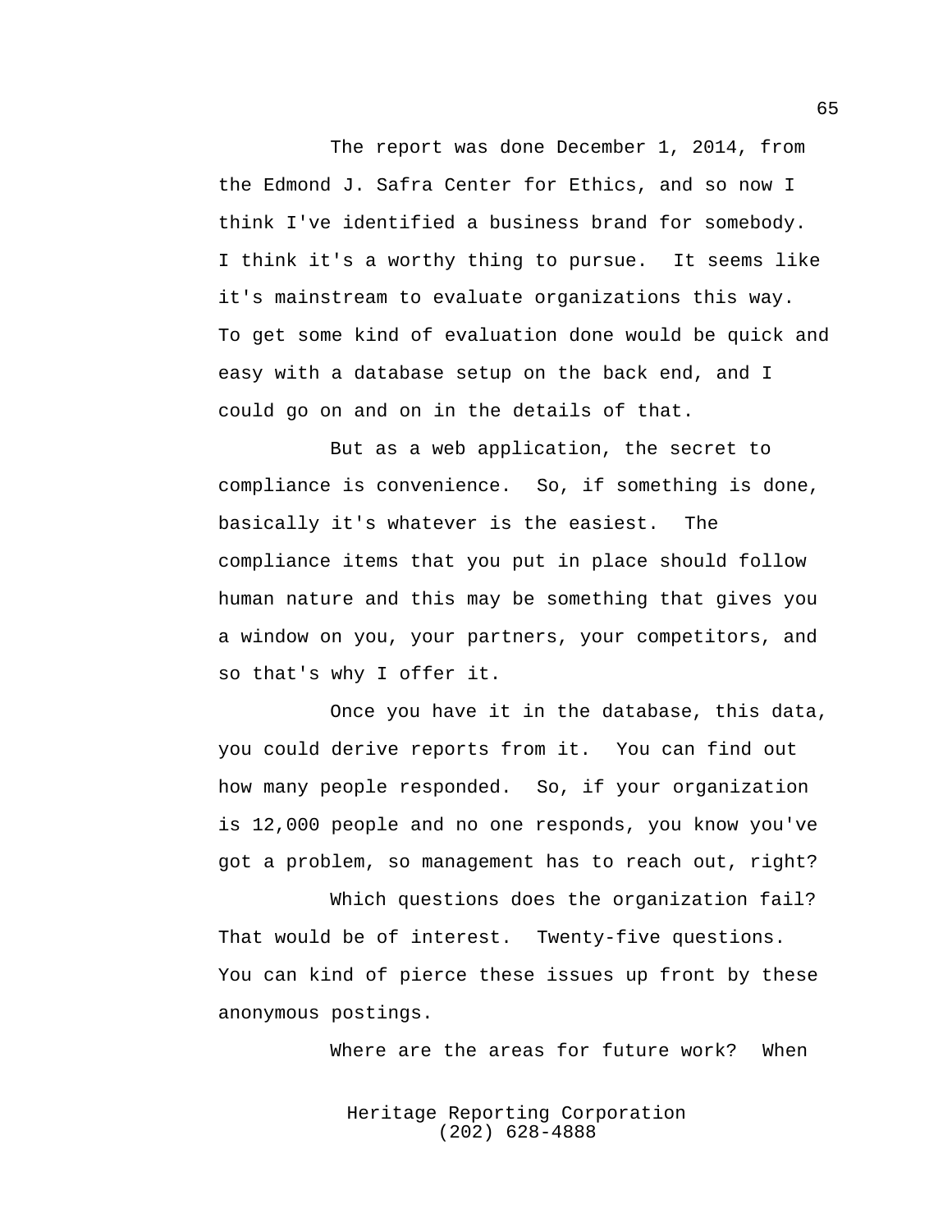The report was done December 1, 2014, from the Edmond J. Safra Center for Ethics, and so now I think I've identified a business brand for somebody. I think it's a worthy thing to pursue. It seems like it's mainstream to evaluate organizations this way. To get some kind of evaluation done would be quick and easy with a database setup on the back end, and I could go on and on in the details of that.

But as a web application, the secret to compliance is convenience. So, if something is done, basically it's whatever is the easiest. The compliance items that you put in place should follow human nature and this may be something that gives you a window on you, your partners, your competitors, and so that's why I offer it.

Once you have it in the database, this data, you could derive reports from it. You can find out how many people responded. So, if your organization is 12,000 people and no one responds, you know you've got a problem, so management has to reach out, right?

Which questions does the organization fail? That would be of interest. Twenty-five questions. You can kind of pierce these issues up front by these anonymous postings.

Where are the areas for future work? When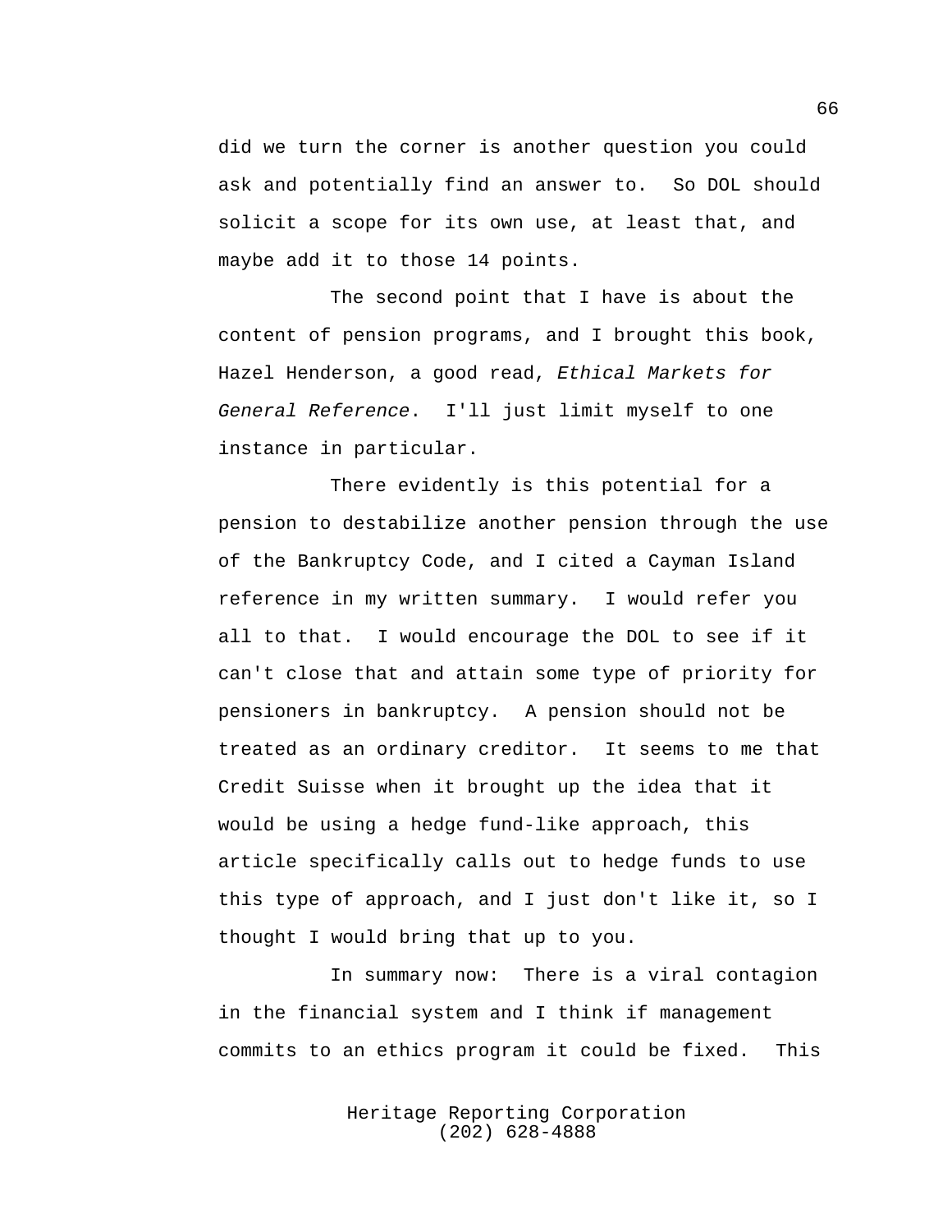did we turn the corner is another question you could ask and potentially find an answer to. So DOL should solicit a scope for its own use, at least that, and maybe add it to those 14 points.

The second point that I have is about the content of pension programs, and I brought this book, Hazel Henderson, a good read, *Ethical Markets for General Reference*. I'll just limit myself to one instance in particular.

There evidently is this potential for a pension to destabilize another pension through the use of the Bankruptcy Code, and I cited a Cayman Island reference in my written summary. I would refer you all to that. I would encourage the DOL to see if it can't close that and attain some type of priority for pensioners in bankruptcy. A pension should not be treated as an ordinary creditor. It seems to me that Credit Suisse when it brought up the idea that it would be using a hedge fund-like approach, this article specifically calls out to hedge funds to use this type of approach, and I just don't like it, so I thought I would bring that up to you.

In summary now: There is a viral contagion in the financial system and I think if management commits to an ethics program it could be fixed. This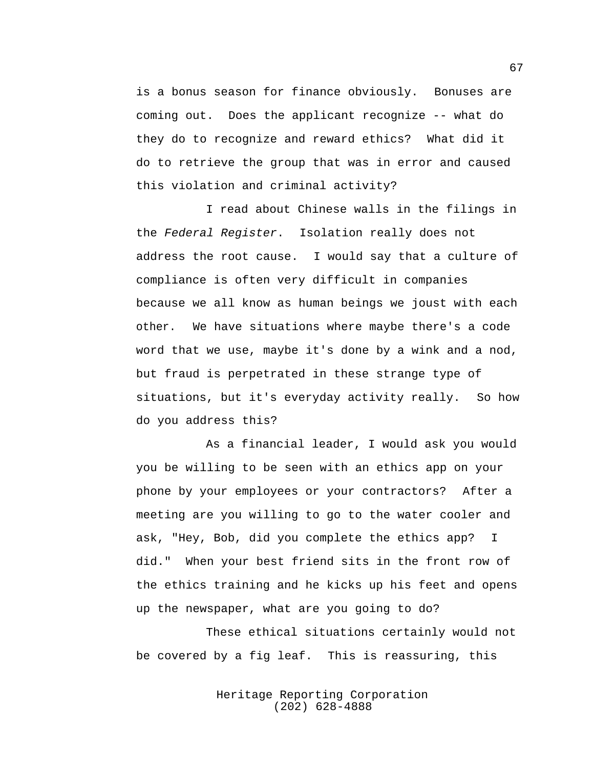is a bonus season for finance obviously. Bonuses are coming out. Does the applicant recognize -- what do they do to recognize and reward ethics? What did it do to retrieve the group that was in error and caused this violation and criminal activity?

I read about Chinese walls in the filings in the *Federal Register*. Isolation really does not address the root cause. I would say that a culture of compliance is often very difficult in companies because we all know as human beings we joust with each other. We have situations where maybe there's a code word that we use, maybe it's done by a wink and a nod, but fraud is perpetrated in these strange type of situations, but it's everyday activity really. So how do you address this?

As a financial leader, I would ask you would you be willing to be seen with an ethics app on your phone by your employees or your contractors? After a meeting are you willing to go to the water cooler and ask, "Hey, Bob, did you complete the ethics app? I did." When your best friend sits in the front row of the ethics training and he kicks up his feet and opens up the newspaper, what are you going to do?

These ethical situations certainly would not be covered by a fig leaf. This is reassuring, this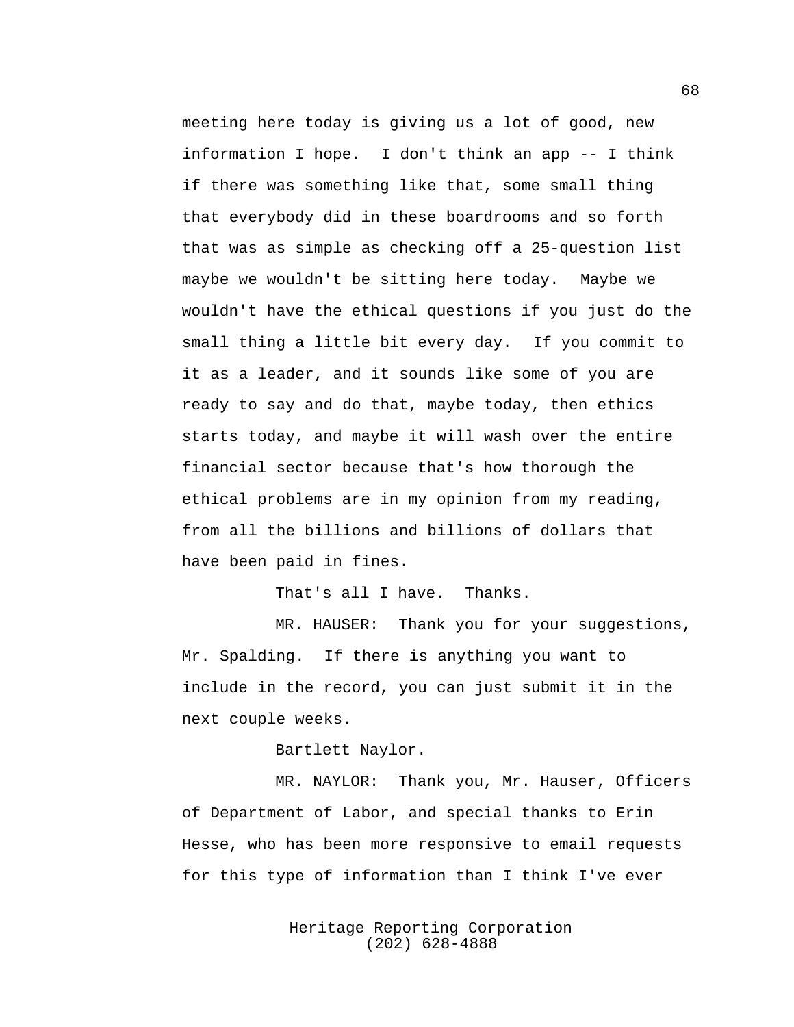meeting here today is giving us a lot of good, new information I hope. I don't think an app -- I think if there was something like that, some small thing that everybody did in these boardrooms and so forth that was as simple as checking off a 25-question list maybe we wouldn't be sitting here today. Maybe we wouldn't have the ethical questions if you just do the small thing a little bit every day. If you commit to it as a leader, and it sounds like some of you are ready to say and do that, maybe today, then ethics starts today, and maybe it will wash over the entire financial sector because that's how thorough the ethical problems are in my opinion from my reading, from all the billions and billions of dollars that have been paid in fines.

That's all I have. Thanks.

MR. HAUSER: Thank you for your suggestions, Mr. Spalding. If there is anything you want to include in the record, you can just submit it in the next couple weeks.

Bartlett Naylor.

MR. NAYLOR: Thank you, Mr. Hauser, Officers of Department of Labor, and special thanks to Erin Hesse, who has been more responsive to email requests for this type of information than I think I've ever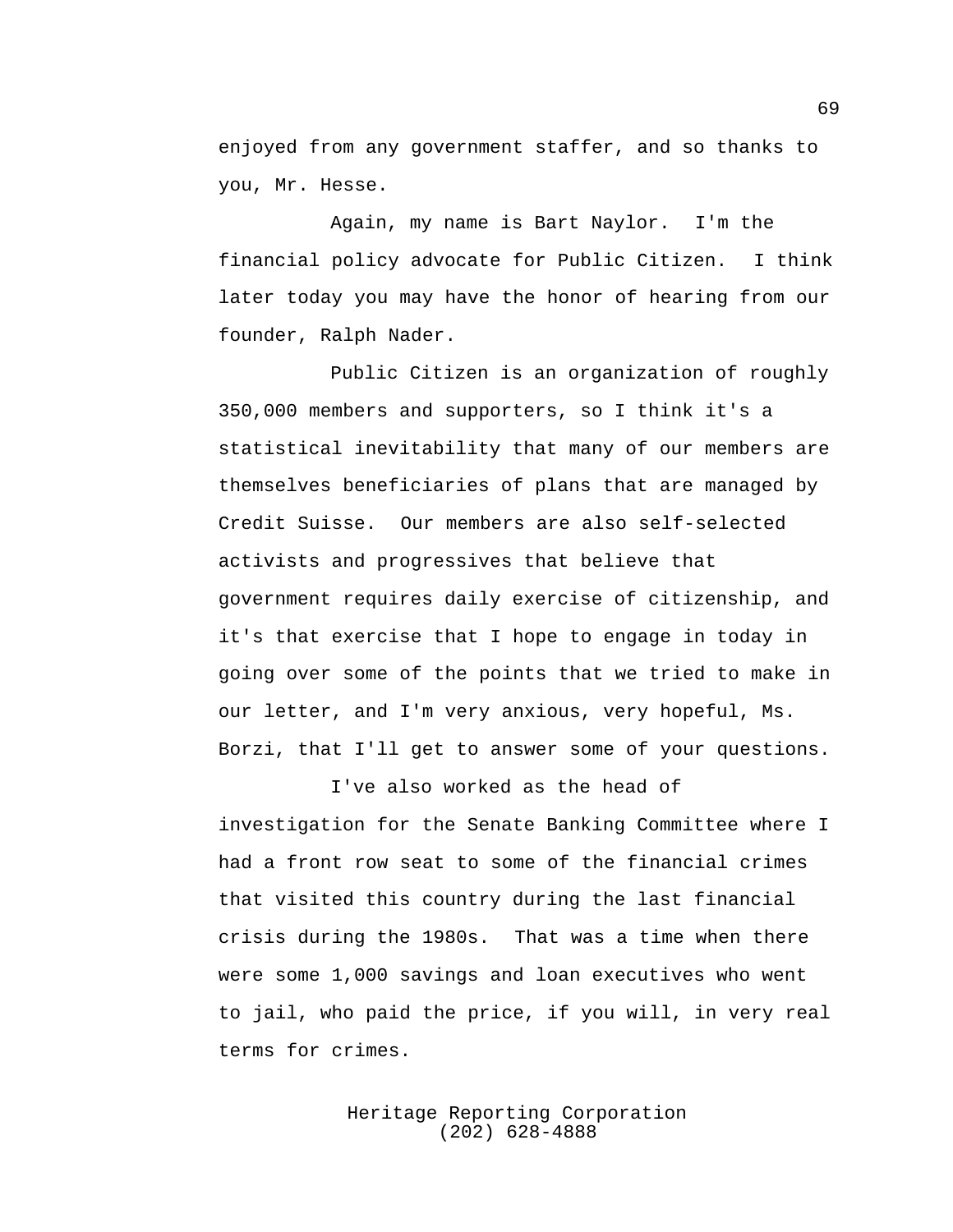enjoyed from any government staffer, and so thanks to you, Mr. Hesse.

Again, my name is Bart Naylor. I'm the financial policy advocate for Public Citizen. I think later today you may have the honor of hearing from our founder, Ralph Nader.

Public Citizen is an organization of roughly 350,000 members and supporters, so I think it's a statistical inevitability that many of our members are themselves beneficiaries of plans that are managed by Credit Suisse. Our members are also self-selected activists and progressives that believe that government requires daily exercise of citizenship, and it's that exercise that I hope to engage in today in going over some of the points that we tried to make in our letter, and I'm very anxious, very hopeful, Ms. Borzi, that I'll get to answer some of your questions.

I've also worked as the head of investigation for the Senate Banking Committee where I had a front row seat to some of the financial crimes that visited this country during the last financial crisis during the 1980s. That was a time when there were some 1,000 savings and loan executives who went to jail, who paid the price, if you will, in very real terms for crimes.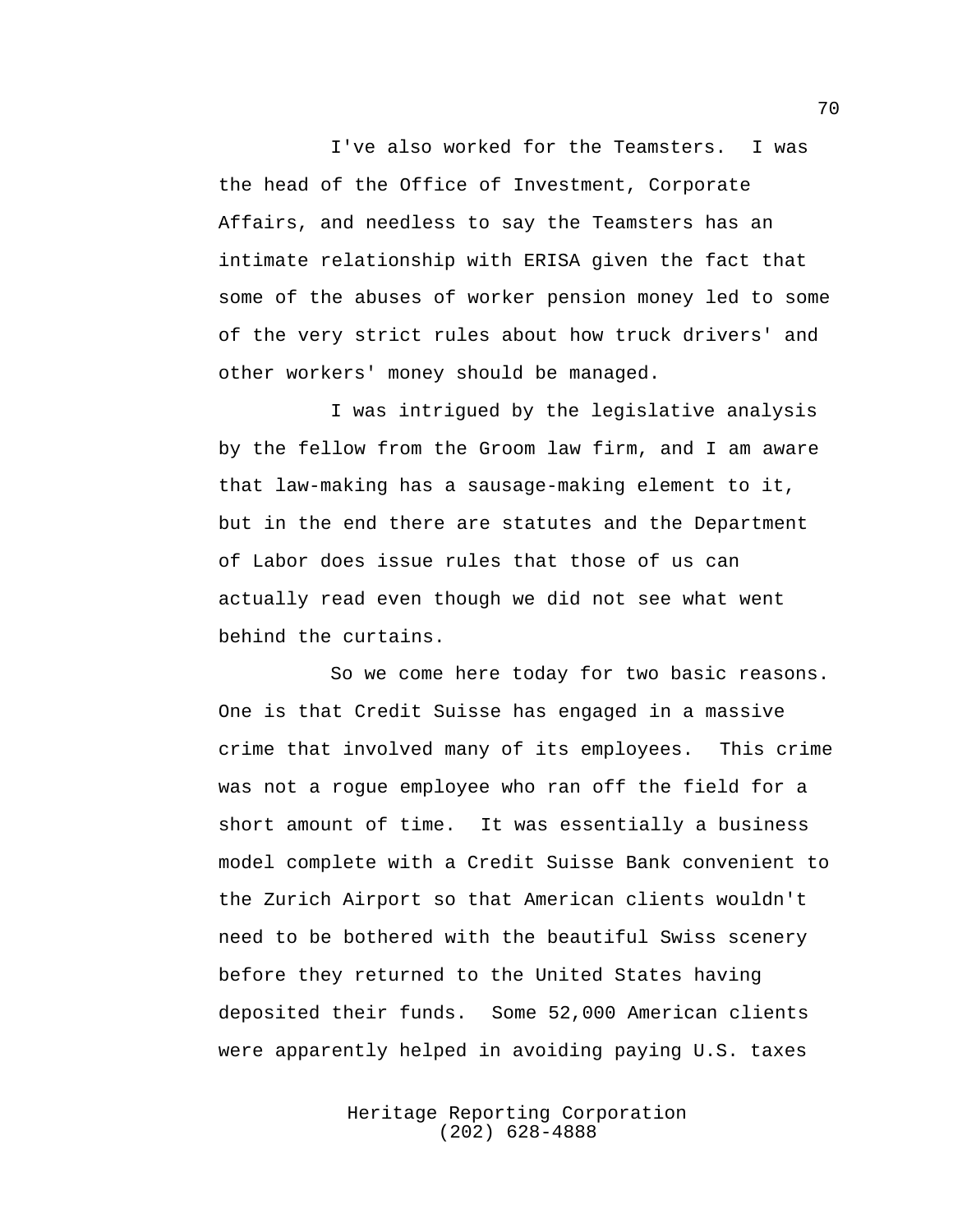I've also worked for the Teamsters. I was the head of the Office of Investment, Corporate Affairs, and needless to say the Teamsters has an intimate relationship with ERISA given the fact that some of the abuses of worker pension money led to some of the very strict rules about how truck drivers' and other workers' money should be managed.

I was intrigued by the legislative analysis by the fellow from the Groom law firm, and I am aware that law-making has a sausage-making element to it, but in the end there are statutes and the Department of Labor does issue rules that those of us can actually read even though we did not see what went behind the curtains.

So we come here today for two basic reasons. One is that Credit Suisse has engaged in a massive crime that involved many of its employees. This crime was not a rogue employee who ran off the field for a short amount of time. It was essentially a business model complete with a Credit Suisse Bank convenient to the Zurich Airport so that American clients wouldn't need to be bothered with the beautiful Swiss scenery before they returned to the United States having deposited their funds. Some 52,000 American clients were apparently helped in avoiding paying U.S. taxes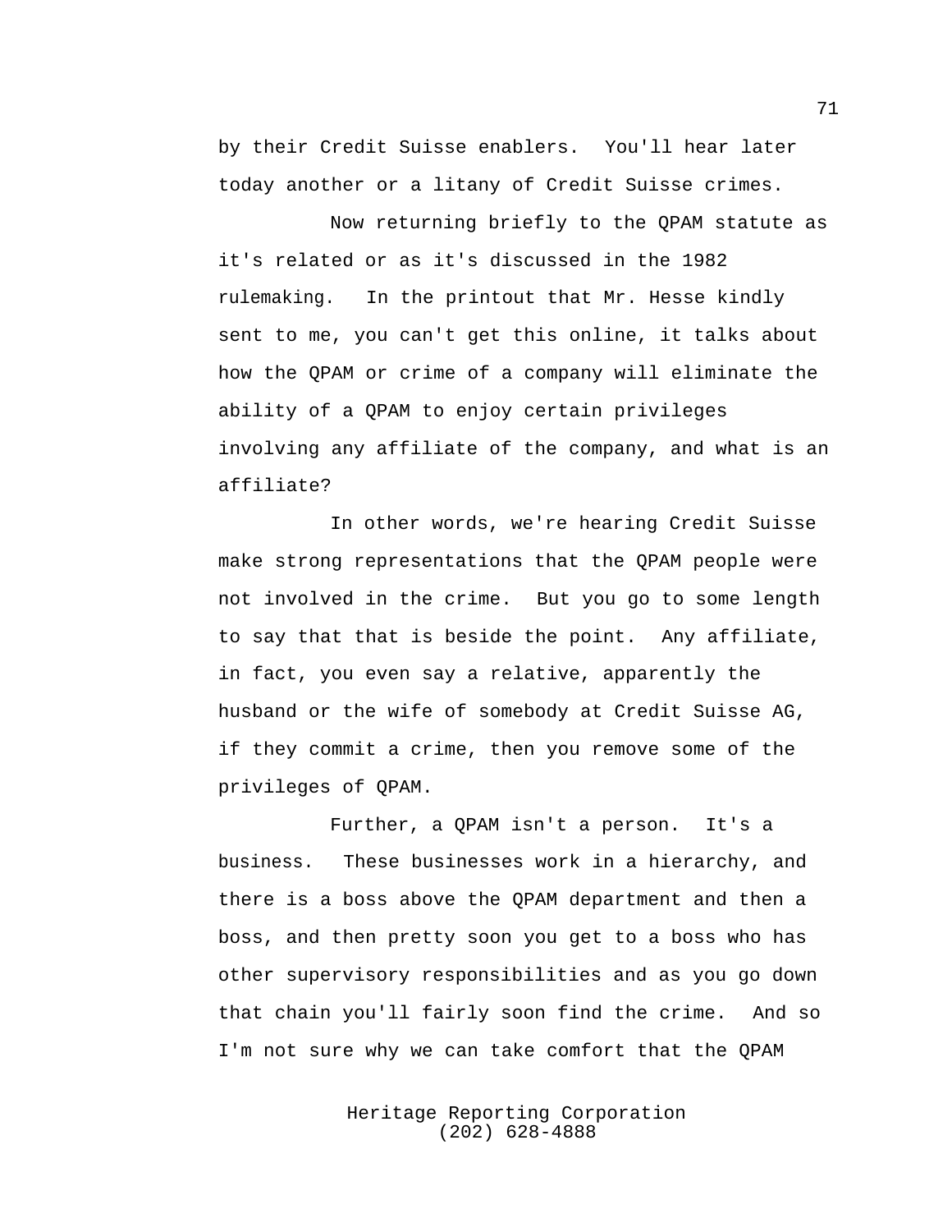by their Credit Suisse enablers. You'll hear later today another or a litany of Credit Suisse crimes.

Now returning briefly to the QPAM statute as it's related or as it's discussed in the 1982 rulemaking. In the printout that Mr. Hesse kindly sent to me, you can't get this online, it talks about how the QPAM or crime of a company will eliminate the ability of a QPAM to enjoy certain privileges involving any affiliate of the company, and what is an affiliate?

In other words, we're hearing Credit Suisse make strong representations that the QPAM people were not involved in the crime. But you go to some length to say that that is beside the point. Any affiliate, in fact, you even say a relative, apparently the husband or the wife of somebody at Credit Suisse AG, if they commit a crime, then you remove some of the privileges of QPAM.

Further, a QPAM isn't a person. It's a business. These businesses work in a hierarchy, and there is a boss above the QPAM department and then a boss, and then pretty soon you get to a boss who has other supervisory responsibilities and as you go down that chain you'll fairly soon find the crime. And so I'm not sure why we can take comfort that the QPAM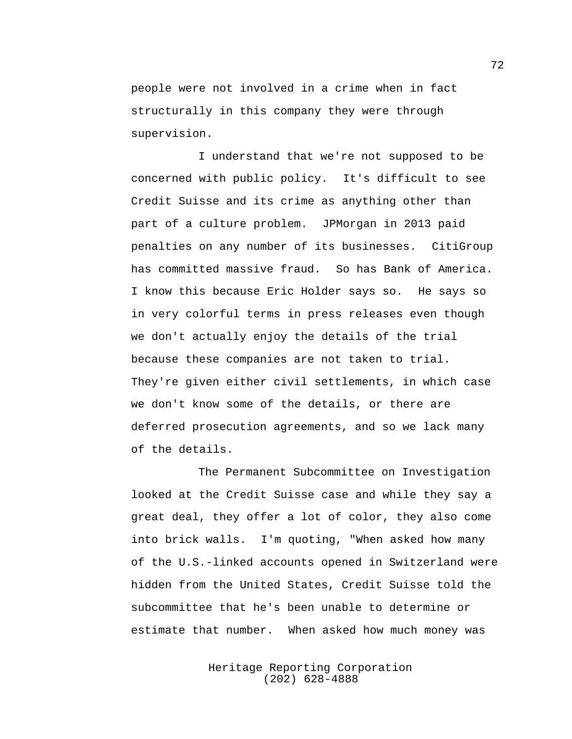people were not involved in a crime when in fact structurally in this company they were through supervision.

I understand that we're not supposed to be concerned with public policy. It's difficult to see Credit Suisse and its crime as anything other than part of a culture problem. JPMorgan in 2013 paid penalties on any number of its businesses. CitiGroup has committed massive fraud. So has Bank of America. I know this because Eric Holder says so. He says so in very colorful terms in press releases even though we don't actually enjoy the details of the trial because these companies are not taken to trial. They're given either civil settlements, in which case we don't know some of the details, or there are deferred prosecution agreements, and so we lack many of the details.

The Permanent Subcommittee on Investigation looked at the Credit Suisse case and while they say a great deal, they offer a lot of color, they also come into brick walls. I'm quoting, "When asked how many of the U.S.-linked accounts opened in Switzerland were hidden from the United States, Credit Suisse told the subcommittee that he's been unable to determine or estimate that number. When asked how much money was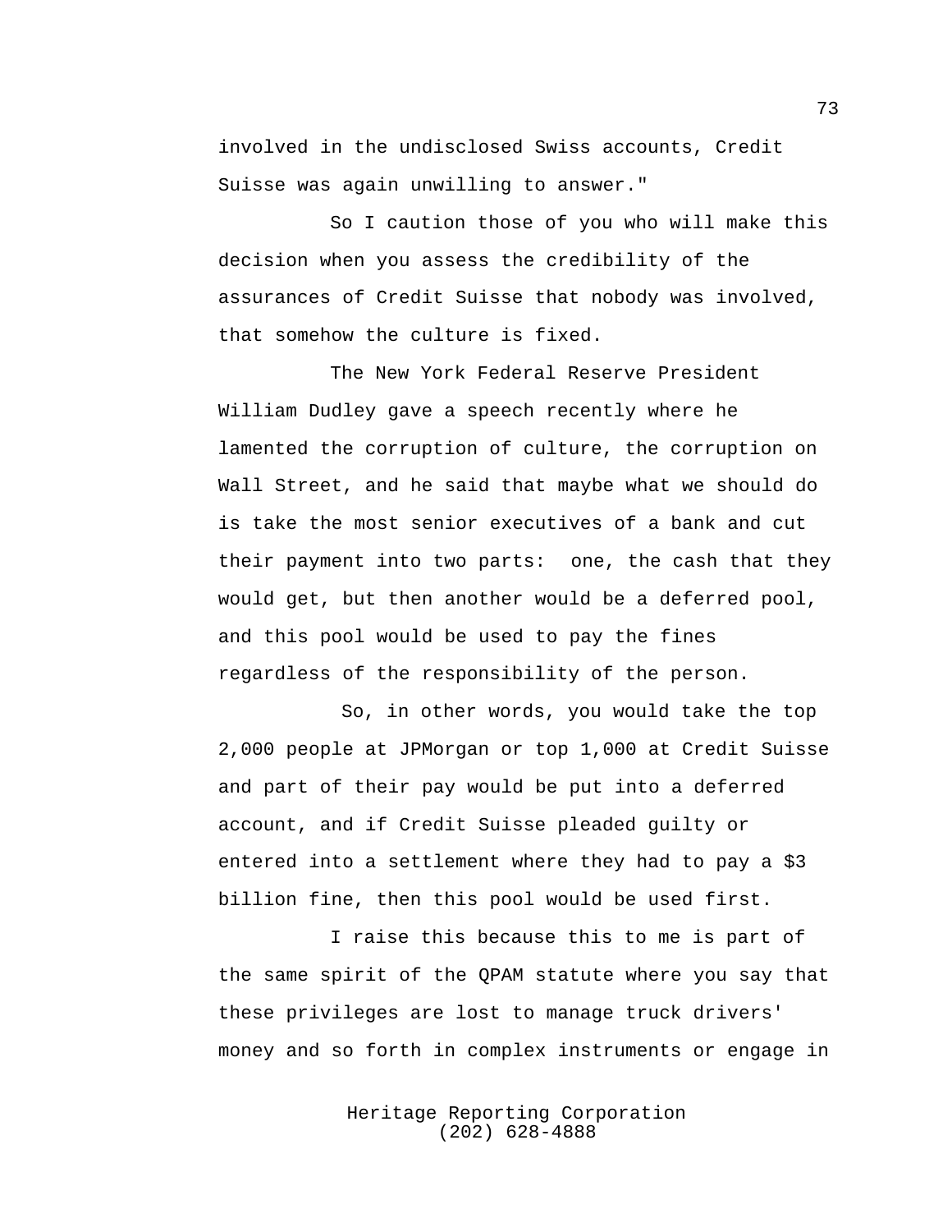involved in the undisclosed Swiss accounts, Credit Suisse was again unwilling to answer."

So I caution those of you who will make this decision when you assess the credibility of the assurances of Credit Suisse that nobody was involved, that somehow the culture is fixed.

The New York Federal Reserve President William Dudley gave a speech recently where he lamented the corruption of culture, the corruption on Wall Street, and he said that maybe what we should do is take the most senior executives of a bank and cut their payment into two parts: one, the cash that they would get, but then another would be a deferred pool, and this pool would be used to pay the fines regardless of the responsibility of the person.

So, in other words, you would take the top 2,000 people at JPMorgan or top 1,000 at Credit Suisse and part of their pay would be put into a deferred account, and if Credit Suisse pleaded guilty or entered into a settlement where they had to pay a $3 billion fine, then this pool would be used first.

I raise this because this to me is part of the same spirit of the QPAM statute where you say that these privileges are lost to manage truck drivers' money and so forth in complex instruments or engage in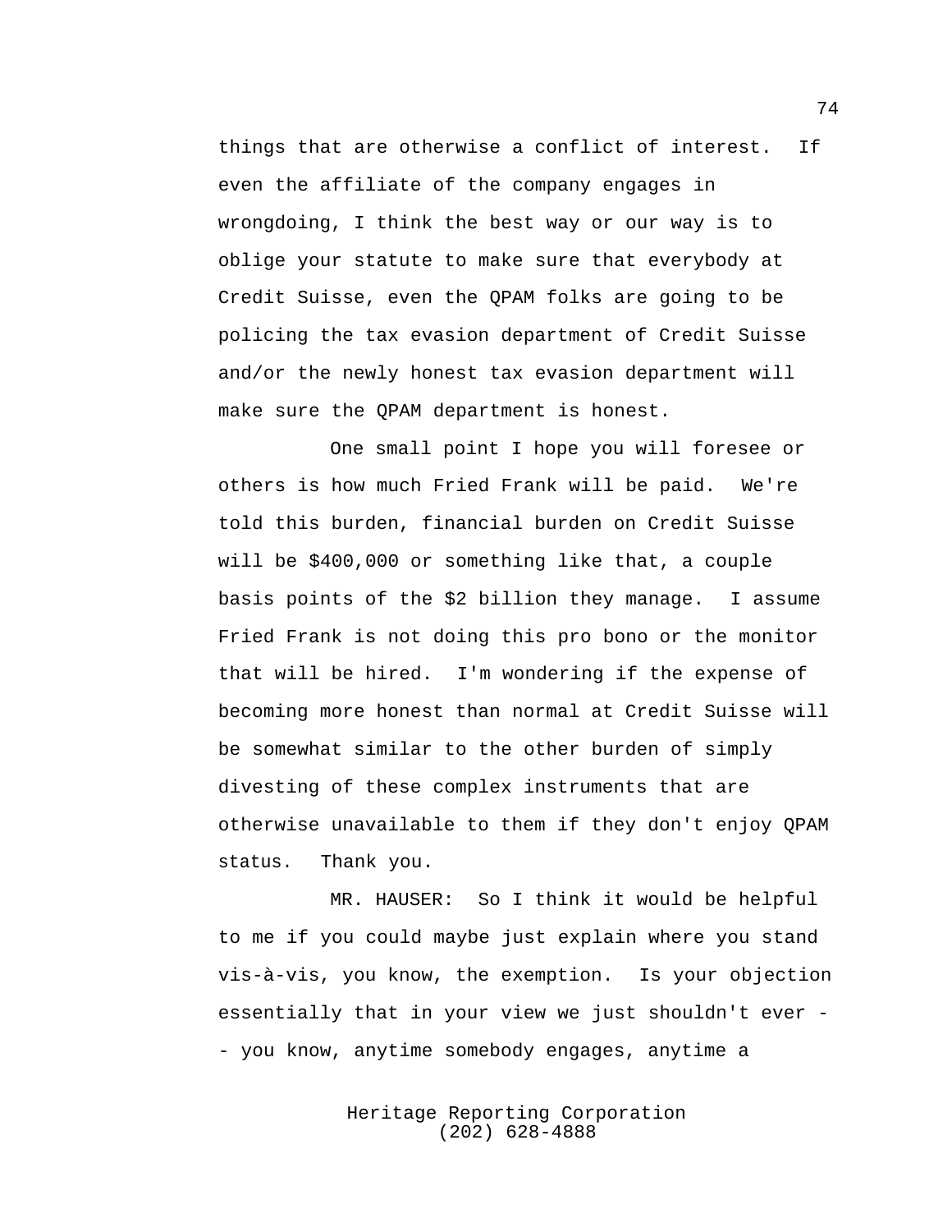things that are otherwise a conflict of interest. If even the affiliate of the company engages in wrongdoing, I think the best way or our way is to oblige your statute to make sure that everybody at Credit Suisse, even the QPAM folks are going to be policing the tax evasion department of Credit Suisse and/or the newly honest tax evasion department will make sure the QPAM department is honest.

One small point I hope you will foresee or others is how much Fried Frank will be paid. We're told this burden, financial burden on Credit Suisse will be $400,000 or something like that, a couple basis points of the $2 billion they manage. I assume Fried Frank is not doing this pro bono or the monitor that will be hired. I'm wondering if the expense of becoming more honest than normal at Credit Suisse will be somewhat similar to the other burden of simply divesting of these complex instruments that are otherwise unavailable to them if they don't enjoy QPAM status. Thank you.

MR. HAUSER: So I think it would be helpful to me if you could maybe just explain where you stand vis-à-vis, you know, the exemption. Is your objection essentially that in your view we just shouldn't ever -- you know, anytime somebody engages, anytime a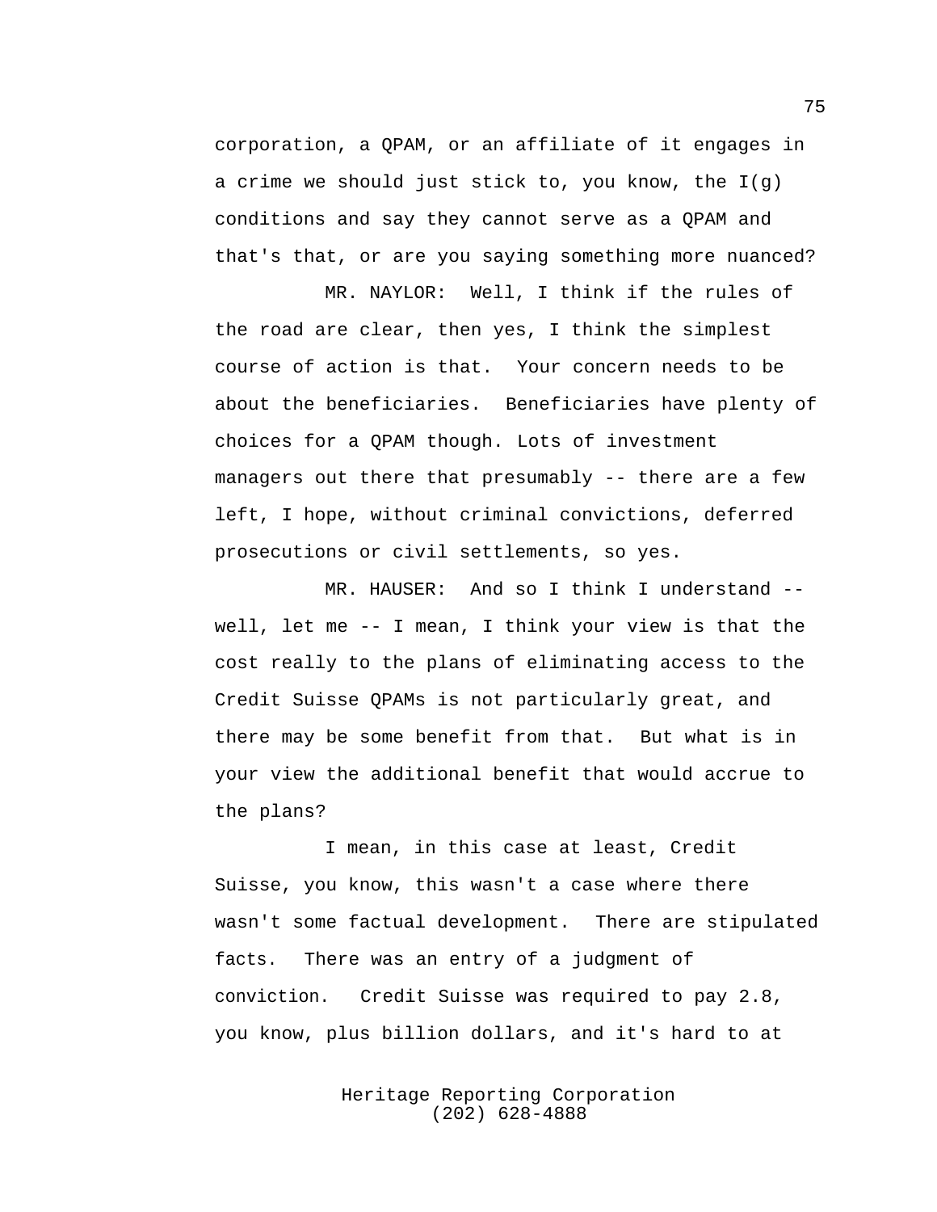corporation, a QPAM, or an affiliate of it engages in a crime we should just stick to, you know, the I(g) conditions and say they cannot serve as a QPAM and that's that, or are you saying something more nuanced?

MR. NAYLOR: Well, I think if the rules of the road are clear, then yes, I think the simplest course of action is that. Your concern needs to be about the beneficiaries. Beneficiaries have plenty of choices for a QPAM though. Lots of investment managers out there that presumably -- there are a few left, I hope, without criminal convictions, deferred prosecutions or civil settlements, so yes.

MR. HAUSER: And so I think I understand -- well, let me -- I mean, I think your view is that the cost really to the plans of eliminating access to the Credit Suisse QPAMs is not particularly great, and there may be some benefit from that. But what is in your view the additional benefit that would accrue to the plans?

I mean, in this case at least, Credit Suisse, you know, this wasn't a case where there wasn't some factual development. There are stipulated facts. There was an entry of a judgment of conviction. Credit Suisse was required to pay 2.8, you know, plus billion dollars, and it's hard to at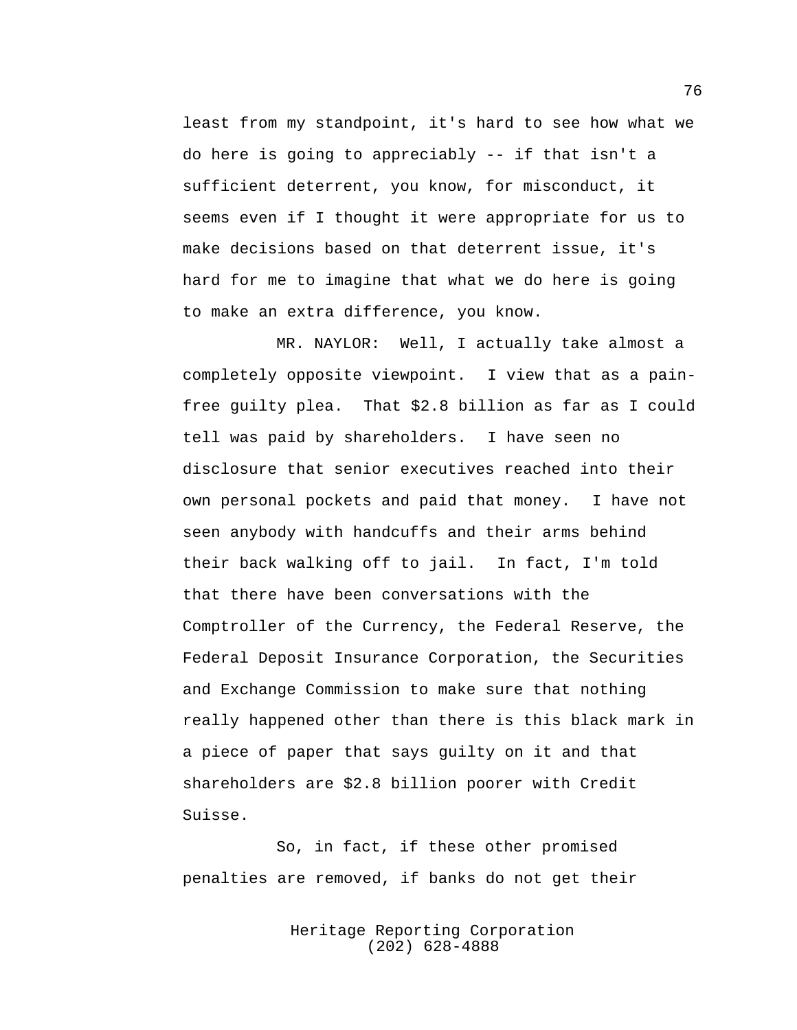least from my standpoint, it's hard to see how what we do here is going to appreciably -- if that isn't a sufficient deterrent, you know, for misconduct, it seems even if I thought it were appropriate for us to make decisions based on that deterrent issue, it's hard for me to imagine that what we do here is going to make an extra difference, you know.

MR. NAYLOR: Well, I actually take almost a completely opposite viewpoint. I view that as a pain-free guilty plea. That $2.8 billion as far as I could tell was paid by shareholders. I have seen no disclosure that senior executives reached into their own personal pockets and paid that money. I have not seen anybody with handcuffs and their arms behind their back walking off to jail. In fact, I'm told that there have been conversations with the Comptroller of the Currency, the Federal Reserve, the Federal Deposit Insurance Corporation, the Securities and Exchange Commission to make sure that nothing really happened other than there is this black mark in a piece of paper that says guilty on it and that shareholders are $2.8 billion poorer with Credit Suisse.

So, in fact, if these other promised penalties are removed, if banks do not get their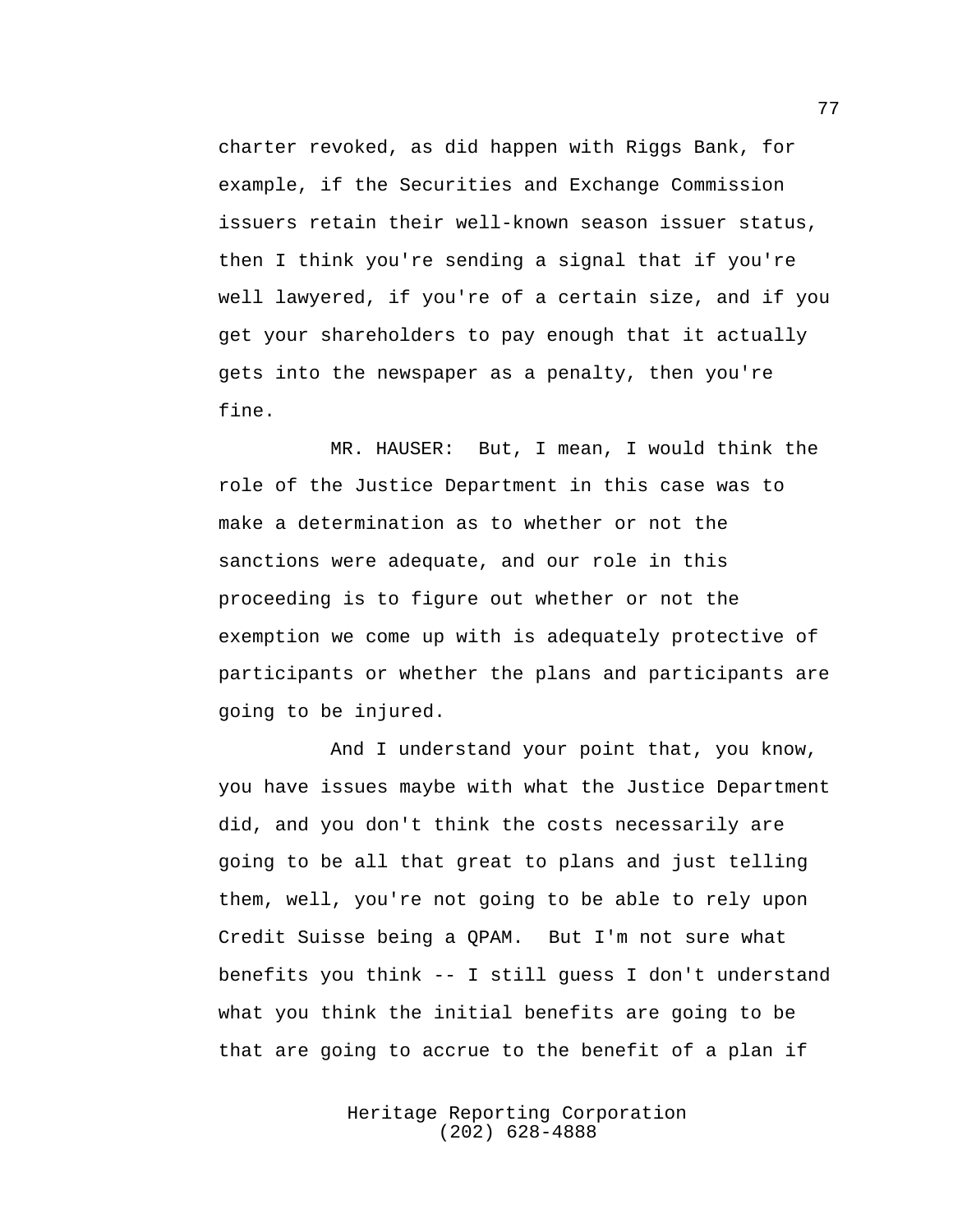charter revoked, as did happen with Riggs Bank, for example, if the Securities and Exchange Commission issuers retain their well-known season issuer status, then I think you're sending a signal that if you're well lawyered, if you're of a certain size, and if you get your shareholders to pay enough that it actually gets into the newspaper as a penalty, then you're fine.

MR. HAUSER: But, I mean, I would think the role of the Justice Department in this case was to make a determination as to whether or not the sanctions were adequate, and our role in this proceeding is to figure out whether or not the exemption we come up with is adequately protective of participants or whether the plans and participants are going to be injured.

And I understand your point that, you know, you have issues maybe with what the Justice Department did, and you don't think the costs necessarily are going to be all that great to plans and just telling them, well, you're not going to be able to rely upon Credit Suisse being a QPAM. But I'm not sure what benefits you think -- I still guess I don't understand what you think the initial benefits are going to be that are going to accrue to the benefit of a plan if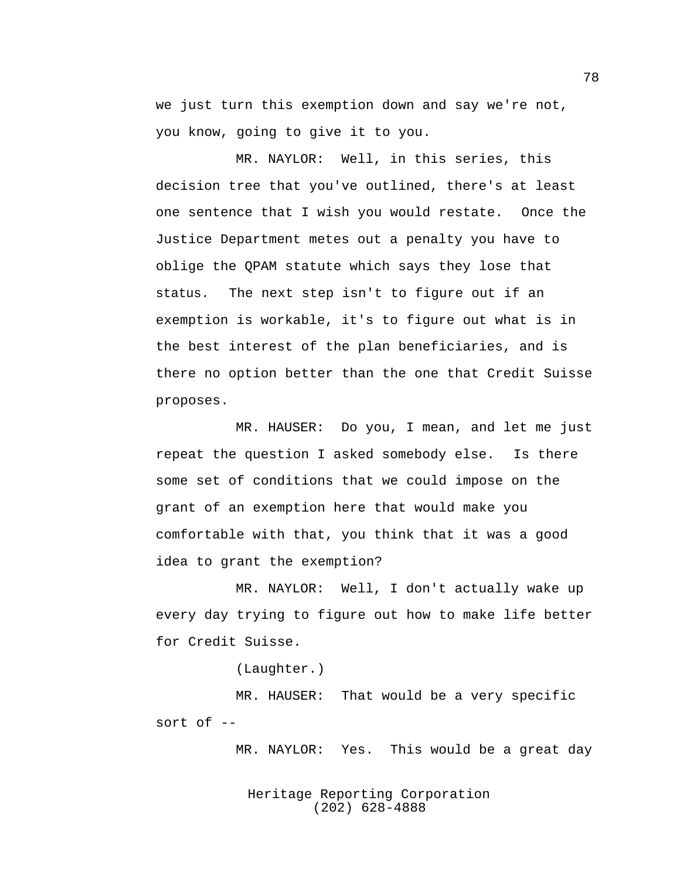we just turn this exemption down and say we're not, you know, going to give it to you.

MR. NAYLOR: Well, in this series, this decision tree that you've outlined, there's at least one sentence that I wish you would restate. Once the Justice Department metes out a penalty you have to oblige the QPAM statute which says they lose that status. The next step isn't to figure out if an exemption is workable, it's to figure out what is in the best interest of the plan beneficiaries, and is there no option better than the one that Credit Suisse proposes.

MR. HAUSER: Do you, I mean, and let me just repeat the question I asked somebody else. Is there some set of conditions that we could impose on the grant of an exemption here that would make you comfortable with that, you think that it was a good idea to grant the exemption?

MR. NAYLOR: Well, I don't actually wake up every day trying to figure out how to make life better for Credit Suisse.

(Laughter.)

MR. HAUSER: That would be a very specific sort of --

MR. NAYLOR: Yes. This would be a great day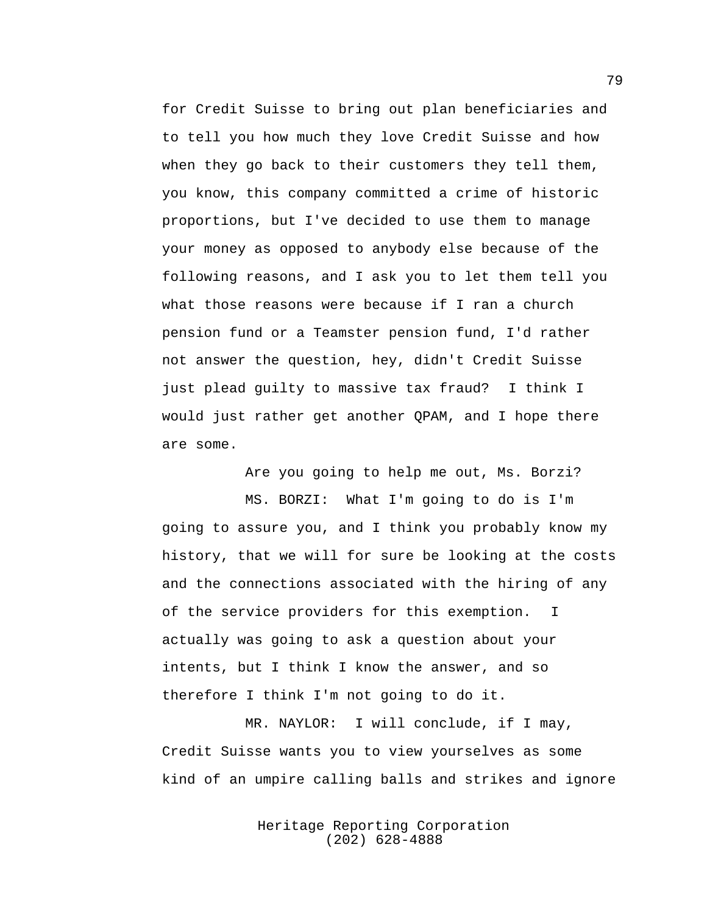for Credit Suisse to bring out plan beneficiaries and to tell you how much they love Credit Suisse and how when they go back to their customers they tell them, you know, this company committed a crime of historic proportions, but I've decided to use them to manage your money as opposed to anybody else because of the following reasons, and I ask you to let them tell you what those reasons were because if I ran a church pension fund or a Teamster pension fund, I'd rather not answer the question, hey, didn't Credit Suisse just plead guilty to massive tax fraud? I think I would just rather get another QPAM, and I hope there are some.

Are you going to help me out, Ms. Borzi?

MS. BORZI: What I'm going to do is I'm going to assure you, and I think you probably know my history, that we will for sure be looking at the costs and the connections associated with the hiring of any of the service providers for this exemption. I actually was going to ask a question about your intents, but I think I know the answer, and so therefore I think I'm not going to do it.

MR. NAYLOR: I will conclude, if I may, Credit Suisse wants you to view yourselves as some kind of an umpire calling balls and strikes and ignore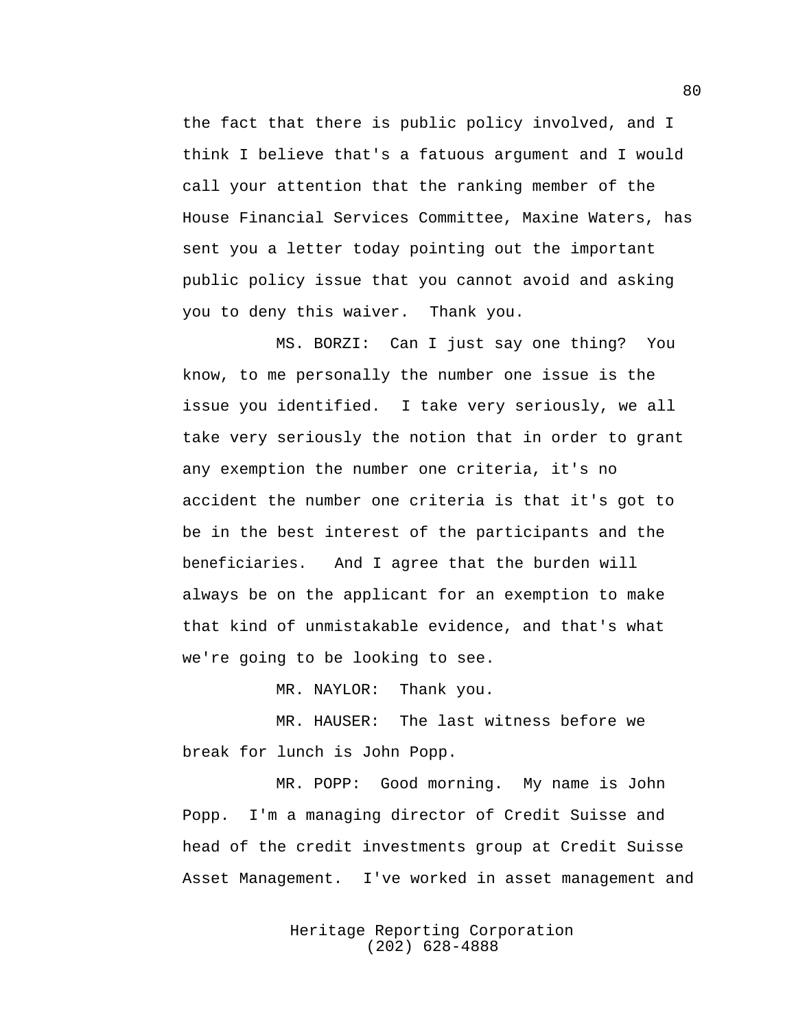the fact that there is public policy involved, and I think I believe that's a fatuous argument and I would call your attention that the ranking member of the House Financial Services Committee, Maxine Waters, has sent you a letter today pointing out the important public policy issue that you cannot avoid and asking you to deny this waiver. Thank you.

MS. BORZI: Can I just say one thing? You know, to me personally the number one issue is the issue you identified. I take very seriously, we all take very seriously the notion that in order to grant any exemption the number one criteria, it's no accident the number one criteria is that it's got to be in the best interest of the participants and the beneficiaries. And I agree that the burden will always be on the applicant for an exemption to make that kind of unmistakable evidence, and that's what we're going to be looking to see.

MR. NAYLOR: Thank you.

MR. HAUSER: The last witness before we break for lunch is John Popp.

MR. POPP: Good morning. My name is John Popp. I'm a managing director of Credit Suisse and head of the credit investments group at Credit Suisse Asset Management. I've worked in asset management and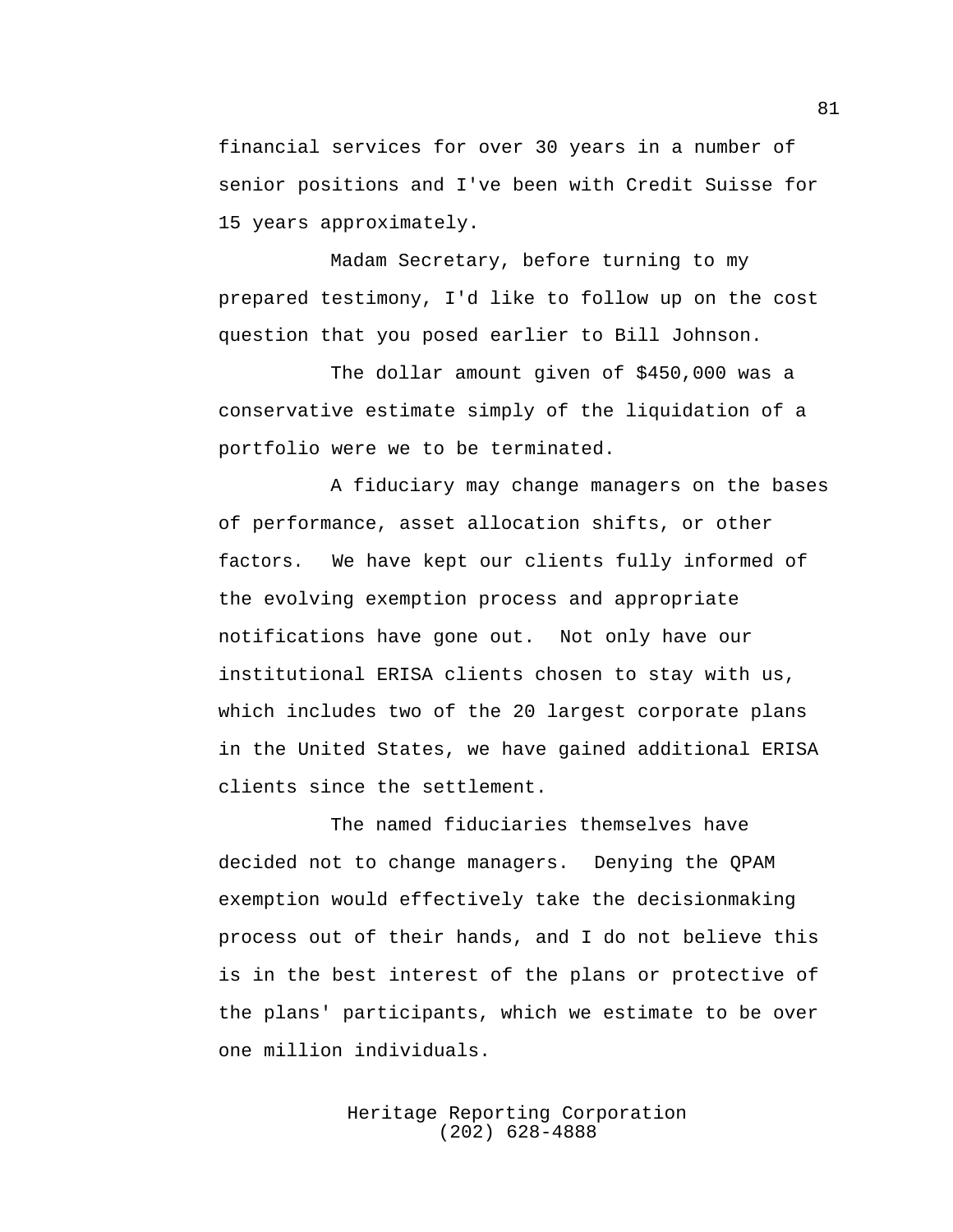financial services for over 30 years in a number of senior positions and I've been with Credit Suisse for 15 years approximately.

Madam Secretary, before turning to my prepared testimony, I'd like to follow up on the cost question that you posed earlier to Bill Johnson.

The dollar amount given of $450,000 was a conservative estimate simply of the liquidation of a portfolio were we to be terminated.

A fiduciary may change managers on the bases of performance, asset allocation shifts, or other factors. We have kept our clients fully informed of the evolving exemption process and appropriate notifications have gone out. Not only have our institutional ERISA clients chosen to stay with us, which includes two of the 20 largest corporate plans in the United States, we have gained additional ERISA clients since the settlement.

The named fiduciaries themselves have decided not to change managers. Denying the QPAM exemption would effectively take the decisionmaking process out of their hands, and I do not believe this is in the best interest of the plans or protective of the plans' participants, which we estimate to be over one million individuals.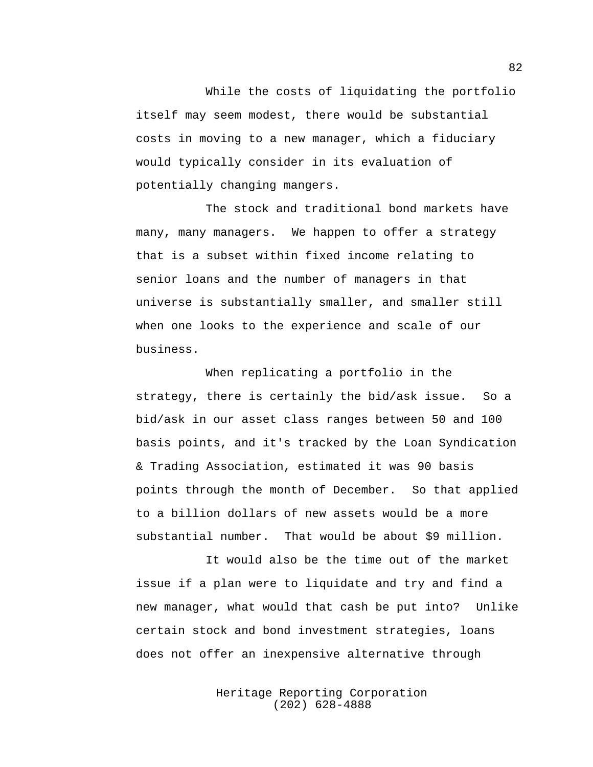While the costs of liquidating the portfolio itself may seem modest, there would be substantial costs in moving to a new manager, which a fiduciary would typically consider in its evaluation of potentially changing mangers.

The stock and traditional bond markets have many, many managers. We happen to offer a strategy that is a subset within fixed income relating to senior loans and the number of managers in that universe is substantially smaller, and smaller still when one looks to the experience and scale of our business.

When replicating a portfolio in the strategy, there is certainly the bid/ask issue. So a bid/ask in our asset class ranges between 50 and 100 basis points, and it's tracked by the Loan Syndication & Trading Association, estimated it was 90 basis points through the month of December. So that applied to a billion dollars of new assets would be a more substantial number. That would be about $9 million.

It would also be the time out of the market issue if a plan were to liquidate and try and find a new manager, what would that cash be put into? Unlike certain stock and bond investment strategies, loans does not offer an inexpensive alternative through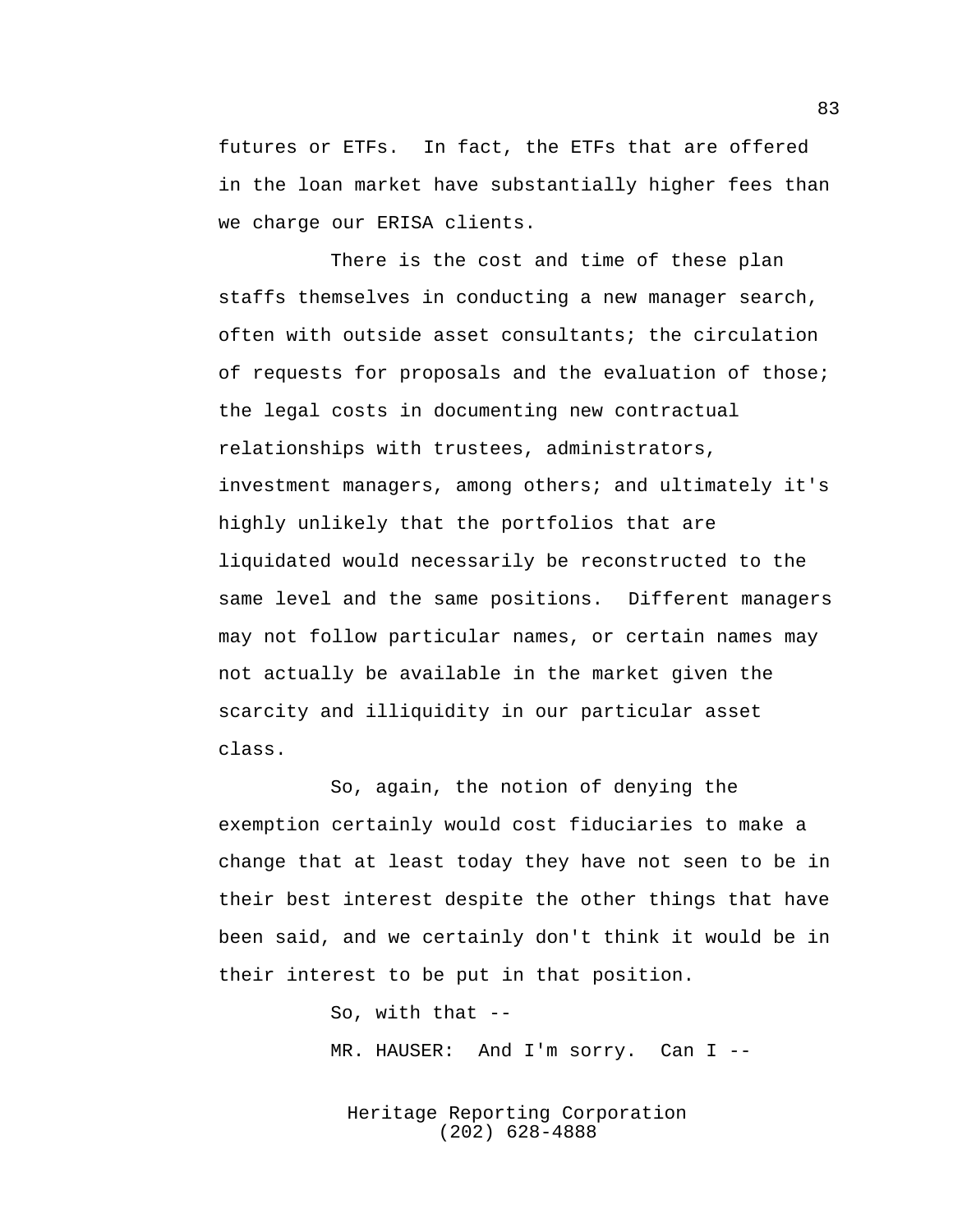futures or ETFs. In fact, the ETFs that are offered in the loan market have substantially higher fees than we charge our ERISA clients.

There is the cost and time of these plan staffs themselves in conducting a new manager search, often with outside asset consultants; the circulation of requests for proposals and the evaluation of those; the legal costs in documenting new contractual relationships with trustees, administrators, investment managers, among others; and ultimately it's highly unlikely that the portfolios that are liquidated would necessarily be reconstructed to the same level and the same positions. Different managers may not follow particular names, or certain names may not actually be available in the market given the scarcity and illiquidity in our particular asset class.

So, again, the notion of denying the exemption certainly would cost fiduciaries to make a change that at least today they have not seen to be in their best interest despite the other things that have been said, and we certainly don't think it would be in their interest to be put in that position.

So, with that --

MR. HAUSER: And I'm sorry. Can I --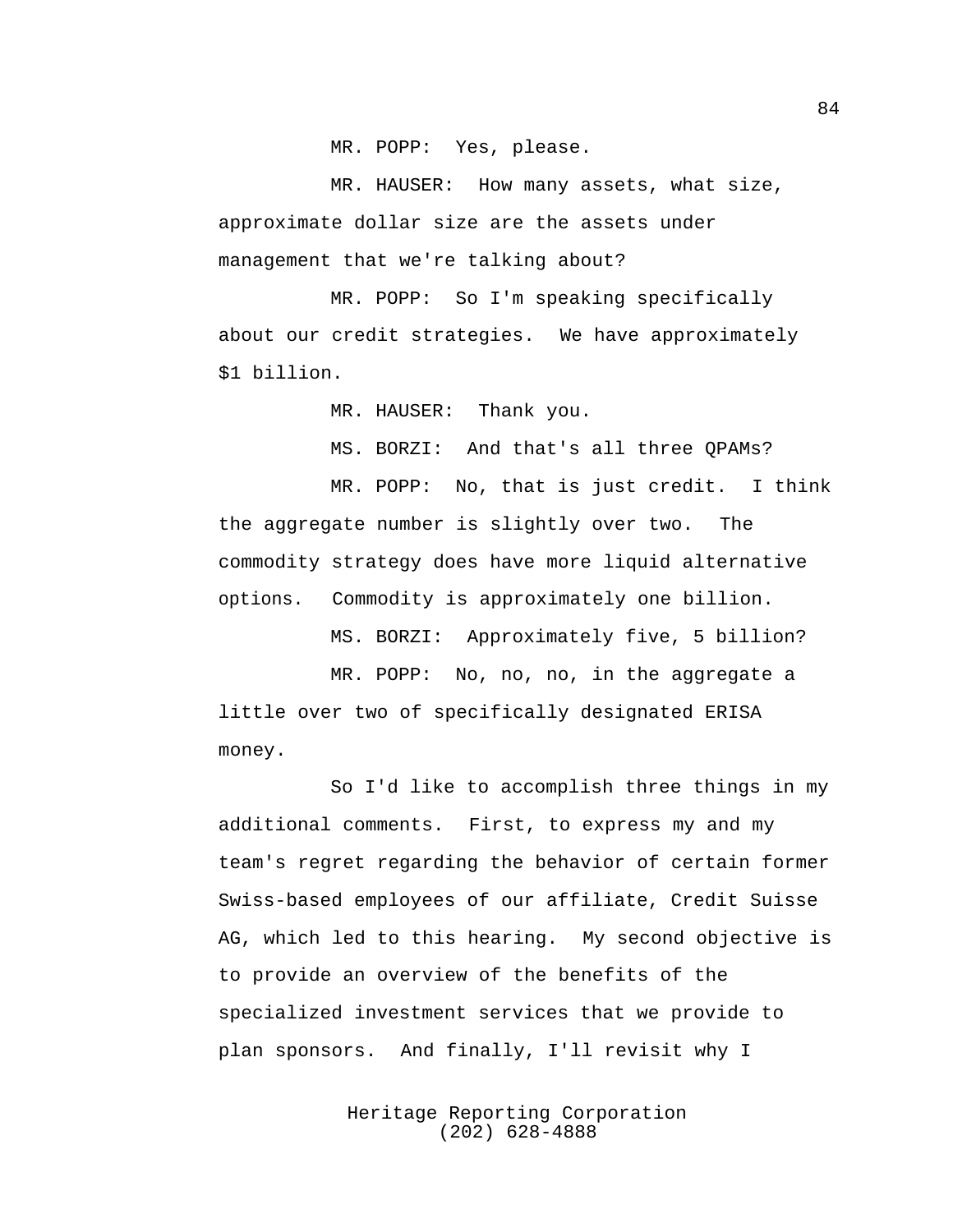MR. POPP: Yes, please.

MR. HAUSER: How many assets, what size, approximate dollar size are the assets under management that we're talking about?

MR. POPP: So I'm speaking specifically about our credit strategies. We have approximately $1 billion.

MR. HAUSER: Thank you.

MS. BORZI: And that's all three QPAMs?

MR. POPP: No, that is just credit. I think the aggregate number is slightly over two. The commodity strategy does have more liquid alternative options. Commodity is approximately one billion.

MS. BORZI: Approximately five, 5 billion?

MR. POPP: No, no, no, in the aggregate a little over two of specifically designated ERISA money.

So I'd like to accomplish three things in my additional comments. First, to express my and my team's regret regarding the behavior of certain former Swiss-based employees of our affiliate, Credit Suisse AG, which led to this hearing. My second objective is to provide an overview of the benefits of the specialized investment services that we provide to plan sponsors. And finally, I'll revisit why I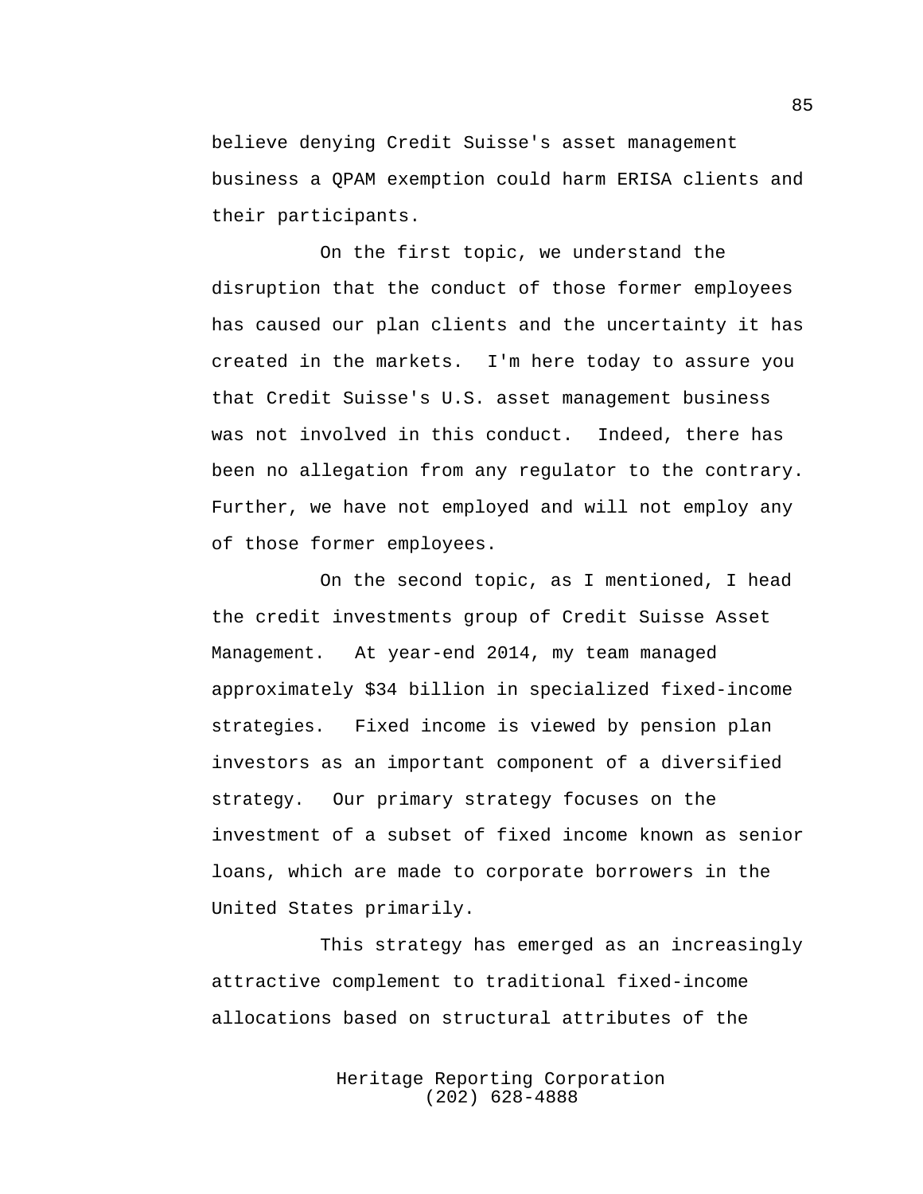believe denying Credit Suisse's asset management business a QPAM exemption could harm ERISA clients and their participants.

On the first topic, we understand the disruption that the conduct of those former employees has caused our plan clients and the uncertainty it has created in the markets. I'm here today to assure you that Credit Suisse's U.S. asset management business was not involved in this conduct. Indeed, there has been no allegation from any regulator to the contrary. Further, we have not employed and will not employ any of those former employees.

On the second topic, as I mentioned, I head the credit investments group of Credit Suisse Asset Management. At year-end 2014, my team managed approximately $34 billion in specialized fixed-income strategies. Fixed income is viewed by pension plan investors as an important component of a diversified strategy. Our primary strategy focuses on the investment of a subset of fixed income known as senior loans, which are made to corporate borrowers in the United States primarily.

This strategy has emerged as an increasingly attractive complement to traditional fixed-income allocations based on structural attributes of the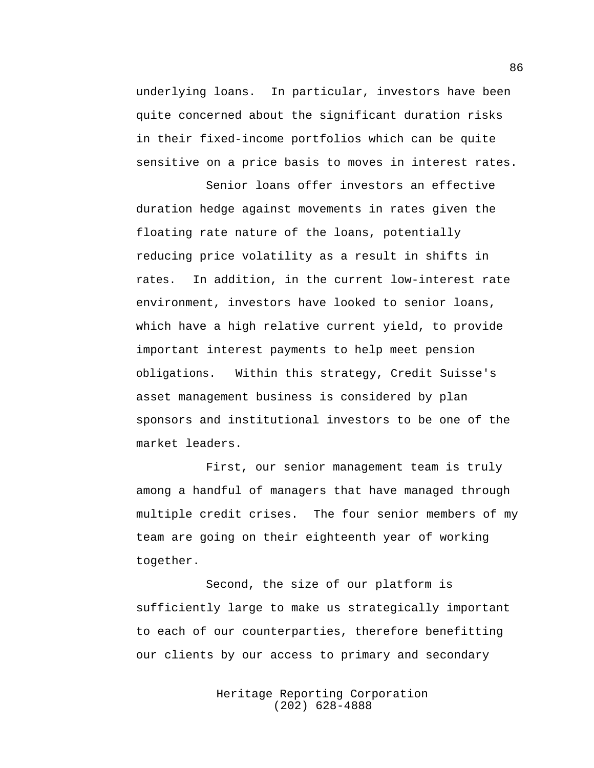underlying loans. In particular, investors have been quite concerned about the significant duration risks in their fixed-income portfolios which can be quite sensitive on a price basis to moves in interest rates.

Senior loans offer investors an effective duration hedge against movements in rates given the floating rate nature of the loans, potentially reducing price volatility as a result in shifts in rates. In addition, in the current low-interest rate environment, investors have looked to senior loans, which have a high relative current yield, to provide important interest payments to help meet pension obligations. Within this strategy, Credit Suisse's asset management business is considered by plan sponsors and institutional investors to be one of the market leaders.

First, our senior management team is truly among a handful of managers that have managed through multiple credit crises. The four senior members of my team are going on their eighteenth year of working together.

Second, the size of our platform is sufficiently large to make us strategically important to each of our counterparties, therefore benefitting our clients by our access to primary and secondary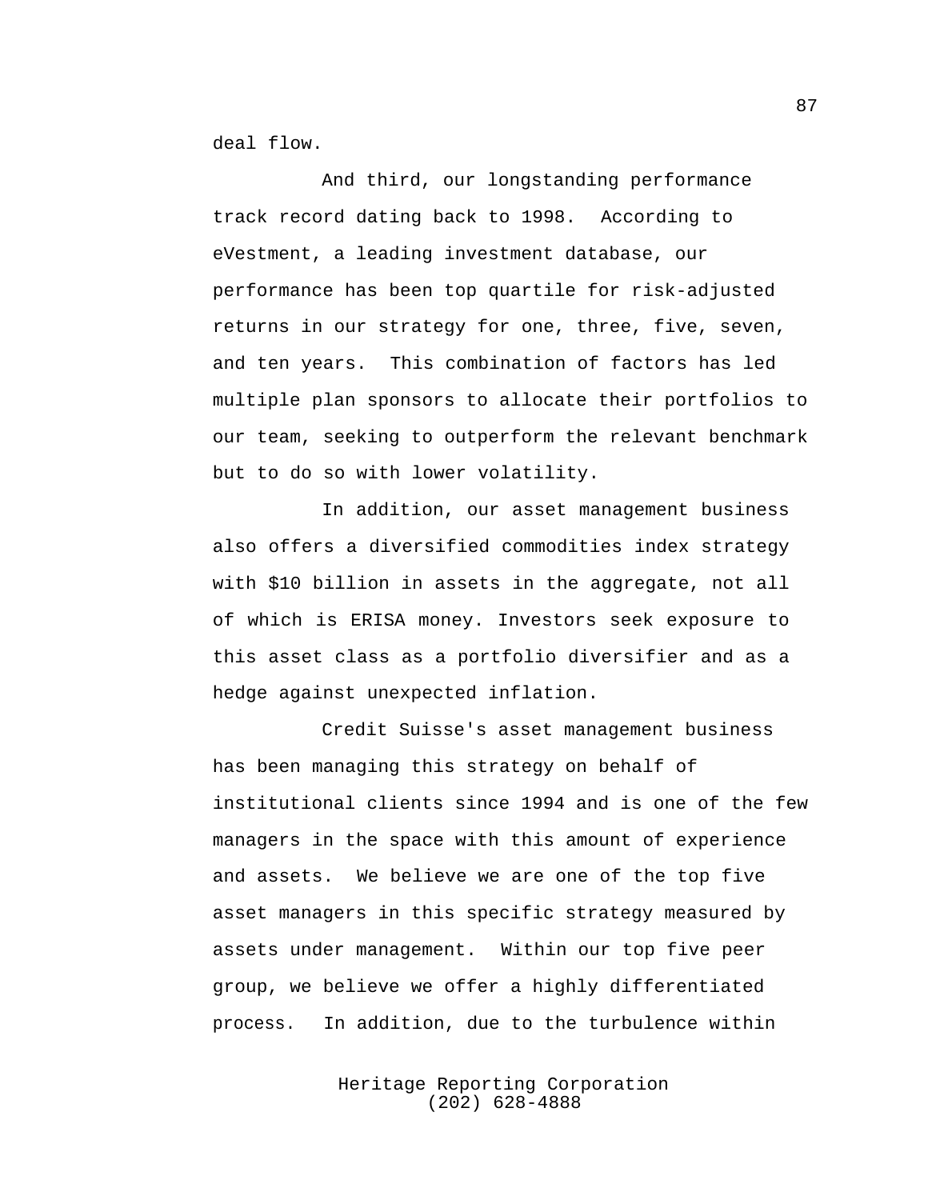deal flow.

And third, our longstanding performance track record dating back to 1998. According to eVestment, a leading investment database, our performance has been top quartile for risk-adjusted returns in our strategy for one, three, five, seven, and ten years. This combination of factors has led multiple plan sponsors to allocate their portfolios to our team, seeking to outperform the relevant benchmark but to do so with lower volatility.

In addition, our asset management business also offers a diversified commodities index strategy with $10 billion in assets in the aggregate, not all of which is ERISA money. Investors seek exposure to this asset class as a portfolio diversifier and as a hedge against unexpected inflation.

Credit Suisse's asset management business has been managing this strategy on behalf of institutional clients since 1994 and is one of the few managers in the space with this amount of experience and assets. We believe we are one of the top five asset managers in this specific strategy measured by assets under management. Within our top five peer group, we believe we offer a highly differentiated process. In addition, due to the turbulence within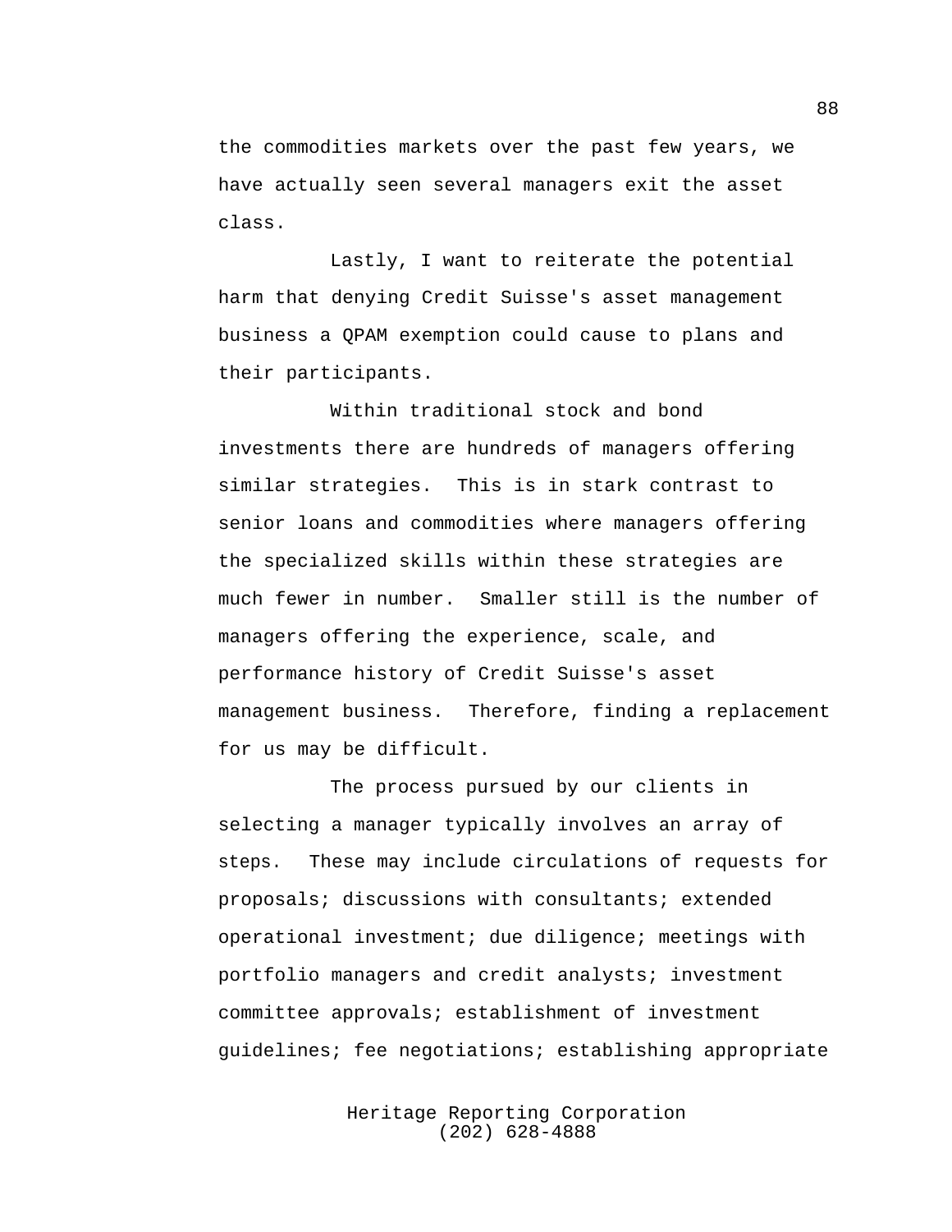the commodities markets over the past few years, we have actually seen several managers exit the asset class.

Lastly, I want to reiterate the potential harm that denying Credit Suisse's asset management business a QPAM exemption could cause to plans and their participants.

Within traditional stock and bond investments there are hundreds of managers offering similar strategies. This is in stark contrast to senior loans and commodities where managers offering the specialized skills within these strategies are much fewer in number. Smaller still is the number of managers offering the experience, scale, and performance history of Credit Suisse's asset management business. Therefore, finding a replacement for us may be difficult.

The process pursued by our clients in selecting a manager typically involves an array of steps. These may include circulations of requests for proposals; discussions with consultants; extended operational investment; due diligence; meetings with portfolio managers and credit analysts; investment committee approvals; establishment of investment guidelines; fee negotiations; establishing appropriate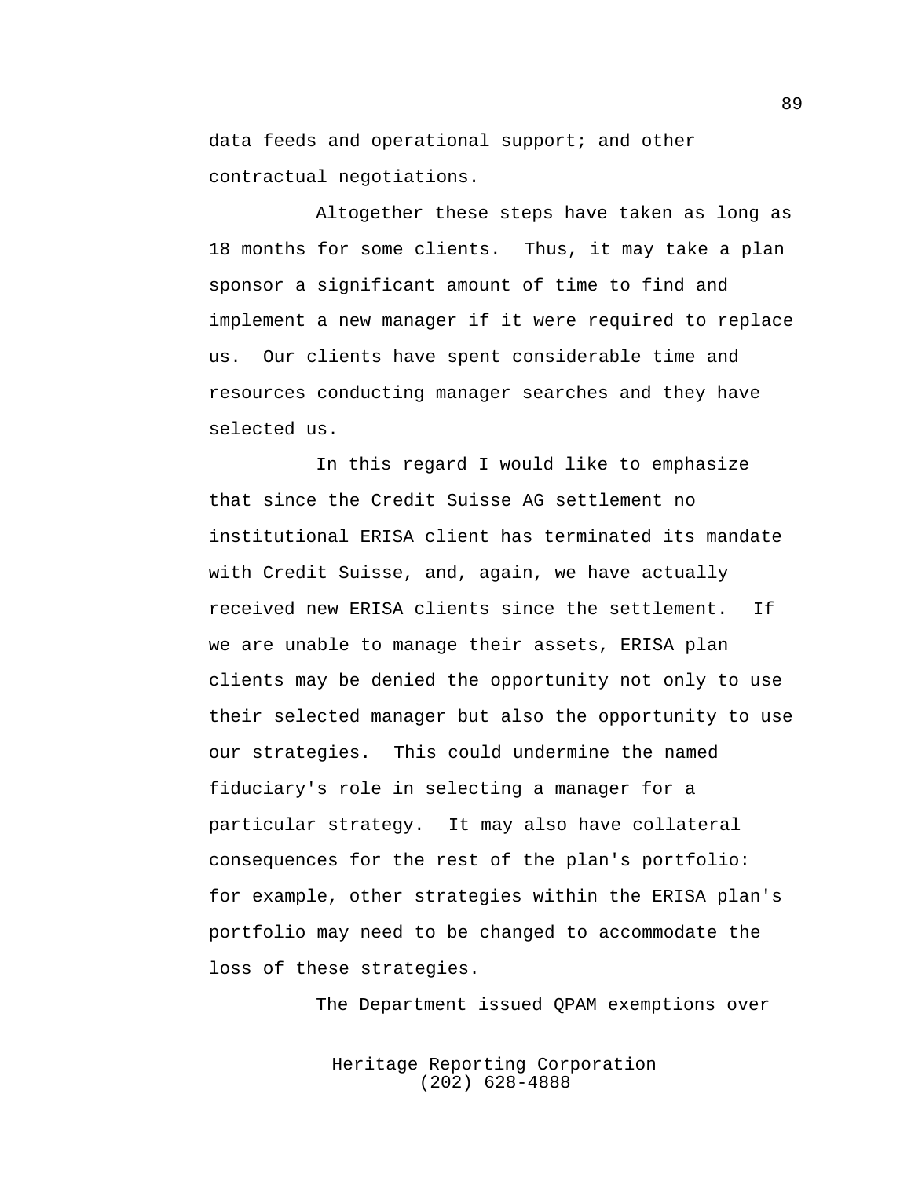data feeds and operational support; and other contractual negotiations.

Altogether these steps have taken as long as 18 months for some clients. Thus, it may take a plan sponsor a significant amount of time to find and implement a new manager if it were required to replace us. Our clients have spent considerable time and resources conducting manager searches and they have selected us.

In this regard I would like to emphasize that since the Credit Suisse AG settlement no institutional ERISA client has terminated its mandate with Credit Suisse, and, again, we have actually received new ERISA clients since the settlement. If we are unable to manage their assets, ERISA plan clients may be denied the opportunity not only to use their selected manager but also the opportunity to use our strategies. This could undermine the named fiduciary's role in selecting a manager for a particular strategy. It may also have collateral consequences for the rest of the plan's portfolio: for example, other strategies within the ERISA plan's portfolio may need to be changed to accommodate the loss of these strategies.

The Department issued QPAM exemptions over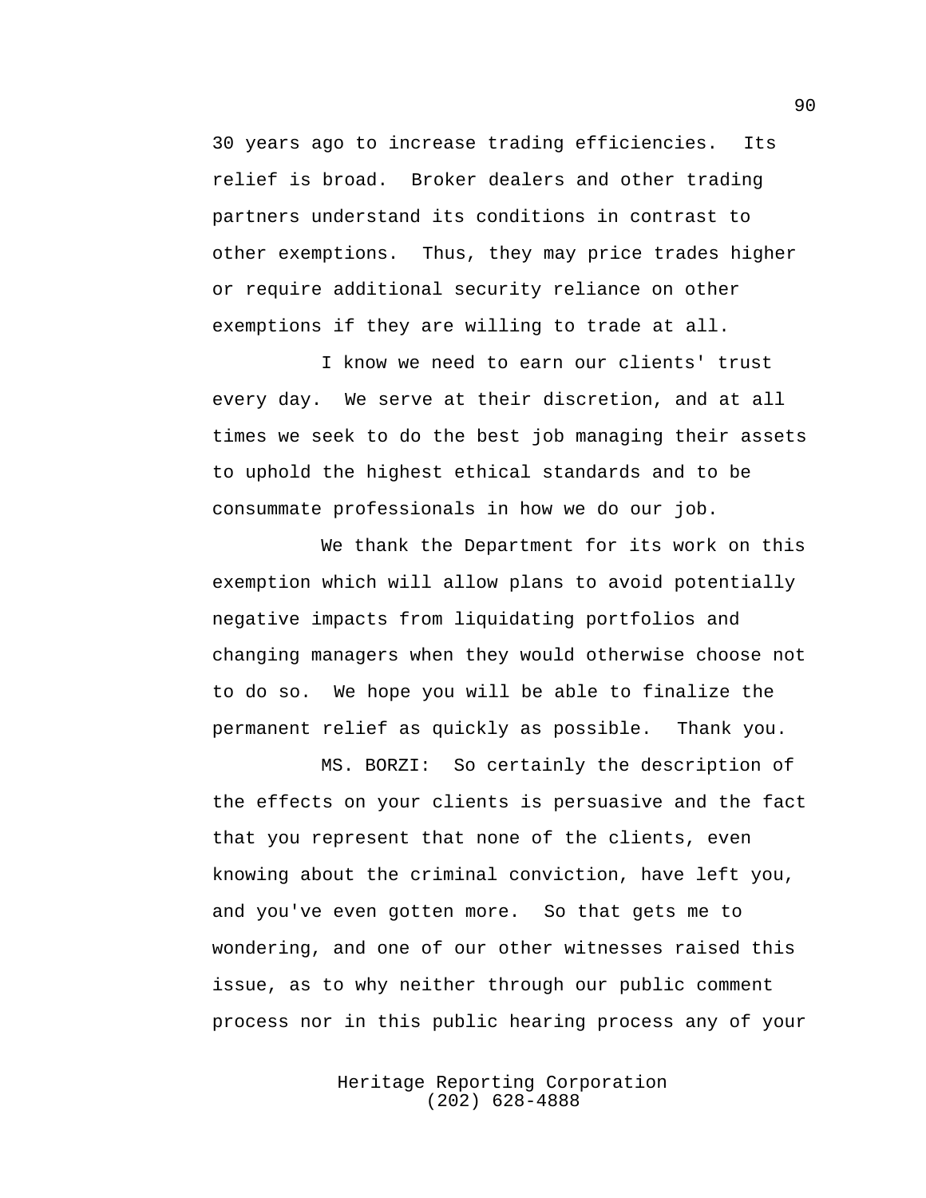30 years ago to increase trading efficiencies. Its relief is broad. Broker dealers and other trading partners understand its conditions in contrast to other exemptions. Thus, they may price trades higher or require additional security reliance on other exemptions if they are willing to trade at all.

I know we need to earn our clients' trust every day. We serve at their discretion, and at all times we seek to do the best job managing their assets to uphold the highest ethical standards and to be consummate professionals in how we do our job.

We thank the Department for its work on this exemption which will allow plans to avoid potentially negative impacts from liquidating portfolios and changing managers when they would otherwise choose not to do so. We hope you will be able to finalize the permanent relief as quickly as possible. Thank you.

MS. BORZI: So certainly the description of the effects on your clients is persuasive and the fact that you represent that none of the clients, even knowing about the criminal conviction, have left you, and you've even gotten more. So that gets me to wondering, and one of our other witnesses raised this issue, as to why neither through our public comment process nor in this public hearing process any of your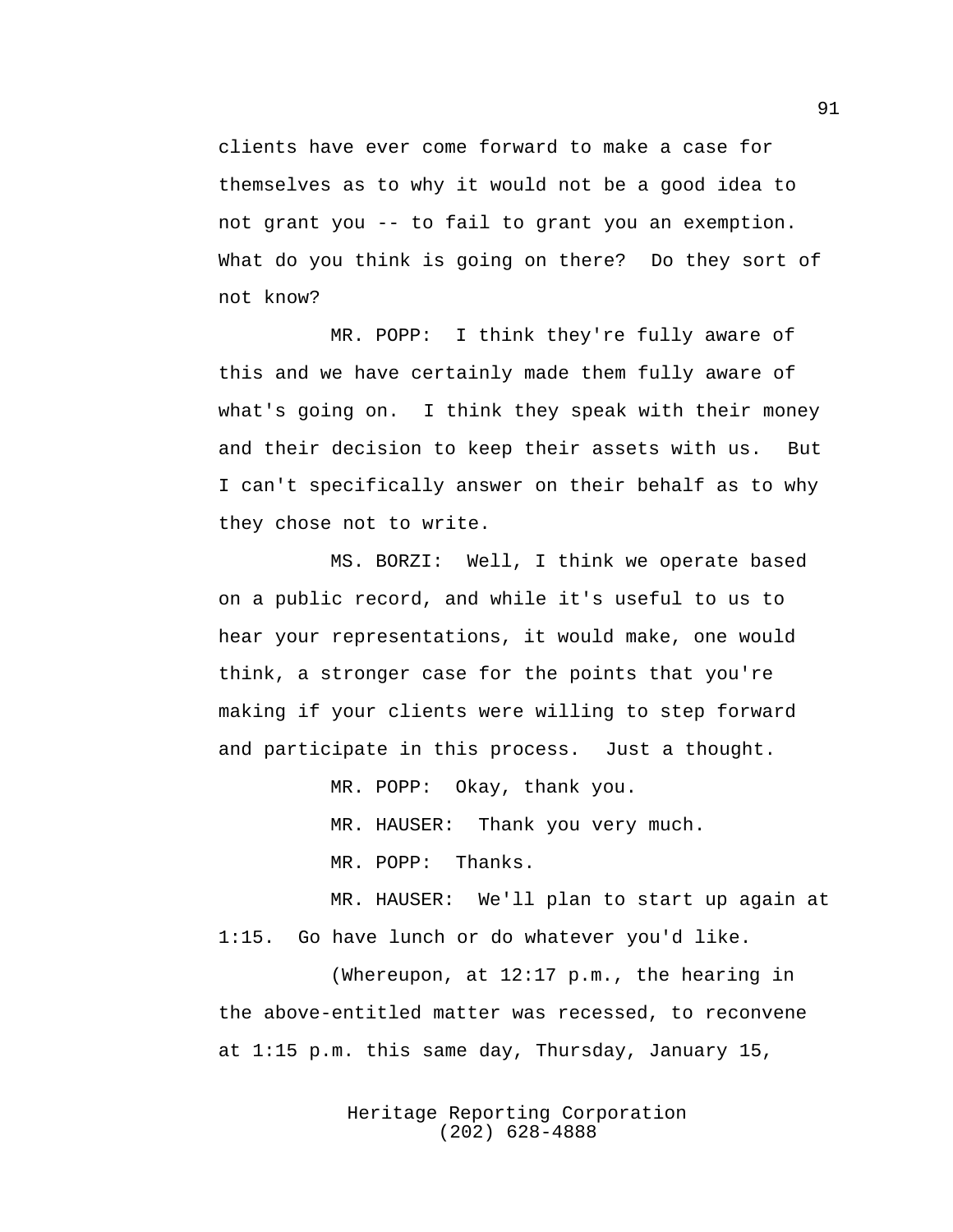clients have ever come forward to make a case for themselves as to why it would not be a good idea to not grant you -- to fail to grant you an exemption. What do you think is going on there? Do they sort of not know?

MR. POPP: I think they're fully aware of this and we have certainly made them fully aware of what's going on. I think they speak with their money and their decision to keep their assets with us. But I can't specifically answer on their behalf as to why they chose not to write.

MS. BORZI: Well, I think we operate based on a public record, and while it's useful to us to hear your representations, it would make, one would think, a stronger case for the points that you're making if your clients were willing to step forward and participate in this process. Just a thought.

MR. POPP: Okay, thank you.

MR. HAUSER: Thank you very much.

MR. POPP: Thanks.

MR. HAUSER: We'll plan to start up again at 1:15. Go have lunch or do whatever you'd like.

(Whereupon, at 12:17 p.m., the hearing in the above-entitled matter was recessed, to reconvene at 1:15 p.m. this same day, Thursday, January 15,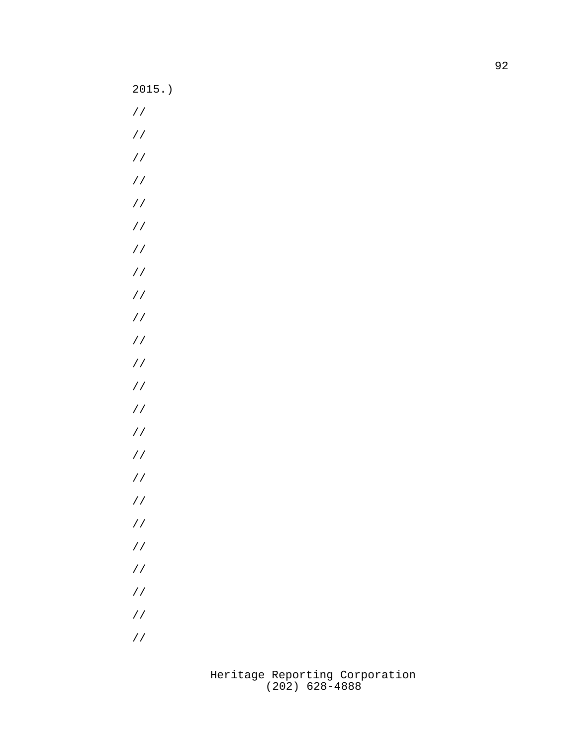2015.)

//

//

//

//

//

//

//

//

//

//

//

//

//

//

//

//

//

//

//

//

//

//

//

//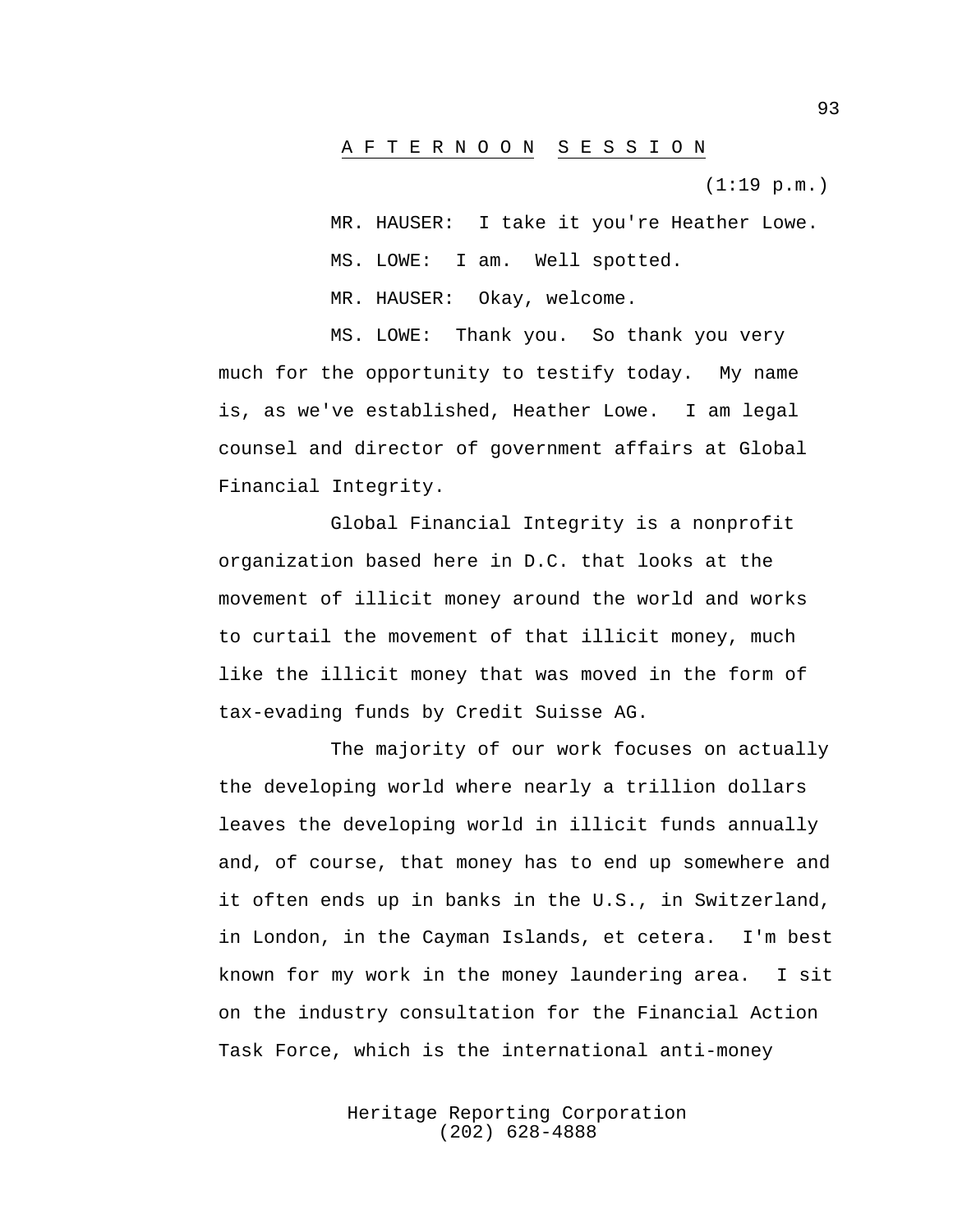A F T E R N O O N  S E S S I O N

(1:19 p.m.)

MR. HAUSER: I take it you're Heather Lowe.

MS. LOWE: I am. Well spotted.

MR. HAUSER: Okay, welcome.

MS. LOWE: Thank you. So thank you very much for the opportunity to testify today. My name is, as we've established, Heather Lowe. I am legal counsel and director of government affairs at Global Financial Integrity.

Global Financial Integrity is a nonprofit organization based here in D.C. that looks at the movement of illicit money around the world and works to curtail the movement of that illicit money, much like the illicit money that was moved in the form of tax-evading funds by Credit Suisse AG.

The majority of our work focuses on actually the developing world where nearly a trillion dollars leaves the developing world in illicit funds annually and, of course, that money has to end up somewhere and it often ends up in banks in the U.S., in Switzerland, in London, in the Cayman Islands, et cetera. I'm best known for my work in the money laundering area. I sit on the industry consultation for the Financial Action Task Force, which is the international anti-money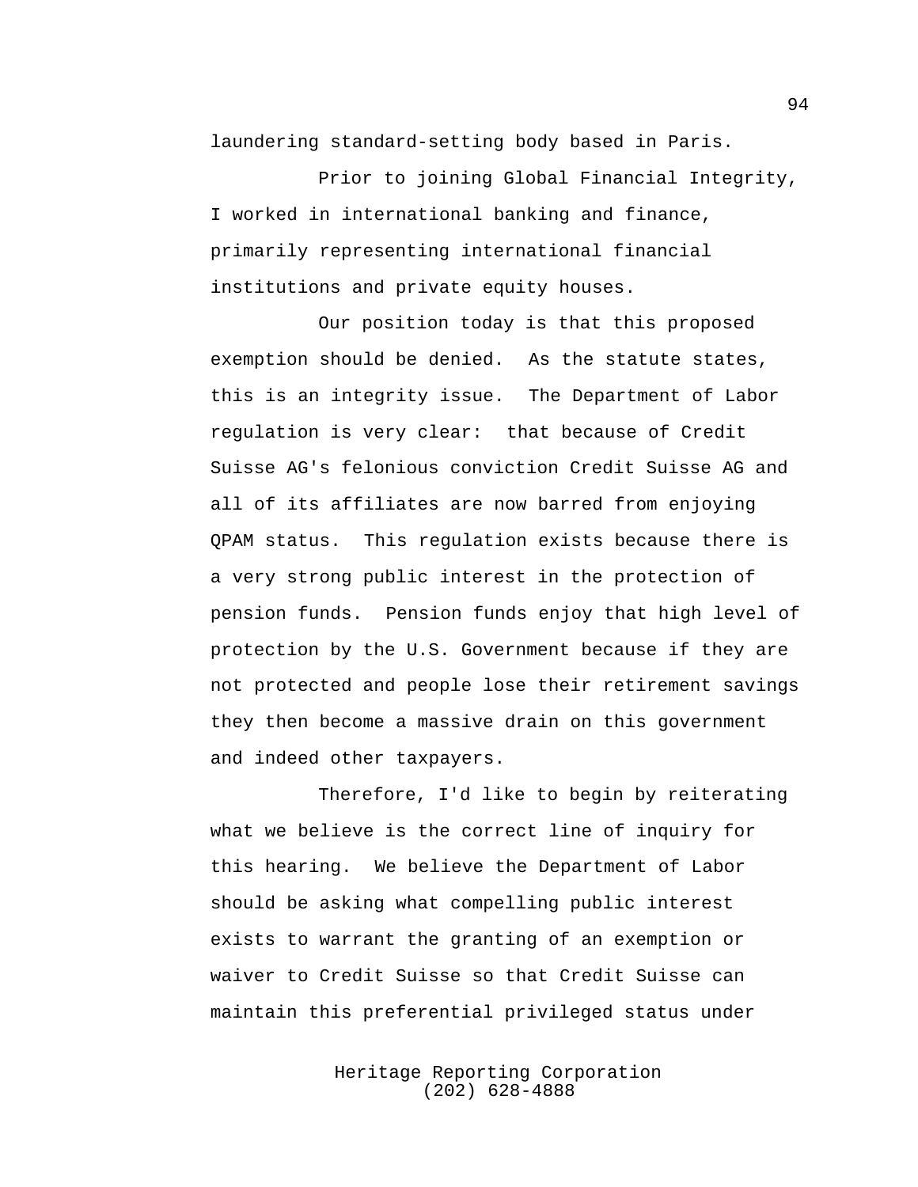laundering standard-setting body based in Paris.

Prior to joining Global Financial Integrity, I worked in international banking and finance, primarily representing international financial institutions and private equity houses.

Our position today is that this proposed exemption should be denied. As the statute states, this is an integrity issue. The Department of Labor regulation is very clear: that because of Credit Suisse AG's felonious conviction Credit Suisse AG and all of its affiliates are now barred from enjoying QPAM status. This regulation exists because there is a very strong public interest in the protection of pension funds. Pension funds enjoy that high level of protection by the U.S. Government because if they are not protected and people lose their retirement savings they then become a massive drain on this government and indeed other taxpayers.

Therefore, I'd like to begin by reiterating what we believe is the correct line of inquiry for this hearing. We believe the Department of Labor should be asking what compelling public interest exists to warrant the granting of an exemption or waiver to Credit Suisse so that Credit Suisse can maintain this preferential privileged status under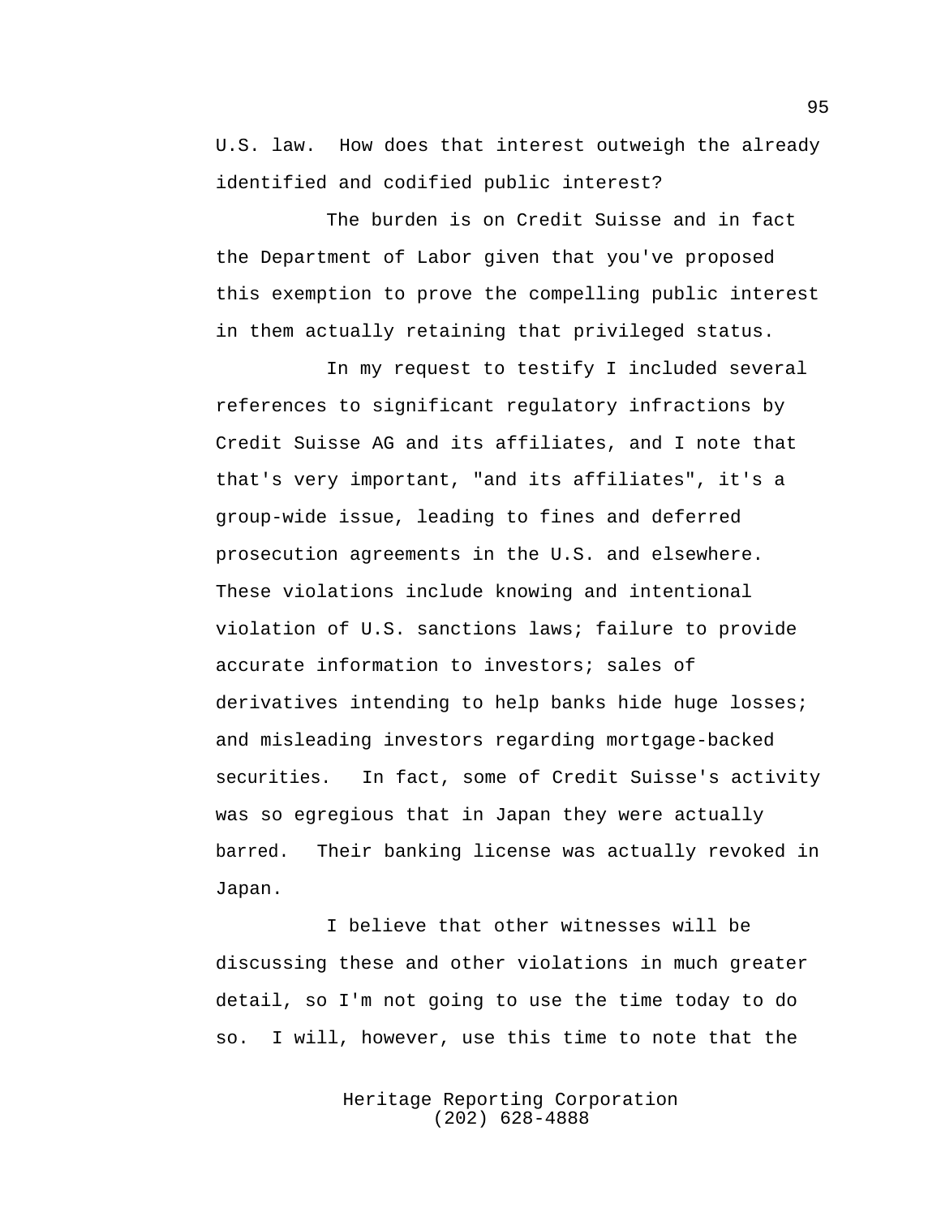U.S. law. How does that interest outweigh the already identified and codified public interest?

The burden is on Credit Suisse and in fact the Department of Labor given that you've proposed this exemption to prove the compelling public interest in them actually retaining that privileged status.

In my request to testify I included several references to significant regulatory infractions by Credit Suisse AG and its affiliates, and I note that that's very important, "and its affiliates", it's a group-wide issue, leading to fines and deferred prosecution agreements in the U.S. and elsewhere. These violations include knowing and intentional violation of U.S. sanctions laws; failure to provide accurate information to investors; sales of derivatives intending to help banks hide huge losses; and misleading investors regarding mortgage-backed securities. In fact, some of Credit Suisse's activity was so egregious that in Japan they were actually barred. Their banking license was actually revoked in Japan.

I believe that other witnesses will be discussing these and other violations in much greater detail, so I'm not going to use the time today to do so. I will, however, use this time to note that the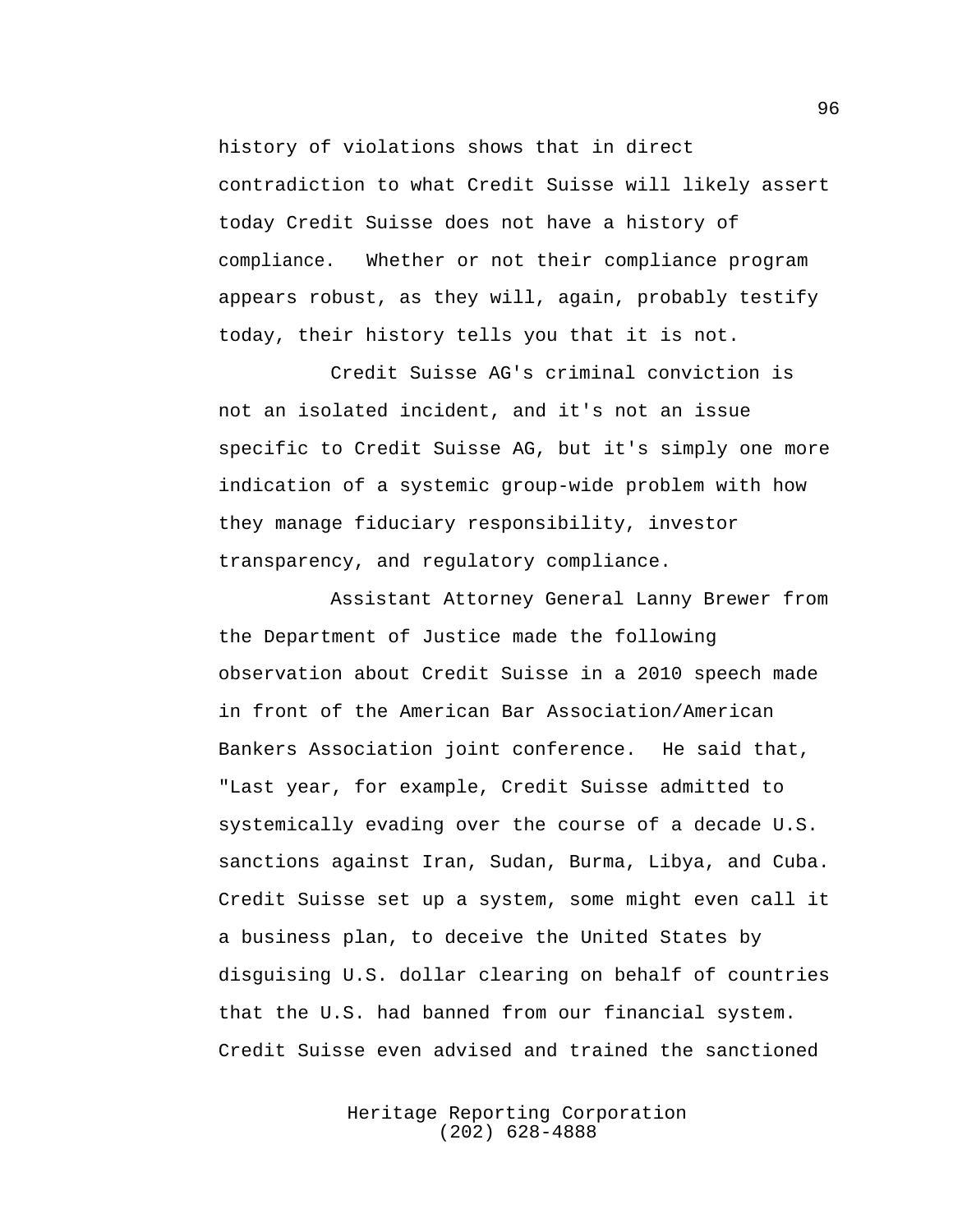history of violations shows that in direct contradiction to what Credit Suisse will likely assert today Credit Suisse does not have a history of compliance. Whether or not their compliance program appears robust, as they will, again, probably testify today, their history tells you that it is not.

Credit Suisse AG's criminal conviction is not an isolated incident, and it's not an issue specific to Credit Suisse AG, but it's simply one more indication of a systemic group-wide problem with how they manage fiduciary responsibility, investor transparency, and regulatory compliance.

Assistant Attorney General Lanny Brewer from the Department of Justice made the following observation about Credit Suisse in a 2010 speech made in front of the American Bar Association/American Bankers Association joint conference. He said that, "Last year, for example, Credit Suisse admitted to systemically evading over the course of a decade U.S. sanctions against Iran, Sudan, Burma, Libya, and Cuba. Credit Suisse set up a system, some might even call it a business plan, to deceive the United States by disguising U.S. dollar clearing on behalf of countries that the U.S. had banned from our financial system. Credit Suisse even advised and trained the sanctioned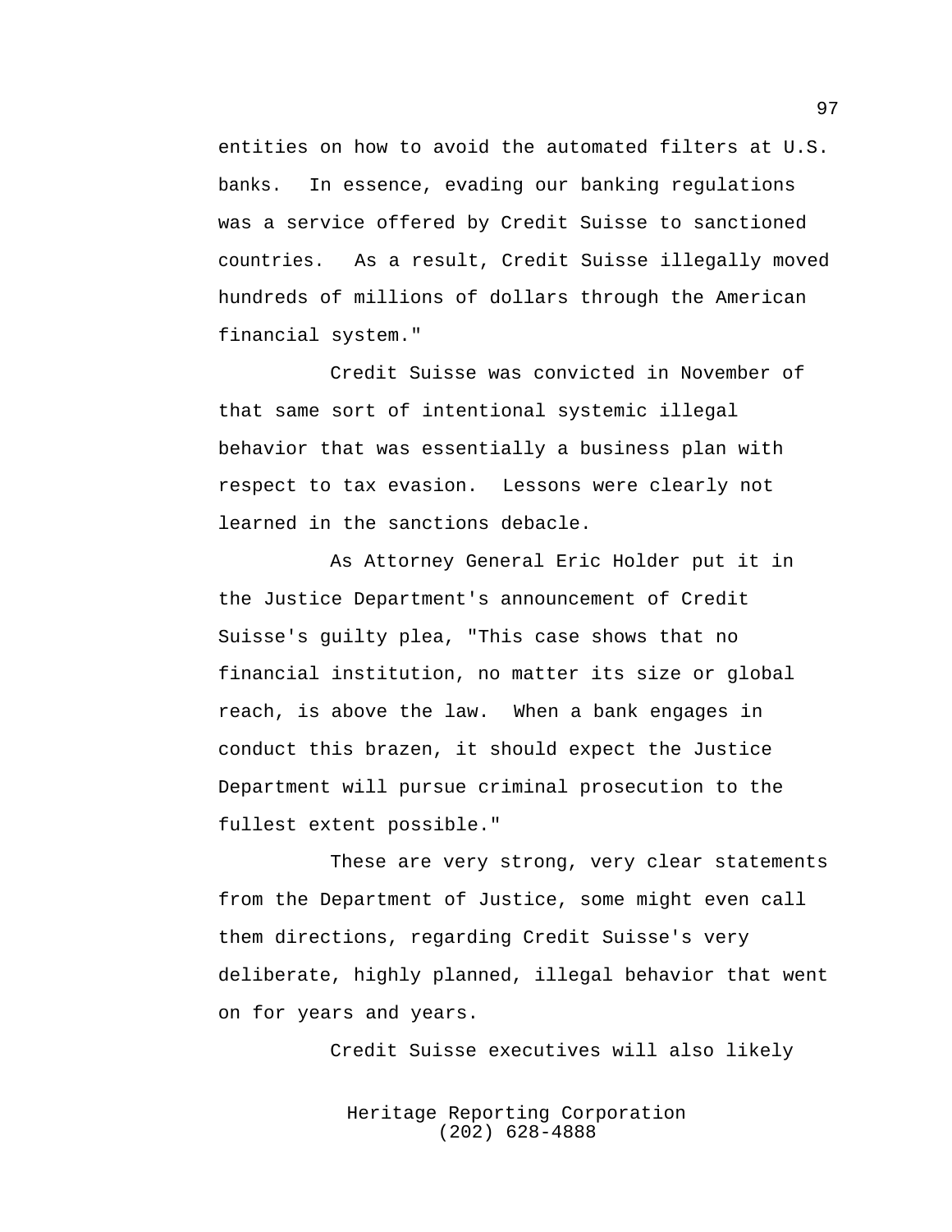entities on how to avoid the automated filters at U.S. banks. In essence, evading our banking regulations was a service offered by Credit Suisse to sanctioned countries. As a result, Credit Suisse illegally moved hundreds of millions of dollars through the American financial system."

Credit Suisse was convicted in November of that same sort of intentional systemic illegal behavior that was essentially a business plan with respect to tax evasion. Lessons were clearly not learned in the sanctions debacle.

As Attorney General Eric Holder put it in the Justice Department's announcement of Credit Suisse's guilty plea, "This case shows that no financial institution, no matter its size or global reach, is above the law. When a bank engages in conduct this brazen, it should expect the Justice Department will pursue criminal prosecution to the fullest extent possible."

These are very strong, very clear statements from the Department of Justice, some might even call them directions, regarding Credit Suisse's very deliberate, highly planned, illegal behavior that went on for years and years.

Credit Suisse executives will also likely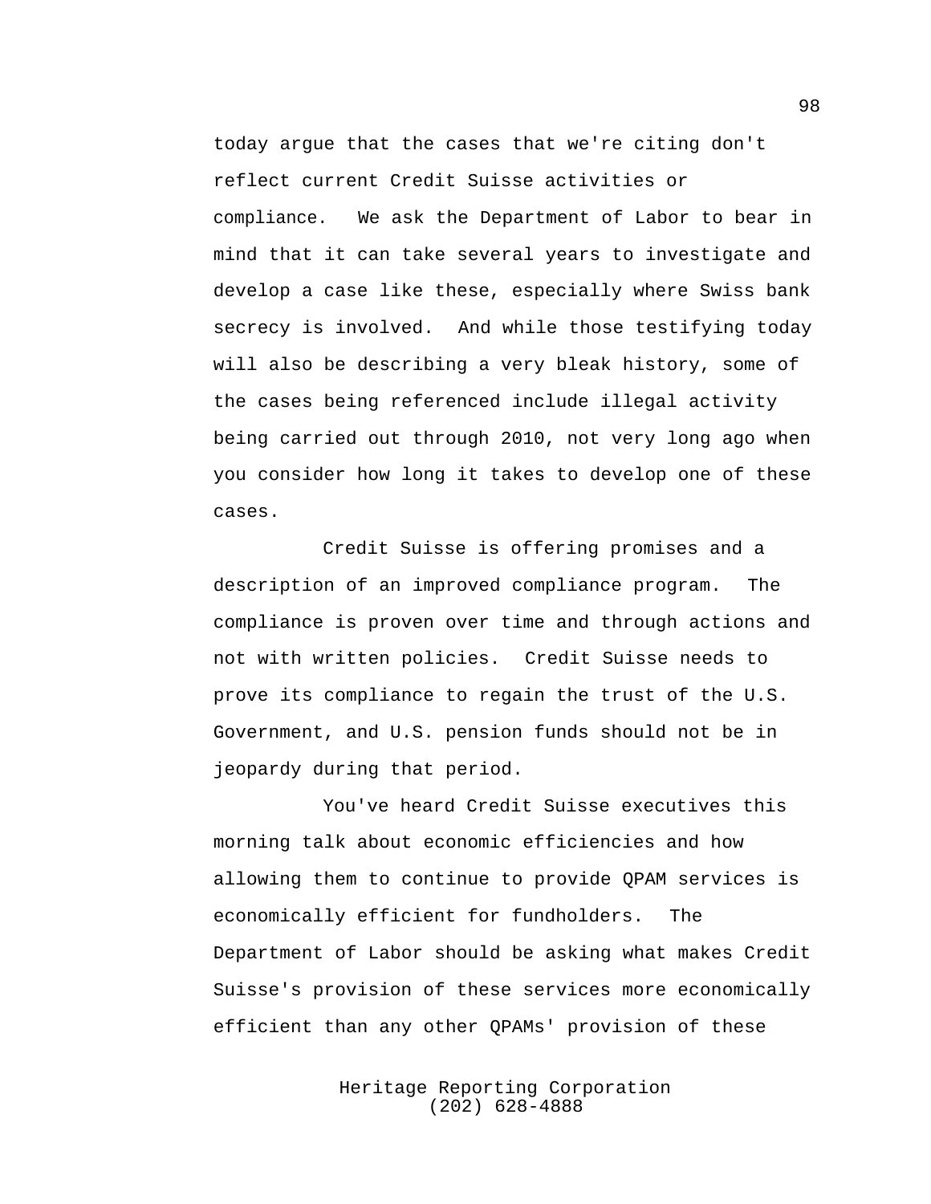today argue that the cases that we're citing don't reflect current Credit Suisse activities or compliance. We ask the Department of Labor to bear in mind that it can take several years to investigate and develop a case like these, especially where Swiss bank secrecy is involved. And while those testifying today will also be describing a very bleak history, some of the cases being referenced include illegal activity being carried out through 2010, not very long ago when you consider how long it takes to develop one of these cases.

Credit Suisse is offering promises and a description of an improved compliance program. The compliance is proven over time and through actions and not with written policies. Credit Suisse needs to prove its compliance to regain the trust of the U.S. Government, and U.S. pension funds should not be in jeopardy during that period.

You've heard Credit Suisse executives this morning talk about economic efficiencies and how allowing them to continue to provide QPAM services is economically efficient for fundholders. The Department of Labor should be asking what makes Credit Suisse's provision of these services more economically efficient than any other QPAMs' provision of these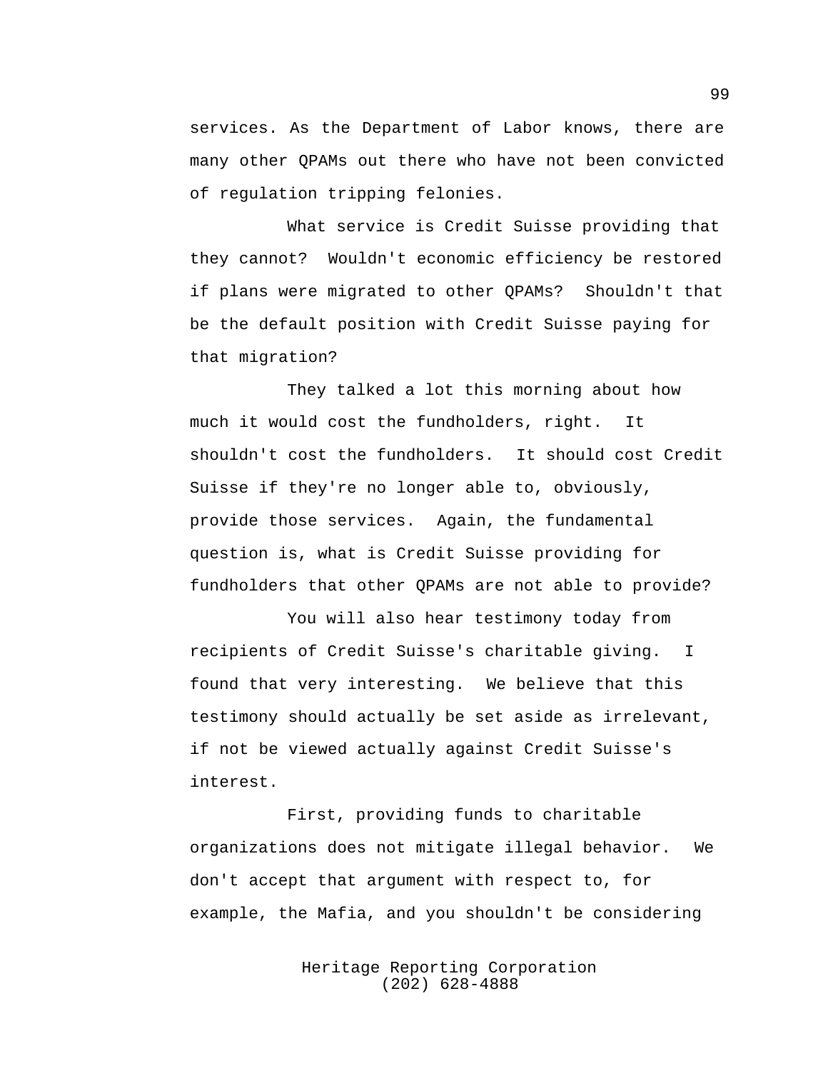services. As the Department of Labor knows, there are many other QPAMs out there who have not been convicted of regulation tripping felonies.

What service is Credit Suisse providing that they cannot? Wouldn't economic efficiency be restored if plans were migrated to other QPAMs? Shouldn't that be the default position with Credit Suisse paying for that migration?

They talked a lot this morning about how much it would cost the fundholders, right. It shouldn't cost the fundholders. It should cost Credit Suisse if they're no longer able to, obviously, provide those services. Again, the fundamental question is, what is Credit Suisse providing for fundholders that other QPAMs are not able to provide?

You will also hear testimony today from recipients of Credit Suisse's charitable giving. I found that very interesting. We believe that this testimony should actually be set aside as irrelevant, if not be viewed actually against Credit Suisse's interest.

First, providing funds to charitable organizations does not mitigate illegal behavior. We don't accept that argument with respect to, for example, the Mafia, and you shouldn't be considering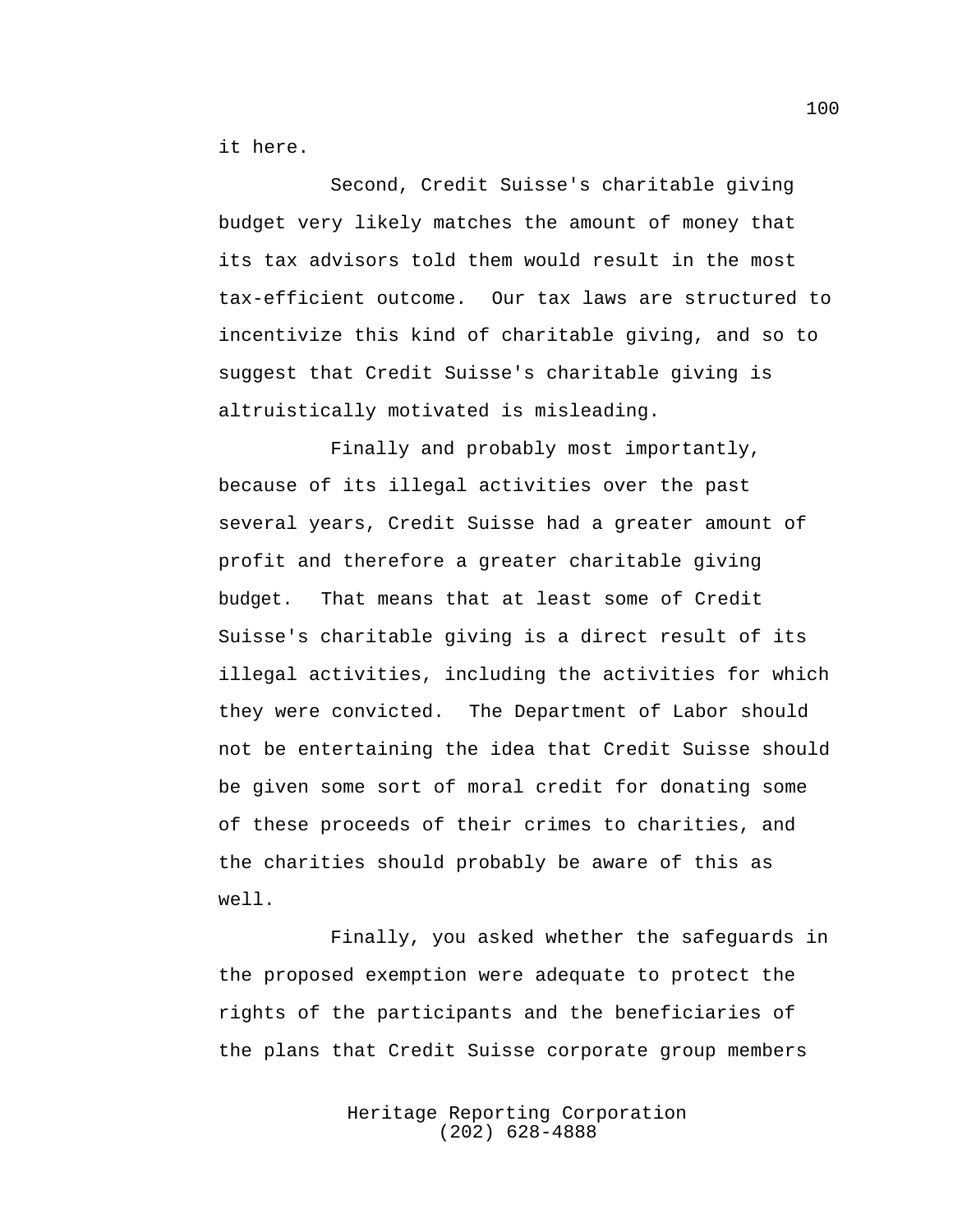it here.

Second, Credit Suisse's charitable giving budget very likely matches the amount of money that its tax advisors told them would result in the most tax-efficient outcome. Our tax laws are structured to incentivize this kind of charitable giving, and so to suggest that Credit Suisse's charitable giving is altruistically motivated is misleading.

Finally and probably most importantly, because of its illegal activities over the past several years, Credit Suisse had a greater amount of profit and therefore a greater charitable giving budget. That means that at least some of Credit Suisse's charitable giving is a direct result of its illegal activities, including the activities for which they were convicted. The Department of Labor should not be entertaining the idea that Credit Suisse should be given some sort of moral credit for donating some of these proceeds of their crimes to charities, and the charities should probably be aware of this as well.

Finally, you asked whether the safeguards in the proposed exemption were adequate to protect the rights of the participants and the beneficiaries of the plans that Credit Suisse corporate group members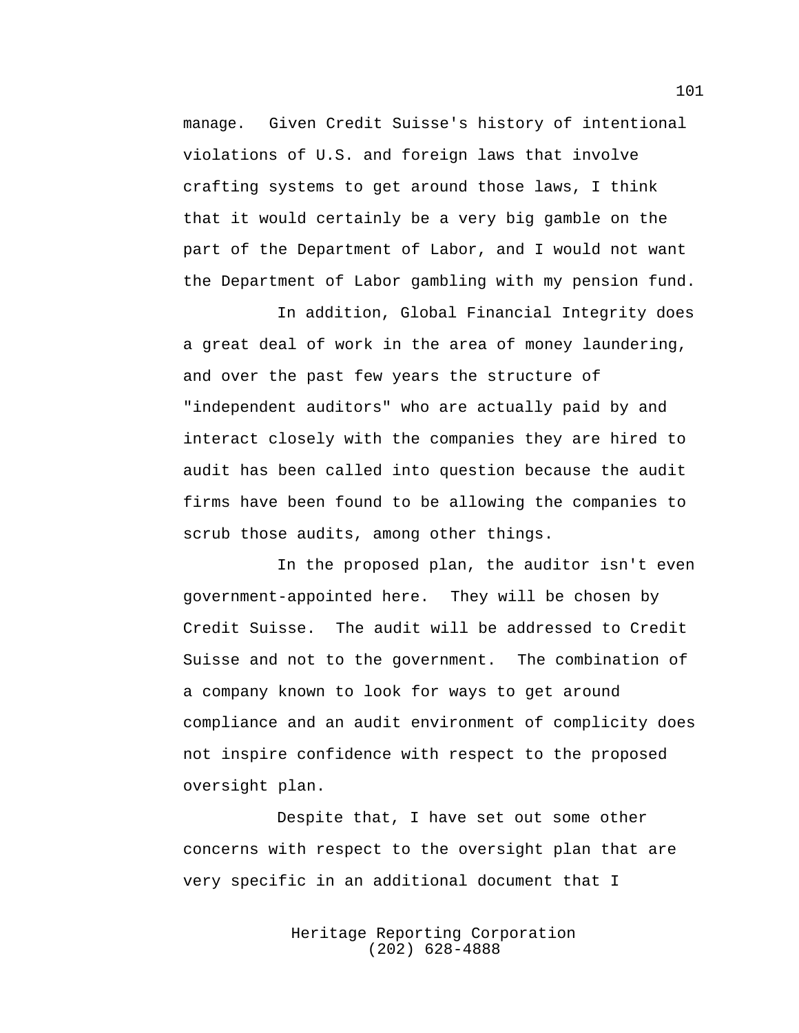manage. Given Credit Suisse's history of intentional violations of U.S. and foreign laws that involve crafting systems to get around those laws, I think that it would certainly be a very big gamble on the part of the Department of Labor, and I would not want the Department of Labor gambling with my pension fund.

In addition, Global Financial Integrity does a great deal of work in the area of money laundering, and over the past few years the structure of "independent auditors" who are actually paid by and interact closely with the companies they are hired to audit has been called into question because the audit firms have been found to be allowing the companies to scrub those audits, among other things.

In the proposed plan, the auditor isn't even government-appointed here. They will be chosen by Credit Suisse. The audit will be addressed to Credit Suisse and not to the government. The combination of a company known to look for ways to get around compliance and an audit environment of complicity does not inspire confidence with respect to the proposed oversight plan.

Despite that, I have set out some other concerns with respect to the oversight plan that are very specific in an additional document that I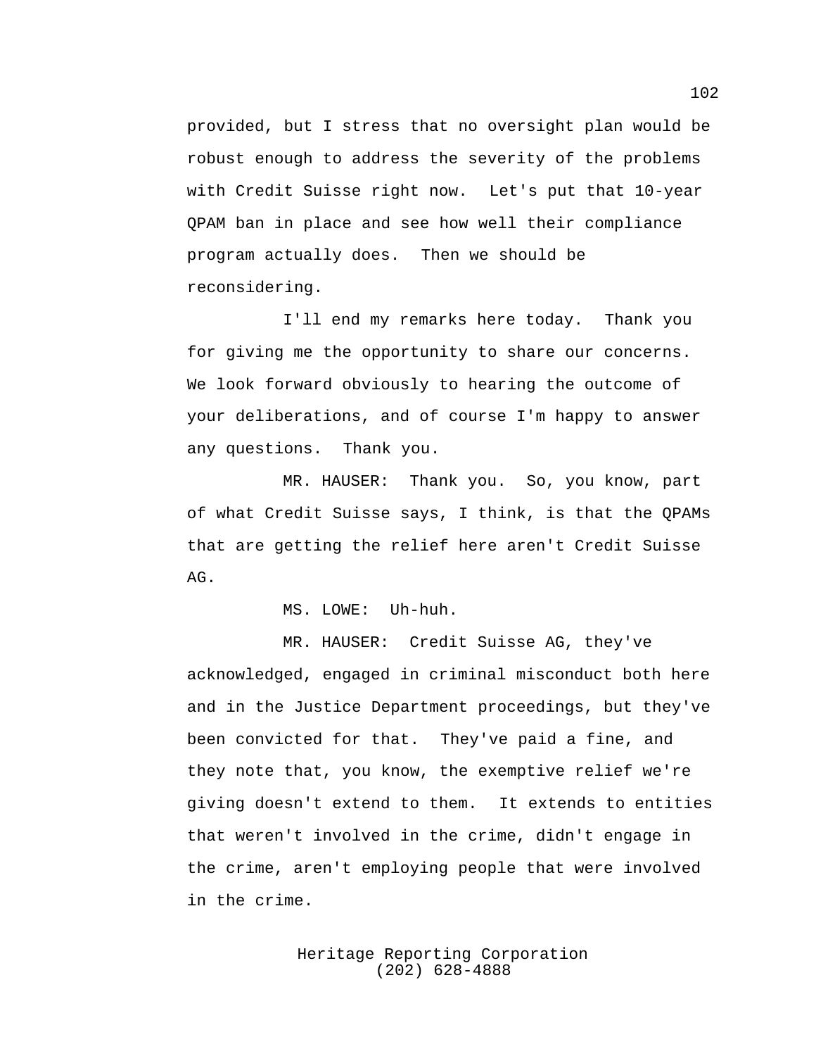provided, but I stress that no oversight plan would be robust enough to address the severity of the problems with Credit Suisse right now. Let's put that 10-year QPAM ban in place and see how well their compliance program actually does. Then we should be reconsidering.

I'll end my remarks here today. Thank you for giving me the opportunity to share our concerns. We look forward obviously to hearing the outcome of your deliberations, and of course I'm happy to answer any questions. Thank you.

MR. HAUSER: Thank you. So, you know, part of what Credit Suisse says, I think, is that the QPAMs that are getting the relief here aren't Credit Suisse AG.

MS. LOWE: Uh-huh.

MR. HAUSER: Credit Suisse AG, they've acknowledged, engaged in criminal misconduct both here and in the Justice Department proceedings, but they've been convicted for that. They've paid a fine, and they note that, you know, the exemptive relief we're giving doesn't extend to them. It extends to entities that weren't involved in the crime, didn't engage in the crime, aren't employing people that were involved in the crime.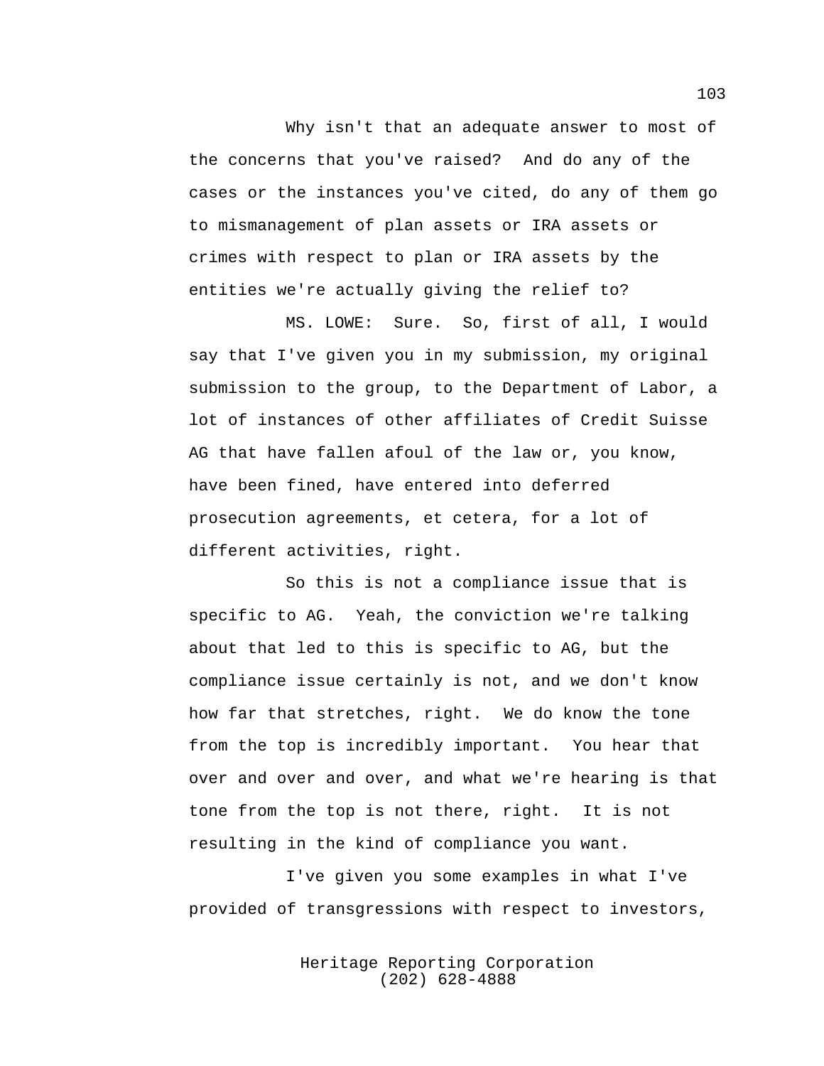Why isn't that an adequate answer to most of the concerns that you've raised? And do any of the cases or the instances you've cited, do any of them go to mismanagement of plan assets or IRA assets or crimes with respect to plan or IRA assets by the entities we're actually giving the relief to?

MS. LOWE: Sure. So, first of all, I would say that I've given you in my submission, my original submission to the group, to the Department of Labor, a lot of instances of other affiliates of Credit Suisse AG that have fallen afoul of the law or, you know, have been fined, have entered into deferred prosecution agreements, et cetera, for a lot of different activities, right.

So this is not a compliance issue that is specific to AG. Yeah, the conviction we're talking about that led to this is specific to AG, but the compliance issue certainly is not, and we don't know how far that stretches, right. We do know the tone from the top is incredibly important. You hear that over and over and over, and what we're hearing is that tone from the top is not there, right. It is not resulting in the kind of compliance you want.

I've given you some examples in what I've provided of transgressions with respect to investors,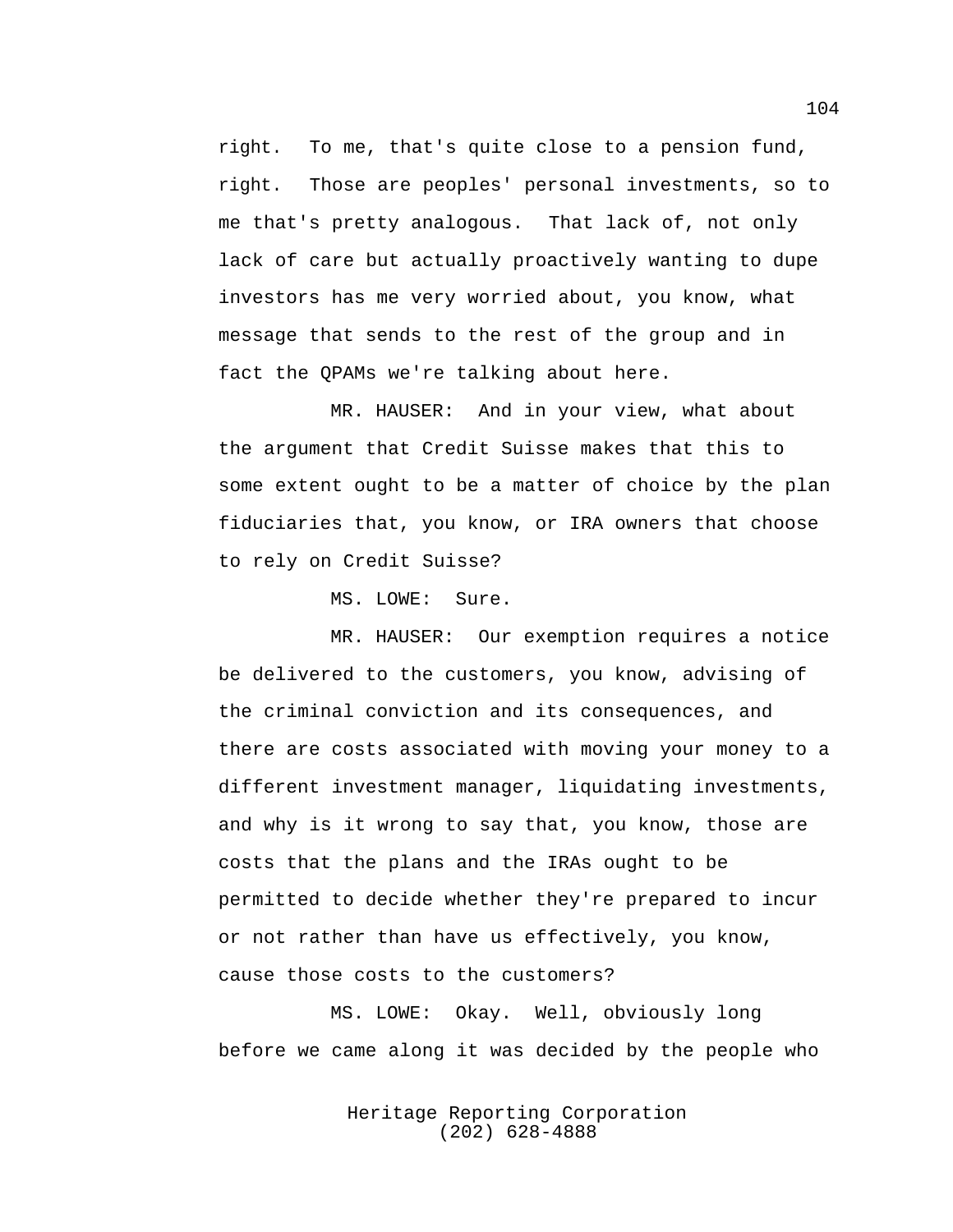right. To me, that's quite close to a pension fund, right. Those are peoples' personal investments, so to me that's pretty analogous. That lack of, not only lack of care but actually proactively wanting to dupe investors has me very worried about, you know, what message that sends to the rest of the group and in fact the QPAMs we're talking about here.

MR. HAUSER: And in your view, what about the argument that Credit Suisse makes that this to some extent ought to be a matter of choice by the plan fiduciaries that, you know, or IRA owners that choose to rely on Credit Suisse?

MS. LOWE: Sure.

MR. HAUSER: Our exemption requires a notice be delivered to the customers, you know, advising of the criminal conviction and its consequences, and there are costs associated with moving your money to a different investment manager, liquidating investments, and why is it wrong to say that, you know, those are costs that the plans and the IRAs ought to be permitted to decide whether they're prepared to incur or not rather than have us effectively, you know, cause those costs to the customers?

MS. LOWE: Okay. Well, obviously long before we came along it was decided by the people who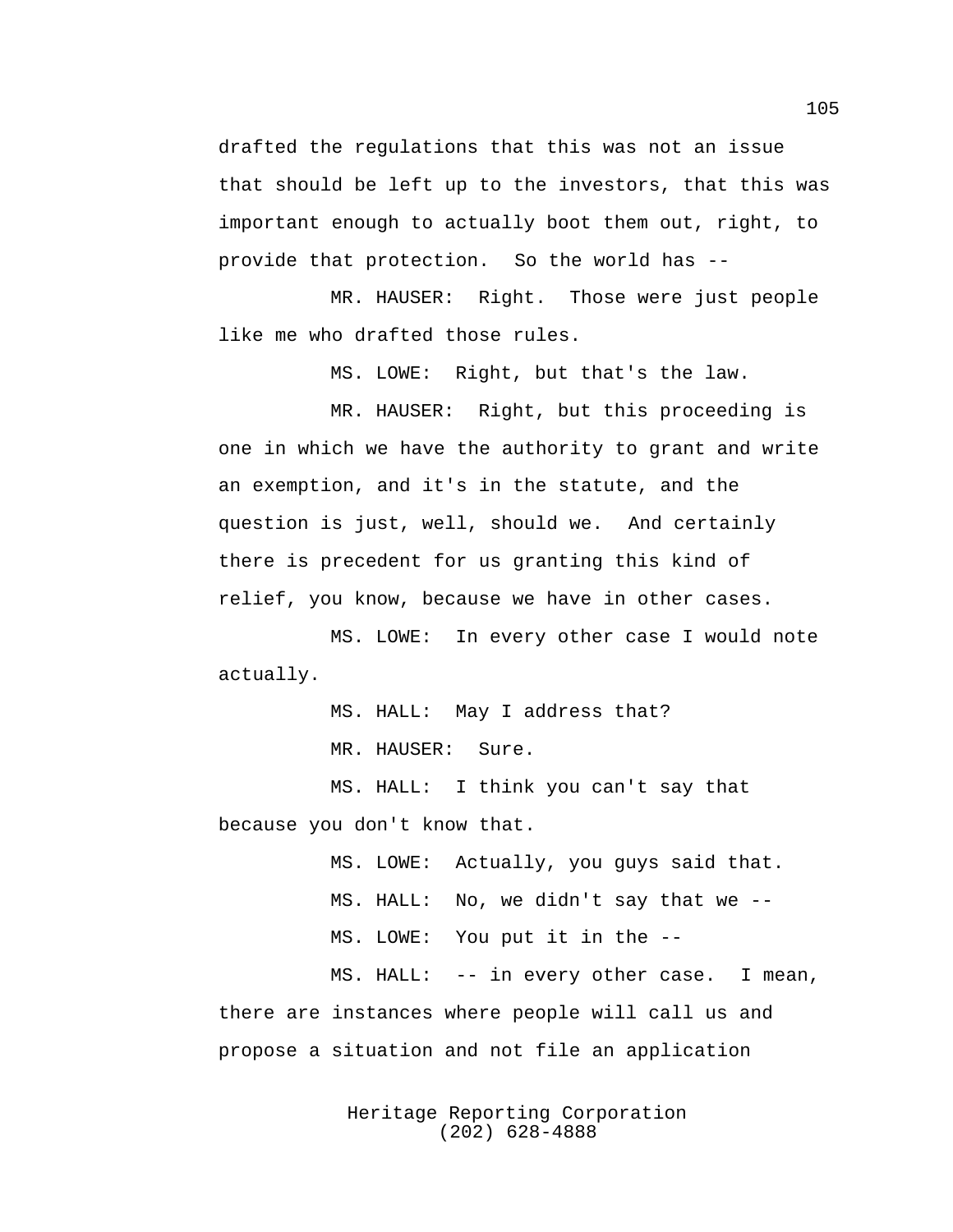drafted the regulations that this was not an issue that should be left up to the investors, that this was important enough to actually boot them out, right, to provide that protection. So the world has --

MR. HAUSER: Right. Those were just people like me who drafted those rules.

MS. LOWE: Right, but that's the law.

MR. HAUSER: Right, but this proceeding is one in which we have the authority to grant and write an exemption, and it's in the statute, and the question is just, well, should we. And certainly there is precedent for us granting this kind of relief, you know, because we have in other cases.

MS. LOWE: In every other case I would note actually.

MS. HALL: May I address that?

MR. HAUSER: Sure.

MS. HALL: I think you can't say that because you don't know that.

MS. LOWE: Actually, you guys said that.

MS. HALL: No, we didn't say that we --

MS. LOWE: You put it in the --

MS. HALL: -- in every other case. I mean, there are instances where people will call us and propose a situation and not file an application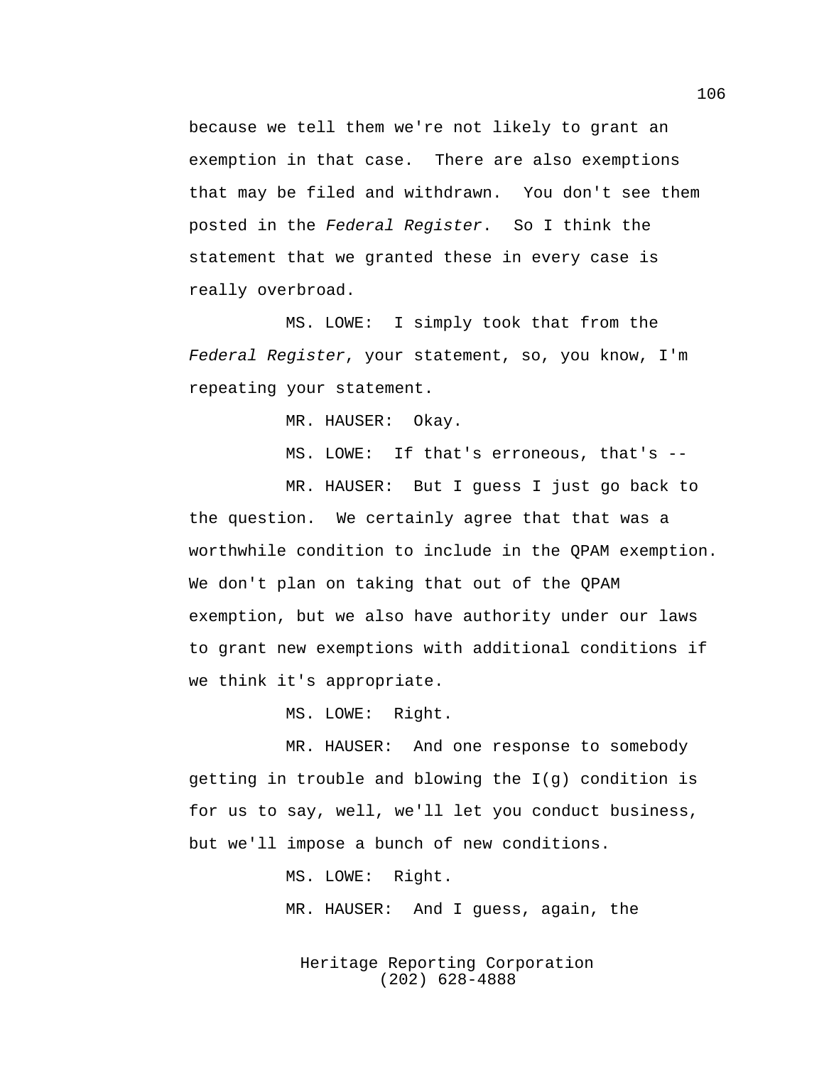because we tell them we're not likely to grant an exemption in that case. There are also exemptions that may be filed and withdrawn. You don't see them posted in the *Federal Register*. So I think the statement that we granted these in every case is really overbroad.

MS. LOWE: I simply took that from the *Federal Register*, your statement, so, you know, I'm repeating your statement.

MR. HAUSER: Okay.

MS. LOWE: If that's erroneous, that's --

MR. HAUSER: But I guess I just go back to the question. We certainly agree that that was a worthwhile condition to include in the QPAM exemption. We don't plan on taking that out of the QPAM exemption, but we also have authority under our laws to grant new exemptions with additional conditions if we think it's appropriate.

MS. LOWE: Right.

MR. HAUSER: And one response to somebody getting in trouble and blowing the I(g) condition is for us to say, well, we'll let you conduct business, but we'll impose a bunch of new conditions.

MS. LOWE: Right.

MR. HAUSER: And I guess, again, the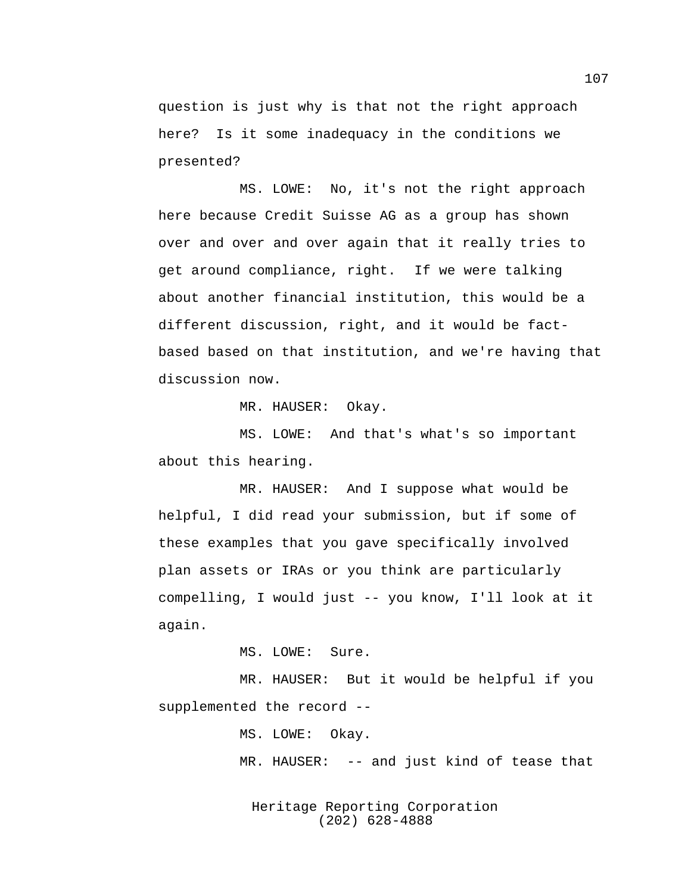question is just why is that not the right approach here? Is it some inadequacy in the conditions we presented?

MS. LOWE: No, it's not the right approach here because Credit Suisse AG as a group has shown over and over and over again that it really tries to get around compliance, right. If we were talking about another financial institution, this would be a different discussion, right, and it would be fact-based based on that institution, and we're having that discussion now.

MR. HAUSER: Okay.

MS. LOWE: And that's what's so important about this hearing.

MR. HAUSER: And I suppose what would be helpful, I did read your submission, but if some of these examples that you gave specifically involved plan assets or IRAs or you think are particularly compelling, I would just -- you know, I'll look at it again.

MS. LOWE: Sure.

MR. HAUSER: But it would be helpful if you supplemented the record --

MS. LOWE: Okay.

MR. HAUSER: -- and just kind of tease that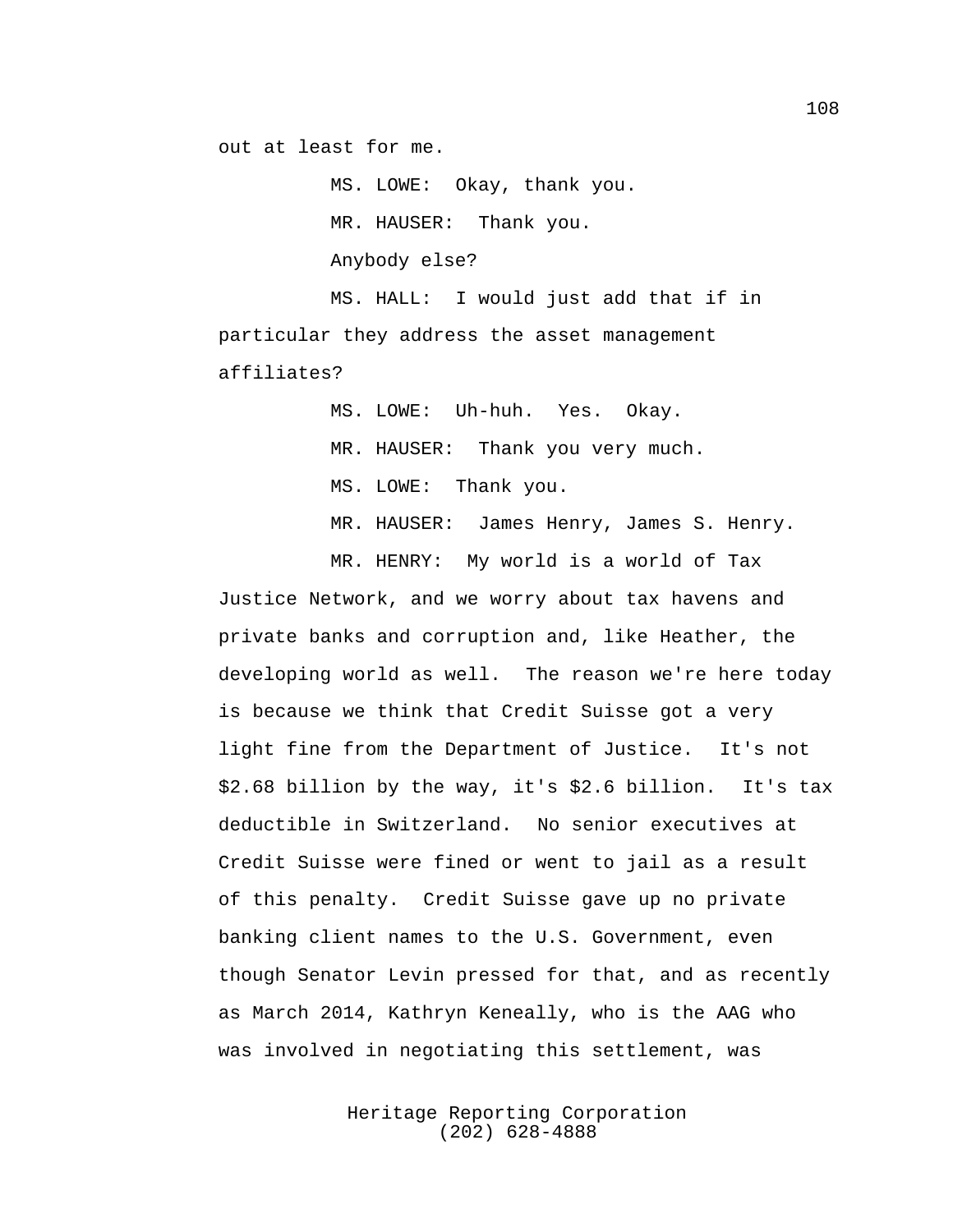out at least for me.

MS. LOWE: Okay, thank you.

MR. HAUSER: Thank you.

Anybody else?

MS. HALL: I would just add that if in particular they address the asset management affiliates?

MS. LOWE: Uh-huh. Yes. Okay.

MR. HAUSER: Thank you very much.

MS. LOWE: Thank you.

MR. HAUSER: James Henry, James S. Henry.

MR. HENRY: My world is a world of Tax Justice Network, and we worry about tax havens and private banks and corruption and, like Heather, the developing world as well. The reason we're here today is because we think that Credit Suisse got a very light fine from the Department of Justice. It's not $2.68 billion by the way, it's $2.6 billion. It's tax deductible in Switzerland. No senior executives at Credit Suisse were fined or went to jail as a result of this penalty. Credit Suisse gave up no private banking client names to the U.S. Government, even though Senator Levin pressed for that, and as recently as March 2014, Kathryn Keneally, who is the AAG who was involved in negotiating this settlement, was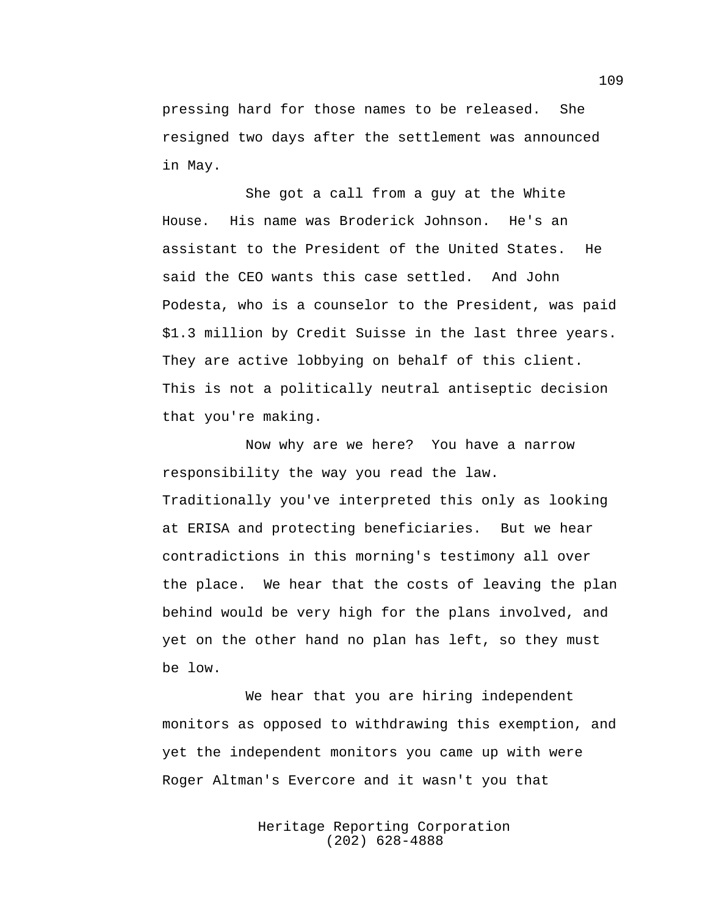pressing hard for those names to be released. She resigned two days after the settlement was announced in May.

She got a call from a guy at the White House. His name was Broderick Johnson. He's an assistant to the President of the United States. He said the CEO wants this case settled. And John Podesta, who is a counselor to the President, was paid $1.3 million by Credit Suisse in the last three years. They are active lobbying on behalf of this client. This is not a politically neutral antiseptic decision that you're making.

Now why are we here? You have a narrow responsibility the way you read the law. Traditionally you've interpreted this only as looking at ERISA and protecting beneficiaries. But we hear contradictions in this morning's testimony all over the place. We hear that the costs of leaving the plan behind would be very high for the plans involved, and yet on the other hand no plan has left, so they must be low.

We hear that you are hiring independent monitors as opposed to withdrawing this exemption, and yet the independent monitors you came up with were Roger Altman's Evercore and it wasn't you that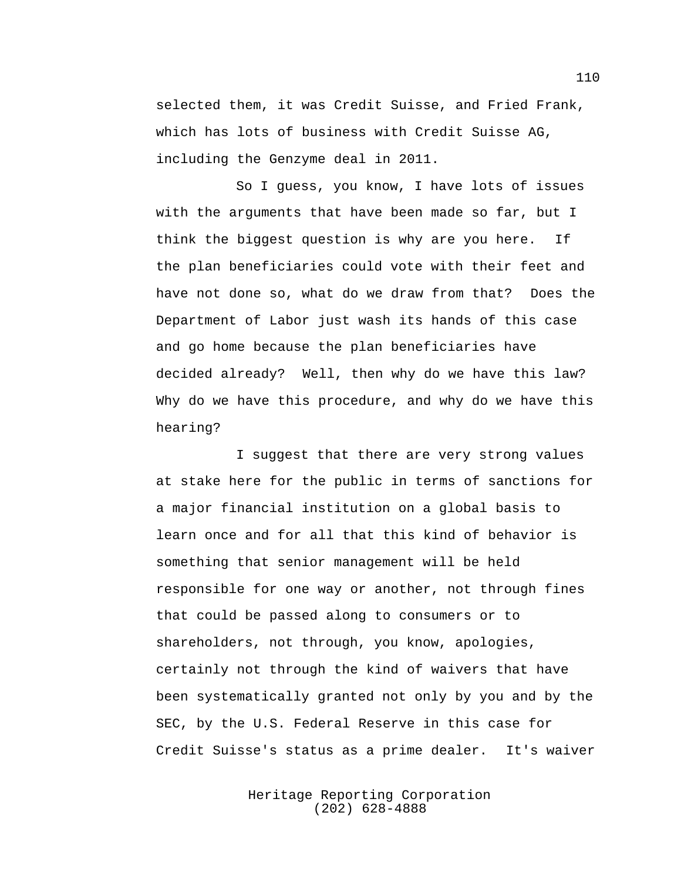selected them, it was Credit Suisse, and Fried Frank, which has lots of business with Credit Suisse AG, including the Genzyme deal in 2011.

So I guess, you know, I have lots of issues with the arguments that have been made so far, but I think the biggest question is why are you here. If the plan beneficiaries could vote with their feet and have not done so, what do we draw from that? Does the Department of Labor just wash its hands of this case and go home because the plan beneficiaries have decided already? Well, then why do we have this law? Why do we have this procedure, and why do we have this hearing?

I suggest that there are very strong values at stake here for the public in terms of sanctions for a major financial institution on a global basis to learn once and for all that this kind of behavior is something that senior management will be held responsible for one way or another, not through fines that could be passed along to consumers or to shareholders, not through, you know, apologies, certainly not through the kind of waivers that have been systematically granted not only by you and by the SEC, by the U.S. Federal Reserve in this case for Credit Suisse's status as a prime dealer. It's waiver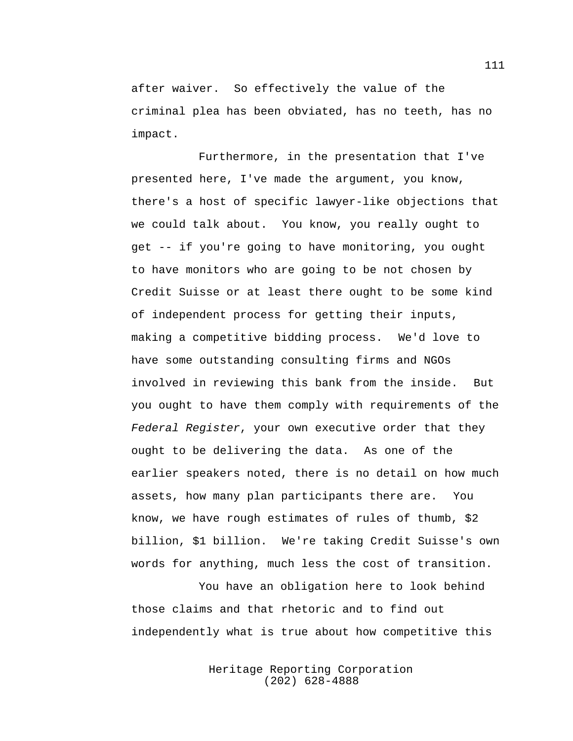after waiver. So effectively the value of the criminal plea has been obviated, has no teeth, has no impact.

Furthermore, in the presentation that I've presented here, I've made the argument, you know, there's a host of specific lawyer-like objections that we could talk about. You know, you really ought to get -- if you're going to have monitoring, you ought to have monitors who are going to be not chosen by Credit Suisse or at least there ought to be some kind of independent process for getting their inputs, making a competitive bidding process. We'd love to have some outstanding consulting firms and NGOs involved in reviewing this bank from the inside. But you ought to have them comply with requirements of the *Federal Register*, your own executive order that they ought to be delivering the data. As one of the earlier speakers noted, there is no detail on how much assets, how many plan participants there are. You know, we have rough estimates of rules of thumb, $2 billion, $1 billion. We're taking Credit Suisse's own words for anything, much less the cost of transition.

You have an obligation here to look behind those claims and that rhetoric and to find out independently what is true about how competitive this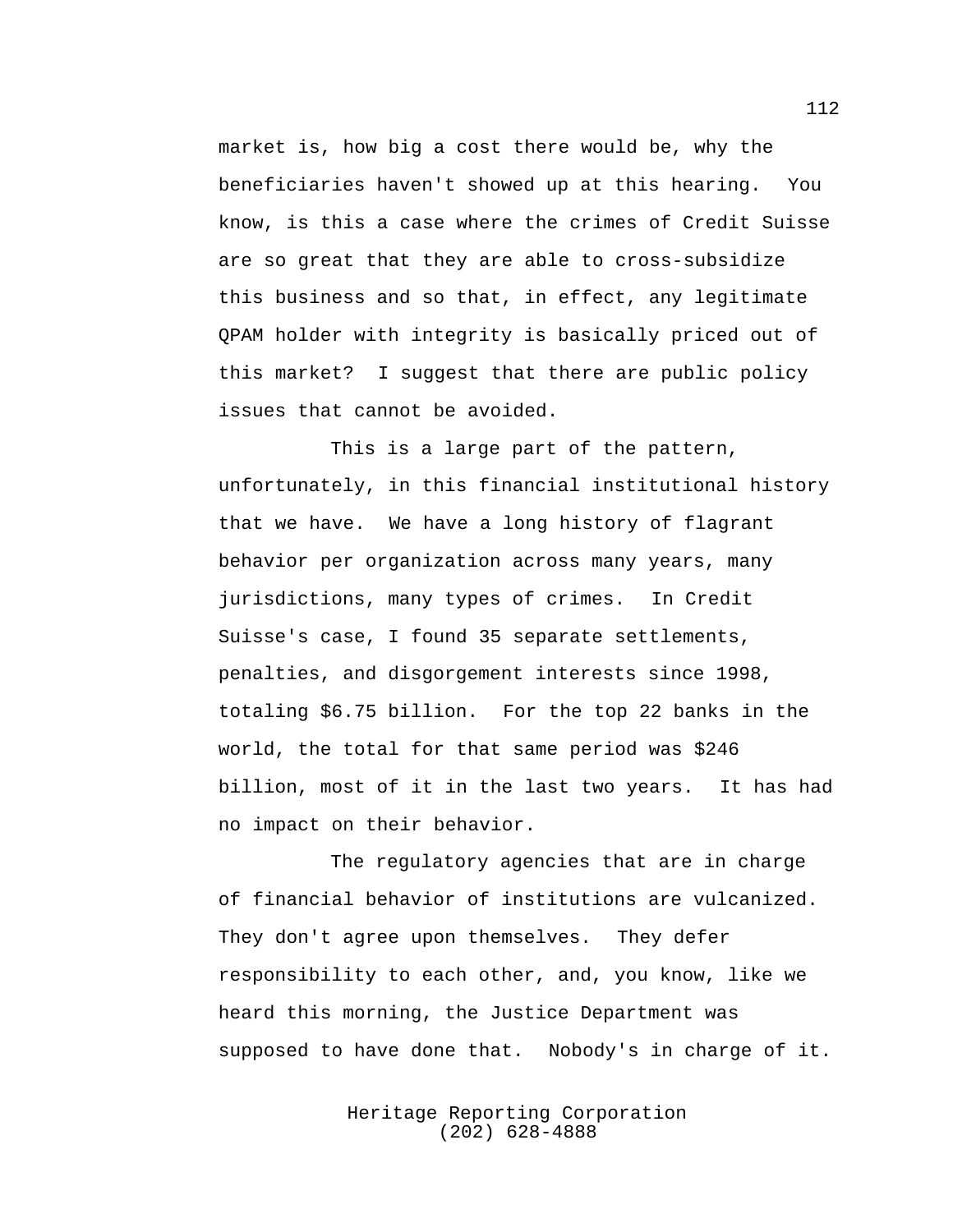market is, how big a cost there would be, why the beneficiaries haven't showed up at this hearing. You know, is this a case where the crimes of Credit Suisse are so great that they are able to cross-subsidize this business and so that, in effect, any legitimate QPAM holder with integrity is basically priced out of this market? I suggest that there are public policy issues that cannot be avoided.

This is a large part of the pattern, unfortunately, in this financial institutional history that we have. We have a long history of flagrant behavior per organization across many years, many jurisdictions, many types of crimes. In Credit Suisse's case, I found 35 separate settlements, penalties, and disgorgement interests since 1998, totaling $6.75 billion. For the top 22 banks in the world, the total for that same period was $246 billion, most of it in the last two years. It has had no impact on their behavior.

The regulatory agencies that are in charge of financial behavior of institutions are vulcanized. They don't agree upon themselves. They defer responsibility to each other, and, you know, like we heard this morning, the Justice Department was supposed to have done that. Nobody's in charge of it.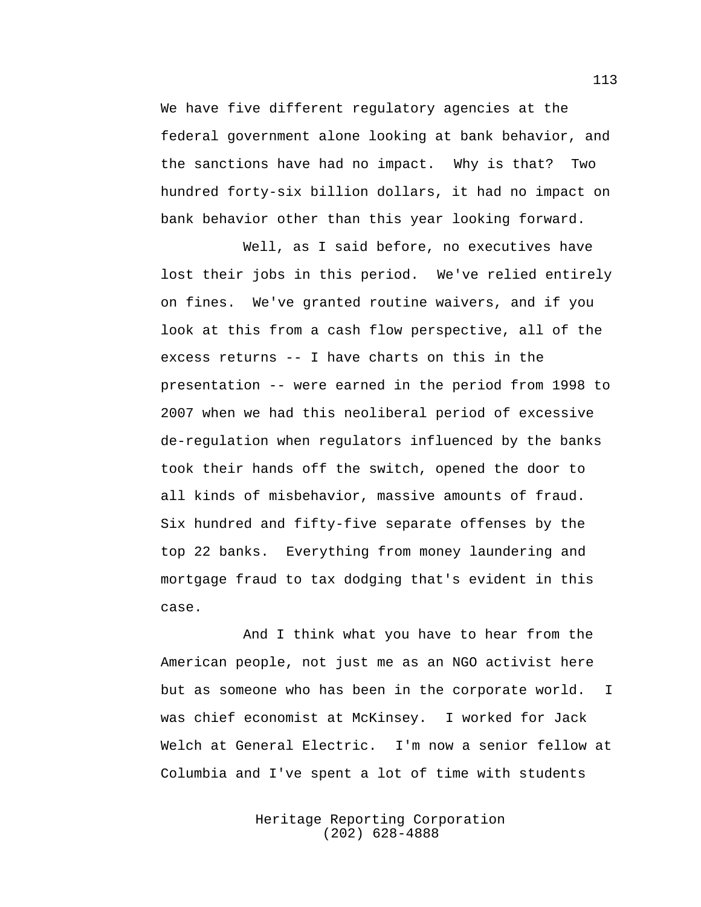We have five different regulatory agencies at the federal government alone looking at bank behavior, and the sanctions have had no impact. Why is that? Two hundred forty-six billion dollars, it had no impact on bank behavior other than this year looking forward.

Well, as I said before, no executives have lost their jobs in this period. We've relied entirely on fines. We've granted routine waivers, and if you look at this from a cash flow perspective, all of the excess returns -- I have charts on this in the presentation -- were earned in the period from 1998 to 2007 when we had this neoliberal period of excessive de-regulation when regulators influenced by the banks took their hands off the switch, opened the door to all kinds of misbehavior, massive amounts of fraud. Six hundred and fifty-five separate offenses by the top 22 banks. Everything from money laundering and mortgage fraud to tax dodging that's evident in this case.

And I think what you have to hear from the American people, not just me as an NGO activist here but as someone who has been in the corporate world. I was chief economist at McKinsey. I worked for Jack Welch at General Electric. I'm now a senior fellow at Columbia and I've spent a lot of time with students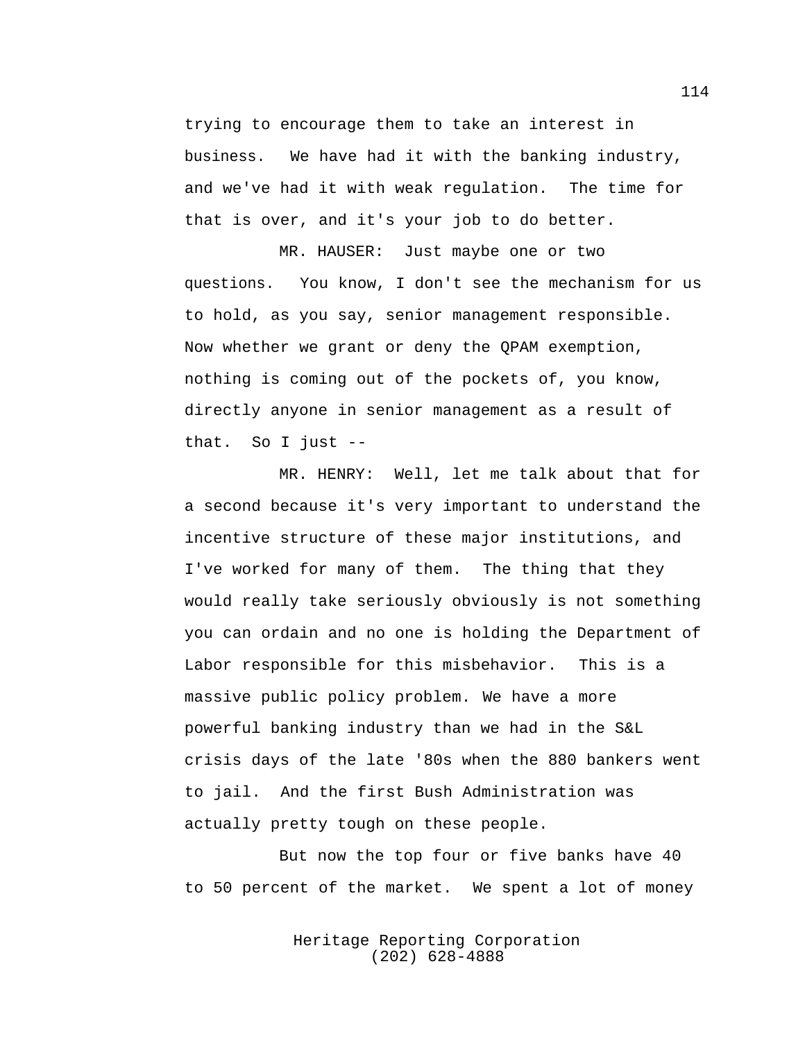trying to encourage them to take an interest in business. We have had it with the banking industry, and we've had it with weak regulation. The time for that is over, and it's your job to do better.

MR. HAUSER: Just maybe one or two questions. You know, I don't see the mechanism for us to hold, as you say, senior management responsible. Now whether we grant or deny the QPAM exemption, nothing is coming out of the pockets of, you know, directly anyone in senior management as a result of that. So I just --

MR. HENRY: Well, let me talk about that for a second because it's very important to understand the incentive structure of these major institutions, and I've worked for many of them. The thing that they would really take seriously obviously is not something you can ordain and no one is holding the Department of Labor responsible for this misbehavior. This is a massive public policy problem. We have a more powerful banking industry than we had in the S&L crisis days of the late '80s when the 880 bankers went to jail. And the first Bush Administration was actually pretty tough on these people.

But now the top four or five banks have 40 to 50 percent of the market. We spent a lot of money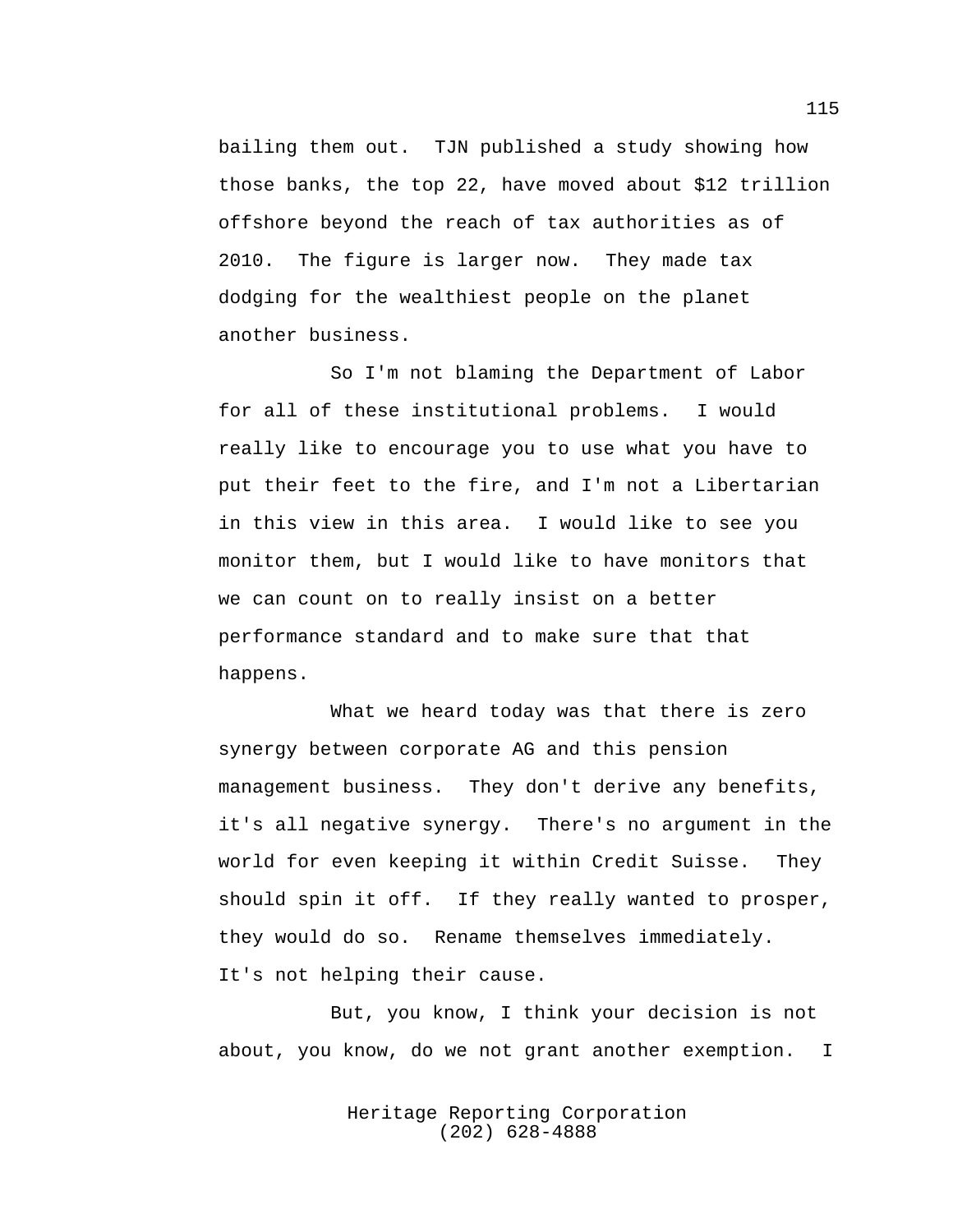bailing them out. TJN published a study showing how those banks, the top 22, have moved about $12 trillion offshore beyond the reach of tax authorities as of 2010. The figure is larger now. They made tax dodging for the wealthiest people on the planet another business.

So I'm not blaming the Department of Labor for all of these institutional problems. I would really like to encourage you to use what you have to put their feet to the fire, and I'm not a Libertarian in this view in this area. I would like to see you monitor them, but I would like to have monitors that we can count on to really insist on a better performance standard and to make sure that that happens.

What we heard today was that there is zero synergy between corporate AG and this pension management business. They don't derive any benefits, it's all negative synergy. There's no argument in the world for even keeping it within Credit Suisse. They should spin it off. If they really wanted to prosper, they would do so. Rename themselves immediately. It's not helping their cause.

But, you know, I think your decision is not about, you know, do we not grant another exemption. I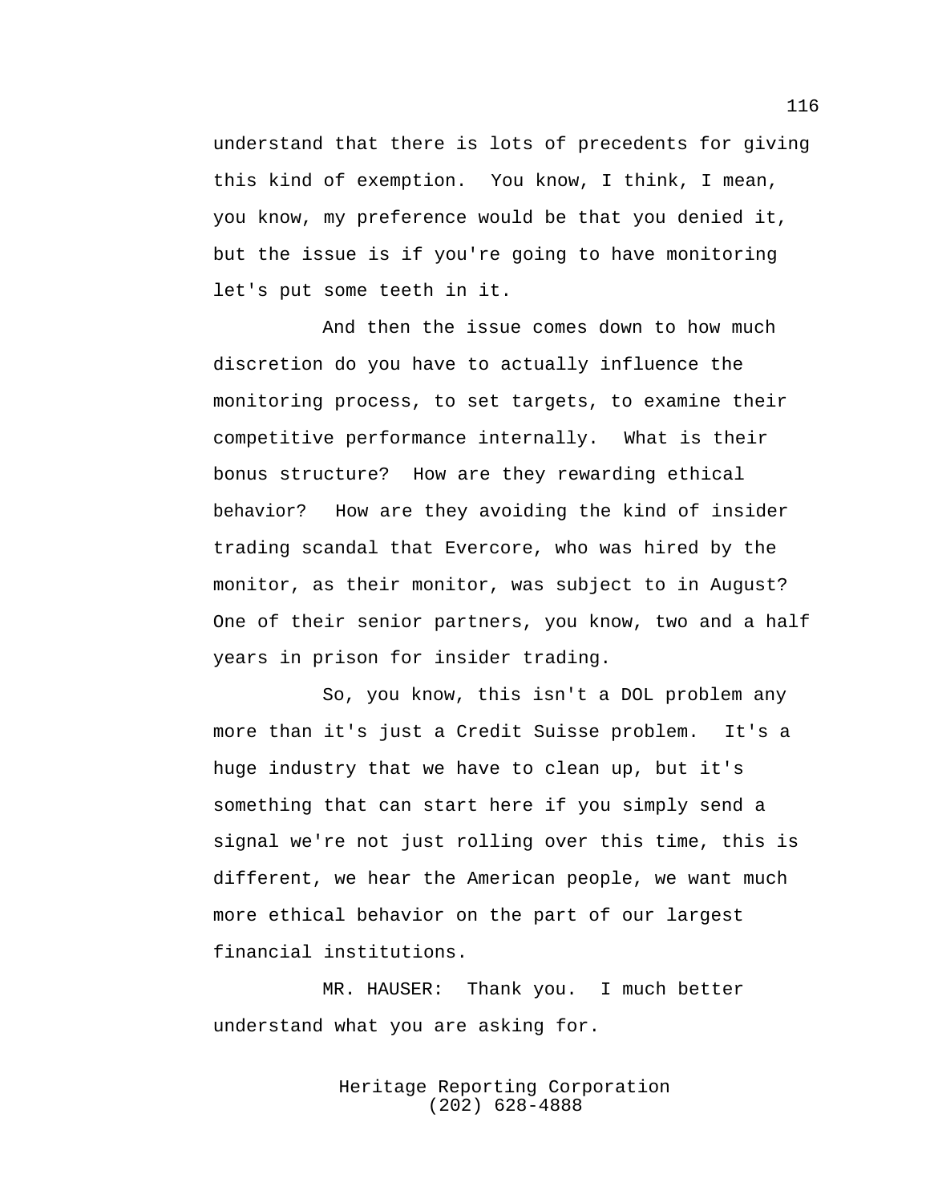understand that there is lots of precedents for giving this kind of exemption. You know, I think, I mean, you know, my preference would be that you denied it, but the issue is if you're going to have monitoring let's put some teeth in it.

And then the issue comes down to how much discretion do you have to actually influence the monitoring process, to set targets, to examine their competitive performance internally. What is their bonus structure? How are they rewarding ethical behavior? How are they avoiding the kind of insider trading scandal that Evercore, who was hired by the monitor, as their monitor, was subject to in August? One of their senior partners, you know, two and a half years in prison for insider trading.

So, you know, this isn't a DOL problem any more than it's just a Credit Suisse problem. It's a huge industry that we have to clean up, but it's something that can start here if you simply send a signal we're not just rolling over this time, this is different, we hear the American people, we want much more ethical behavior on the part of our largest financial institutions.

MR. HAUSER: Thank you. I much better understand what you are asking for.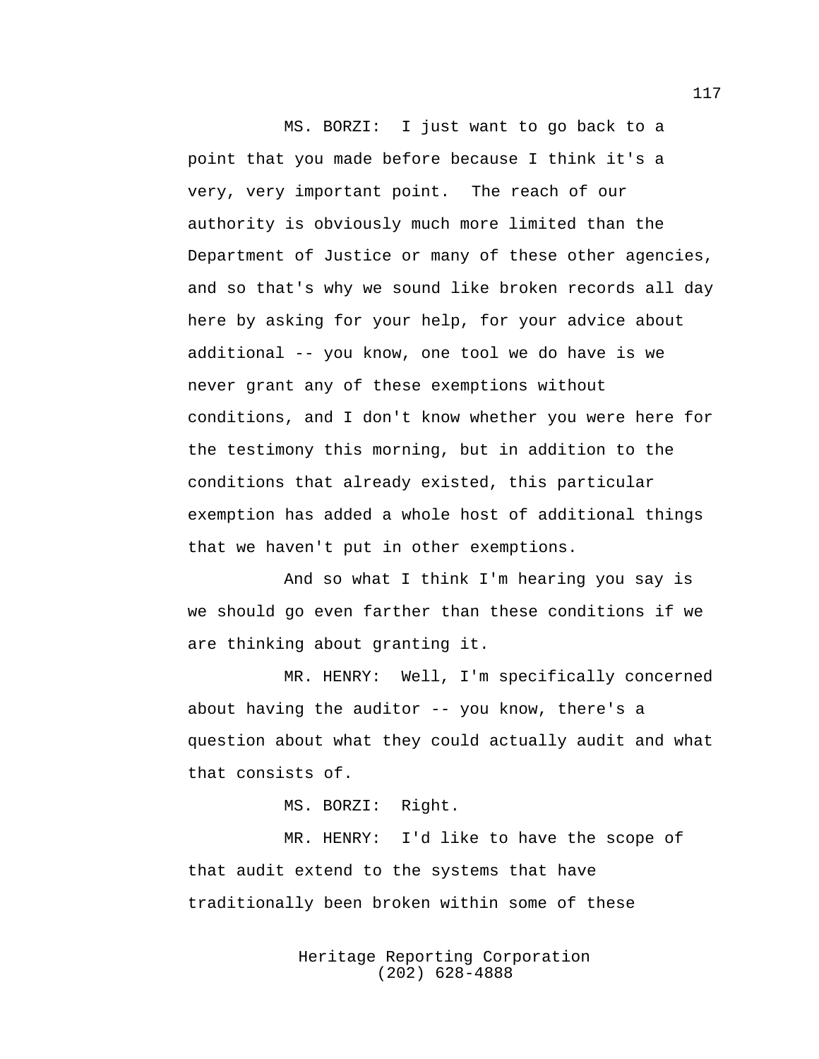MS. BORZI: I just want to go back to a point that you made before because I think it's a very, very important point. The reach of our authority is obviously much more limited than the Department of Justice or many of these other agencies, and so that's why we sound like broken records all day here by asking for your help, for your advice about additional -- you know, one tool we do have is we never grant any of these exemptions without conditions, and I don't know whether you were here for the testimony this morning, but in addition to the conditions that already existed, this particular exemption has added a whole host of additional things that we haven't put in other exemptions.

And so what I think I'm hearing you say is we should go even farther than these conditions if we are thinking about granting it.

MR. HENRY: Well, I'm specifically concerned about having the auditor -- you know, there's a question about what they could actually audit and what that consists of.

MS. BORZI: Right.

MR. HENRY: I'd like to have the scope of that audit extend to the systems that have traditionally been broken within some of these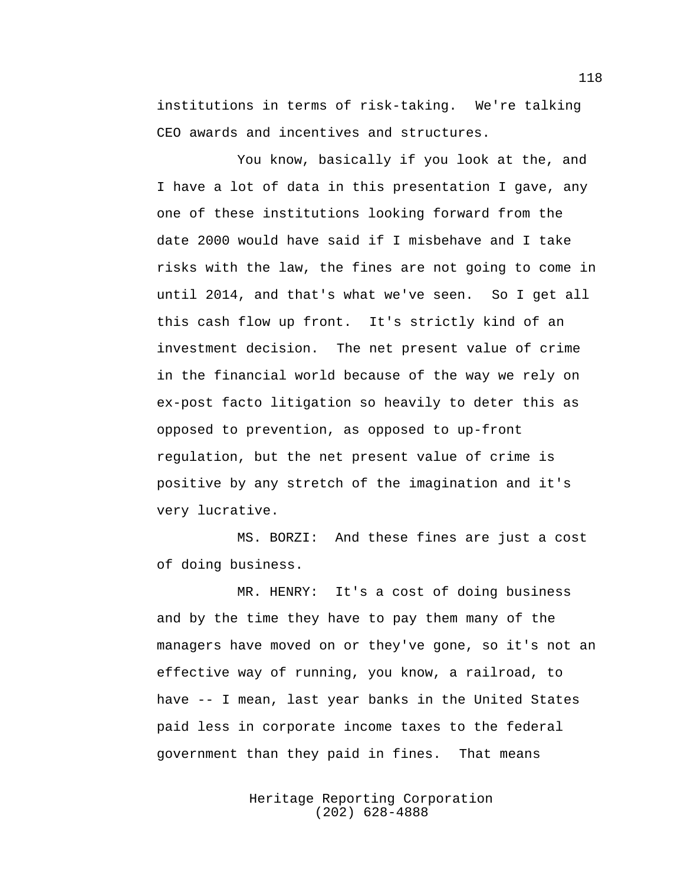institutions in terms of risk-taking. We're talking CEO awards and incentives and structures.

You know, basically if you look at the, and I have a lot of data in this presentation I gave, any one of these institutions looking forward from the date 2000 would have said if I misbehave and I take risks with the law, the fines are not going to come in until 2014, and that's what we've seen. So I get all this cash flow up front. It's strictly kind of an investment decision. The net present value of crime in the financial world because of the way we rely on ex-post facto litigation so heavily to deter this as opposed to prevention, as opposed to up-front regulation, but the net present value of crime is positive by any stretch of the imagination and it's very lucrative.

MS. BORZI: And these fines are just a cost of doing business.

MR. HENRY: It's a cost of doing business and by the time they have to pay them many of the managers have moved on or they've gone, so it's not an effective way of running, you know, a railroad, to have -- I mean, last year banks in the United States paid less in corporate income taxes to the federal government than they paid in fines. That means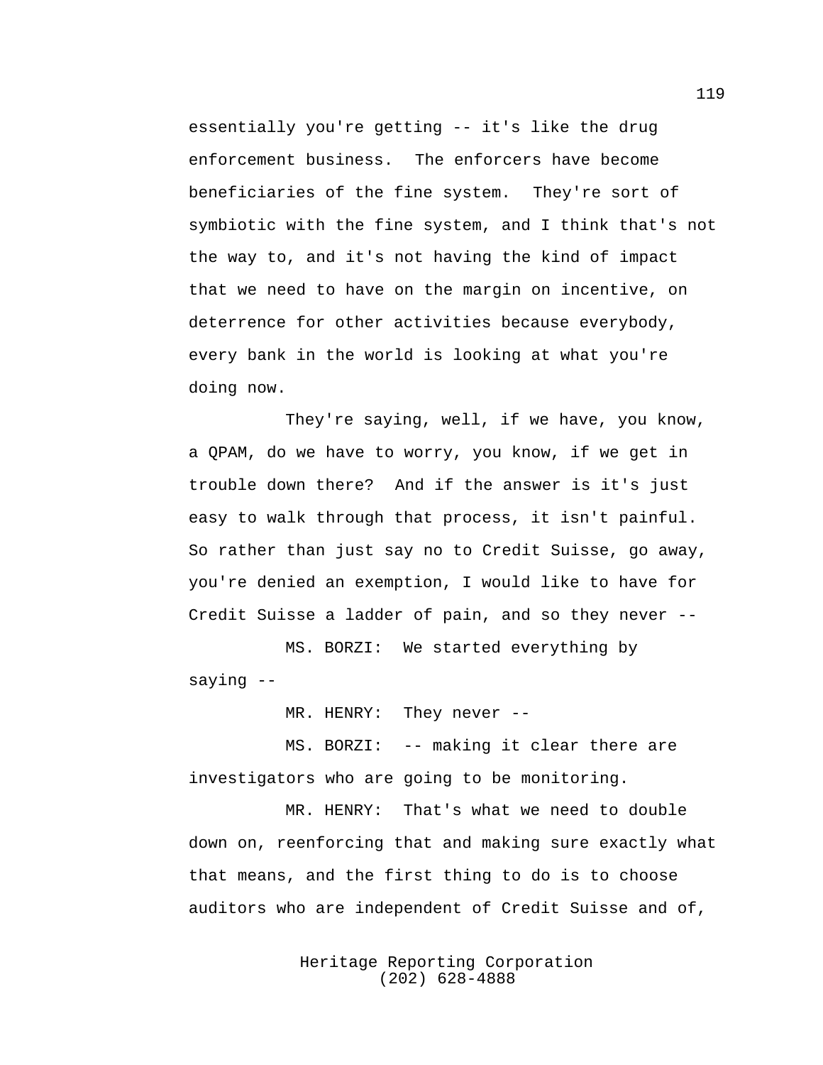essentially you're getting -- it's like the drug enforcement business. The enforcers have become beneficiaries of the fine system. They're sort of symbiotic with the fine system, and I think that's not the way to, and it's not having the kind of impact that we need to have on the margin on incentive, on deterrence for other activities because everybody, every bank in the world is looking at what you're doing now.

They're saying, well, if we have, you know, a QPAM, do we have to worry, you know, if we get in trouble down there? And if the answer is it's just easy to walk through that process, it isn't painful. So rather than just say no to Credit Suisse, go away, you're denied an exemption, I would like to have for Credit Suisse a ladder of pain, and so they never --

MS. BORZI: We started everything by saying --

MR. HENRY: They never --

MS. BORZI: -- making it clear there are investigators who are going to be monitoring.

MR. HENRY: That's what we need to double down on, reenforcing that and making sure exactly what that means, and the first thing to do is to choose auditors who are independent of Credit Suisse and of,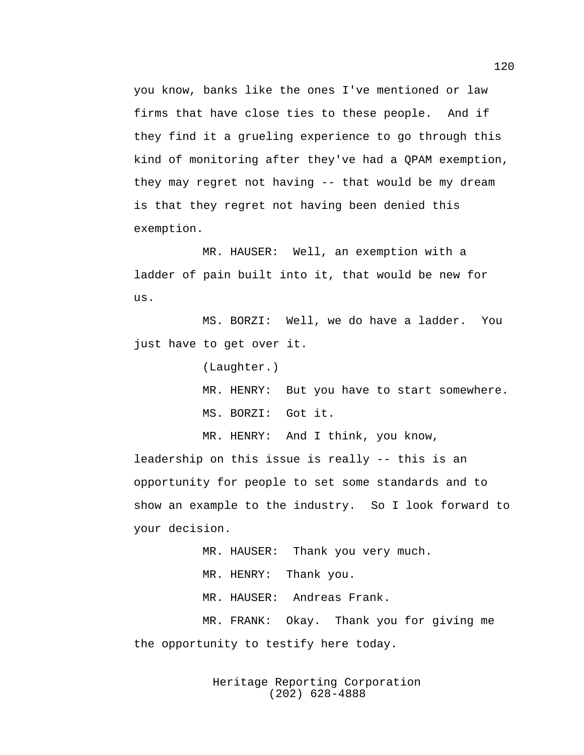you know, banks like the ones I've mentioned or law firms that have close ties to these people. And if they find it a grueling experience to go through this kind of monitoring after they've had a QPAM exemption, they may regret not having -- that would be my dream is that they regret not having been denied this exemption.

MR. HAUSER: Well, an exemption with a ladder of pain built into it, that would be new for us.

MS. BORZI: Well, we do have a ladder. You just have to get over it.

(Laughter.)

MR. HENRY: But you have to start somewhere.

MS. BORZI: Got it.

MR. HENRY: And I think, you know, leadership on this issue is really -- this is an opportunity for people to set some standards and to show an example to the industry. So I look forward to your decision.

MR. HAUSER: Thank you very much.

MR. HENRY: Thank you.

MR. HAUSER: Andreas Frank.

MR. FRANK: Okay. Thank you for giving me the opportunity to testify here today.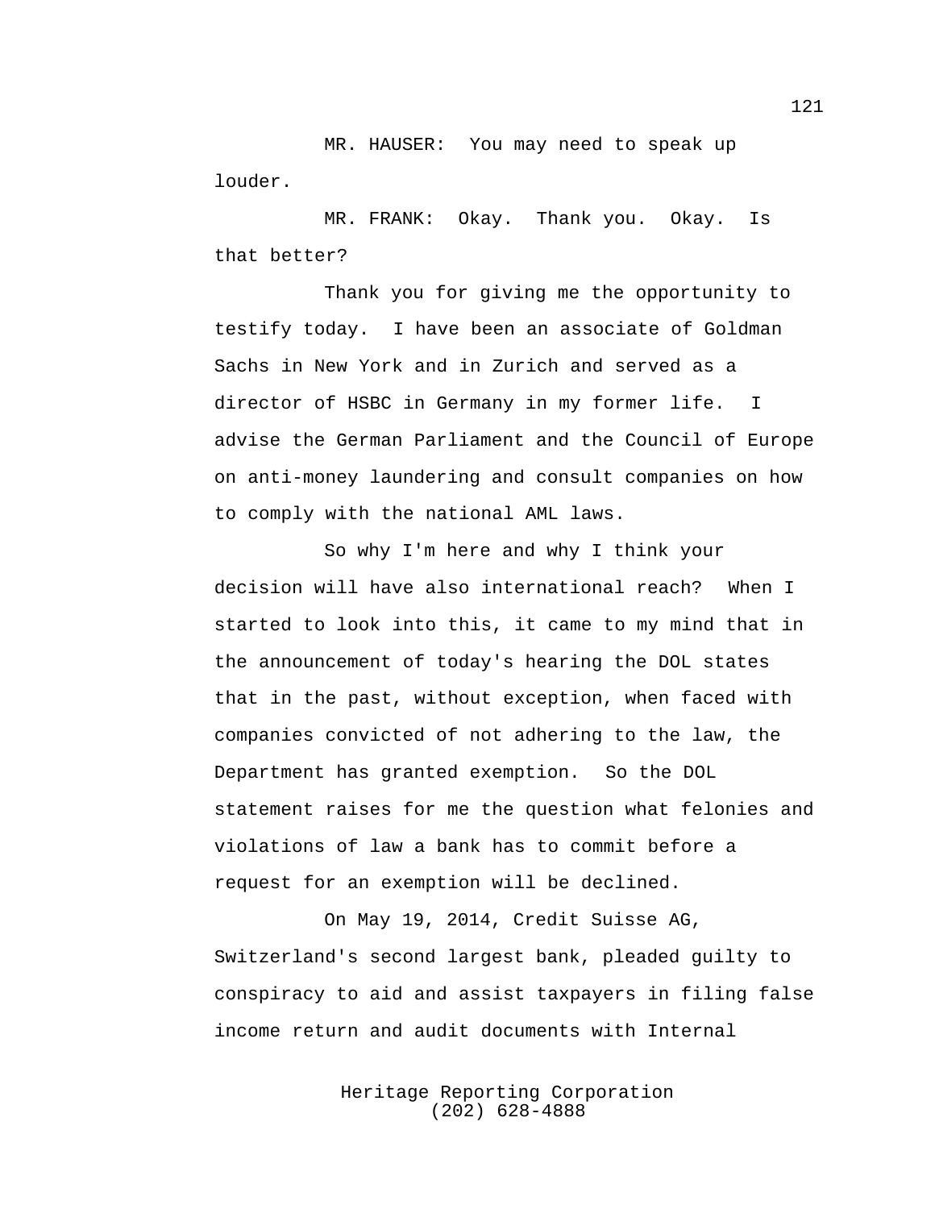MR. HAUSER: You may need to speak up louder.

MR. FRANK: Okay. Thank you. Okay. Is that better?

Thank you for giving me the opportunity to testify today. I have been an associate of Goldman Sachs in New York and in Zurich and served as a director of HSBC in Germany in my former life. I advise the German Parliament and the Council of Europe on anti-money laundering and consult companies on how to comply with the national AML laws.

So why I'm here and why I think your decision will have also international reach? When I started to look into this, it came to my mind that in the announcement of today's hearing the DOL states that in the past, without exception, when faced with companies convicted of not adhering to the law, the Department has granted exemption. So the DOL statement raises for me the question what felonies and violations of law a bank has to commit before a request for an exemption will be declined.

On May 19, 2014, Credit Suisse AG, Switzerland's second largest bank, pleaded guilty to conspiracy to aid and assist taxpayers in filing false income return and audit documents with Internal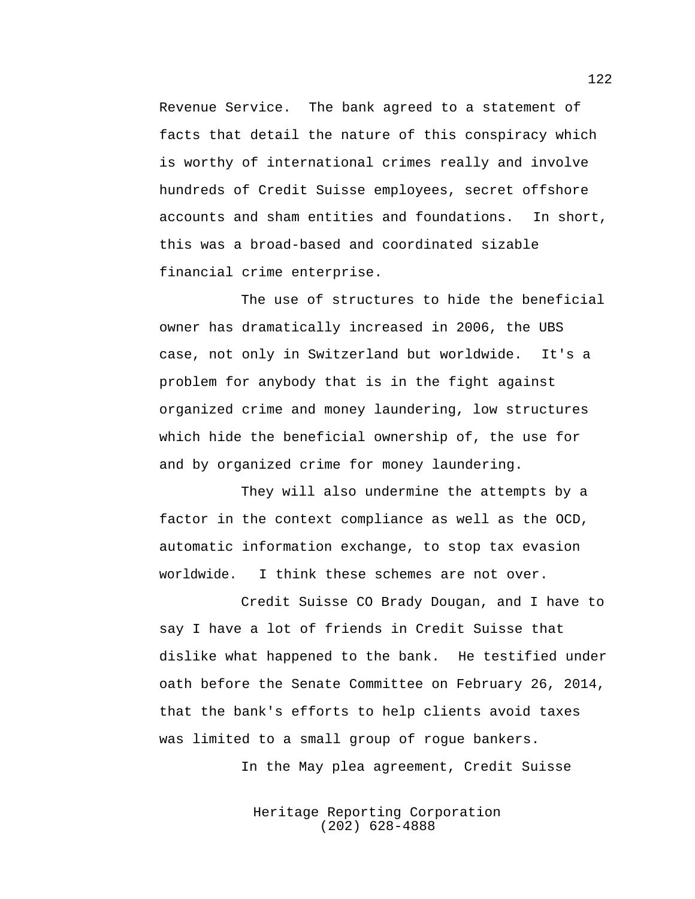Revenue Service. The bank agreed to a statement of facts that detail the nature of this conspiracy which is worthy of international crimes really and involve hundreds of Credit Suisse employees, secret offshore accounts and sham entities and foundations. In short, this was a broad-based and coordinated sizable financial crime enterprise.

The use of structures to hide the beneficial owner has dramatically increased in 2006, the UBS case, not only in Switzerland but worldwide. It's a problem for anybody that is in the fight against organized crime and money laundering, low structures which hide the beneficial ownership of, the use for and by organized crime for money laundering.

They will also undermine the attempts by a factor in the context compliance as well as the OCD, automatic information exchange, to stop tax evasion worldwide. I think these schemes are not over.

Credit Suisse CO Brady Dougan, and I have to say I have a lot of friends in Credit Suisse that dislike what happened to the bank. He testified under oath before the Senate Committee on February 26, 2014, that the bank's efforts to help clients avoid taxes was limited to a small group of rogue bankers.

In the May plea agreement, Credit Suisse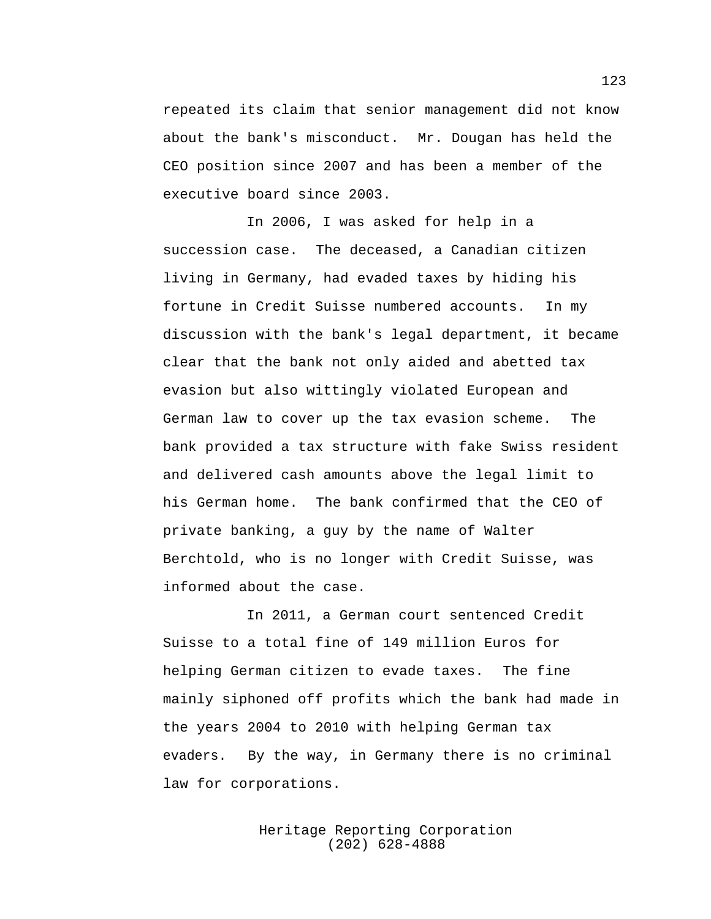repeated its claim that senior management did not know about the bank's misconduct. Mr. Dougan has held the CEO position since 2007 and has been a member of the executive board since 2003.

In 2006, I was asked for help in a succession case. The deceased, a Canadian citizen living in Germany, had evaded taxes by hiding his fortune in Credit Suisse numbered accounts. In my discussion with the bank's legal department, it became clear that the bank not only aided and abetted tax evasion but also wittingly violated European and German law to cover up the tax evasion scheme. The bank provided a tax structure with fake Swiss resident and delivered cash amounts above the legal limit to his German home. The bank confirmed that the CEO of private banking, a guy by the name of Walter Berchtold, who is no longer with Credit Suisse, was informed about the case.

In 2011, a German court sentenced Credit Suisse to a total fine of 149 million Euros for helping German citizen to evade taxes. The fine mainly siphoned off profits which the bank had made in the years 2004 to 2010 with helping German tax evaders. By the way, in Germany there is no criminal law for corporations.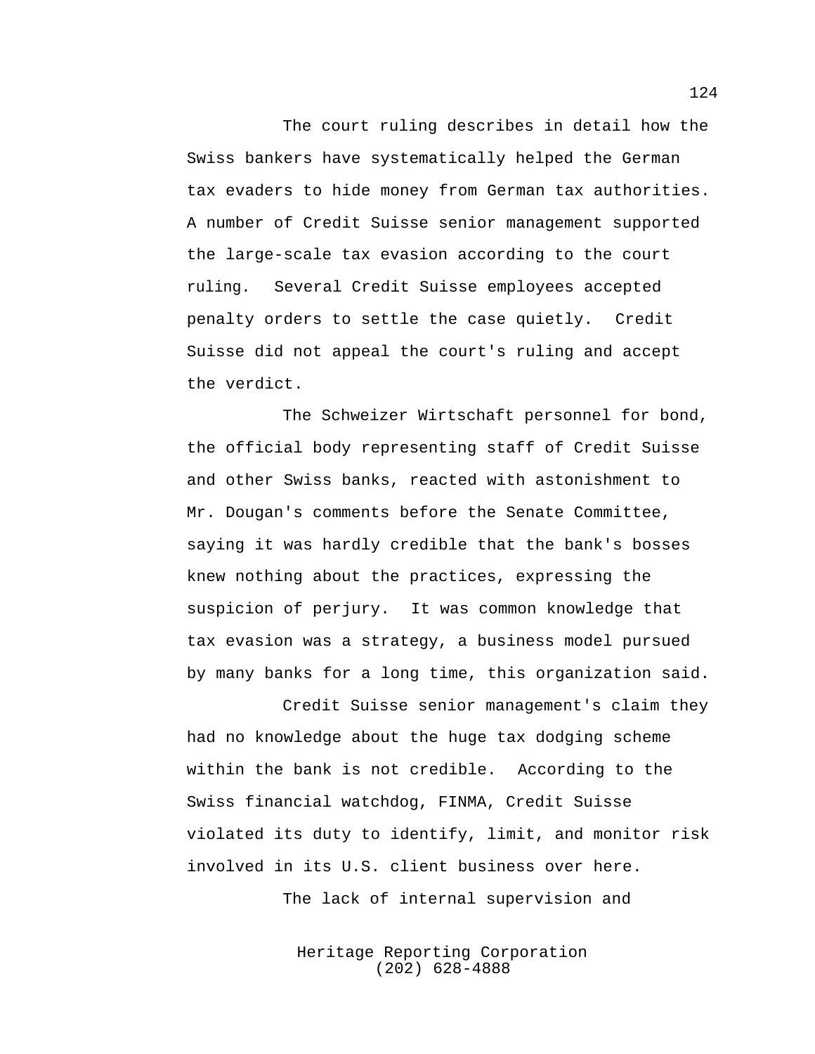The court ruling describes in detail how the Swiss bankers have systematically helped the German tax evaders to hide money from German tax authorities. A number of Credit Suisse senior management supported the large-scale tax evasion according to the court ruling. Several Credit Suisse employees accepted penalty orders to settle the case quietly. Credit Suisse did not appeal the court's ruling and accept the verdict.

The Schweizer Wirtschaft personnel for bond, the official body representing staff of Credit Suisse and other Swiss banks, reacted with astonishment to Mr. Dougan's comments before the Senate Committee, saying it was hardly credible that the bank's bosses knew nothing about the practices, expressing the suspicion of perjury. It was common knowledge that tax evasion was a strategy, a business model pursued by many banks for a long time, this organization said.

Credit Suisse senior management's claim they had no knowledge about the huge tax dodging scheme within the bank is not credible. According to the Swiss financial watchdog, FINMA, Credit Suisse violated its duty to identify, limit, and monitor risk involved in its U.S. client business over here.

The lack of internal supervision and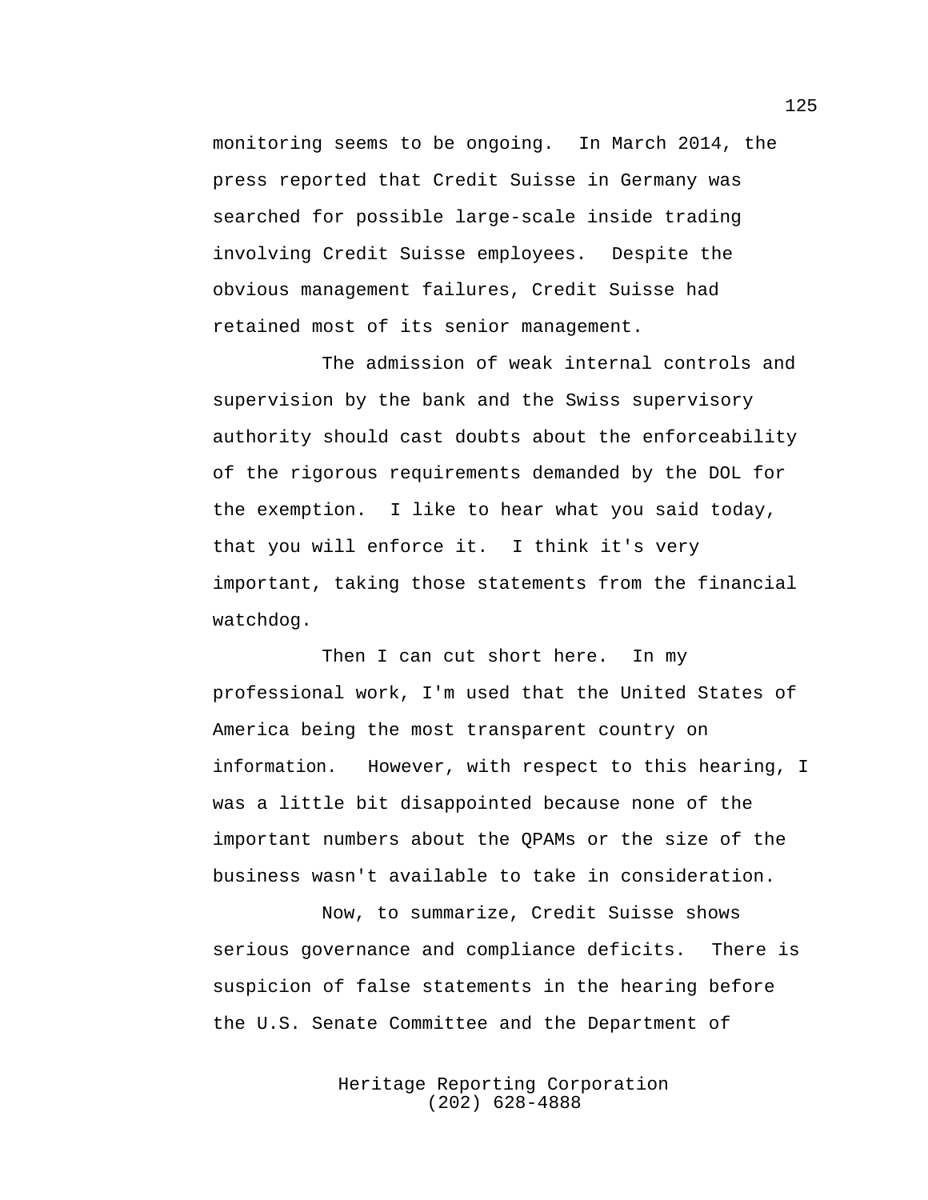monitoring seems to be ongoing. In March 2014, the press reported that Credit Suisse in Germany was searched for possible large-scale inside trading involving Credit Suisse employees. Despite the obvious management failures, Credit Suisse had retained most of its senior management.

The admission of weak internal controls and supervision by the bank and the Swiss supervisory authority should cast doubts about the enforceability of the rigorous requirements demanded by the DOL for the exemption. I like to hear what you said today, that you will enforce it. I think it's very important, taking those statements from the financial watchdog.

Then I can cut short here. In my professional work, I'm used that the United States of America being the most transparent country on information. However, with respect to this hearing, I was a little bit disappointed because none of the important numbers about the QPAMs or the size of the business wasn't available to take in consideration.

Now, to summarize, Credit Suisse shows serious governance and compliance deficits. There is suspicion of false statements in the hearing before the U.S. Senate Committee and the Department of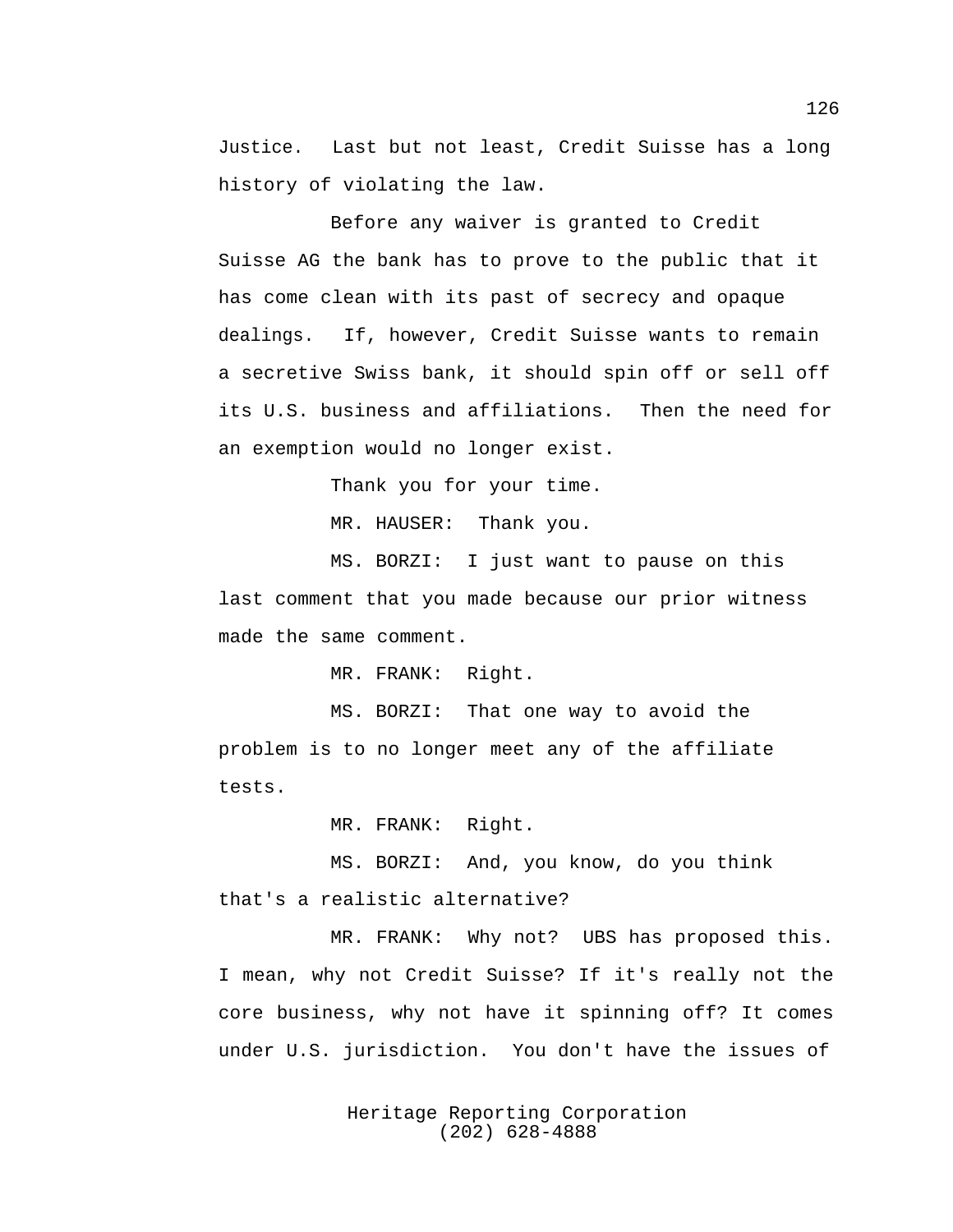Justice. Last but not least, Credit Suisse has a long history of violating the law.

Before any waiver is granted to Credit Suisse AG the bank has to prove to the public that it has come clean with its past of secrecy and opaque dealings. If, however, Credit Suisse wants to remain a secretive Swiss bank, it should spin off or sell off its U.S. business and affiliations. Then the need for an exemption would no longer exist.

Thank you for your time.

MR. HAUSER: Thank you.

MS. BORZI: I just want to pause on this last comment that you made because our prior witness made the same comment.

MR. FRANK: Right.

MS. BORZI: That one way to avoid the problem is to no longer meet any of the affiliate tests.

MR. FRANK: Right.

MS. BORZI: And, you know, do you think that's a realistic alternative?

MR. FRANK: Why not? UBS has proposed this. I mean, why not Credit Suisse? If it's really not the core business, why not have it spinning off? It comes under U.S. jurisdiction. You don't have the issues of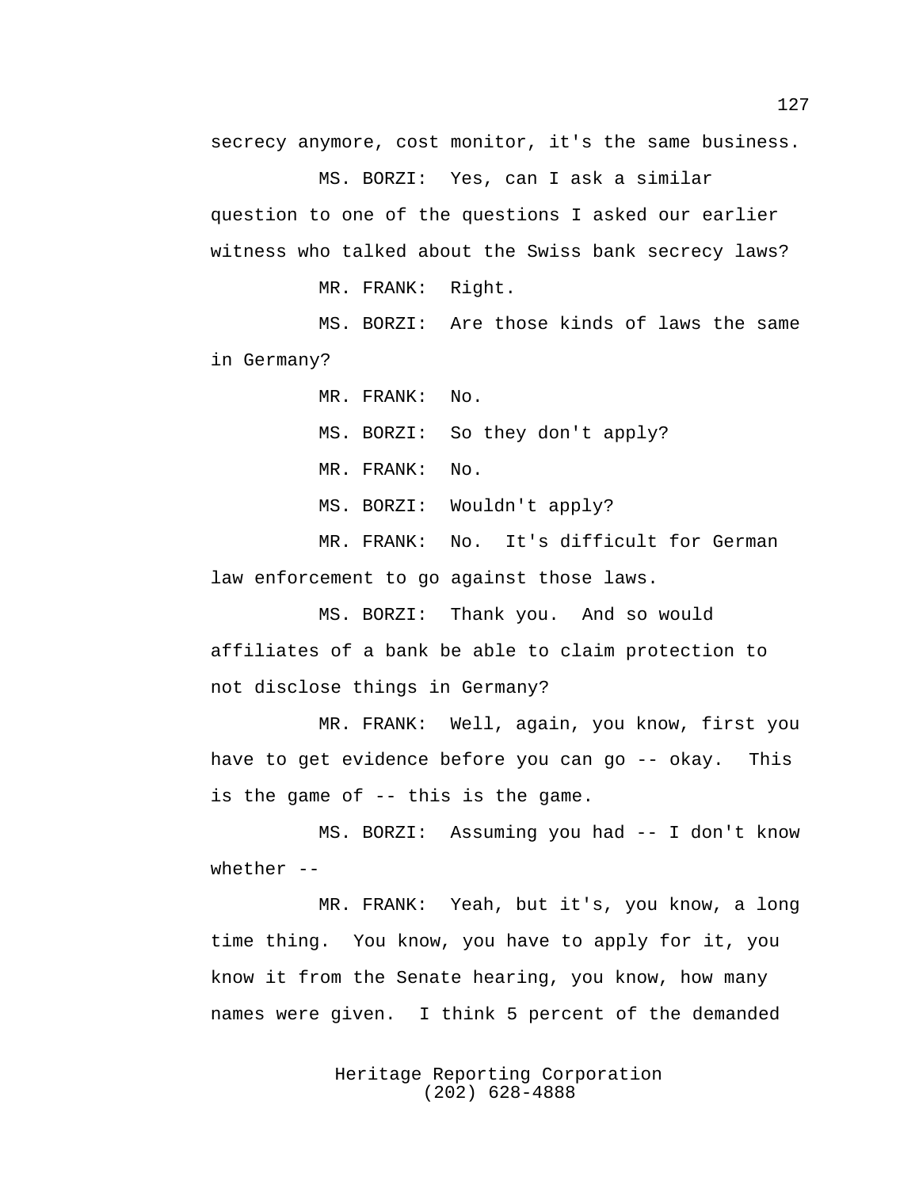secrecy anymore, cost monitor, it's the same business.

MS. BORZI: Yes, can I ask a similar question to one of the questions I asked our earlier witness who talked about the Swiss bank secrecy laws?

MR. FRANK: Right.

MS. BORZI: Are those kinds of laws the same in Germany?

MR. FRANK: No.

MS. BORZI: So they don't apply?

MR. FRANK: No.

MS. BORZI: Wouldn't apply?

MR. FRANK: No. It's difficult for German law enforcement to go against those laws.

MS. BORZI: Thank you. And so would affiliates of a bank be able to claim protection to not disclose things in Germany?

MR. FRANK: Well, again, you know, first you have to get evidence before you can go -- okay. This is the game of -- this is the game.

MS. BORZI: Assuming you had -- I don't know whether --

MR. FRANK: Yeah, but it's, you know, a long time thing. You know, you have to apply for it, you know it from the Senate hearing, you know, how many names were given. I think 5 percent of the demanded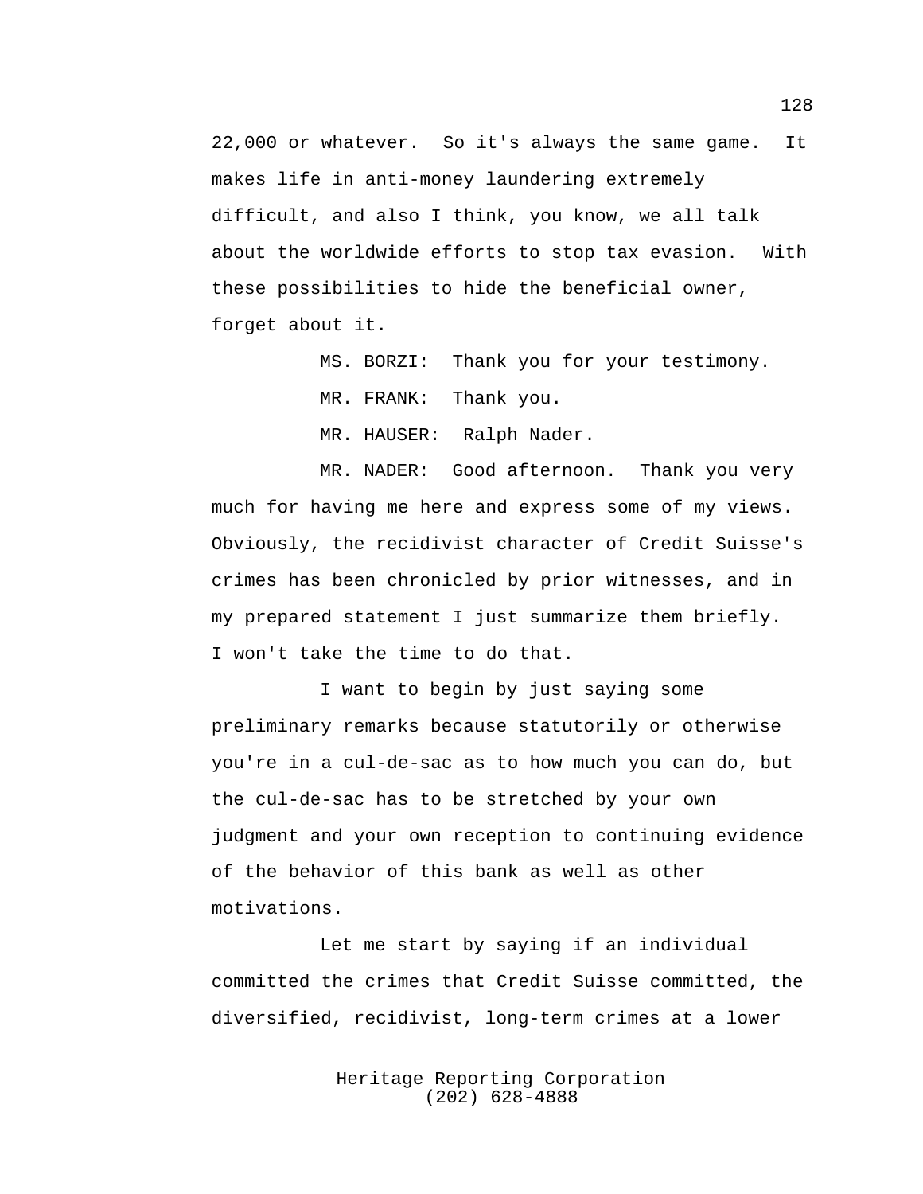22,000 or whatever. So it's always the same game. It makes life in anti-money laundering extremely difficult, and also I think, you know, we all talk about the worldwide efforts to stop tax evasion. With these possibilities to hide the beneficial owner, forget about it.

MS. BORZI: Thank you for your testimony.

MR. FRANK: Thank you.

MR. HAUSER: Ralph Nader.

MR. NADER: Good afternoon. Thank you very much for having me here and express some of my views. Obviously, the recidivist character of Credit Suisse's crimes has been chronicled by prior witnesses, and in my prepared statement I just summarize them briefly. I won't take the time to do that.

I want to begin by just saying some preliminary remarks because statutorily or otherwise you're in a cul-de-sac as to how much you can do, but the cul-de-sac has to be stretched by your own judgment and your own reception to continuing evidence of the behavior of this bank as well as other motivations.

Let me start by saying if an individual committed the crimes that Credit Suisse committed, the diversified, recidivist, long-term crimes at a lower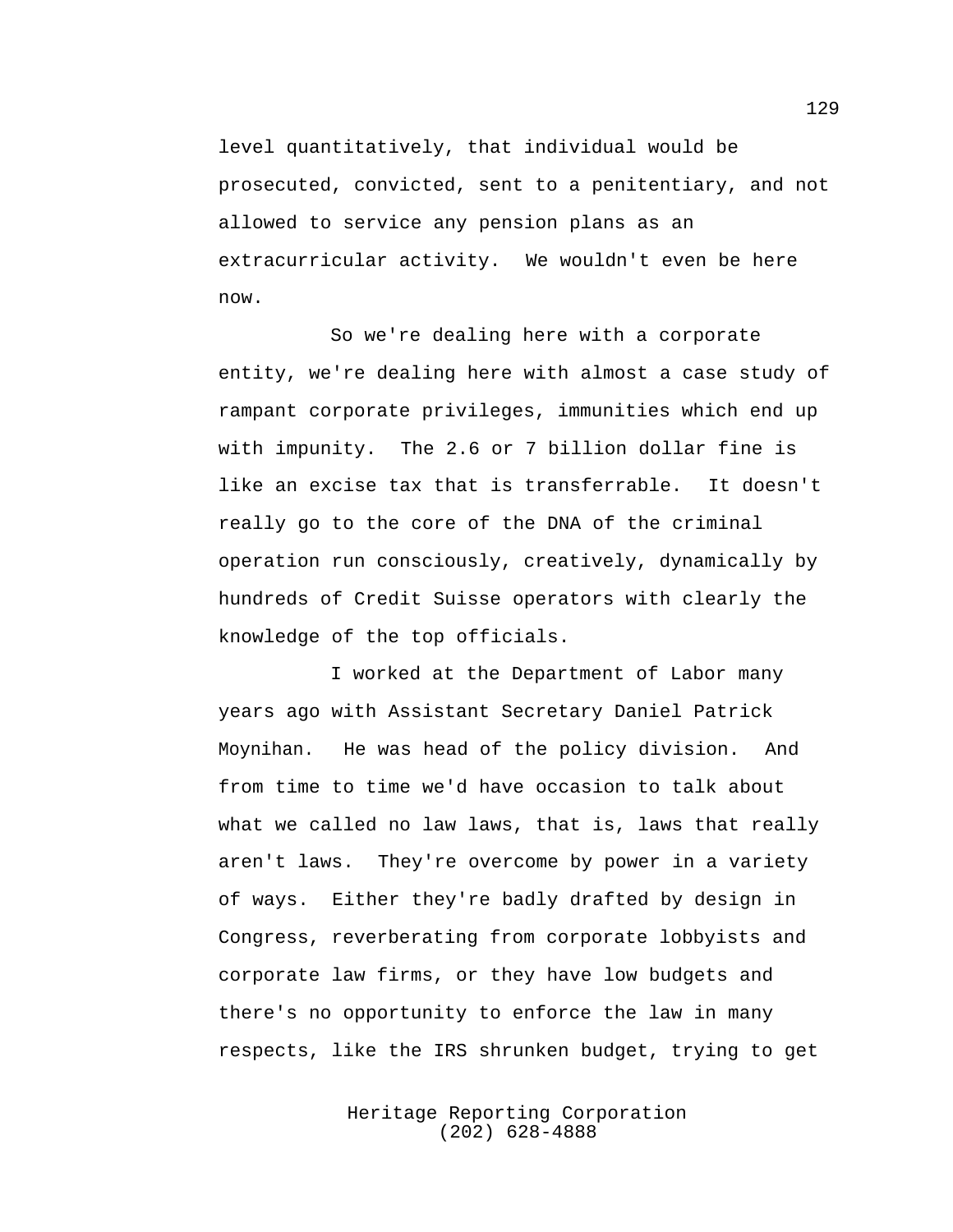level quantitatively, that individual would be prosecuted, convicted, sent to a penitentiary, and not allowed to service any pension plans as an extracurricular activity. We wouldn't even be here now.

So we're dealing here with a corporate entity, we're dealing here with almost a case study of rampant corporate privileges, immunities which end up with impunity. The 2.6 or 7 billion dollar fine is like an excise tax that is transferrable. It doesn't really go to the core of the DNA of the criminal operation run consciously, creatively, dynamically by hundreds of Credit Suisse operators with clearly the knowledge of the top officials.

I worked at the Department of Labor many years ago with Assistant Secretary Daniel Patrick Moynihan. He was head of the policy division. And from time to time we'd have occasion to talk about what we called no law laws, that is, laws that really aren't laws. They're overcome by power in a variety of ways. Either they're badly drafted by design in Congress, reverberating from corporate lobbyists and corporate law firms, or they have low budgets and there's no opportunity to enforce the law in many respects, like the IRS shrunken budget, trying to get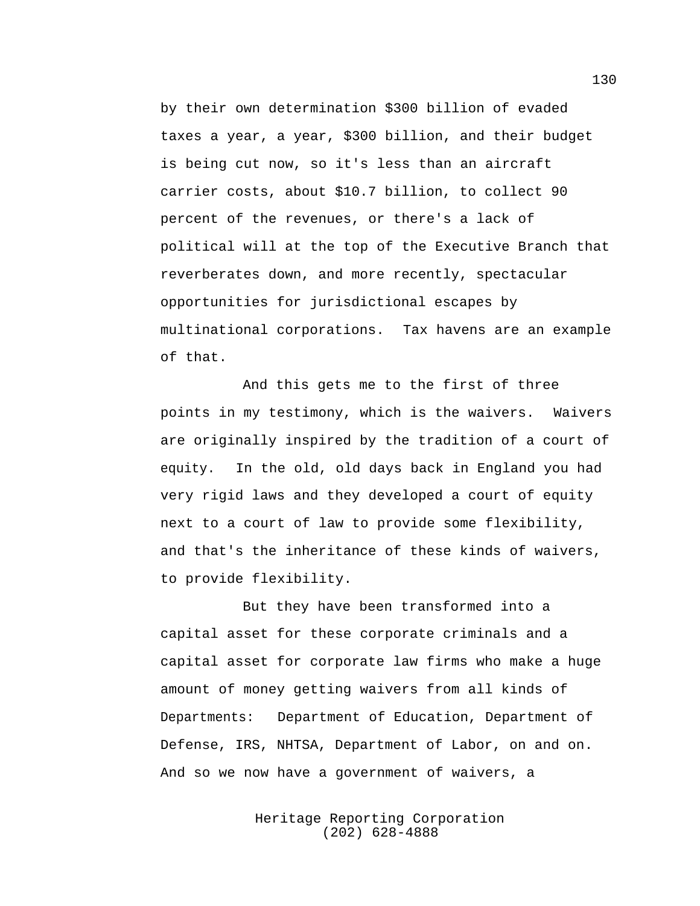by their own determination $300 billion of evaded taxes a year, a year, $300 billion, and their budget is being cut now, so it's less than an aircraft carrier costs, about $10.7 billion, to collect 90 percent of the revenues, or there's a lack of political will at the top of the Executive Branch that reverberates down, and more recently, spectacular opportunities for jurisdictional escapes by multinational corporations. Tax havens are an example of that.

And this gets me to the first of three points in my testimony, which is the waivers. Waivers are originally inspired by the tradition of a court of equity. In the old, old days back in England you had very rigid laws and they developed a court of equity next to a court of law to provide some flexibility, and that's the inheritance of these kinds of waivers, to provide flexibility.

But they have been transformed into a capital asset for these corporate criminals and a capital asset for corporate law firms who make a huge amount of money getting waivers from all kinds of Departments: Department of Education, Department of Defense, IRS, NHTSA, Department of Labor, on and on. And so we now have a government of waivers, a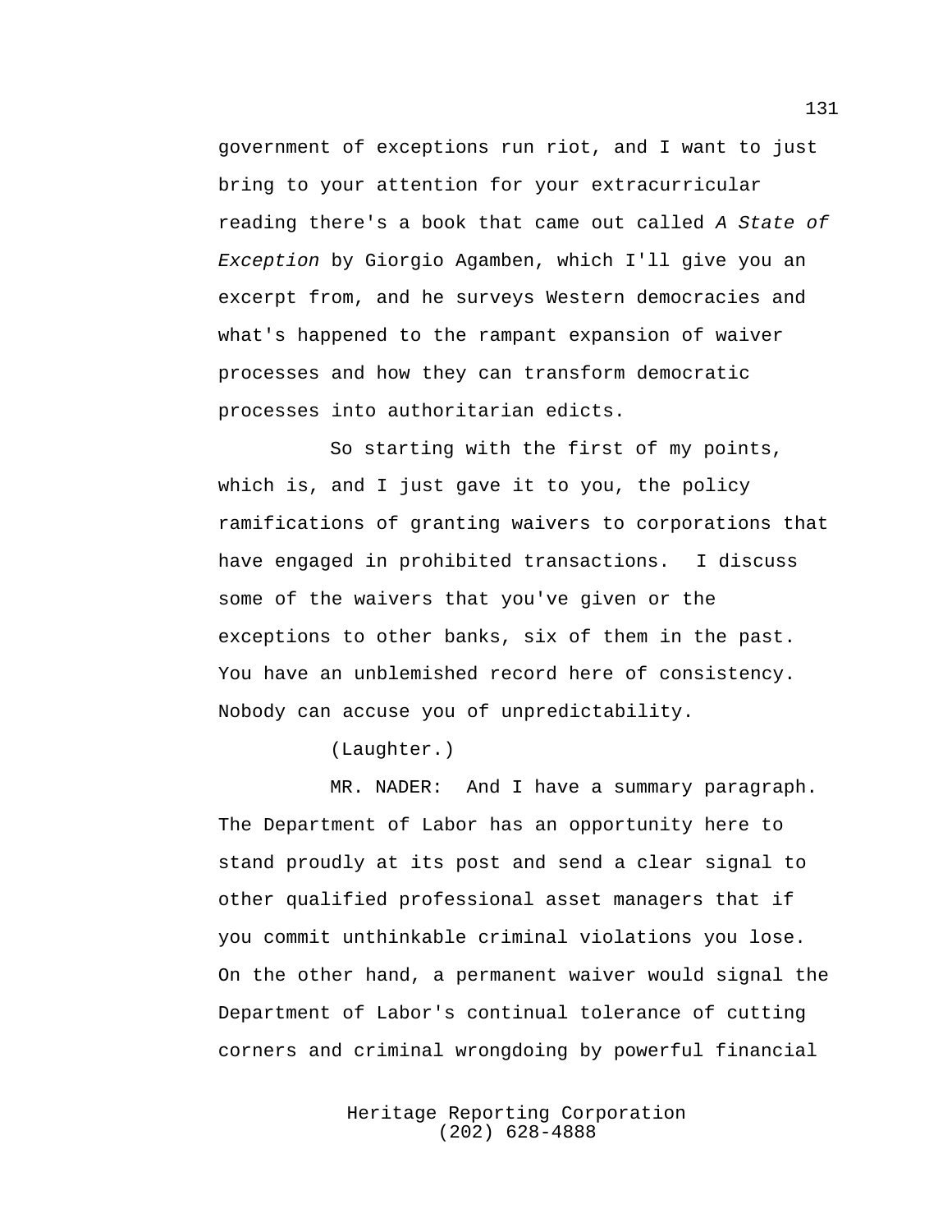government of exceptions run riot, and I want to just bring to your attention for your extracurricular reading there's a book that came out called *A State of Exception* by Giorgio Agamben, which I'll give you an excerpt from, and he surveys Western democracies and what's happened to the rampant expansion of waiver processes and how they can transform democratic processes into authoritarian edicts.

So starting with the first of my points, which is, and I just gave it to you, the policy ramifications of granting waivers to corporations that have engaged in prohibited transactions. I discuss some of the waivers that you've given or the exceptions to other banks, six of them in the past. You have an unblemished record here of consistency. Nobody can accuse you of unpredictability.

(Laughter.)

MR. NADER: And I have a summary paragraph. The Department of Labor has an opportunity here to stand proudly at its post and send a clear signal to other qualified professional asset managers that if you commit unthinkable criminal violations you lose. On the other hand, a permanent waiver would signal the Department of Labor's continual tolerance of cutting corners and criminal wrongdoing by powerful financial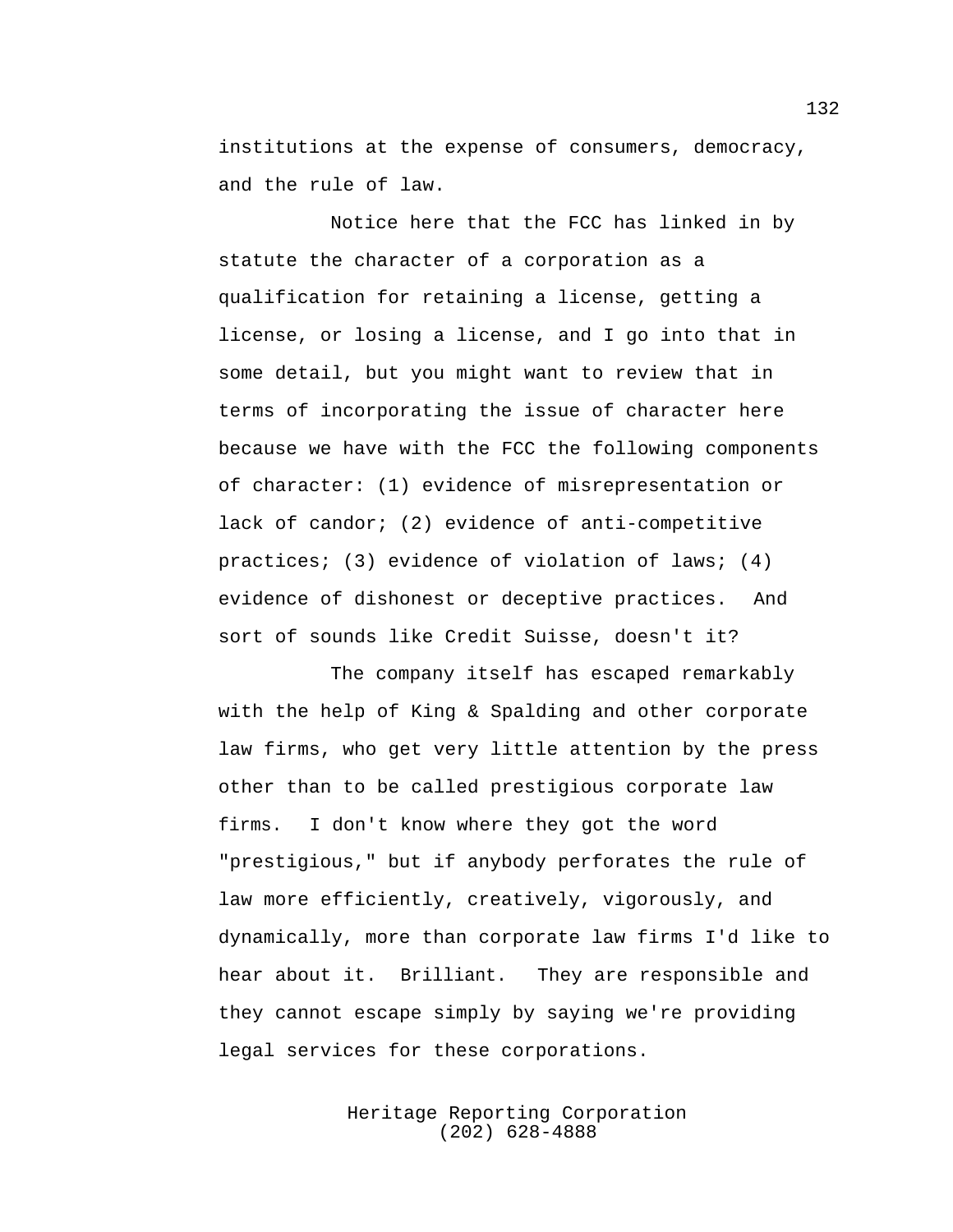institutions at the expense of consumers, democracy, and the rule of law.

Notice here that the FCC has linked in by statute the character of a corporation as a qualification for retaining a license, getting a license, or losing a license, and I go into that in some detail, but you might want to review that in terms of incorporating the issue of character here because we have with the FCC the following components of character: (1) evidence of misrepresentation or lack of candor; (2) evidence of anti-competitive practices; (3) evidence of violation of laws; (4) evidence of dishonest or deceptive practices. And sort of sounds like Credit Suisse, doesn't it?

The company itself has escaped remarkably with the help of King & Spalding and other corporate law firms, who get very little attention by the press other than to be called prestigious corporate law firms. I don't know where they got the word "prestigious," but if anybody perforates the rule of law more efficiently, creatively, vigorously, and dynamically, more than corporate law firms I'd like to hear about it. Brilliant. They are responsible and they cannot escape simply by saying we're providing legal services for these corporations.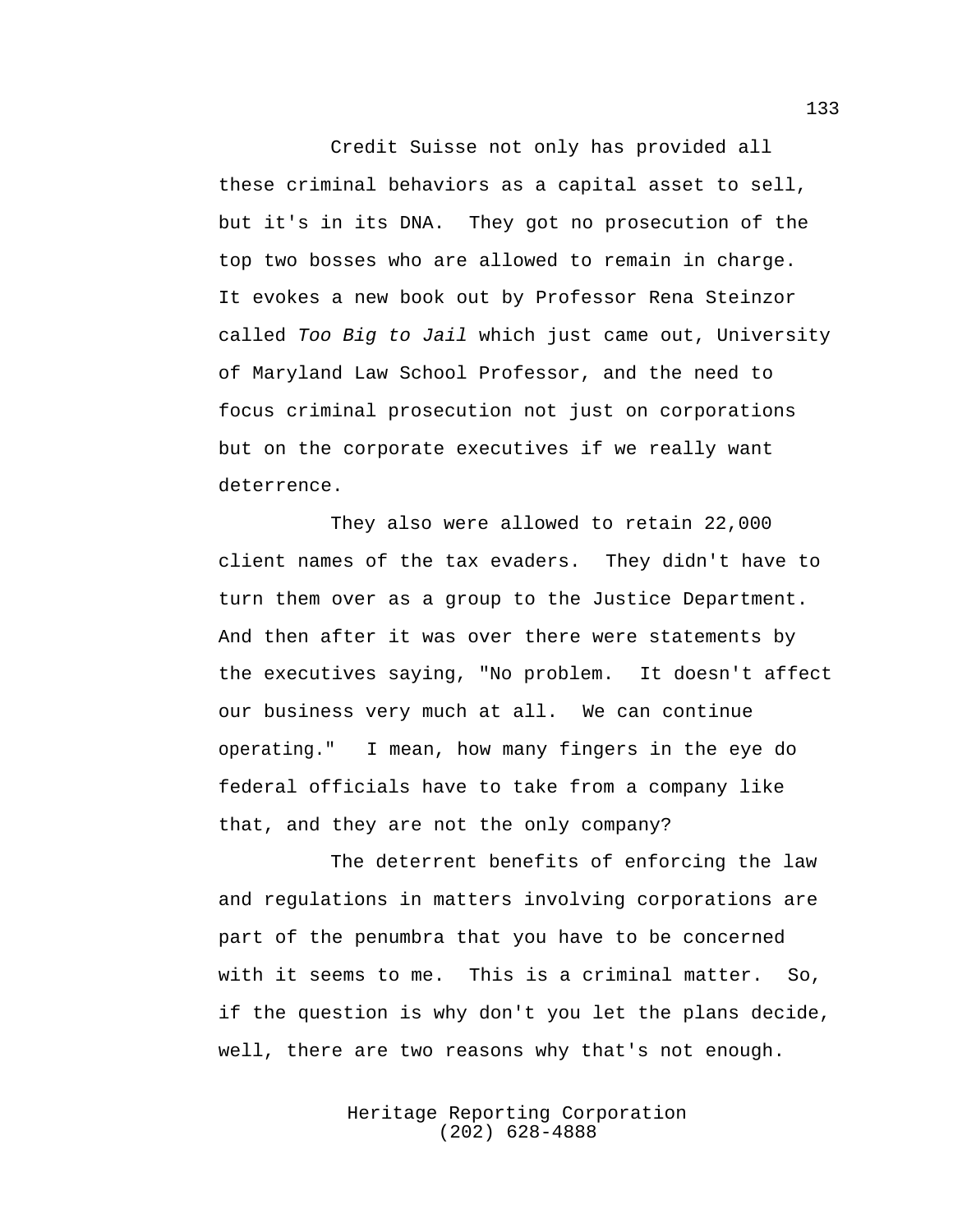Credit Suisse not only has provided all these criminal behaviors as a capital asset to sell, but it's in its DNA. They got no prosecution of the top two bosses who are allowed to remain in charge. It evokes a new book out by Professor Rena Steinzor called *Too Big to Jail* which just came out, University of Maryland Law School Professor, and the need to focus criminal prosecution not just on corporations but on the corporate executives if we really want deterrence.

They also were allowed to retain 22,000 client names of the tax evaders. They didn't have to turn them over as a group to the Justice Department. And then after it was over there were statements by the executives saying, "No problem. It doesn't affect our business very much at all. We can continue operating." I mean, how many fingers in the eye do federal officials have to take from a company like that, and they are not the only company?

The deterrent benefits of enforcing the law and regulations in matters involving corporations are part of the penumbra that you have to be concerned with it seems to me. This is a criminal matter. So, if the question is why don't you let the plans decide, well, there are two reasons why that's not enough.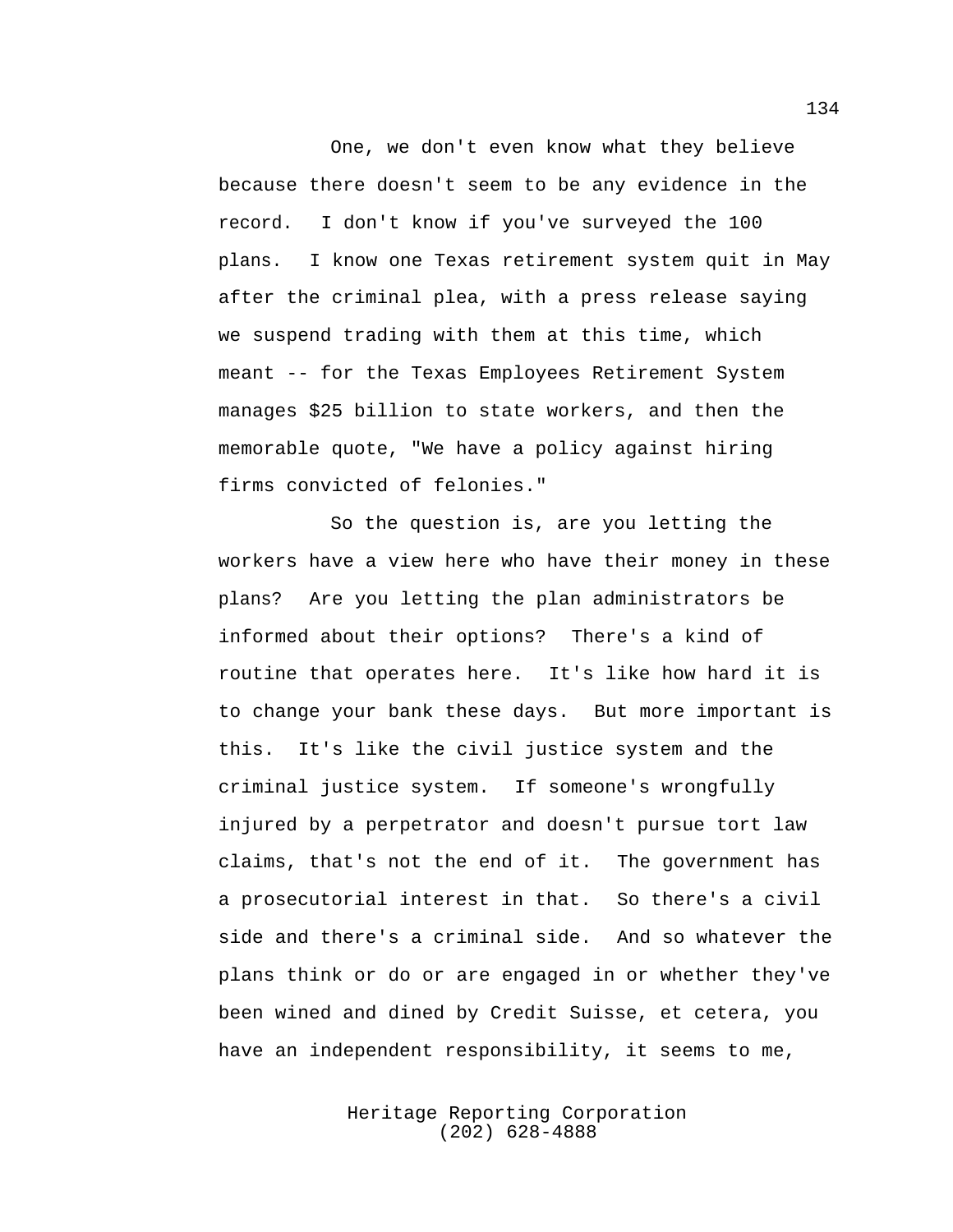One, we don't even know what they believe because there doesn't seem to be any evidence in the record. I don't know if you've surveyed the 100 plans. I know one Texas retirement system quit in May after the criminal plea, with a press release saying we suspend trading with them at this time, which meant -- for the Texas Employees Retirement System manages $25 billion to state workers, and then the memorable quote, "We have a policy against hiring firms convicted of felonies."

So the question is, are you letting the workers have a view here who have their money in these plans? Are you letting the plan administrators be informed about their options? There's a kind of routine that operates here. It's like how hard it is to change your bank these days. But more important is this. It's like the civil justice system and the criminal justice system. If someone's wrongfully injured by a perpetrator and doesn't pursue tort law claims, that's not the end of it. The government has a prosecutorial interest in that. So there's a civil side and there's a criminal side. And so whatever the plans think or do or are engaged in or whether they've been wined and dined by Credit Suisse, et cetera, you have an independent responsibility, it seems to me,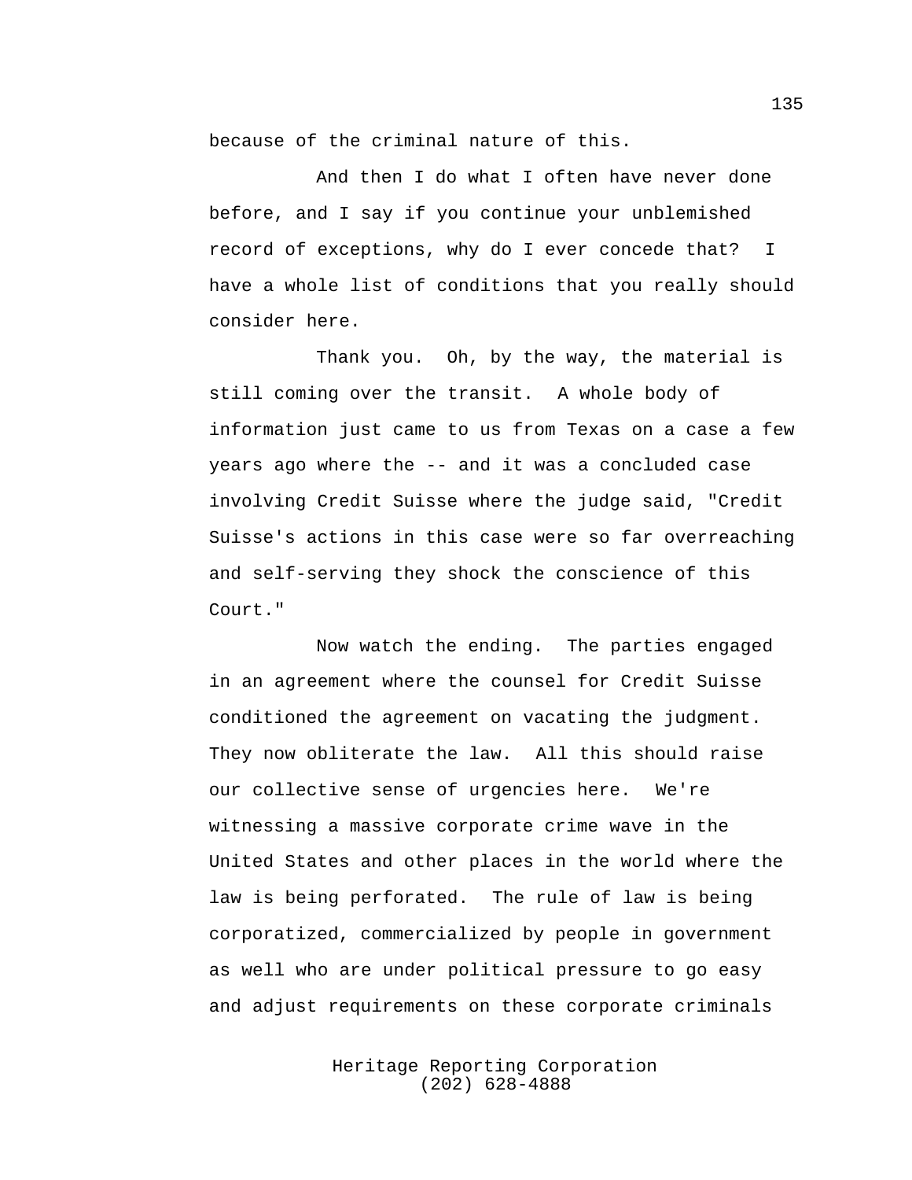because of the criminal nature of this.

And then I do what I often have never done before, and I say if you continue your unblemished record of exceptions, why do I ever concede that? I have a whole list of conditions that you really should consider here.

Thank you. Oh, by the way, the material is still coming over the transit. A whole body of information just came to us from Texas on a case a few years ago where the -- and it was a concluded case involving Credit Suisse where the judge said, "Credit Suisse's actions in this case were so far overreaching and self-serving they shock the conscience of this Court."

Now watch the ending. The parties engaged in an agreement where the counsel for Credit Suisse conditioned the agreement on vacating the judgment. They now obliterate the law. All this should raise our collective sense of urgencies here. We're witnessing a massive corporate crime wave in the United States and other places in the world where the law is being perforated. The rule of law is being corporatized, commercialized by people in government as well who are under political pressure to go easy and adjust requirements on these corporate criminals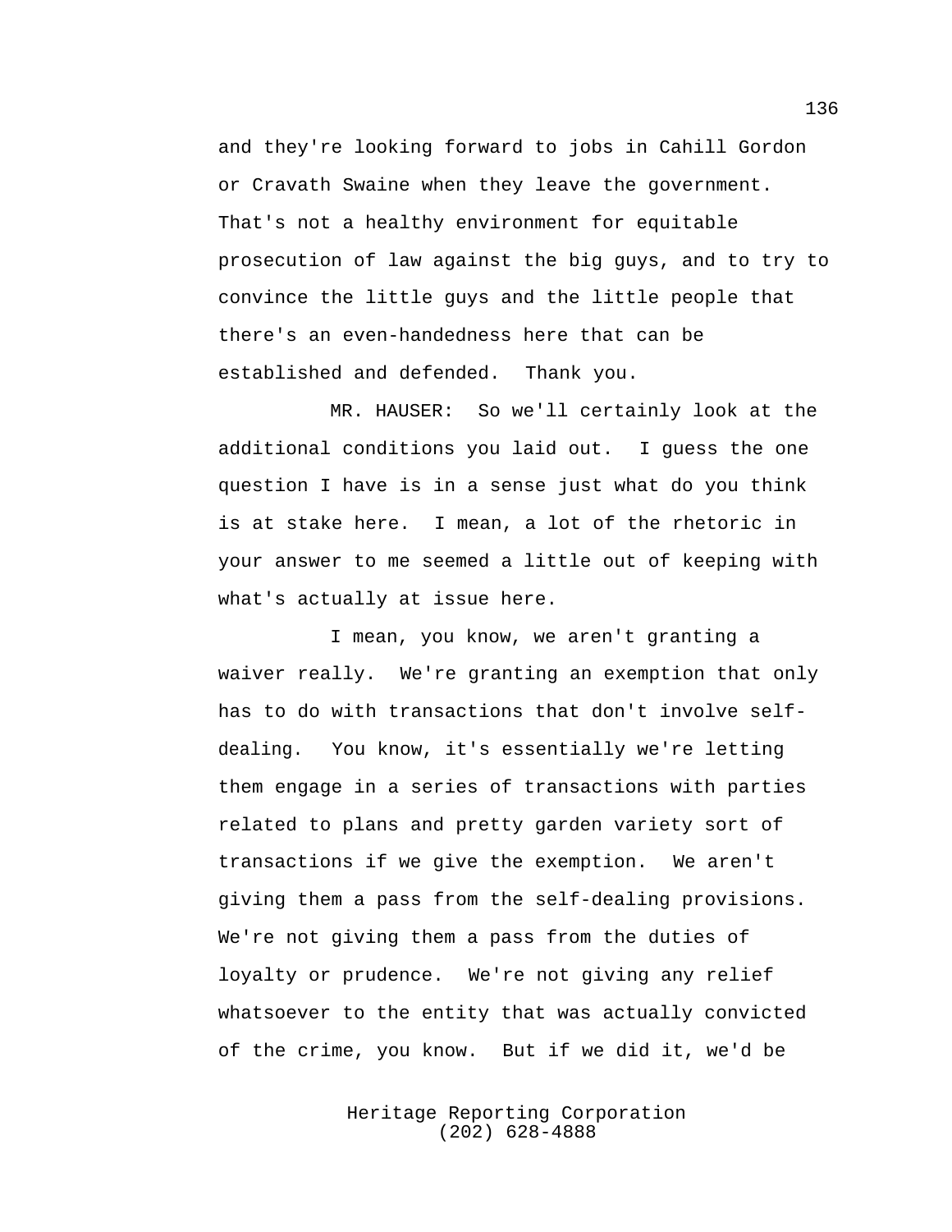and they're looking forward to jobs in Cahill Gordon or Cravath Swaine when they leave the government. That's not a healthy environment for equitable prosecution of law against the big guys, and to try to convince the little guys and the little people that there's an even-handedness here that can be established and defended. Thank you.

MR. HAUSER: So we'll certainly look at the additional conditions you laid out. I guess the one question I have is in a sense just what do you think is at stake here. I mean, a lot of the rhetoric in your answer to me seemed a little out of keeping with what's actually at issue here.

I mean, you know, we aren't granting a waiver really. We're granting an exemption that only has to do with transactions that don't involve self-dealing. You know, it's essentially we're letting them engage in a series of transactions with parties related to plans and pretty garden variety sort of transactions if we give the exemption. We aren't giving them a pass from the self-dealing provisions. We're not giving them a pass from the duties of loyalty or prudence. We're not giving any relief whatsoever to the entity that was actually convicted of the crime, you know. But if we did it, we'd be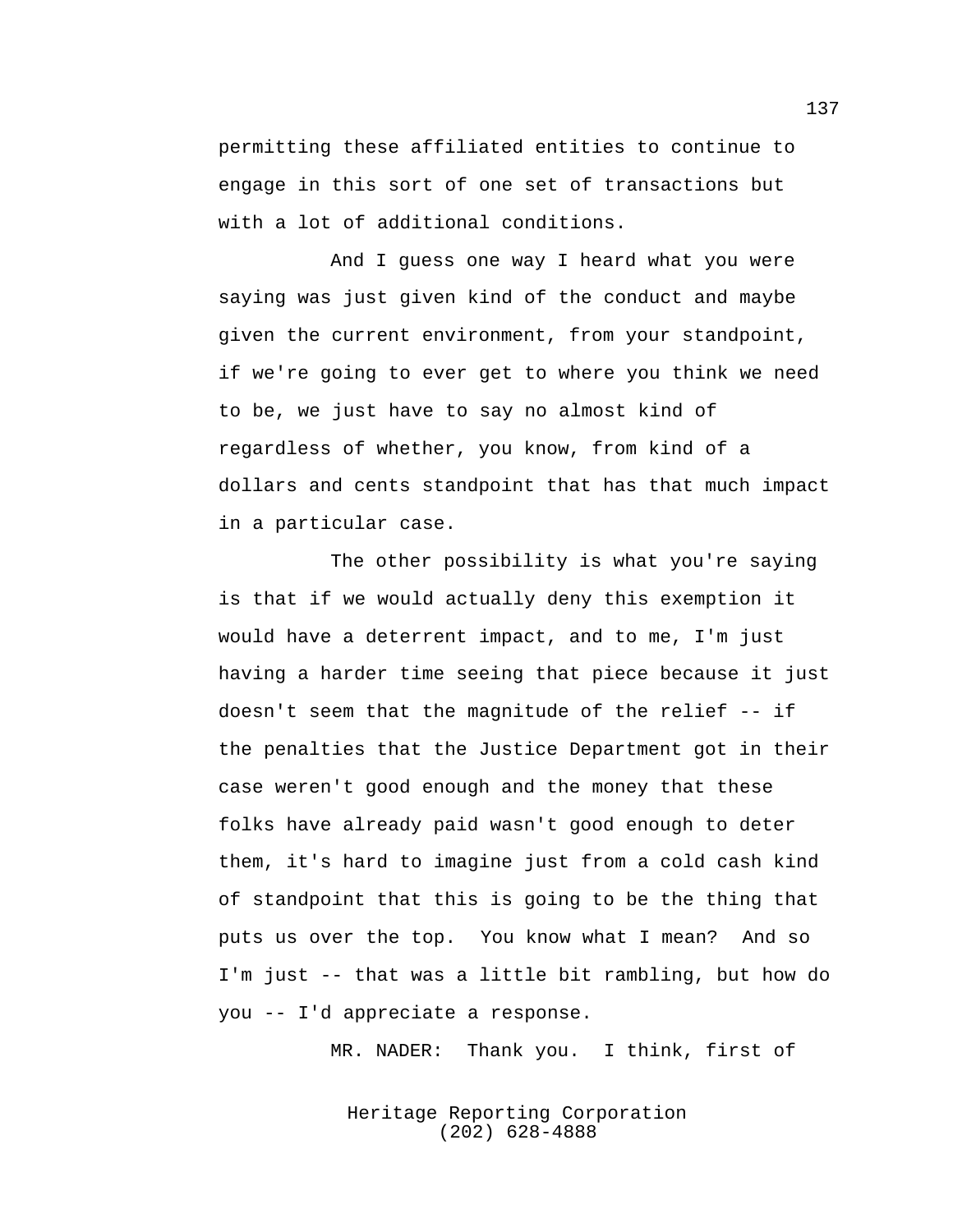permitting these affiliated entities to continue to engage in this sort of one set of transactions but with a lot of additional conditions.

And I guess one way I heard what you were saying was just given kind of the conduct and maybe given the current environment, from your standpoint, if we're going to ever get to where you think we need to be, we just have to say no almost kind of regardless of whether, you know, from kind of a dollars and cents standpoint that has that much impact in a particular case.

The other possibility is what you're saying is that if we would actually deny this exemption it would have a deterrent impact, and to me, I'm just having a harder time seeing that piece because it just doesn't seem that the magnitude of the relief -- if the penalties that the Justice Department got in their case weren't good enough and the money that these folks have already paid wasn't good enough to deter them, it's hard to imagine just from a cold cash kind of standpoint that this is going to be the thing that puts us over the top. You know what I mean? And so I'm just -- that was a little bit rambling, but how do you -- I'd appreciate a response.

MR. NADER: Thank you. I think, first of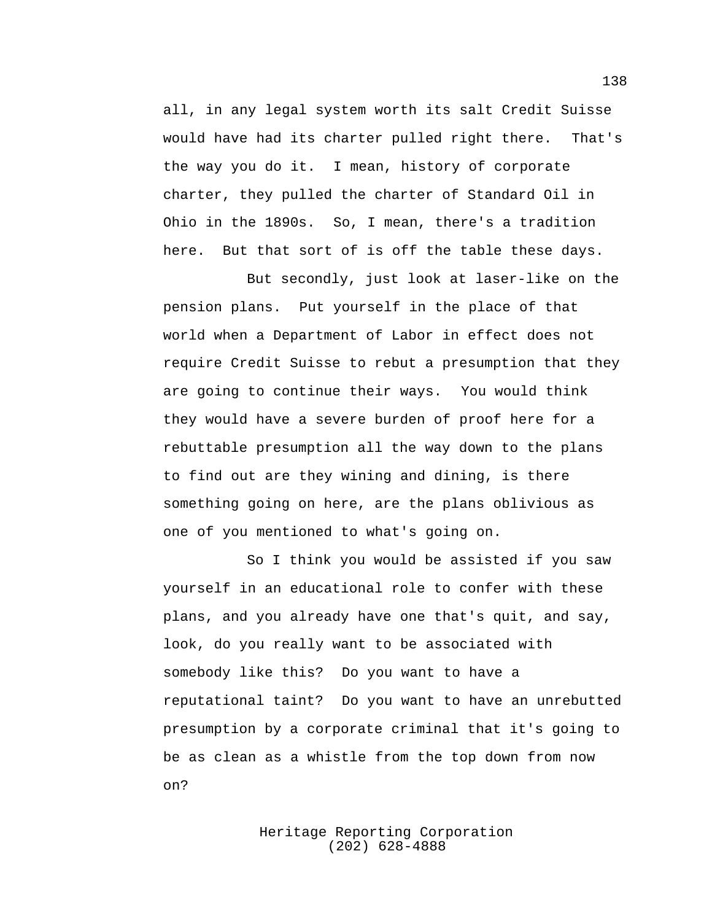all, in any legal system worth its salt Credit Suisse would have had its charter pulled right there. That's the way you do it. I mean, history of corporate charter, they pulled the charter of Standard Oil in Ohio in the 1890s. So, I mean, there's a tradition here. But that sort of is off the table these days.

But secondly, just look at laser-like on the pension plans. Put yourself in the place of that world when a Department of Labor in effect does not require Credit Suisse to rebut a presumption that they are going to continue their ways. You would think they would have a severe burden of proof here for a rebuttable presumption all the way down to the plans to find out are they wining and dining, is there something going on here, are the plans oblivious as one of you mentioned to what's going on.

So I think you would be assisted if you saw yourself in an educational role to confer with these plans, and you already have one that's quit, and say, look, do you really want to be associated with somebody like this? Do you want to have a reputational taint? Do you want to have an unrebutted presumption by a corporate criminal that it's going to be as clean as a whistle from the top down from now on?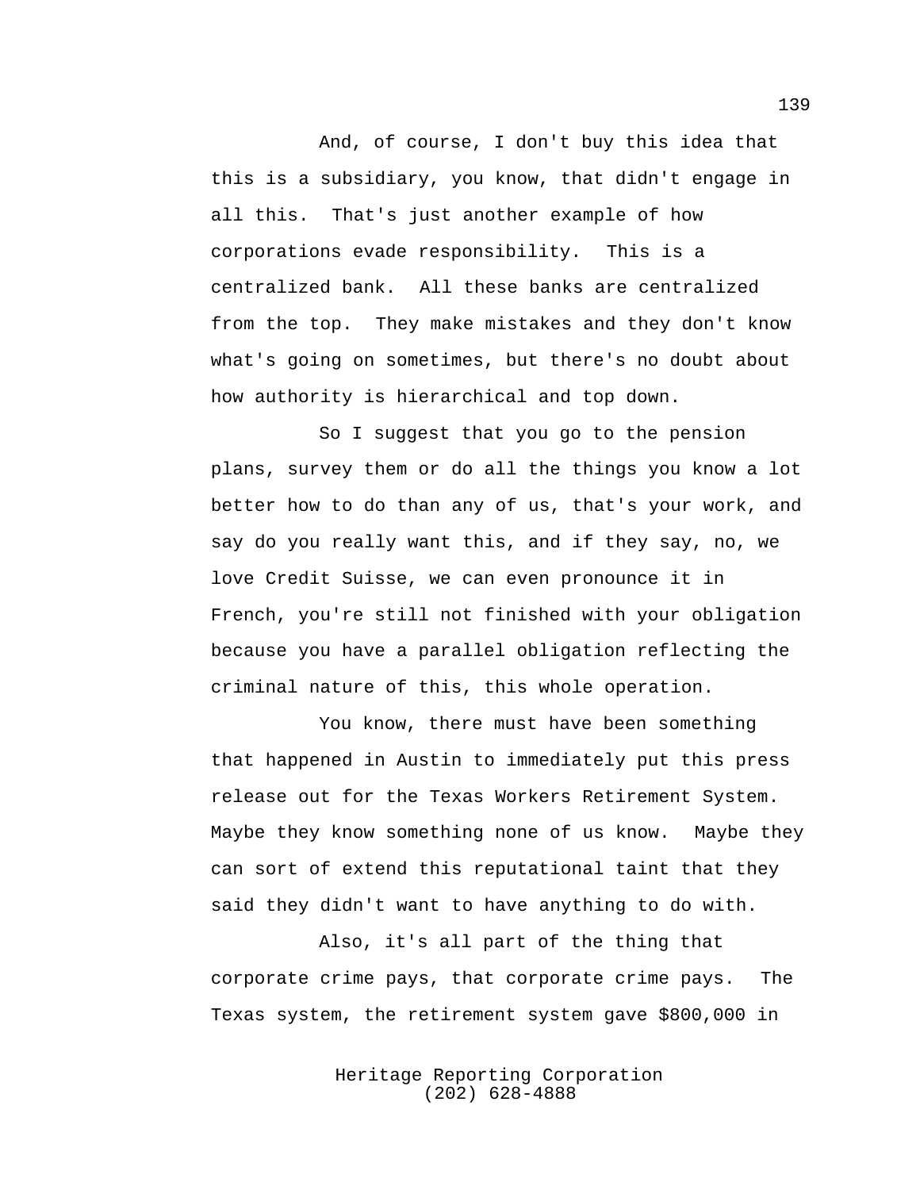And, of course, I don't buy this idea that this is a subsidiary, you know, that didn't engage in all this. That's just another example of how corporations evade responsibility. This is a centralized bank. All these banks are centralized from the top. They make mistakes and they don't know what's going on sometimes, but there's no doubt about how authority is hierarchical and top down.

So I suggest that you go to the pension plans, survey them or do all the things you know a lot better how to do than any of us, that's your work, and say do you really want this, and if they say, no, we love Credit Suisse, we can even pronounce it in French, you're still not finished with your obligation because you have a parallel obligation reflecting the criminal nature of this, this whole operation.

You know, there must have been something that happened in Austin to immediately put this press release out for the Texas Workers Retirement System. Maybe they know something none of us know. Maybe they can sort of extend this reputational taint that they said they didn't want to have anything to do with.

Also, it's all part of the thing that corporate crime pays, that corporate crime pays. The Texas system, the retirement system gave $800,000 in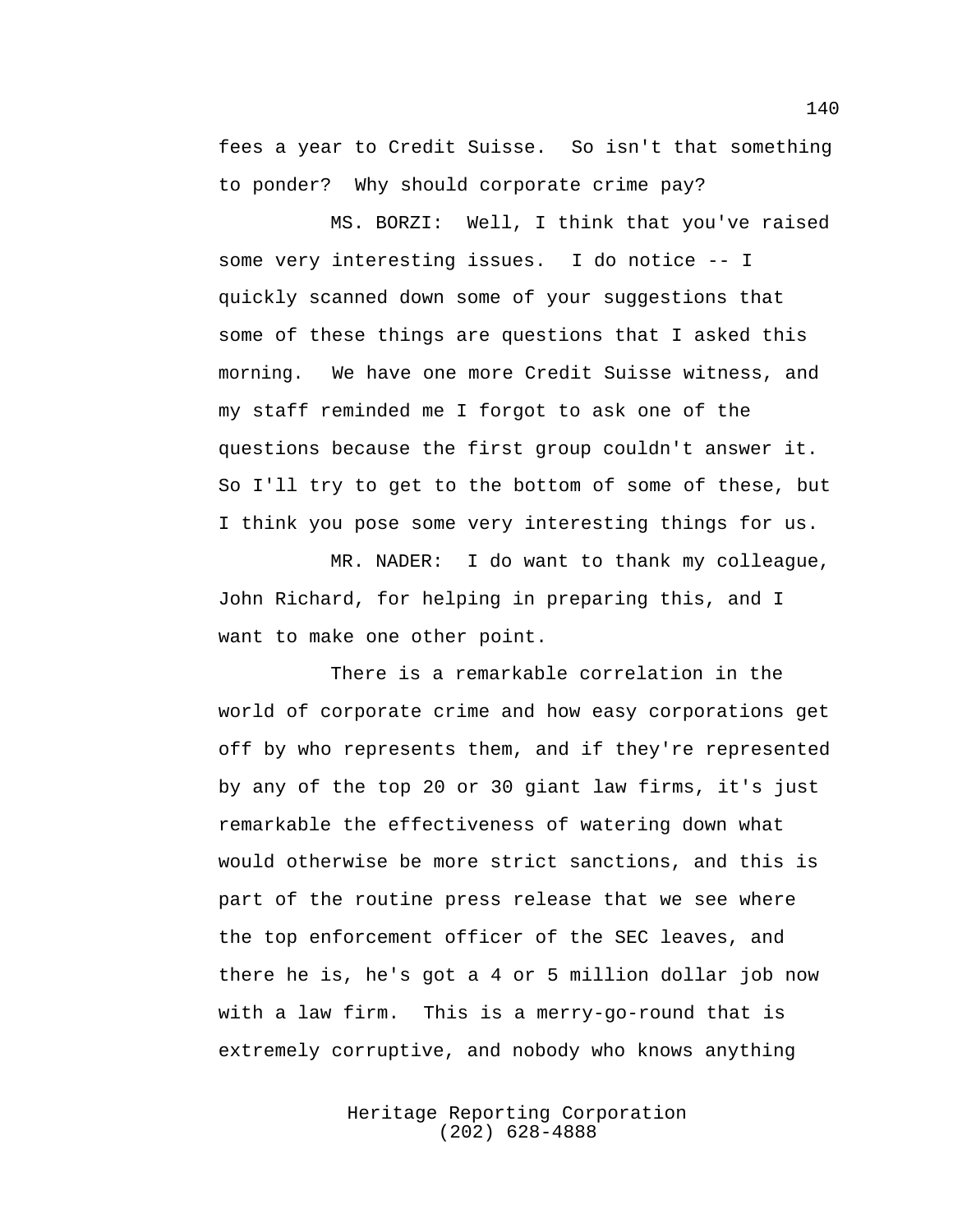fees a year to Credit Suisse. So isn't that something to ponder? Why should corporate crime pay?

MS. BORZI: Well, I think that you've raised some very interesting issues. I do notice -- I quickly scanned down some of your suggestions that some of these things are questions that I asked this morning. We have one more Credit Suisse witness, and my staff reminded me I forgot to ask one of the questions because the first group couldn't answer it. So I'll try to get to the bottom of some of these, but I think you pose some very interesting things for us.

MR. NADER: I do want to thank my colleague, John Richard, for helping in preparing this, and I want to make one other point.

There is a remarkable correlation in the world of corporate crime and how easy corporations get off by who represents them, and if they're represented by any of the top 20 or 30 giant law firms, it's just remarkable the effectiveness of watering down what would otherwise be more strict sanctions, and this is part of the routine press release that we see where the top enforcement officer of the SEC leaves, and there he is, he's got a 4 or 5 million dollar job now with a law firm. This is a merry-go-round that is extremely corruptive, and nobody who knows anything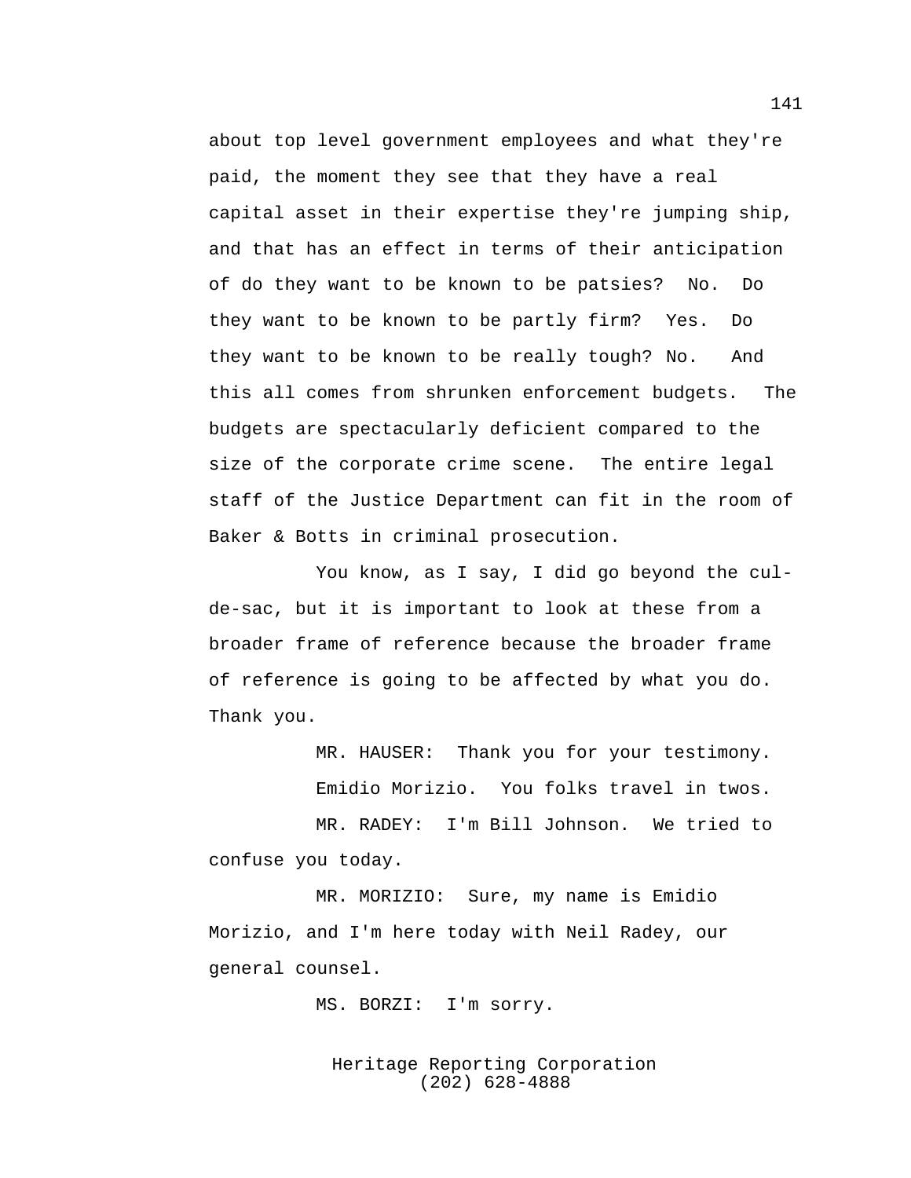about top level government employees and what they're paid, the moment they see that they have a real capital asset in their expertise they're jumping ship, and that has an effect in terms of their anticipation of do they want to be known to be patsies? No. Do they want to be known to be partly firm? Yes. Do they want to be known to be really tough? No. And this all comes from shrunken enforcement budgets. The budgets are spectacularly deficient compared to the size of the corporate crime scene. The entire legal staff of the Justice Department can fit in the room of Baker & Botts in criminal prosecution.

You know, as I say, I did go beyond the cul-de-sac, but it is important to look at these from a broader frame of reference because the broader frame of reference is going to be affected by what you do. Thank you.

MR. HAUSER: Thank you for your testimony. Emidio Morizio. You folks travel in twos.

MR. RADEY: I'm Bill Johnson. We tried to confuse you today.

MR. MORIZIO: Sure, my name is Emidio Morizio, and I'm here today with Neil Radey, our general counsel.

MS. BORZI: I'm sorry.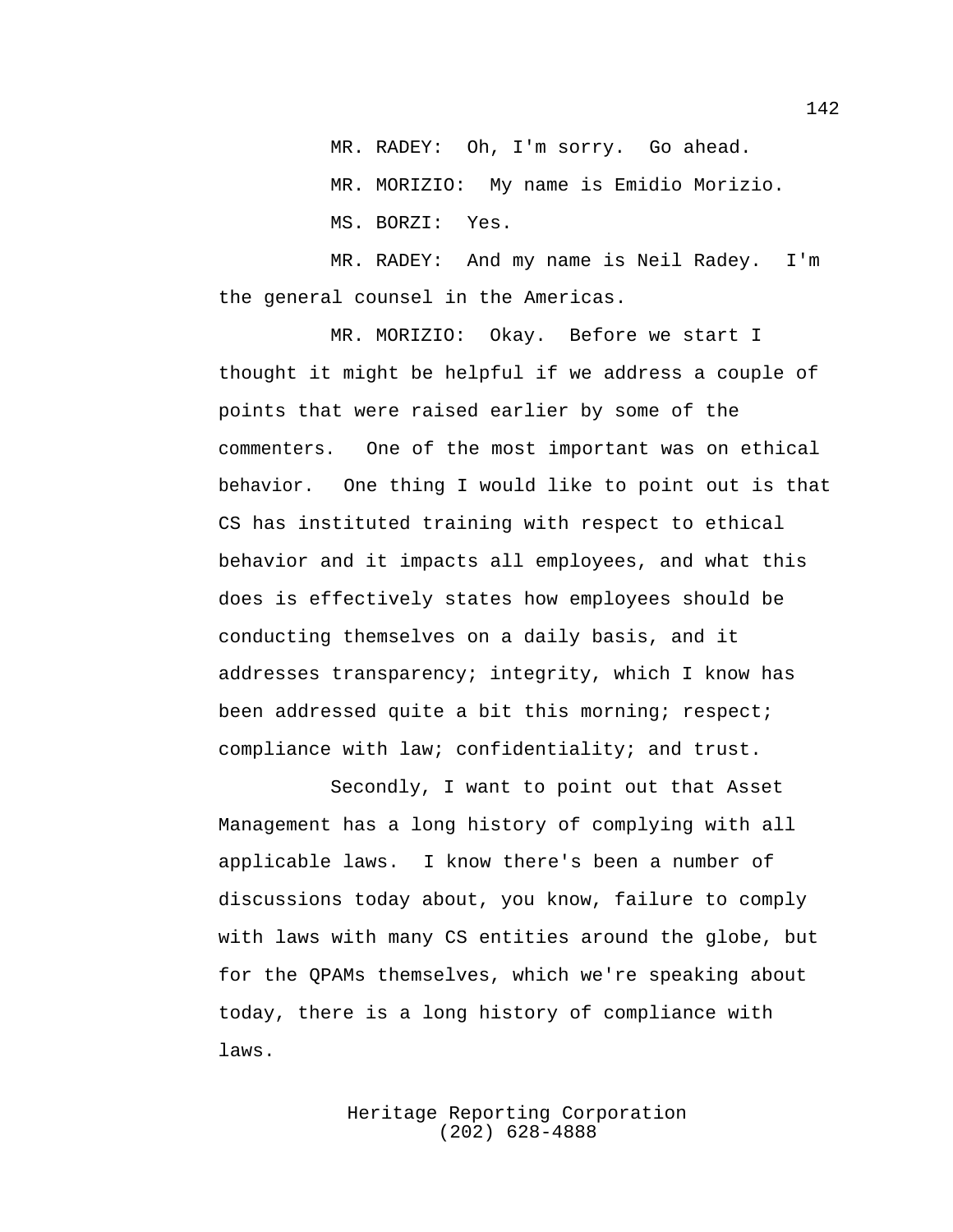MR. RADEY: Oh, I'm sorry. Go ahead.

MR. MORIZIO: My name is Emidio Morizio.

MS. BORZI: Yes.

MR. RADEY: And my name is Neil Radey. I'm the general counsel in the Americas.

MR. MORIZIO: Okay. Before we start I thought it might be helpful if we address a couple of points that were raised earlier by some of the commenters. One of the most important was on ethical behavior. One thing I would like to point out is that CS has instituted training with respect to ethical behavior and it impacts all employees, and what this does is effectively states how employees should be conducting themselves on a daily basis, and it addresses transparency; integrity, which I know has been addressed quite a bit this morning; respect; compliance with law; confidentiality; and trust.

Secondly, I want to point out that Asset Management has a long history of complying with all applicable laws. I know there's been a number of discussions today about, you know, failure to comply with laws with many CS entities around the globe, but for the QPAMs themselves, which we're speaking about today, there is a long history of compliance with laws.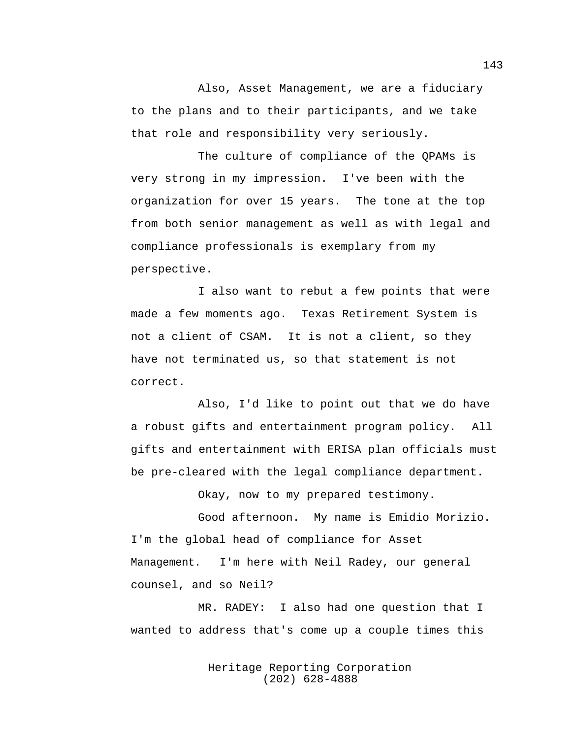Also, Asset Management, we are a fiduciary to the plans and to their participants, and we take that role and responsibility very seriously.

The culture of compliance of the QPAMs is very strong in my impression. I've been with the organization for over 15 years. The tone at the top from both senior management as well as with legal and compliance professionals is exemplary from my perspective.

I also want to rebut a few points that were made a few moments ago. Texas Retirement System is not a client of CSAM. It is not a client, so they have not terminated us, so that statement is not correct.

Also, I'd like to point out that we do have a robust gifts and entertainment program policy. All gifts and entertainment with ERISA plan officials must be pre-cleared with the legal compliance department.

Okay, now to my prepared testimony.

Good afternoon. My name is Emidio Morizio. I'm the global head of compliance for Asset Management. I'm here with Neil Radey, our general counsel, and so Neil?

MR. RADEY: I also had one question that I wanted to address that's come up a couple times this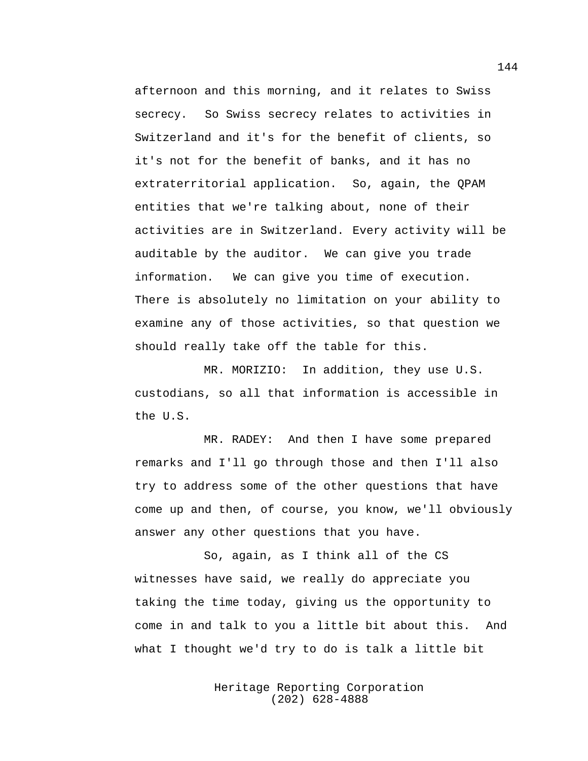afternoon and this morning, and it relates to Swiss secrecy. So Swiss secrecy relates to activities in Switzerland and it's for the benefit of clients, so it's not for the benefit of banks, and it has no extraterritorial application. So, again, the QPAM entities that we're talking about, none of their activities are in Switzerland. Every activity will be auditable by the auditor. We can give you trade information. We can give you time of execution. There is absolutely no limitation on your ability to examine any of those activities, so that question we should really take off the table for this.

MR. MORIZIO: In addition, they use U.S. custodians, so all that information is accessible in the U.S.

MR. RADEY: And then I have some prepared remarks and I'll go through those and then I'll also try to address some of the other questions that have come up and then, of course, you know, we'll obviously answer any other questions that you have.

So, again, as I think all of the CS witnesses have said, we really do appreciate you taking the time today, giving us the opportunity to come in and talk to you a little bit about this. And what I thought we'd try to do is talk a little bit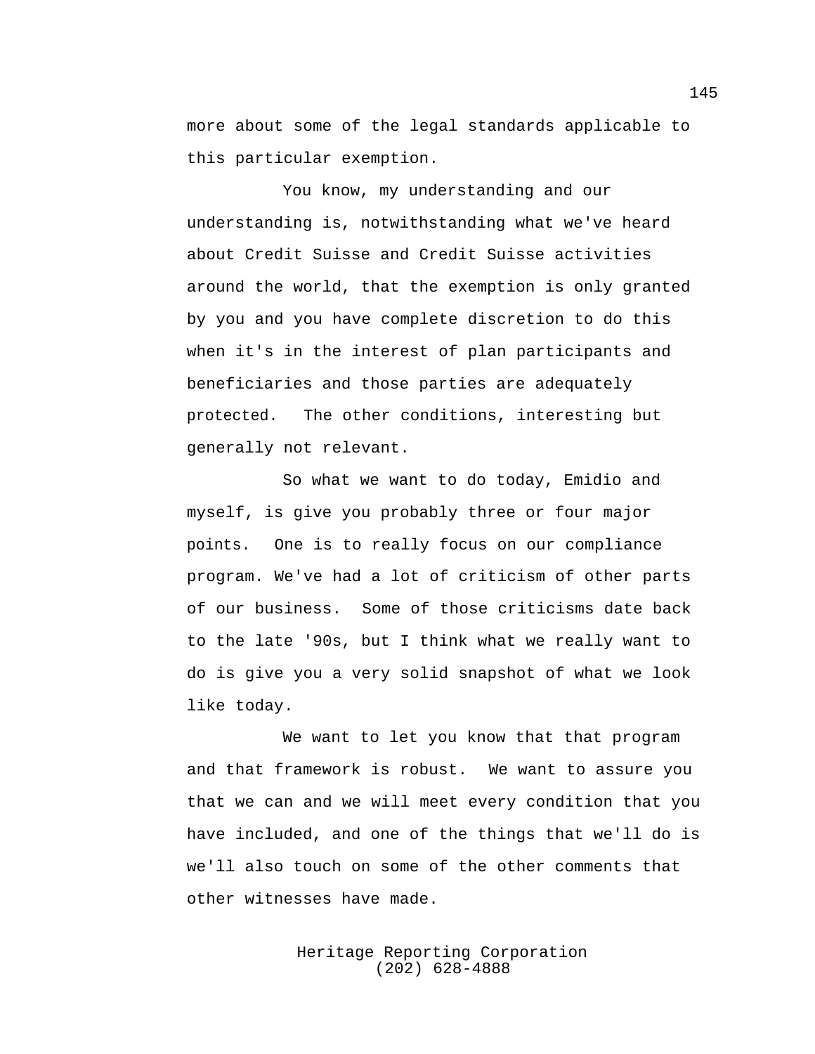more about some of the legal standards applicable to this particular exemption.

You know, my understanding and our understanding is, notwithstanding what we've heard about Credit Suisse and Credit Suisse activities around the world, that the exemption is only granted by you and you have complete discretion to do this when it's in the interest of plan participants and beneficiaries and those parties are adequately protected. The other conditions, interesting but generally not relevant.

So what we want to do today, Emidio and myself, is give you probably three or four major points. One is to really focus on our compliance program. We've had a lot of criticism of other parts of our business. Some of those criticisms date back to the late '90s, but I think what we really want to do is give you a very solid snapshot of what we look like today.

We want to let you know that that program and that framework is robust. We want to assure you that we can and we will meet every condition that you have included, and one of the things that we'll do is we'll also touch on some of the other comments that other witnesses have made.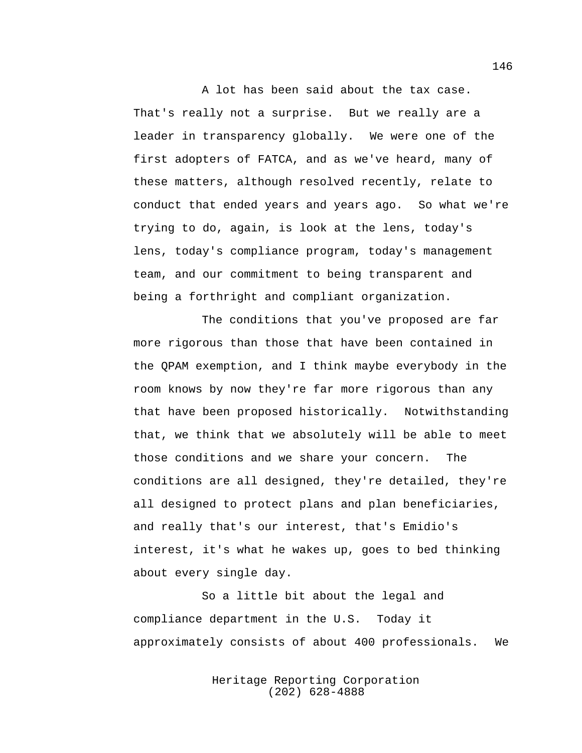A lot has been said about the tax case. That's really not a surprise. But we really are a leader in transparency globally. We were one of the first adopters of FATCA, and as we've heard, many of these matters, although resolved recently, relate to conduct that ended years and years ago. So what we're trying to do, again, is look at the lens, today's lens, today's compliance program, today's management team, and our commitment to being transparent and being a forthright and compliant organization.

The conditions that you've proposed are far more rigorous than those that have been contained in the QPAM exemption, and I think maybe everybody in the room knows by now they're far more rigorous than any that have been proposed historically. Notwithstanding that, we think that we absolutely will be able to meet those conditions and we share your concern. The conditions are all designed, they're detailed, they're all designed to protect plans and plan beneficiaries, and really that's our interest, that's Emidio's interest, it's what he wakes up, goes to bed thinking about every single day.

So a little bit about the legal and compliance department in the U.S. Today it approximately consists of about 400 professionals. We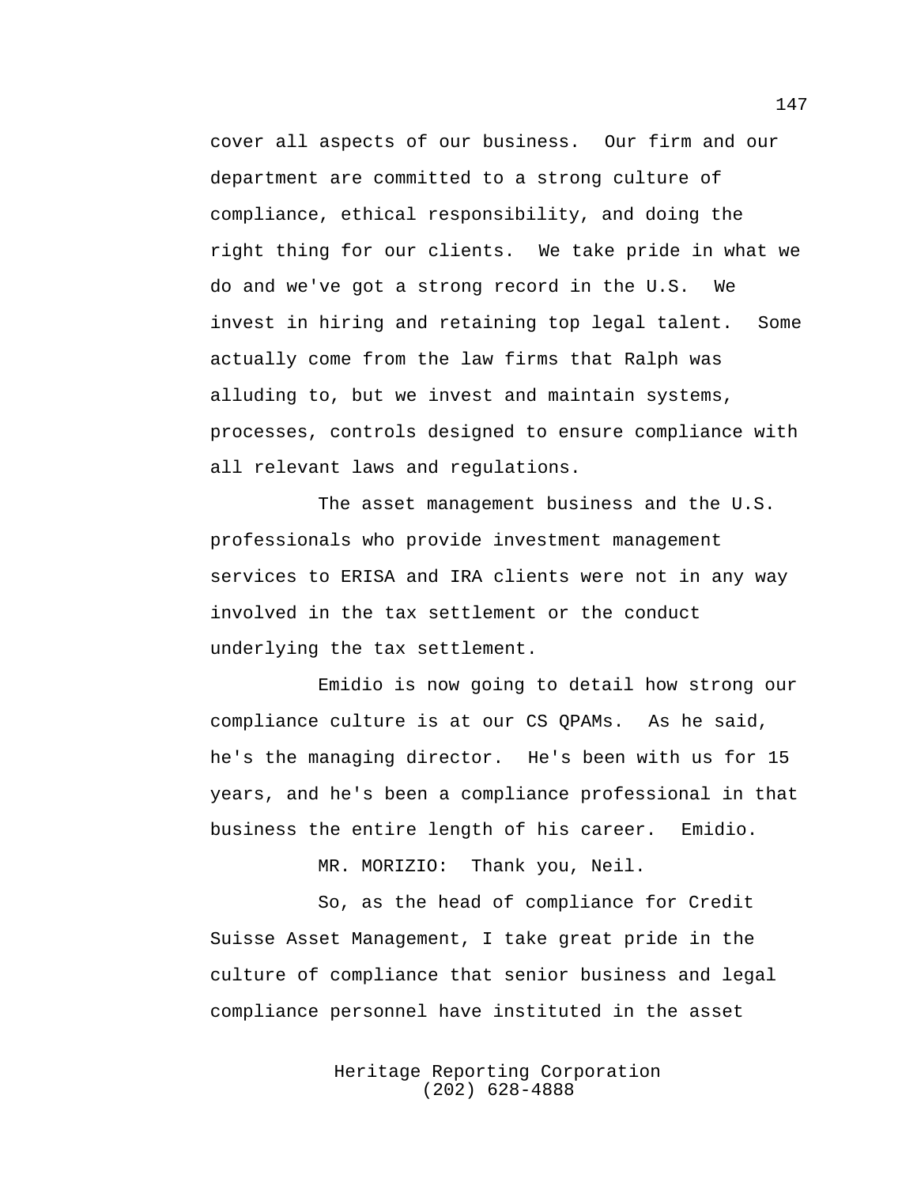cover all aspects of our business. Our firm and our department are committed to a strong culture of compliance, ethical responsibility, and doing the right thing for our clients. We take pride in what we do and we've got a strong record in the U.S. We invest in hiring and retaining top legal talent. Some actually come from the law firms that Ralph was alluding to, but we invest and maintain systems, processes, controls designed to ensure compliance with all relevant laws and regulations.

The asset management business and the U.S. professionals who provide investment management services to ERISA and IRA clients were not in any way involved in the tax settlement or the conduct underlying the tax settlement.

Emidio is now going to detail how strong our compliance culture is at our CS QPAMs. As he said, he's the managing director. He's been with us for 15 years, and he's been a compliance professional in that business the entire length of his career. Emidio.

MR. MORIZIO: Thank you, Neil.

So, as the head of compliance for Credit Suisse Asset Management, I take great pride in the culture of compliance that senior business and legal compliance personnel have instituted in the asset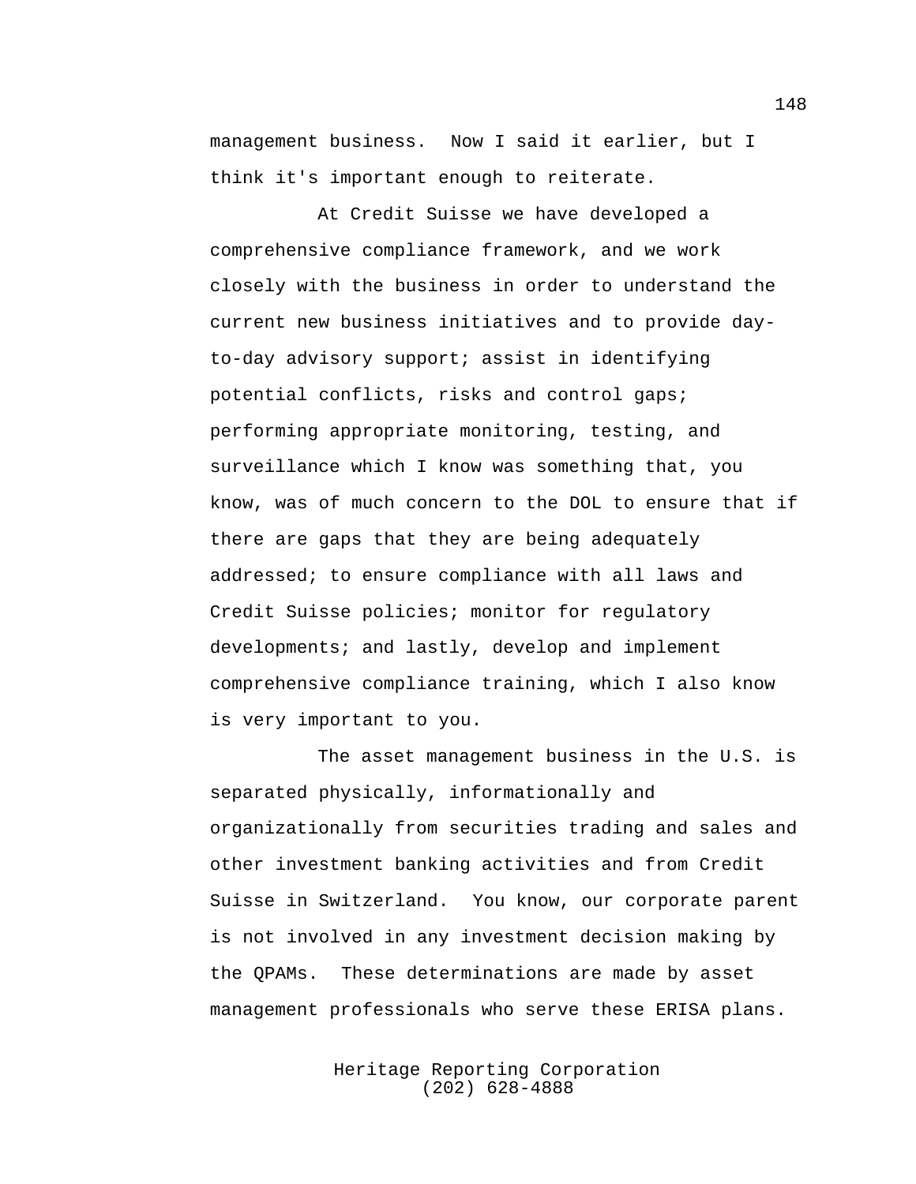management business. Now I said it earlier, but I think it's important enough to reiterate.

At Credit Suisse we have developed a comprehensive compliance framework, and we work closely with the business in order to understand the current new business initiatives and to provide day-to-day advisory support; assist in identifying potential conflicts, risks and control gaps; performing appropriate monitoring, testing, and surveillance which I know was something that, you know, was of much concern to the DOL to ensure that if there are gaps that they are being adequately addressed; to ensure compliance with all laws and Credit Suisse policies; monitor for regulatory developments; and lastly, develop and implement comprehensive compliance training, which I also know is very important to you.

The asset management business in the U.S. is separated physically, informationally and organizationally from securities trading and sales and other investment banking activities and from Credit Suisse in Switzerland. You know, our corporate parent is not involved in any investment decision making by the QPAMs. These determinations are made by asset management professionals who serve these ERISA plans.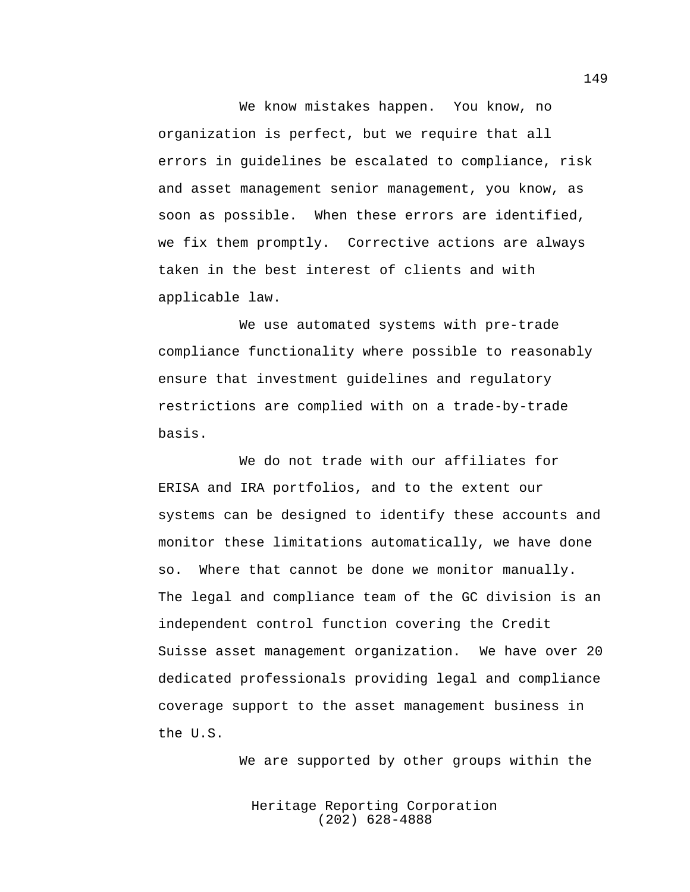We know mistakes happen. You know, no organization is perfect, but we require that all errors in guidelines be escalated to compliance, risk and asset management senior management, you know, as soon as possible. When these errors are identified, we fix them promptly. Corrective actions are always taken in the best interest of clients and with applicable law.

We use automated systems with pre-trade compliance functionality where possible to reasonably ensure that investment guidelines and regulatory restrictions are complied with on a trade-by-trade basis.

We do not trade with our affiliates for ERISA and IRA portfolios, and to the extent our systems can be designed to identify these accounts and monitor these limitations automatically, we have done so. Where that cannot be done we monitor manually. The legal and compliance team of the GC division is an independent control function covering the Credit Suisse asset management organization. We have over 20 dedicated professionals providing legal and compliance coverage support to the asset management business in the U.S.

We are supported by other groups within the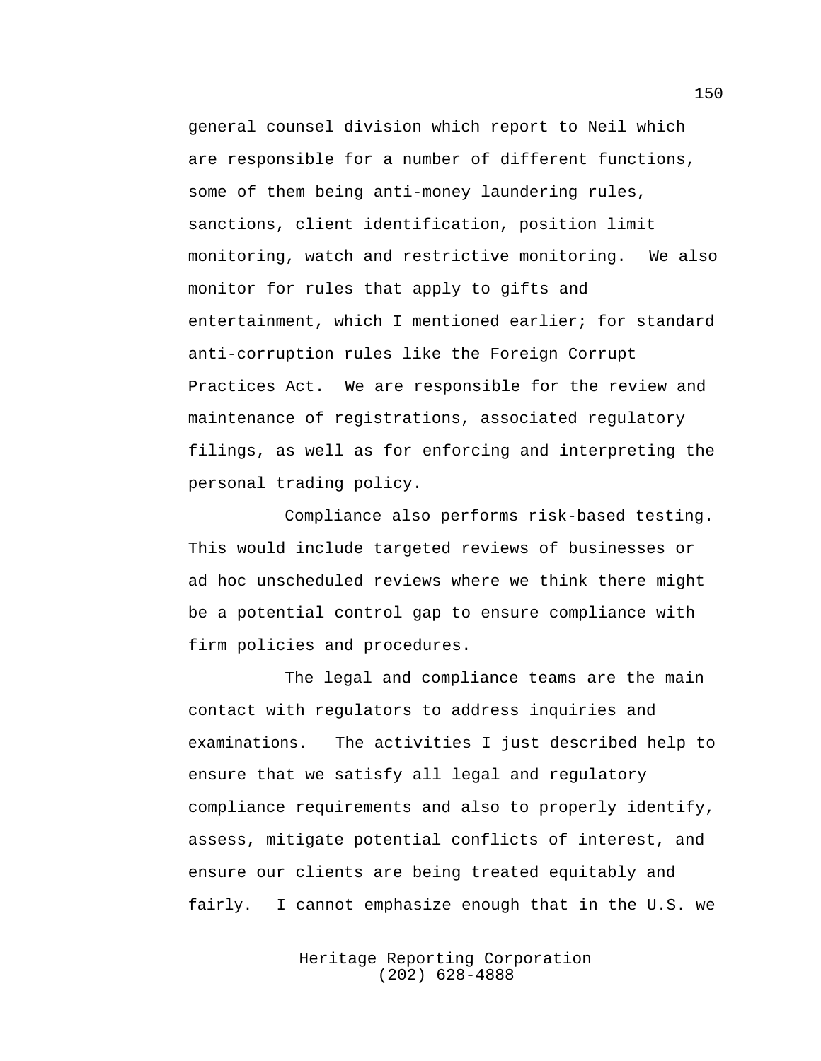general counsel division which report to Neil which are responsible for a number of different functions, some of them being anti-money laundering rules, sanctions, client identification, position limit monitoring, watch and restrictive monitoring.  We also monitor for rules that apply to gifts and entertainment, which I mentioned earlier; for standard anti-corruption rules like the Foreign Corrupt Practices Act.  We are responsible for the review and maintenance of registrations, associated regulatory filings, as well as for enforcing and interpreting the personal trading policy.

Compliance also performs risk-based testing. This would include targeted reviews of businesses or ad hoc unscheduled reviews where we think there might be a potential control gap to ensure compliance with firm policies and procedures.

The legal and compliance teams are the main contact with regulators to address inquiries and examinations.  The activities I just described help to ensure that we satisfy all legal and regulatory compliance requirements and also to properly identify, assess, mitigate potential conflicts of interest, and ensure our clients are being treated equitably and fairly.  I cannot emphasize enough that in the U.S. we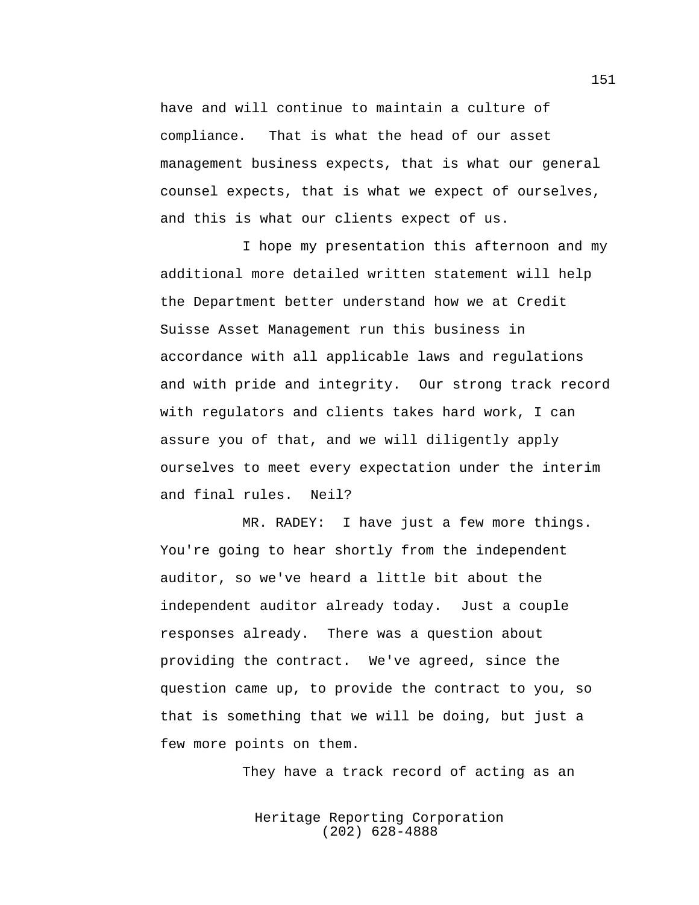have and will continue to maintain a culture of compliance. That is what the head of our asset management business expects, that is what our general counsel expects, that is what we expect of ourselves, and this is what our clients expect of us.

I hope my presentation this afternoon and my additional more detailed written statement will help the Department better understand how we at Credit Suisse Asset Management run this business in accordance with all applicable laws and regulations and with pride and integrity. Our strong track record with regulators and clients takes hard work, I can assure you of that, and we will diligently apply ourselves to meet every expectation under the interim and final rules. Neil?

MR. RADEY: I have just a few more things. You're going to hear shortly from the independent auditor, so we've heard a little bit about the independent auditor already today. Just a couple responses already. There was a question about providing the contract. We've agreed, since the question came up, to provide the contract to you, so that is something that we will be doing, but just a few more points on them.

They have a track record of acting as an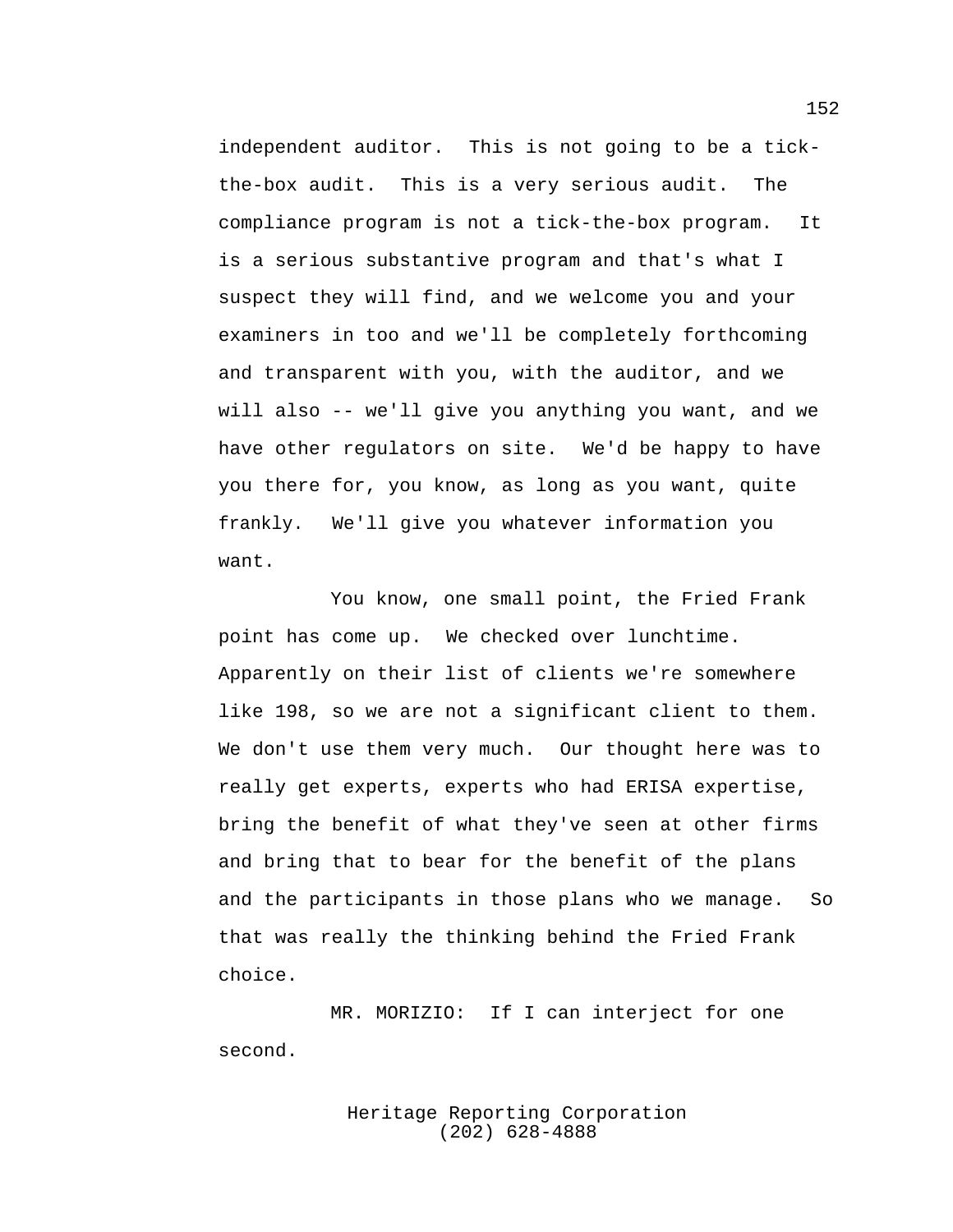independent auditor. This is not going to be a tick-the-box audit. This is a very serious audit. The compliance program is not a tick-the-box program. It is a serious substantive program and that's what I suspect they will find, and we welcome you and your examiners in too and we'll be completely forthcoming and transparent with you, with the auditor, and we will also -- we'll give you anything you want, and we have other regulators on site. We'd be happy to have you there for, you know, as long as you want, quite frankly. We'll give you whatever information you want.

You know, one small point, the Fried Frank point has come up. We checked over lunchtime. Apparently on their list of clients we're somewhere like 198, so we are not a significant client to them. We don't use them very much. Our thought here was to really get experts, experts who had ERISA expertise, bring the benefit of what they've seen at other firms and bring that to bear for the benefit of the plans and the participants in those plans who we manage. So that was really the thinking behind the Fried Frank choice.

MR. MORIZIO: If I can interject for one second.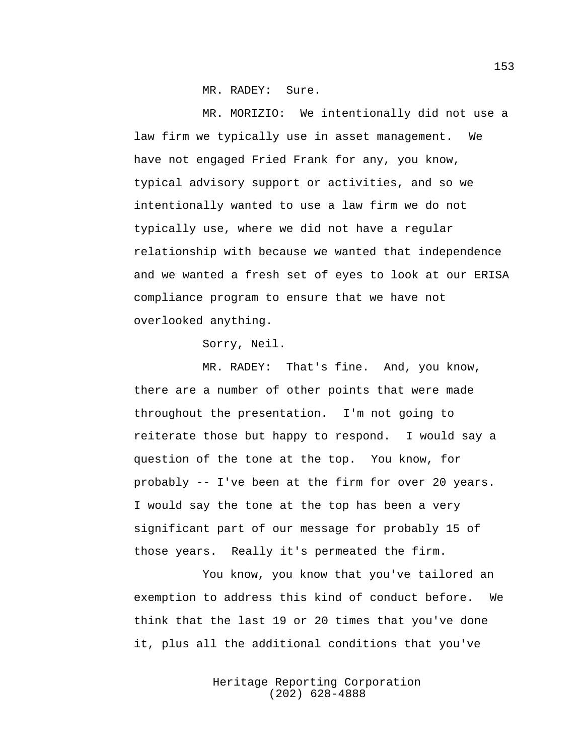MR. RADEY: Sure.

MR. MORIZIO: We intentionally did not use a law firm we typically use in asset management. We have not engaged Fried Frank for any, you know, typical advisory support or activities, and so we intentionally wanted to use a law firm we do not typically use, where we did not have a regular relationship with because we wanted that independence and we wanted a fresh set of eyes to look at our ERISA compliance program to ensure that we have not overlooked anything.

Sorry, Neil.

MR. RADEY: That's fine. And, you know, there are a number of other points that were made throughout the presentation. I'm not going to reiterate those but happy to respond. I would say a question of the tone at the top. You know, for probably -- I've been at the firm for over 20 years. I would say the tone at the top has been a very significant part of our message for probably 15 of those years. Really it's permeated the firm.

You know, you know that you've tailored an exemption to address this kind of conduct before. We think that the last 19 or 20 times that you've done it, plus all the additional conditions that you've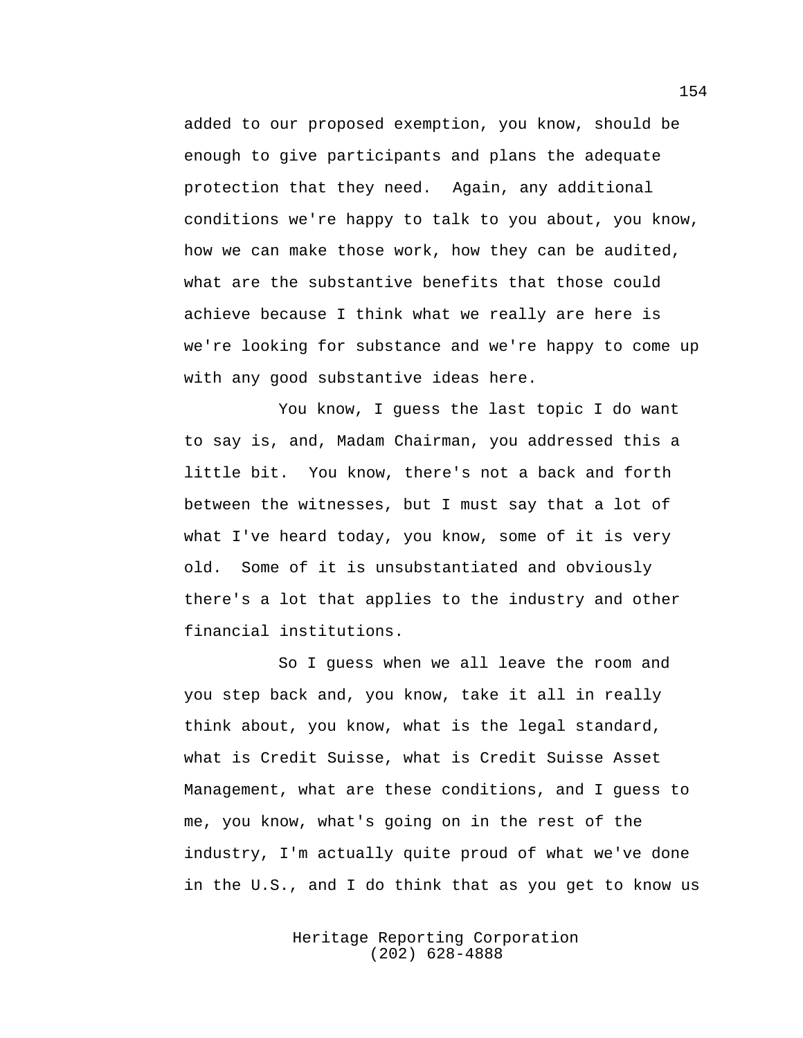added to our proposed exemption, you know, should be enough to give participants and plans the adequate protection that they need. Again, any additional conditions we're happy to talk to you about, you know, how we can make those work, how they can be audited, what are the substantive benefits that those could achieve because I think what we really are here is we're looking for substance and we're happy to come up with any good substantive ideas here.

You know, I guess the last topic I do want to say is, and, Madam Chairman, you addressed this a little bit. You know, there's not a back and forth between the witnesses, but I must say that a lot of what I've heard today, you know, some of it is very old. Some of it is unsubstantiated and obviously there's a lot that applies to the industry and other financial institutions.

So I guess when we all leave the room and you step back and, you know, take it all in really think about, you know, what is the legal standard, what is Credit Suisse, what is Credit Suisse Asset Management, what are these conditions, and I guess to me, you know, what's going on in the rest of the industry, I'm actually quite proud of what we've done in the U.S., and I do think that as you get to know us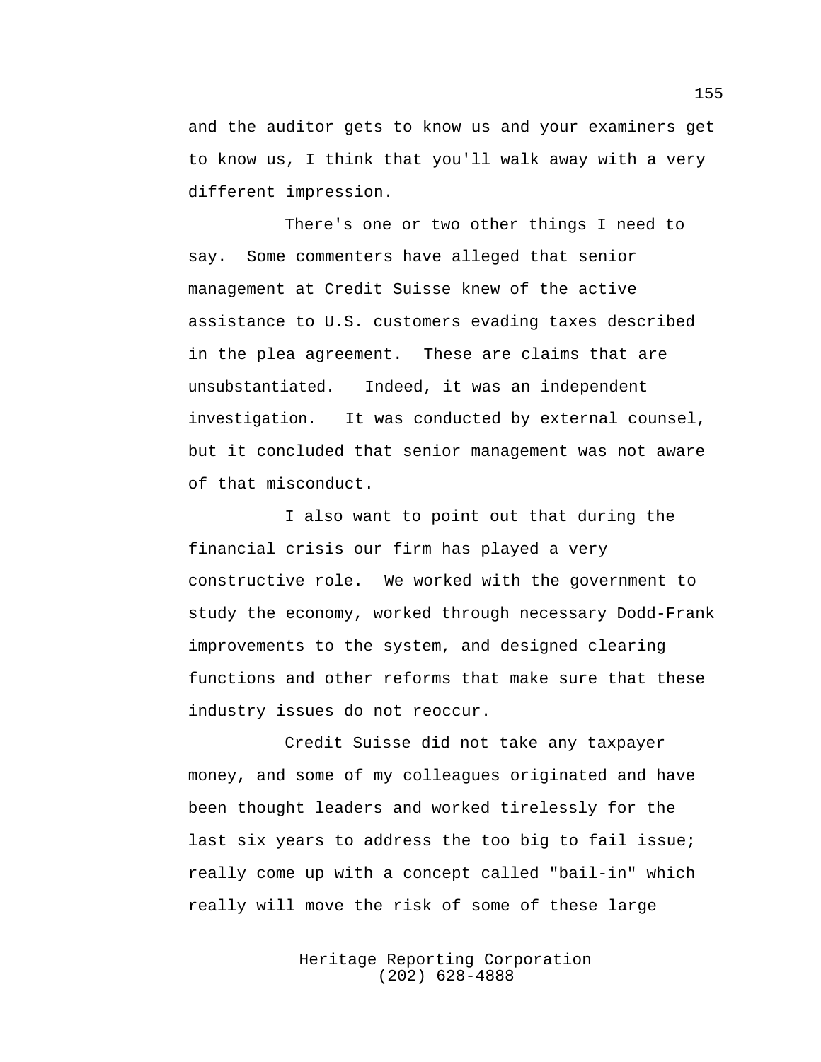and the auditor gets to know us and your examiners get to know us, I think that you'll walk away with a very different impression.

There's one or two other things I need to say. Some commenters have alleged that senior management at Credit Suisse knew of the active assistance to U.S. customers evading taxes described in the plea agreement. These are claims that are unsubstantiated. Indeed, it was an independent investigation. It was conducted by external counsel, but it concluded that senior management was not aware of that misconduct.

I also want to point out that during the financial crisis our firm has played a very constructive role. We worked with the government to study the economy, worked through necessary Dodd-Frank improvements to the system, and designed clearing functions and other reforms that make sure that these industry issues do not reoccur.

Credit Suisse did not take any taxpayer money, and some of my colleagues originated and have been thought leaders and worked tirelessly for the last six years to address the too big to fail issue; really come up with a concept called "bail-in" which really will move the risk of some of these large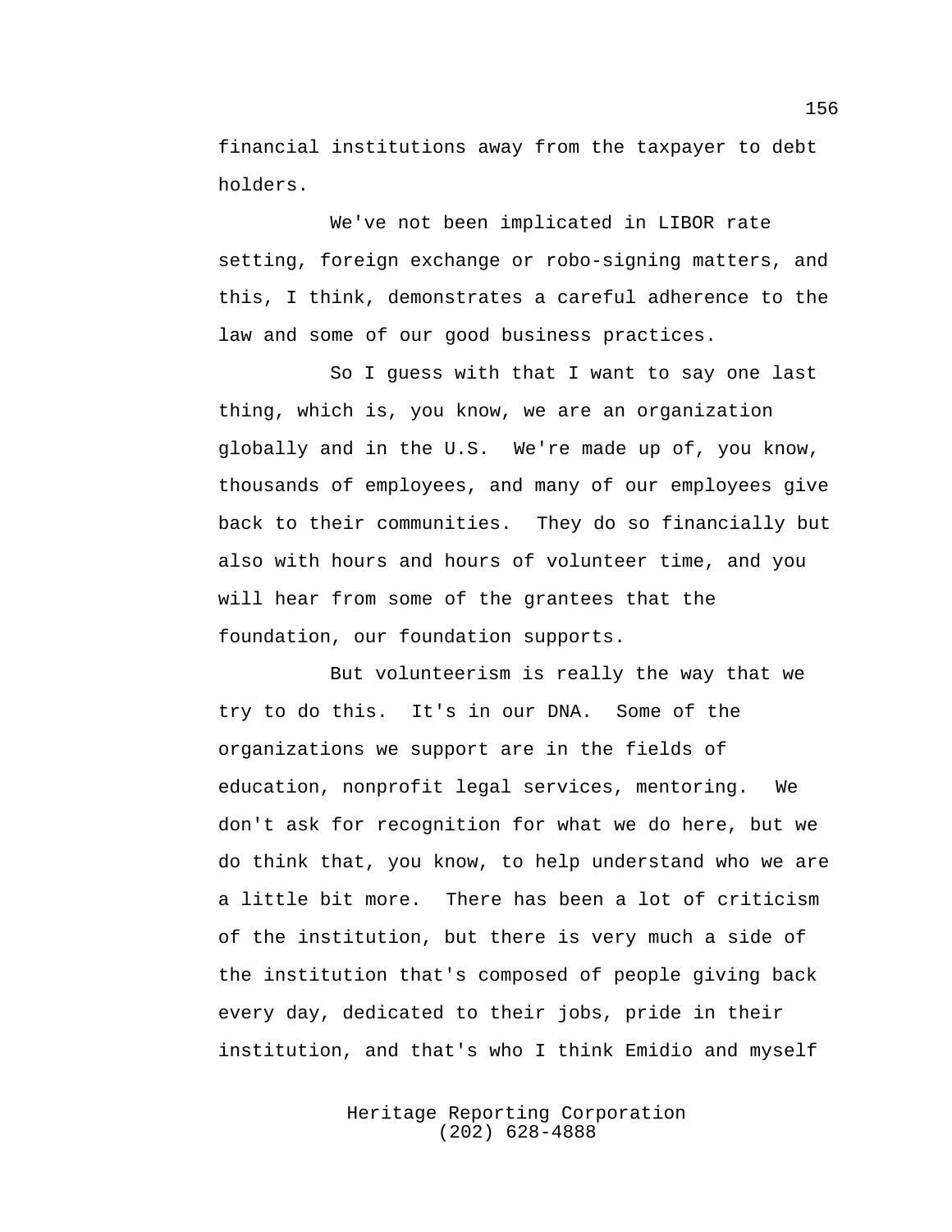financial institutions away from the taxpayer to debt holders.

We've not been implicated in LIBOR rate setting, foreign exchange or robo-signing matters, and this, I think, demonstrates a careful adherence to the law and some of our good business practices.

So I guess with that I want to say one last thing, which is, you know, we are an organization globally and in the U.S. We're made up of, you know, thousands of employees, and many of our employees give back to their communities. They do so financially but also with hours and hours of volunteer time, and you will hear from some of the grantees that the foundation, our foundation supports.

But volunteerism is really the way that we try to do this. It's in our DNA. Some of the organizations we support are in the fields of education, nonprofit legal services, mentoring. We don't ask for recognition for what we do here, but we do think that, you know, to help understand who we are a little bit more. There has been a lot of criticism of the institution, but there is very much a side of the institution that's composed of people giving back every day, dedicated to their jobs, pride in their institution, and that's who I think Emidio and myself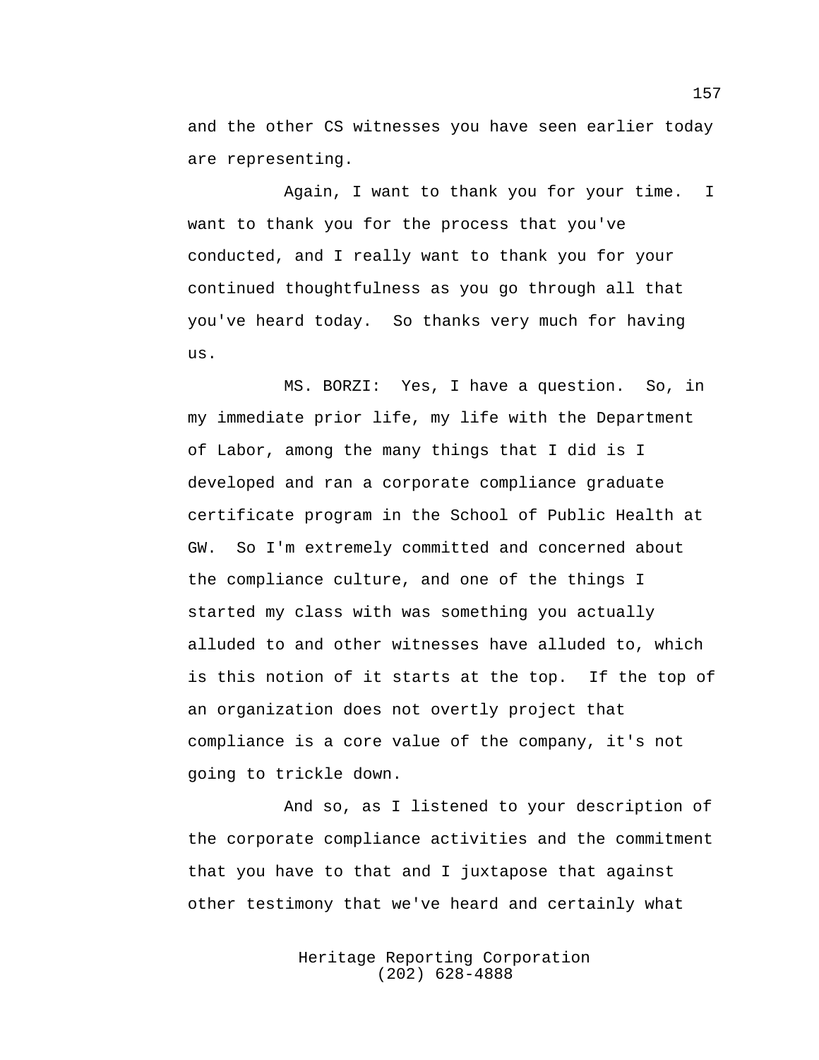and the other CS witnesses you have seen earlier today are representing.

Again, I want to thank you for your time. I want to thank you for the process that you've conducted, and I really want to thank you for your continued thoughtfulness as you go through all that you've heard today. So thanks very much for having us.

MS. BORZI: Yes, I have a question. So, in my immediate prior life, my life with the Department of Labor, among the many things that I did is I developed and ran a corporate compliance graduate certificate program in the School of Public Health at GW. So I'm extremely committed and concerned about the compliance culture, and one of the things I started my class with was something you actually alluded to and other witnesses have alluded to, which is this notion of it starts at the top. If the top of an organization does not overtly project that compliance is a core value of the company, it's not going to trickle down.

And so, as I listened to your description of the corporate compliance activities and the commitment that you have to that and I juxtapose that against other testimony that we've heard and certainly what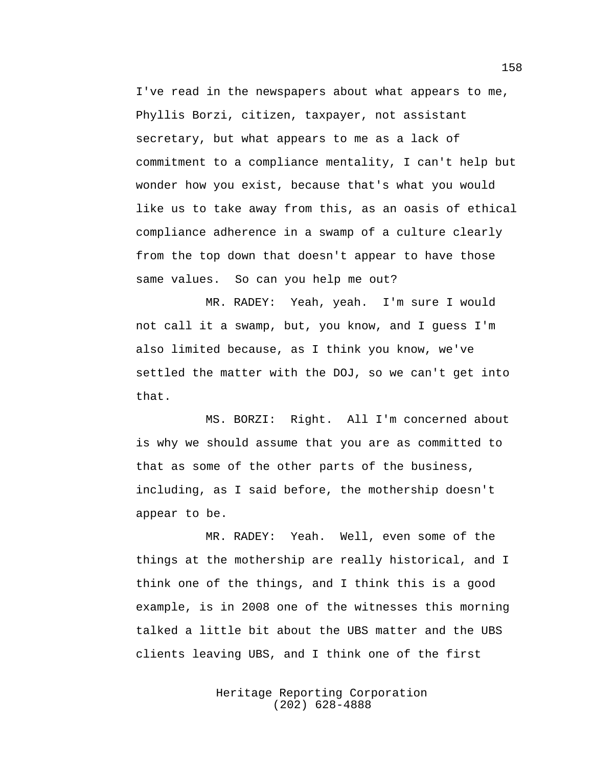I've read in the newspapers about what appears to me, Phyllis Borzi, citizen, taxpayer, not assistant secretary, but what appears to me as a lack of commitment to a compliance mentality, I can't help but wonder how you exist, because that's what you would like us to take away from this, as an oasis of ethical compliance adherence in a swamp of a culture clearly from the top down that doesn't appear to have those same values. So can you help me out?

MR. RADEY: Yeah, yeah. I'm sure I would not call it a swamp, but, you know, and I guess I'm also limited because, as I think you know, we've settled the matter with the DOJ, so we can't get into that.

MS. BORZI: Right. All I'm concerned about is why we should assume that you are as committed to that as some of the other parts of the business, including, as I said before, the mothership doesn't appear to be.

MR. RADEY: Yeah. Well, even some of the things at the mothership are really historical, and I think one of the things, and I think this is a good example, is in 2008 one of the witnesses this morning talked a little bit about the UBS matter and the UBS clients leaving UBS, and I think one of the first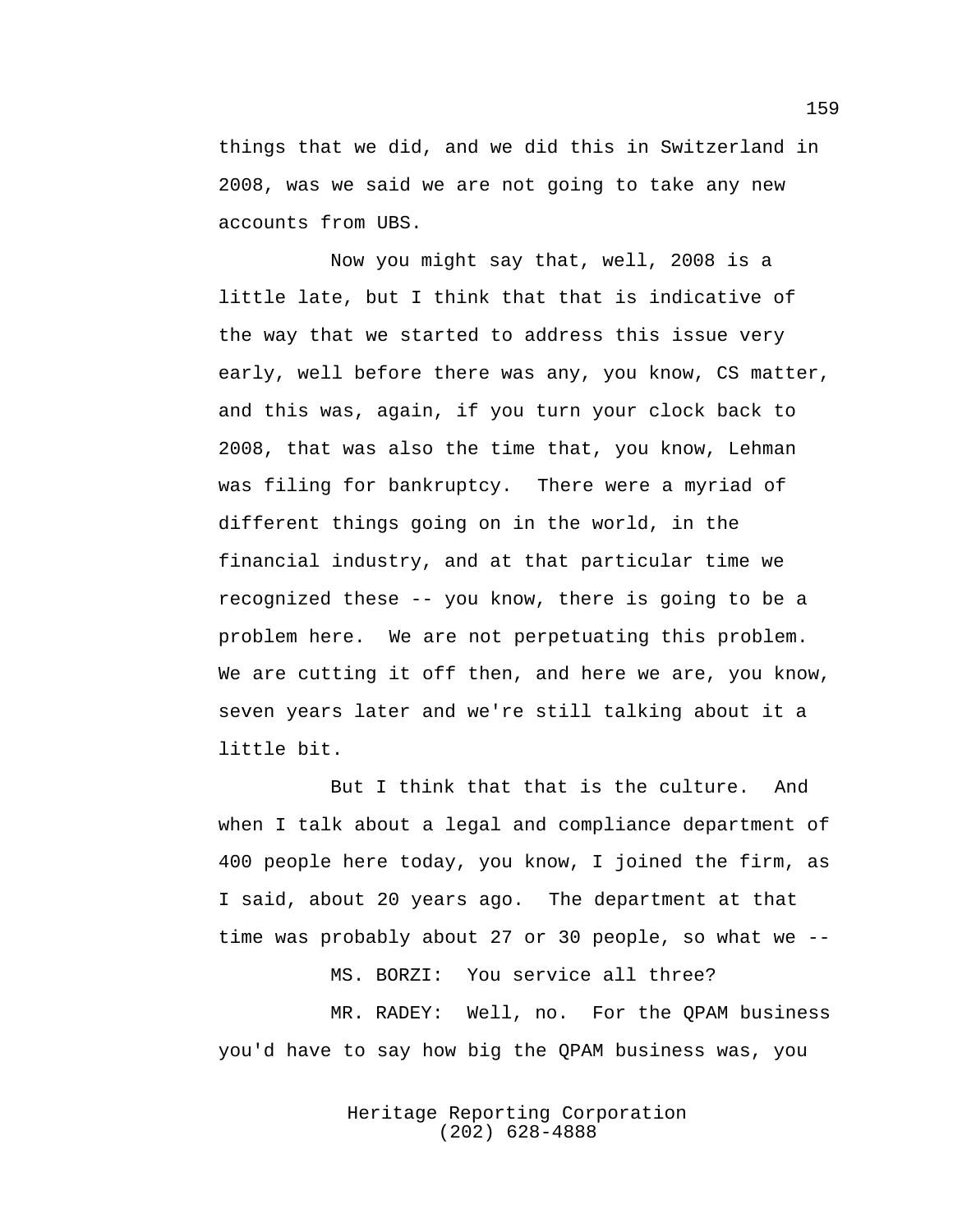things that we did, and we did this in Switzerland in 2008, was we said we are not going to take any new accounts from UBS.

Now you might say that, well, 2008 is a little late, but I think that that is indicative of the way that we started to address this issue very early, well before there was any, you know, CS matter, and this was, again, if you turn your clock back to 2008, that was also the time that, you know, Lehman was filing for bankruptcy. There were a myriad of different things going on in the world, in the financial industry, and at that particular time we recognized these -- you know, there is going to be a problem here. We are not perpetuating this problem. We are cutting it off then, and here we are, you know, seven years later and we're still talking about it a little bit.

But I think that that is the culture. And when I talk about a legal and compliance department of 400 people here today, you know, I joined the firm, as I said, about 20 years ago. The department at that time was probably about 27 or 30 people, so what we --

MS. BORZI: You service all three?

MR. RADEY: Well, no. For the QPAM business you'd have to say how big the QPAM business was, you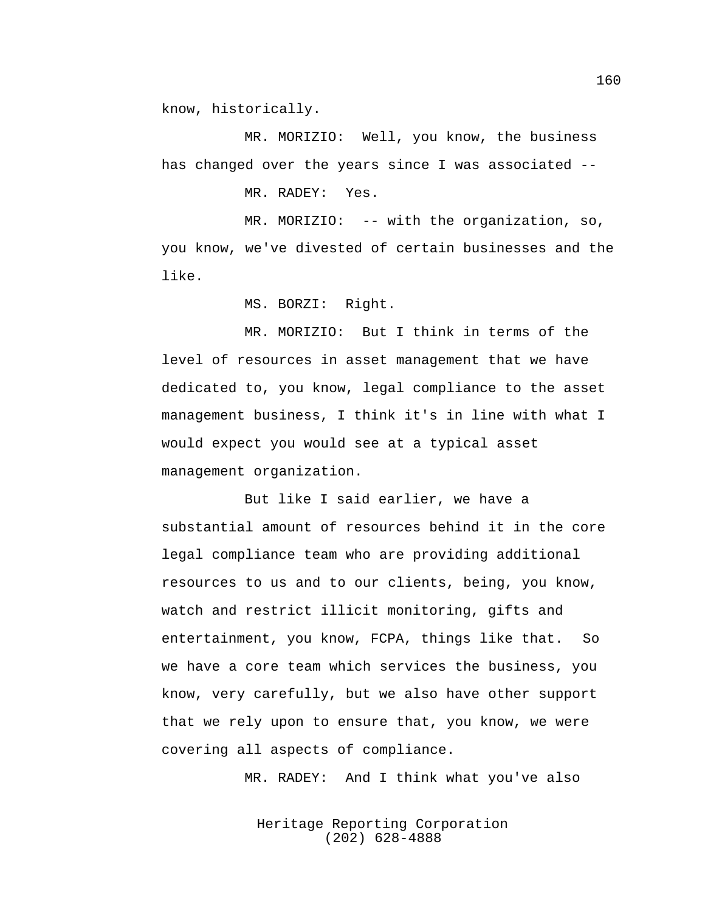know, historically.

MR. MORIZIO: Well, you know, the business has changed over the years since I was associated --

MR. RADEY: Yes.

MR. MORIZIO: -- with the organization, so, you know, we've divested of certain businesses and the like.

MS. BORZI: Right.

MR. MORIZIO: But I think in terms of the level of resources in asset management that we have dedicated to, you know, legal compliance to the asset management business, I think it's in line with what I would expect you would see at a typical asset management organization.

But like I said earlier, we have a substantial amount of resources behind it in the core legal compliance team who are providing additional resources to us and to our clients, being, you know, watch and restrict illicit monitoring, gifts and entertainment, you know, FCPA, things like that. So we have a core team which services the business, you know, very carefully, but we also have other support that we rely upon to ensure that, you know, we were covering all aspects of compliance.

MR. RADEY: And I think what you've also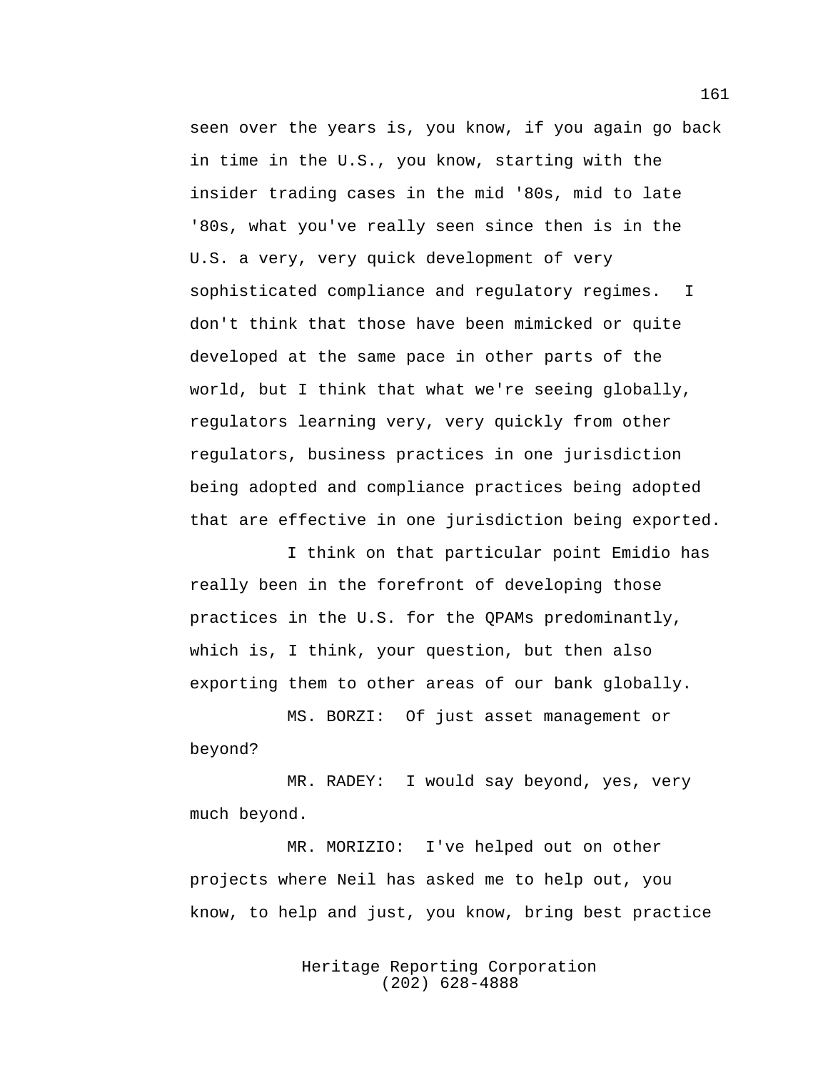seen over the years is, you know, if you again go back in time in the U.S., you know, starting with the insider trading cases in the mid '80s, mid to late '80s, what you've really seen since then is in the U.S. a very, very quick development of very sophisticated compliance and regulatory regimes. I don't think that those have been mimicked or quite developed at the same pace in other parts of the world, but I think that what we're seeing globally, regulators learning very, very quickly from other regulators, business practices in one jurisdiction being adopted and compliance practices being adopted that are effective in one jurisdiction being exported.

I think on that particular point Emidio has really been in the forefront of developing those practices in the U.S. for the QPAMs predominantly, which is, I think, your question, but then also exporting them to other areas of our bank globally.

MS. BORZI: Of just asset management or beyond?

MR. RADEY: I would say beyond, yes, very much beyond.

MR. MORIZIO: I've helped out on other projects where Neil has asked me to help out, you know, to help and just, you know, bring best practice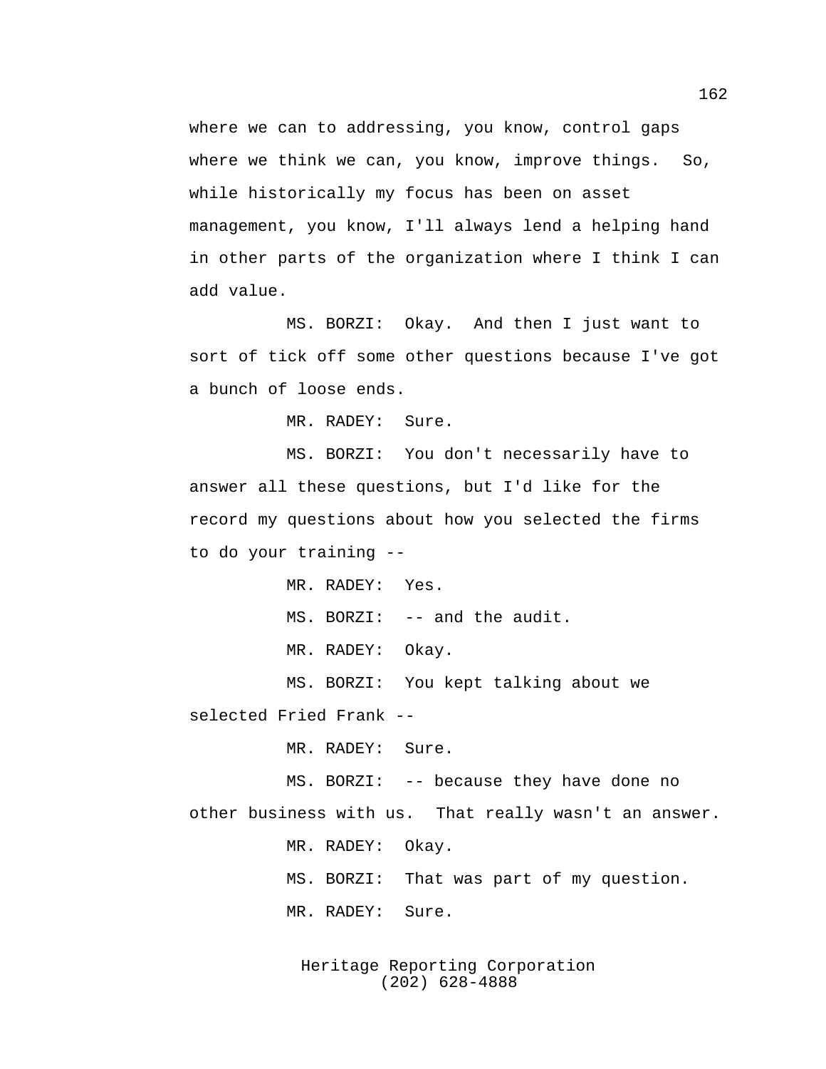where we can to addressing, you know, control gaps where we think we can, you know, improve things. So, while historically my focus has been on asset management, you know, I'll always lend a helping hand in other parts of the organization where I think I can add value.

MS. BORZI: Okay. And then I just want to sort of tick off some other questions because I've got a bunch of loose ends.

MR. RADEY: Sure.

MS. BORZI: You don't necessarily have to answer all these questions, but I'd like for the record my questions about how you selected the firms to do your training --

MR. RADEY: Yes.

MS. BORZI: -- and the audit.

MR. RADEY: Okay.

MS. BORZI: You kept talking about we selected Fried Frank --

MR. RADEY: Sure.

MS. BORZI: -- because they have done no other business with us. That really wasn't an answer.

MR. RADEY: Okay.

MS. BORZI: That was part of my question.

MR. RADEY: Sure.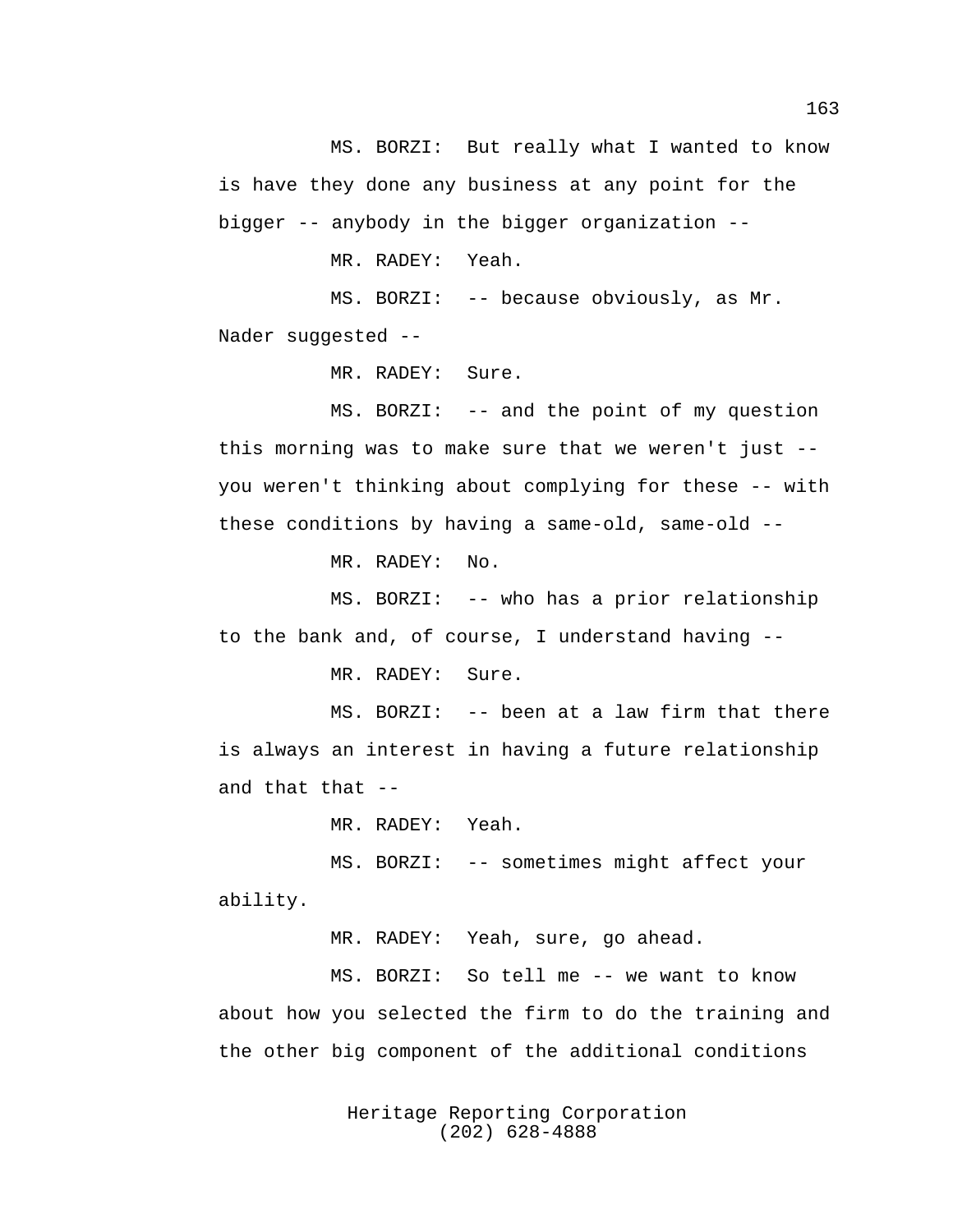MS. BORZI: But really what I wanted to know is have they done any business at any point for the bigger -- anybody in the bigger organization --

MR. RADEY: Yeah.

MS. BORZI: -- because obviously, as Mr. Nader suggested --

MR. RADEY: Sure.

MS. BORZI: -- and the point of my question this morning was to make sure that we weren't just -- you weren't thinking about complying for these -- with these conditions by having a same-old, same-old --

MR. RADEY: No.

MS. BORZI: -- who has a prior relationship to the bank and, of course, I understand having --

MR. RADEY: Sure.

MS. BORZI: -- been at a law firm that there is always an interest in having a future relationship and that that --

MR. RADEY: Yeah.

MS. BORZI: -- sometimes might affect your ability.

MR. RADEY: Yeah, sure, go ahead.

MS. BORZI: So tell me -- we want to know about how you selected the firm to do the training and the other big component of the additional conditions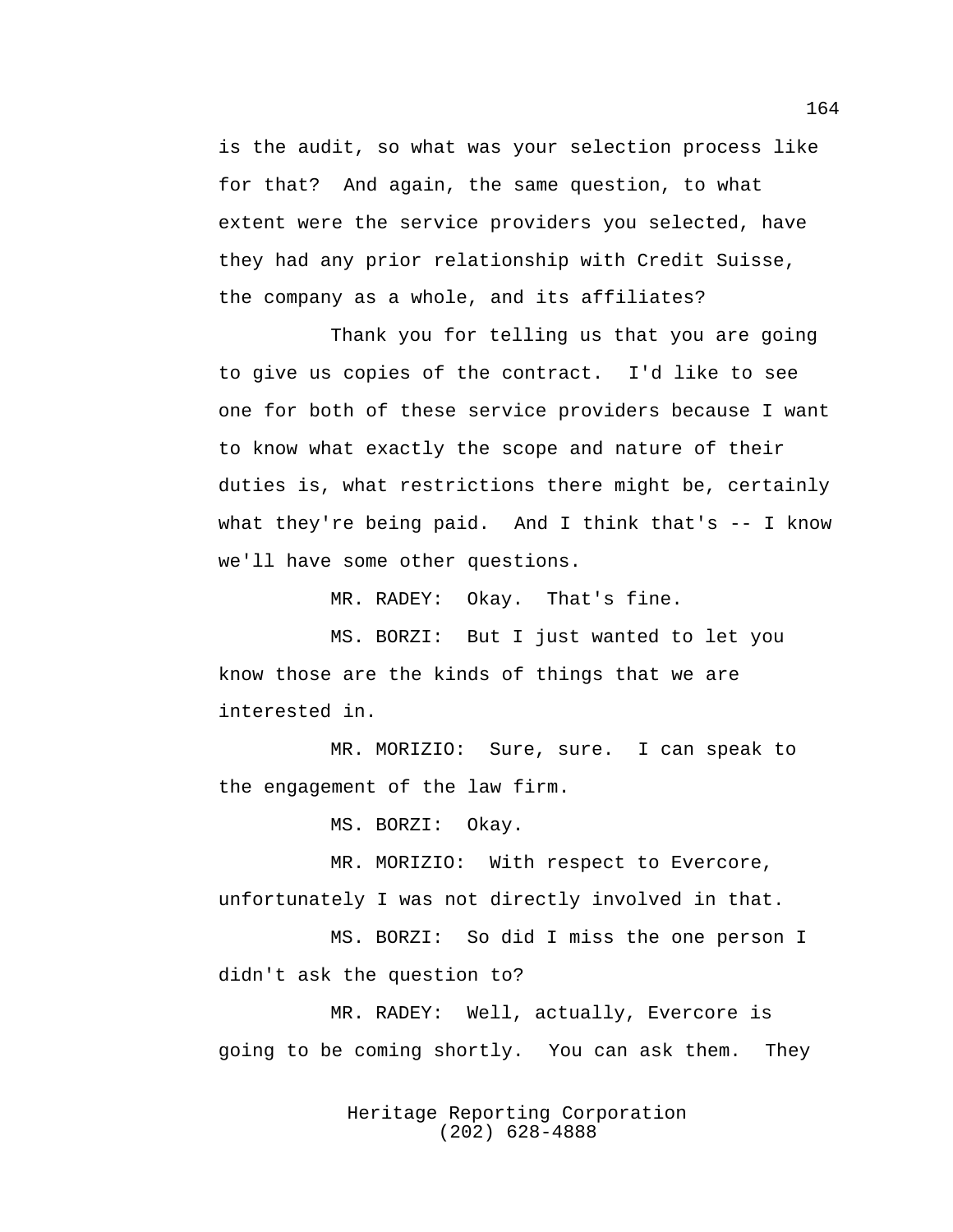is the audit, so what was your selection process like for that? And again, the same question, to what extent were the service providers you selected, have they had any prior relationship with Credit Suisse, the company as a whole, and its affiliates?

Thank you for telling us that you are going to give us copies of the contract. I'd like to see one for both of these service providers because I want to know what exactly the scope and nature of their duties is, what restrictions there might be, certainly what they're being paid. And I think that's -- I know we'll have some other questions.

MR. RADEY: Okay. That's fine.

MS. BORZI: But I just wanted to let you know those are the kinds of things that we are interested in.

MR. MORIZIO: Sure, sure. I can speak to the engagement of the law firm.

MS. BORZI: Okay.

MR. MORIZIO: With respect to Evercore, unfortunately I was not directly involved in that.

MS. BORZI: So did I miss the one person I didn't ask the question to?

MR. RADEY: Well, actually, Evercore is going to be coming shortly. You can ask them. They

Heritage Reporting Corporation
(202) 628-4888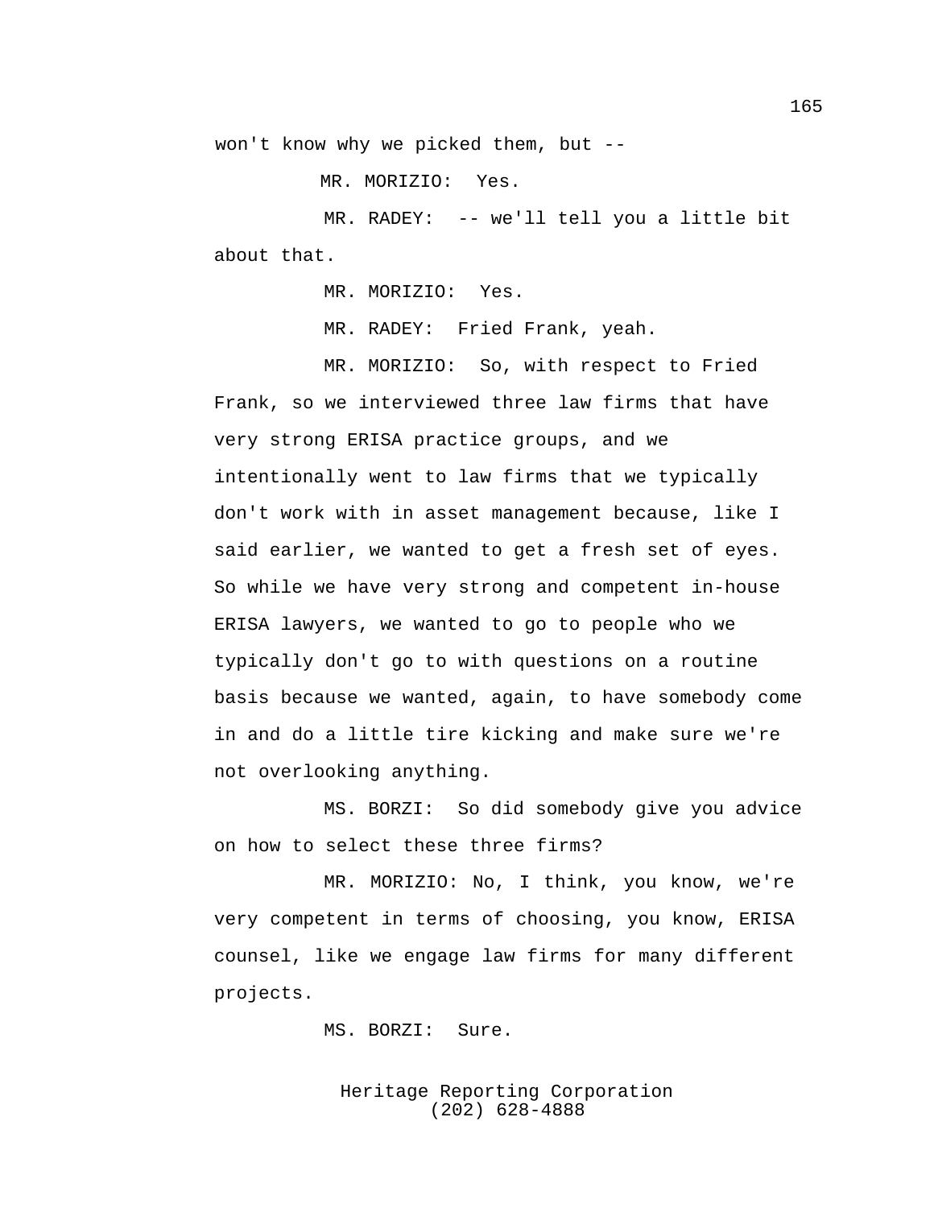won't know why we picked them, but --

MR. MORIZIO: Yes.

MR. RADEY: -- we'll tell you a little bit about that.

MR. MORIZIO: Yes.

MR. RADEY: Fried Frank, yeah.

MR. MORIZIO: So, with respect to Fried Frank, so we interviewed three law firms that have very strong ERISA practice groups, and we intentionally went to law firms that we typically don't work with in asset management because, like I said earlier, we wanted to get a fresh set of eyes. So while we have very strong and competent in-house ERISA lawyers, we wanted to go to people who we typically don't go to with questions on a routine basis because we wanted, again, to have somebody come in and do a little tire kicking and make sure we're not overlooking anything.

MS. BORZI: So did somebody give you advice on how to select these three firms?

MR. MORIZIO: No, I think, you know, we're very competent in terms of choosing, you know, ERISA counsel, like we engage law firms for many different projects.

MS. BORZI: Sure.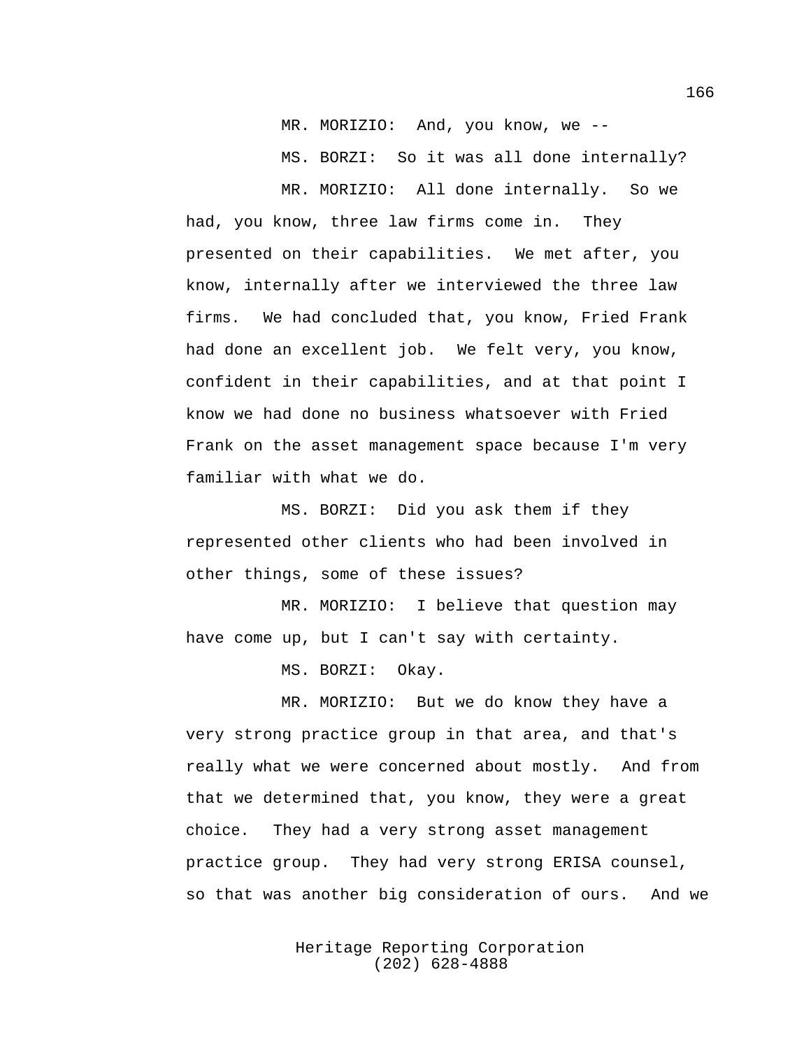MR. MORIZIO: And, you know, we --

MS. BORZI: So it was all done internally?

MR. MORIZIO: All done internally. So we had, you know, three law firms come in. They presented on their capabilities. We met after, you know, internally after we interviewed the three law firms. We had concluded that, you know, Fried Frank had done an excellent job. We felt very, you know, confident in their capabilities, and at that point I know we had done no business whatsoever with Fried Frank on the asset management space because I'm very familiar with what we do.

MS. BORZI: Did you ask them if they represented other clients who had been involved in other things, some of these issues?

MR. MORIZIO: I believe that question may have come up, but I can't say with certainty.

MS. BORZI: Okay.

MR. MORIZIO: But we do know they have a very strong practice group in that area, and that's really what we were concerned about mostly. And from that we determined that, you know, they were a great choice. They had a very strong asset management practice group. They had very strong ERISA counsel, so that was another big consideration of ours. And we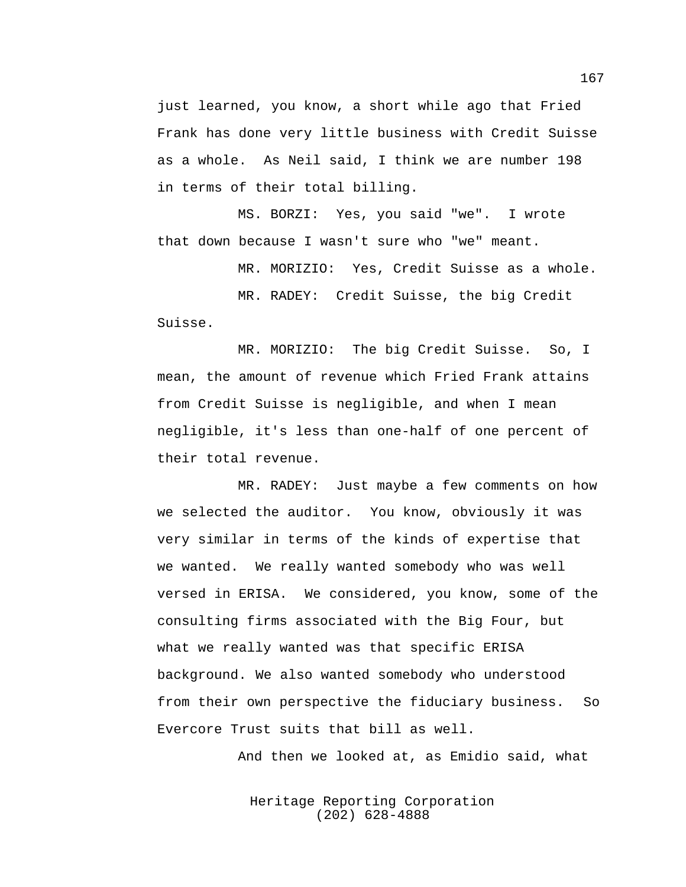just learned, you know, a short while ago that Fried Frank has done very little business with Credit Suisse as a whole. As Neil said, I think we are number 198 in terms of their total billing.

MS. BORZI: Yes, you said "we". I wrote that down because I wasn't sure who "we" meant.

MR. MORIZIO: Yes, Credit Suisse as a whole.

MR. RADEY: Credit Suisse, the big Credit Suisse.

MR. MORIZIO: The big Credit Suisse. So, I mean, the amount of revenue which Fried Frank attains from Credit Suisse is negligible, and when I mean negligible, it's less than one-half of one percent of their total revenue.

MR. RADEY: Just maybe a few comments on how we selected the auditor. You know, obviously it was very similar in terms of the kinds of expertise that we wanted. We really wanted somebody who was well versed in ERISA. We considered, you know, some of the consulting firms associated with the Big Four, but what we really wanted was that specific ERISA background. We also wanted somebody who understood from their own perspective the fiduciary business. So Evercore Trust suits that bill as well.

And then we looked at, as Emidio said, what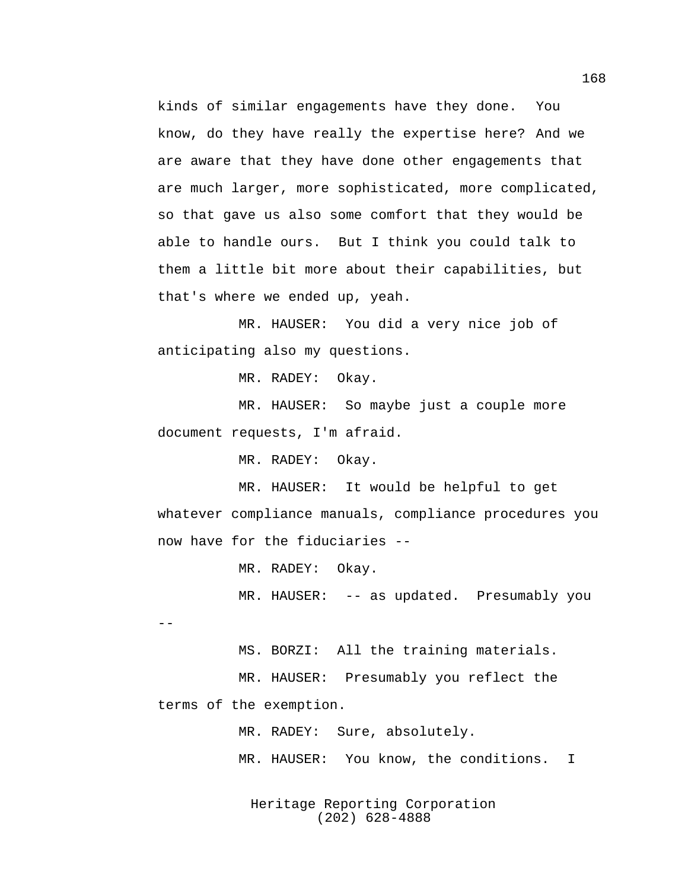kinds of similar engagements have they done. You know, do they have really the expertise here? And we are aware that they have done other engagements that are much larger, more sophisticated, more complicated, so that gave us also some comfort that they would be able to handle ours. But I think you could talk to them a little bit more about their capabilities, but that's where we ended up, yeah.

MR. HAUSER: You did a very nice job of anticipating also my questions.

MR. RADEY: Okay.

MR. HAUSER: So maybe just a couple more document requests, I'm afraid.

MR. RADEY: Okay.

MR. HAUSER: It would be helpful to get whatever compliance manuals, compliance procedures you now have for the fiduciaries --

MR. RADEY: Okay.

MR. HAUSER: -- as updated. Presumably you --

MS. BORZI: All the training materials.

MR. HAUSER: Presumably you reflect the terms of the exemption.

MR. RADEY: Sure, absolutely.

MR. HAUSER: You know, the conditions. I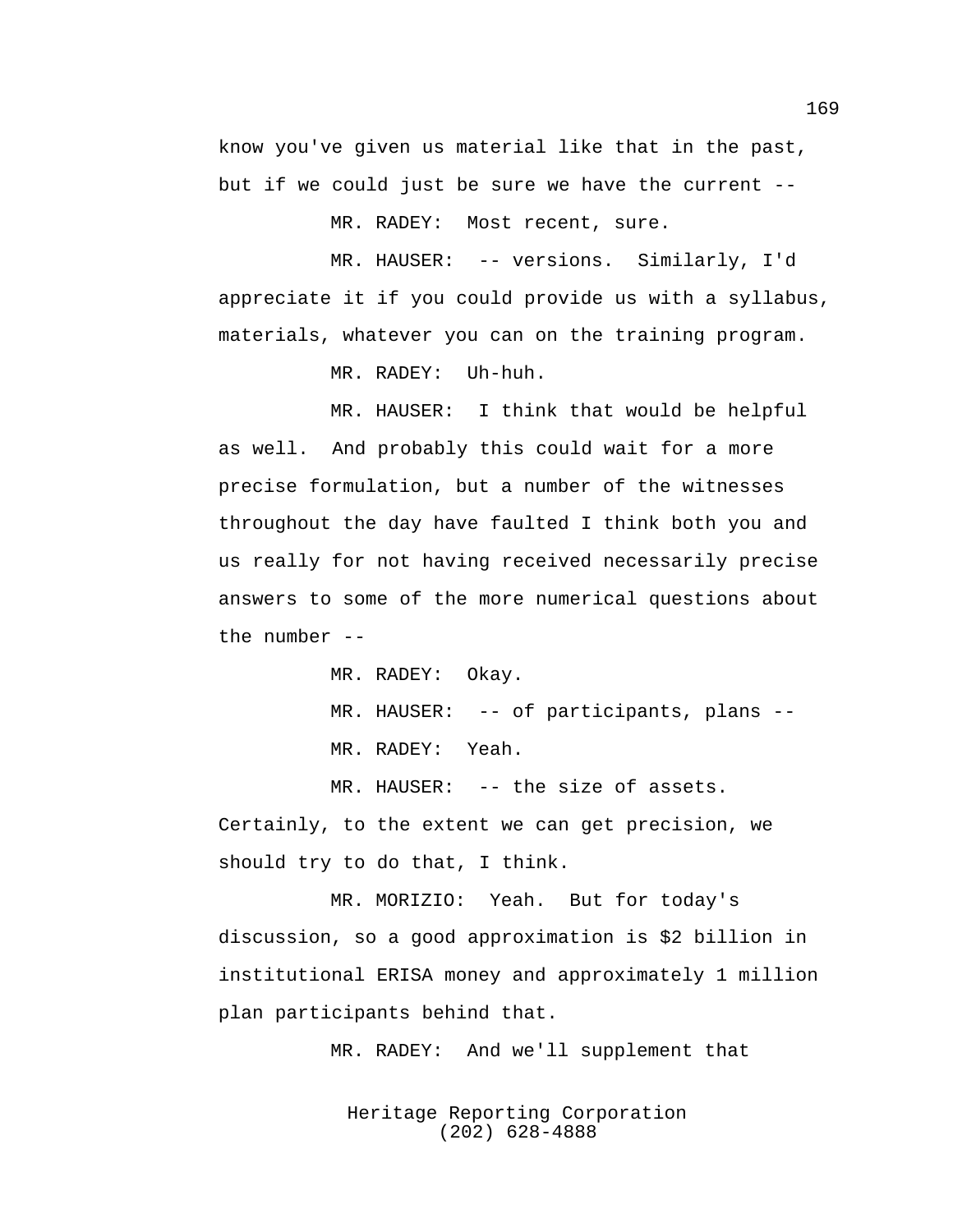know you've given us material like that in the past, but if we could just be sure we have the current --

MR. RADEY: Most recent, sure.

MR. HAUSER: -- versions. Similarly, I'd appreciate it if you could provide us with a syllabus, materials, whatever you can on the training program.

MR. RADEY: Uh-huh.

MR. HAUSER: I think that would be helpful as well. And probably this could wait for a more precise formulation, but a number of the witnesses throughout the day have faulted I think both you and us really for not having received necessarily precise answers to some of the more numerical questions about the number --

MR. RADEY: Okay.

MR. HAUSER: -- of participants, plans --

MR. RADEY: Yeah.

MR. HAUSER: -- the size of assets. Certainly, to the extent we can get precision, we should try to do that, I think.

MR. MORIZIO: Yeah. But for today's discussion, so a good approximation is $2 billion in institutional ERISA money and approximately 1 million plan participants behind that.

MR. RADEY: And we'll supplement that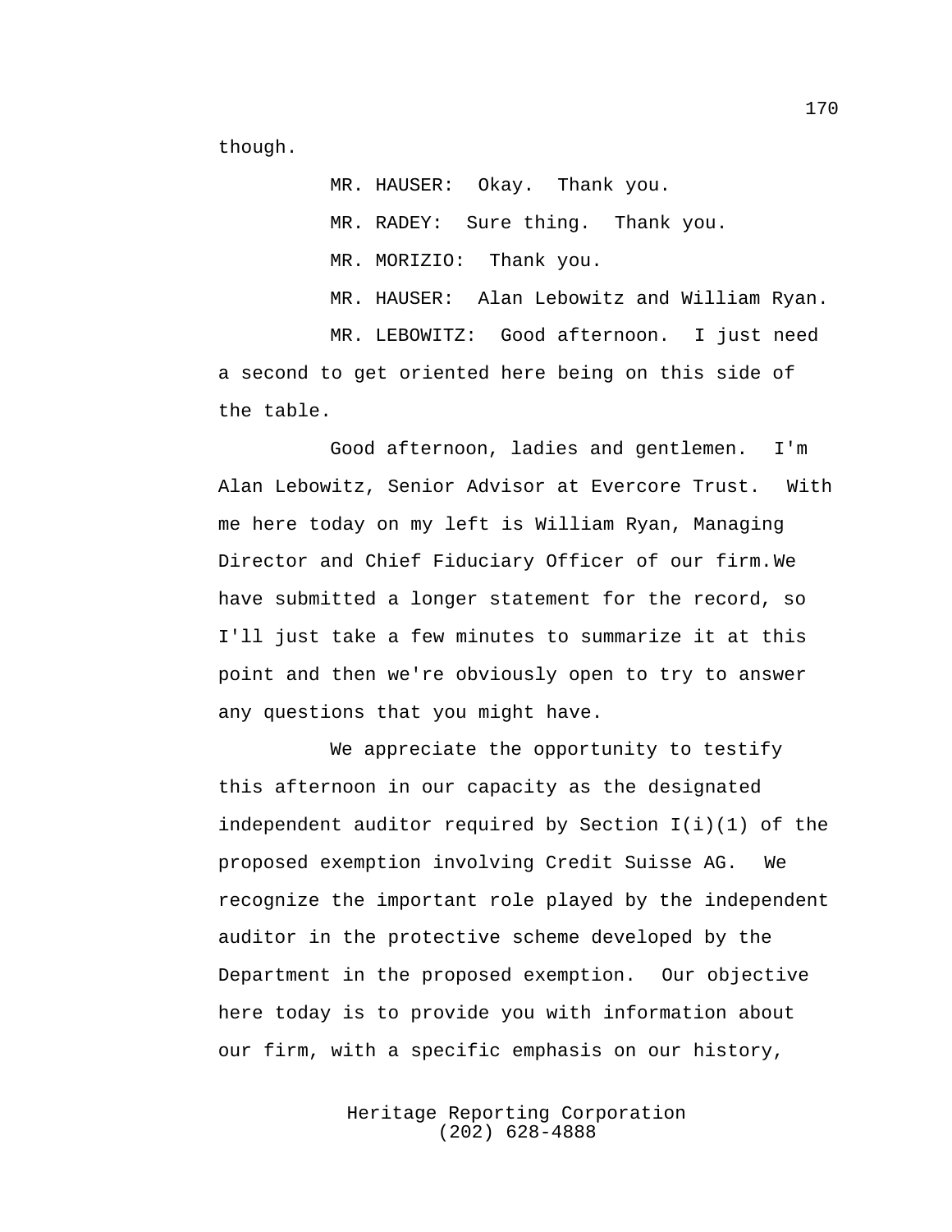though.

MR. HAUSER: Okay. Thank you.

MR. RADEY: Sure thing. Thank you.

MR. MORIZIO: Thank you.

MR. HAUSER: Alan Lebowitz and William Ryan.

MR. LEBOWITZ: Good afternoon. I just need a second to get oriented here being on this side of the table.

Good afternoon, ladies and gentlemen. I'm Alan Lebowitz, Senior Advisor at Evercore Trust. With me here today on my left is William Ryan, Managing Director and Chief Fiduciary Officer of our firm.We have submitted a longer statement for the record, so I'll just take a few minutes to summarize it at this point and then we're obviously open to try to answer any questions that you might have.

We appreciate the opportunity to testify this afternoon in our capacity as the designated independent auditor required by Section I(i)(1) of the proposed exemption involving Credit Suisse AG. We recognize the important role played by the independent auditor in the protective scheme developed by the Department in the proposed exemption. Our objective here today is to provide you with information about our firm, with a specific emphasis on our history,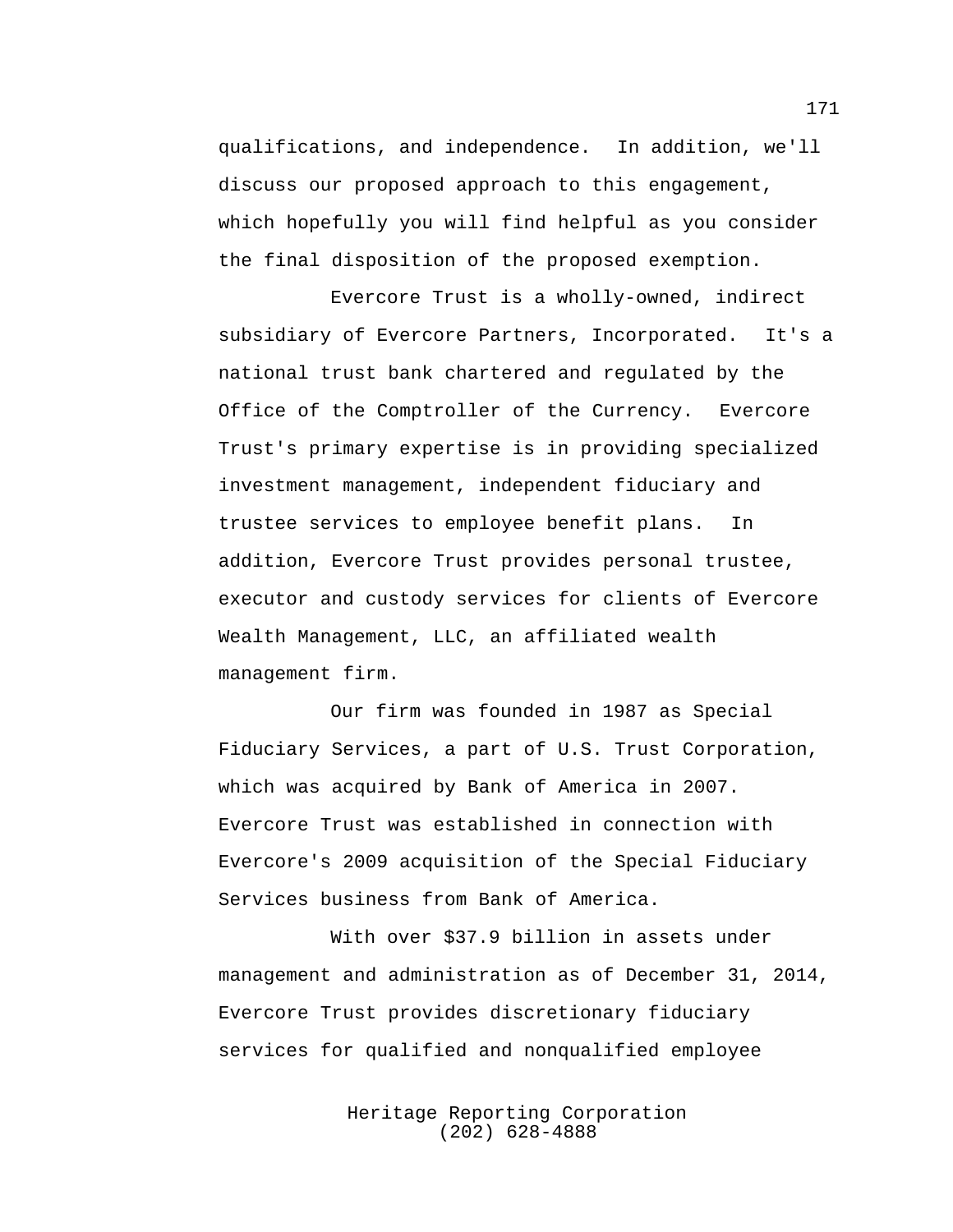qualifications, and independence. In addition, we'll discuss our proposed approach to this engagement, which hopefully you will find helpful as you consider the final disposition of the proposed exemption.

Evercore Trust is a wholly-owned, indirect subsidiary of Evercore Partners, Incorporated. It's a national trust bank chartered and regulated by the Office of the Comptroller of the Currency. Evercore Trust's primary expertise is in providing specialized investment management, independent fiduciary and trustee services to employee benefit plans. In addition, Evercore Trust provides personal trustee, executor and custody services for clients of Evercore Wealth Management, LLC, an affiliated wealth management firm.

Our firm was founded in 1987 as Special Fiduciary Services, a part of U.S. Trust Corporation, which was acquired by Bank of America in 2007. Evercore Trust was established in connection with Evercore's 2009 acquisition of the Special Fiduciary Services business from Bank of America.

With over $37.9 billion in assets under management and administration as of December 31, 2014, Evercore Trust provides discretionary fiduciary services for qualified and nonqualified employee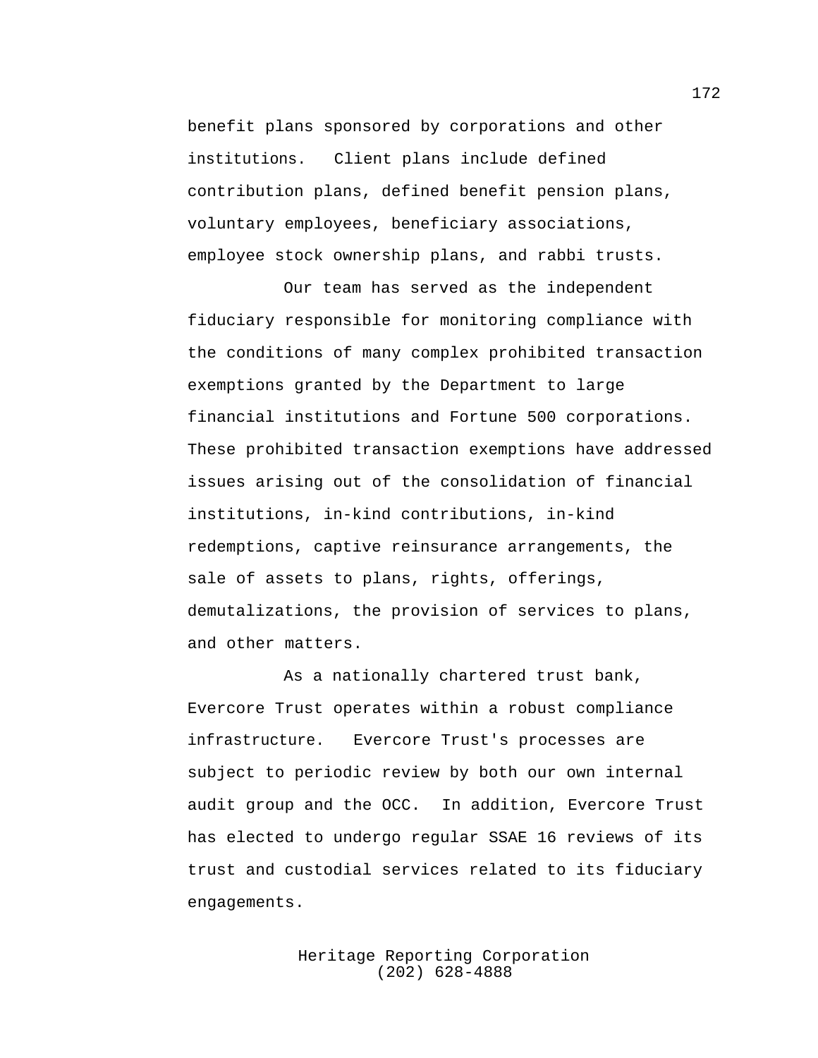benefit plans sponsored by corporations and other institutions. Client plans include defined contribution plans, defined benefit pension plans, voluntary employees, beneficiary associations, employee stock ownership plans, and rabbi trusts.

Our team has served as the independent fiduciary responsible for monitoring compliance with the conditions of many complex prohibited transaction exemptions granted by the Department to large financial institutions and Fortune 500 corporations. These prohibited transaction exemptions have addressed issues arising out of the consolidation of financial institutions, in-kind contributions, in-kind redemptions, captive reinsurance arrangements, the sale of assets to plans, rights, offerings, demutalizations, the provision of services to plans, and other matters.

As a nationally chartered trust bank, Evercore Trust operates within a robust compliance infrastructure. Evercore Trust's processes are subject to periodic review by both our own internal audit group and the OCC. In addition, Evercore Trust has elected to undergo regular SSAE 16 reviews of its trust and custodial services related to its fiduciary engagements.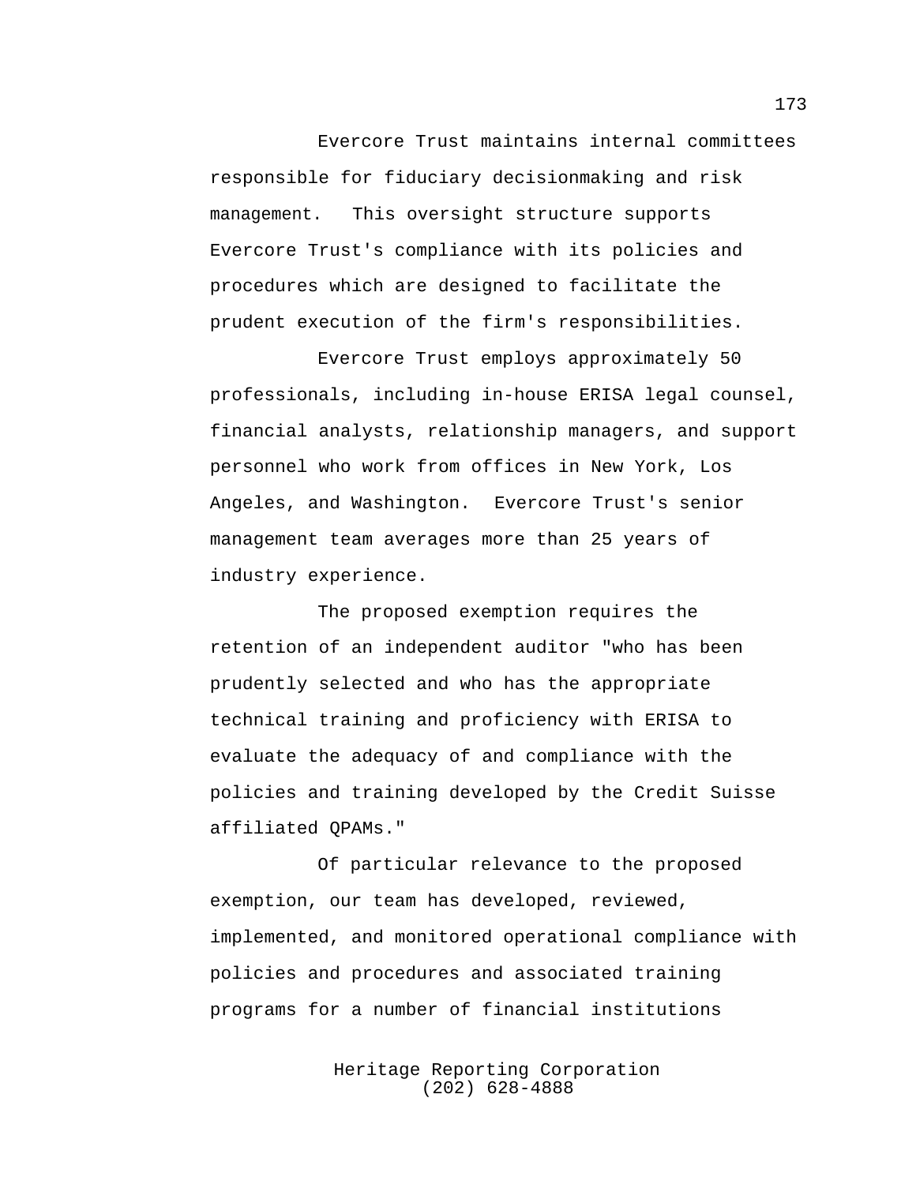Evercore Trust maintains internal committees responsible for fiduciary decisionmaking and risk management. This oversight structure supports Evercore Trust's compliance with its policies and procedures which are designed to facilitate the prudent execution of the firm's responsibilities.

Evercore Trust employs approximately 50 professionals, including in-house ERISA legal counsel, financial analysts, relationship managers, and support personnel who work from offices in New York, Los Angeles, and Washington. Evercore Trust's senior management team averages more than 25 years of industry experience.

The proposed exemption requires the retention of an independent auditor "who has been prudently selected and who has the appropriate technical training and proficiency with ERISA to evaluate the adequacy of and compliance with the policies and training developed by the Credit Suisse affiliated QPAMs."

Of particular relevance to the proposed exemption, our team has developed, reviewed, implemented, and monitored operational compliance with policies and procedures and associated training programs for a number of financial institutions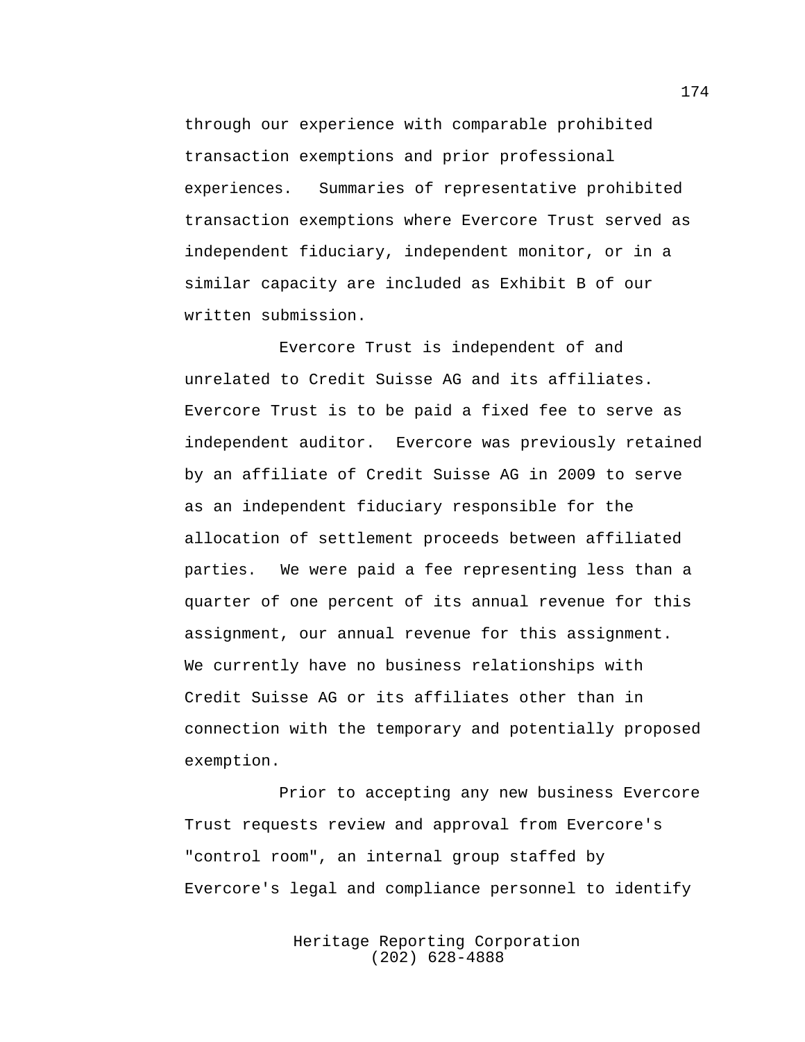through our experience with comparable prohibited transaction exemptions and prior professional experiences. Summaries of representative prohibited transaction exemptions where Evercore Trust served as independent fiduciary, independent monitor, or in a similar capacity are included as Exhibit B of our written submission.

Evercore Trust is independent of and unrelated to Credit Suisse AG and its affiliates. Evercore Trust is to be paid a fixed fee to serve as independent auditor. Evercore was previously retained by an affiliate of Credit Suisse AG in 2009 to serve as an independent fiduciary responsible for the allocation of settlement proceeds between affiliated parties. We were paid a fee representing less than a quarter of one percent of its annual revenue for this assignment, our annual revenue for this assignment. We currently have no business relationships with Credit Suisse AG or its affiliates other than in connection with the temporary and potentially proposed exemption.

Prior to accepting any new business Evercore Trust requests review and approval from Evercore's "control room", an internal group staffed by Evercore's legal and compliance personnel to identify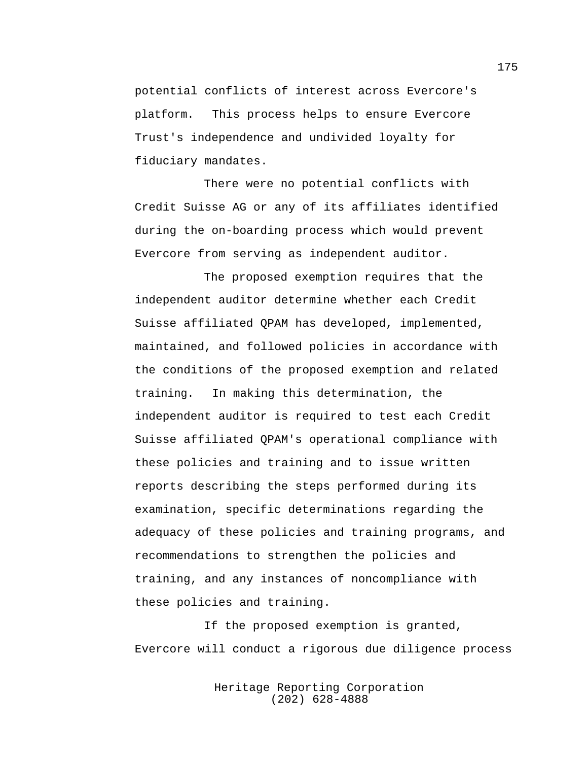potential conflicts of interest across Evercore's platform. This process helps to ensure Evercore Trust's independence and undivided loyalty for fiduciary mandates.

There were no potential conflicts with Credit Suisse AG or any of its affiliates identified during the on-boarding process which would prevent Evercore from serving as independent auditor.

The proposed exemption requires that the independent auditor determine whether each Credit Suisse affiliated QPAM has developed, implemented, maintained, and followed policies in accordance with the conditions of the proposed exemption and related training. In making this determination, the independent auditor is required to test each Credit Suisse affiliated QPAM's operational compliance with these policies and training and to issue written reports describing the steps performed during its examination, specific determinations regarding the adequacy of these policies and training programs, and recommendations to strengthen the policies and training, and any instances of noncompliance with these policies and training.

If the proposed exemption is granted, Evercore will conduct a rigorous due diligence process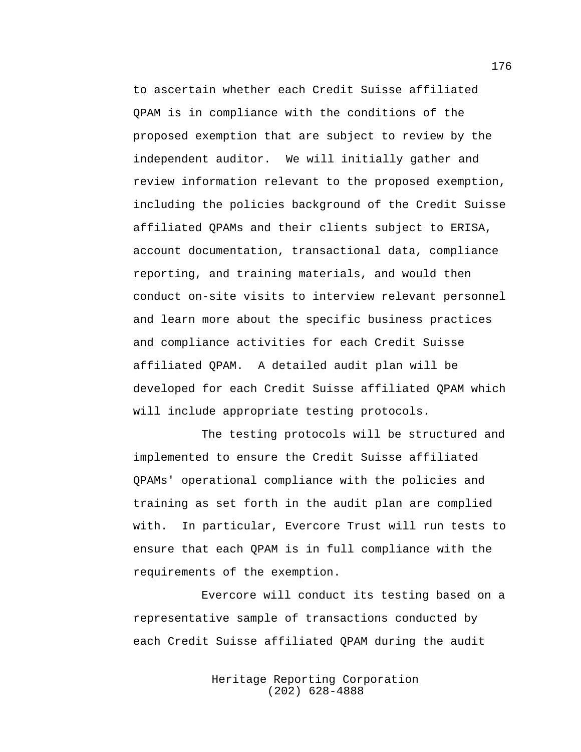to ascertain whether each Credit Suisse affiliated QPAM is in compliance with the conditions of the proposed exemption that are subject to review by the independent auditor. We will initially gather and review information relevant to the proposed exemption, including the policies background of the Credit Suisse affiliated QPAMs and their clients subject to ERISA, account documentation, transactional data, compliance reporting, and training materials, and would then conduct on-site visits to interview relevant personnel and learn more about the specific business practices and compliance activities for each Credit Suisse affiliated QPAM. A detailed audit plan will be developed for each Credit Suisse affiliated QPAM which will include appropriate testing protocols.

The testing protocols will be structured and implemented to ensure the Credit Suisse affiliated QPAMs' operational compliance with the policies and training as set forth in the audit plan are complied with. In particular, Evercore Trust will run tests to ensure that each QPAM is in full compliance with the requirements of the exemption.

Evercore will conduct its testing based on a representative sample of transactions conducted by each Credit Suisse affiliated QPAM during the audit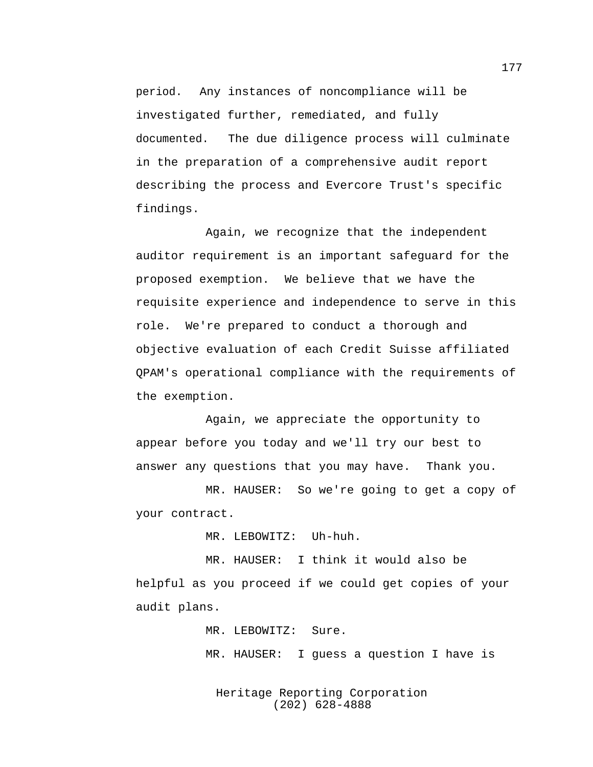period.  Any instances of noncompliance will be investigated further, remediated, and fully documented.  The due diligence process will culminate in the preparation of a comprehensive audit report describing the process and Evercore Trust's specific findings.

Again, we recognize that the independent auditor requirement is an important safeguard for the proposed exemption.  We believe that we have the requisite experience and independence to serve in this role.  We're prepared to conduct a thorough and objective evaluation of each Credit Suisse affiliated QPAM's operational compliance with the requirements of the exemption.

Again, we appreciate the opportunity to appear before you today and we'll try our best to answer any questions that you may have.  Thank you.

MR. HAUSER:  So we're going to get a copy of your contract.

MR. LEBOWITZ:  Uh-huh.

MR. HAUSER:  I think it would also be helpful as you proceed if we could get copies of your audit plans.

MR. LEBOWITZ:  Sure.

MR. HAUSER:  I guess a question I have is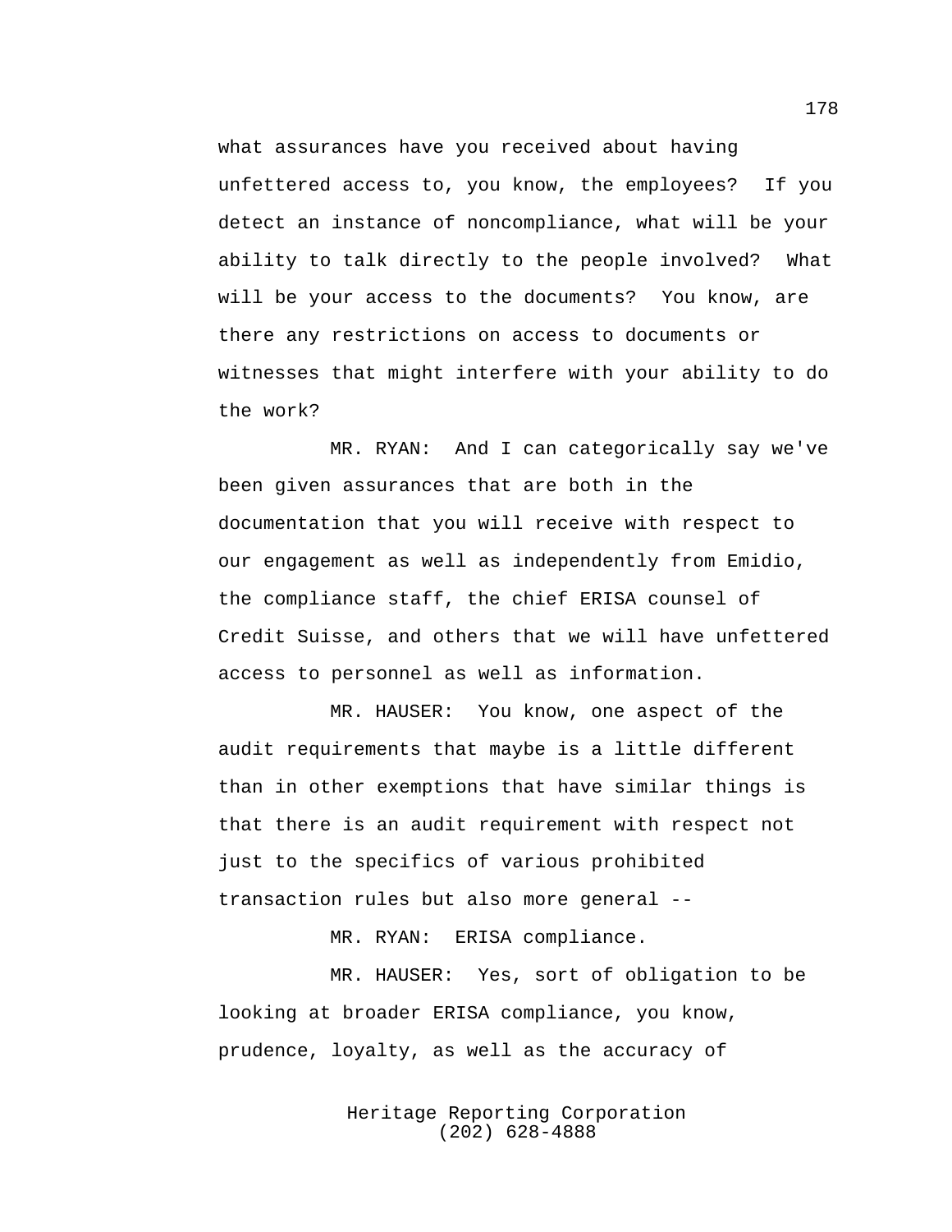what assurances have you received about having unfettered access to, you know, the employees? If you detect an instance of noncompliance, what will be your ability to talk directly to the people involved? What will be your access to the documents? You know, are there any restrictions on access to documents or witnesses that might interfere with your ability to do the work?

MR. RYAN: And I can categorically say we've been given assurances that are both in the documentation that you will receive with respect to our engagement as well as independently from Emidio, the compliance staff, the chief ERISA counsel of Credit Suisse, and others that we will have unfettered access to personnel as well as information.

MR. HAUSER: You know, one aspect of the audit requirements that maybe is a little different than in other exemptions that have similar things is that there is an audit requirement with respect not just to the specifics of various prohibited transaction rules but also more general --

MR. RYAN: ERISA compliance.

MR. HAUSER: Yes, sort of obligation to be looking at broader ERISA compliance, you know, prudence, loyalty, as well as the accuracy of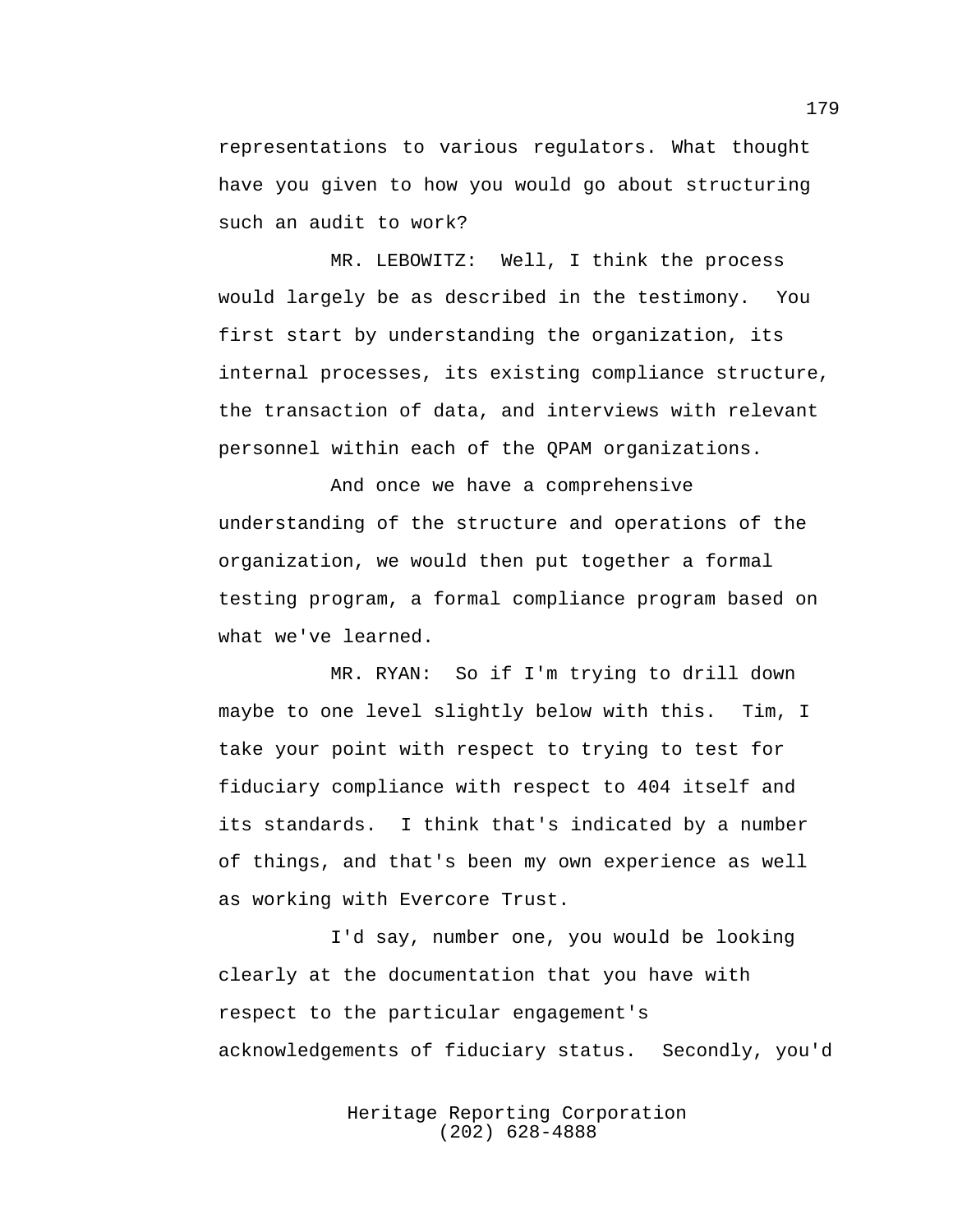representations to various regulators. What thought have you given to how you would go about structuring such an audit to work?

MR. LEBOWITZ: Well, I think the process would largely be as described in the testimony. You first start by understanding the organization, its internal processes, its existing compliance structure, the transaction of data, and interviews with relevant personnel within each of the QPAM organizations.

And once we have a comprehensive understanding of the structure and operations of the organization, we would then put together a formal testing program, a formal compliance program based on what we've learned.

MR. RYAN: So if I'm trying to drill down maybe to one level slightly below with this. Tim, I take your point with respect to trying to test for fiduciary compliance with respect to 404 itself and its standards. I think that's indicated by a number of things, and that's been my own experience as well as working with Evercore Trust.

I'd say, number one, you would be looking clearly at the documentation that you have with respect to the particular engagement's acknowledgements of fiduciary status. Secondly, you'd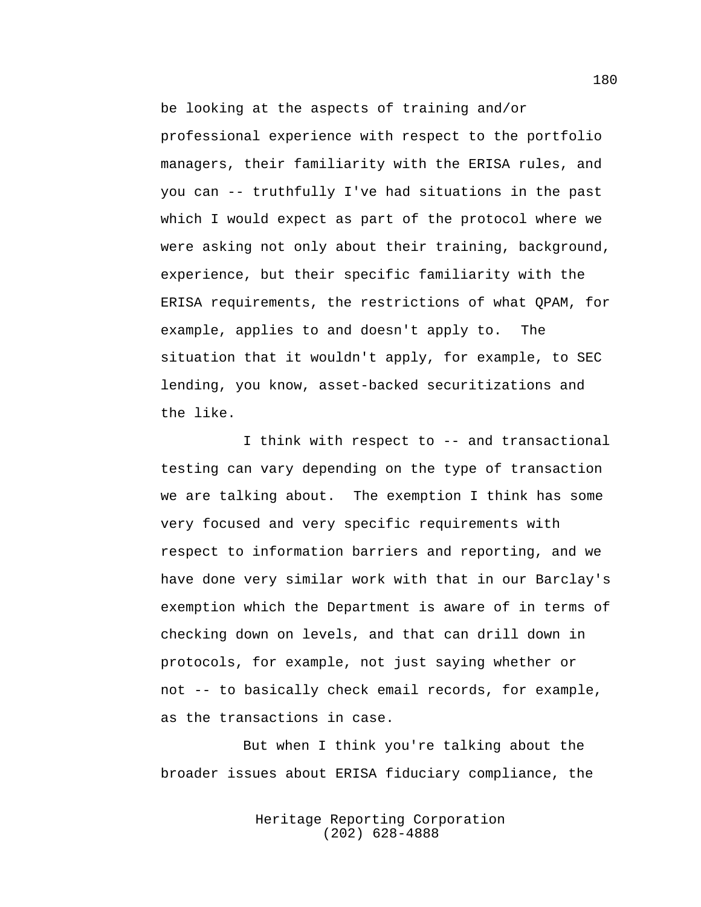be looking at the aspects of training and/or professional experience with respect to the portfolio managers, their familiarity with the ERISA rules, and you can -- truthfully I've had situations in the past which I would expect as part of the protocol where we were asking not only about their training, background, experience, but their specific familiarity with the ERISA requirements, the restrictions of what QPAM, for example, applies to and doesn't apply to. The situation that it wouldn't apply, for example, to SEC lending, you know, asset-backed securitizations and the like.

I think with respect to -- and transactional testing can vary depending on the type of transaction we are talking about. The exemption I think has some very focused and very specific requirements with respect to information barriers and reporting, and we have done very similar work with that in our Barclay's exemption which the Department is aware of in terms of checking down on levels, and that can drill down in protocols, for example, not just saying whether or not -- to basically check email records, for example, as the transactions in case.

But when I think you're talking about the broader issues about ERISA fiduciary compliance, the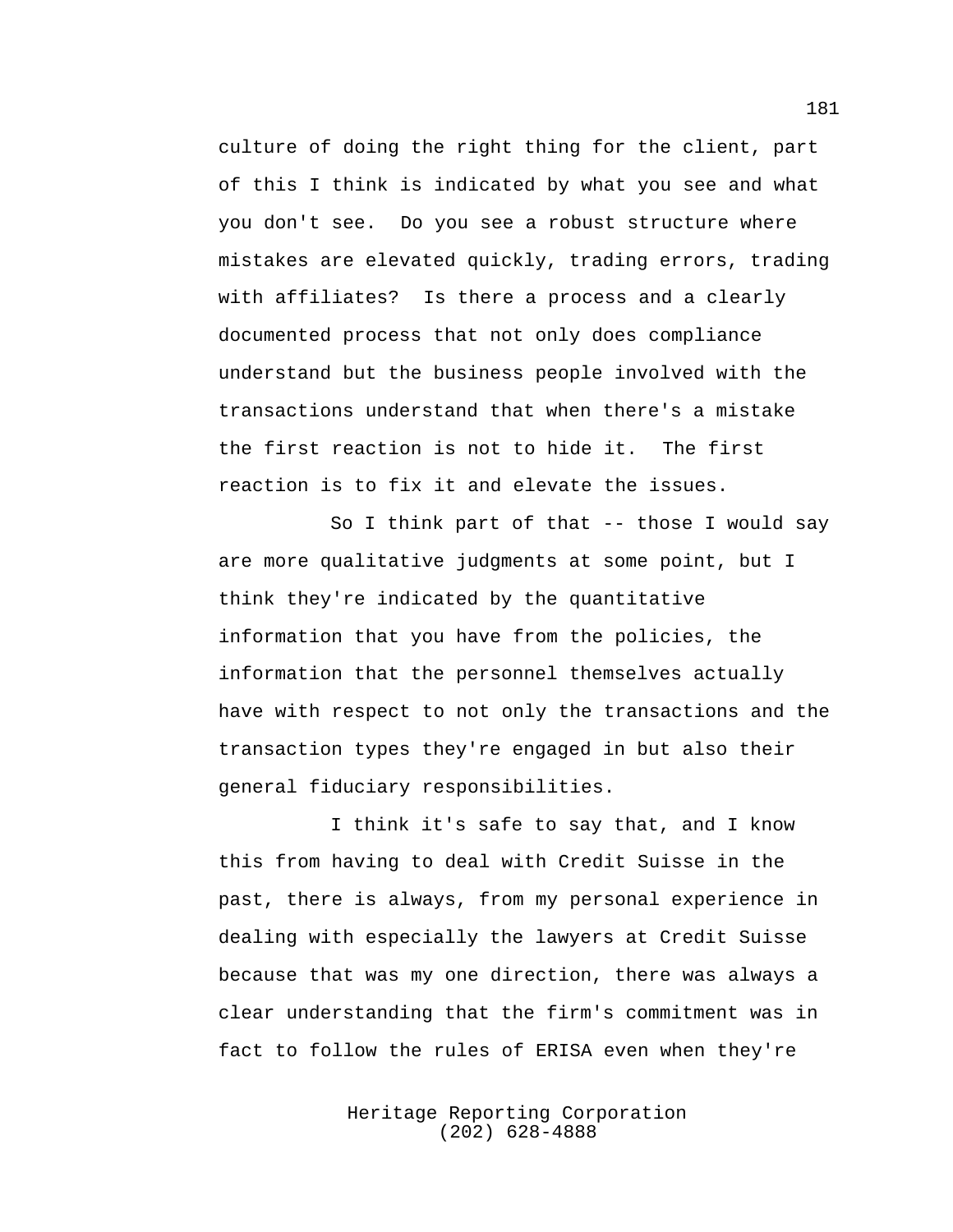culture of doing the right thing for the client, part of this I think is indicated by what you see and what you don't see. Do you see a robust structure where mistakes are elevated quickly, trading errors, trading with affiliates? Is there a process and a clearly documented process that not only does compliance understand but the business people involved with the transactions understand that when there's a mistake the first reaction is not to hide it. The first reaction is to fix it and elevate the issues.

So I think part of that -- those I would say are more qualitative judgments at some point, but I think they're indicated by the quantitative information that you have from the policies, the information that the personnel themselves actually have with respect to not only the transactions and the transaction types they're engaged in but also their general fiduciary responsibilities.

I think it's safe to say that, and I know this from having to deal with Credit Suisse in the past, there is always, from my personal experience in dealing with especially the lawyers at Credit Suisse because that was my one direction, there was always a clear understanding that the firm's commitment was in fact to follow the rules of ERISA even when they're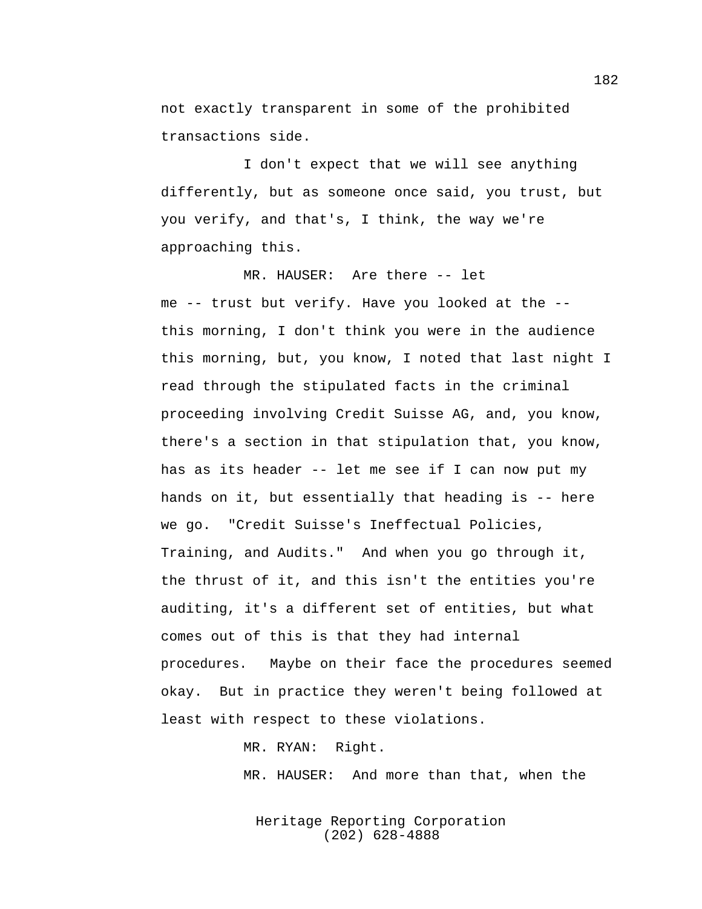not exactly transparent in some of the prohibited transactions side.

I don't expect that we will see anything differently, but as someone once said, you trust, but you verify, and that's, I think, the way we're approaching this.

MR. HAUSER: Are there -- let me -- trust but verify. Have you looked at the -- this morning, I don't think you were in the audience this morning, but, you know, I noted that last night I read through the stipulated facts in the criminal proceeding involving Credit Suisse AG, and, you know, there's a section in that stipulation that, you know, has as its header -- let me see if I can now put my hands on it, but essentially that heading is -- here we go. "Credit Suisse's Ineffectual Policies, Training, and Audits." And when you go through it, the thrust of it, and this isn't the entities you're auditing, it's a different set of entities, but what comes out of this is that they had internal procedures. Maybe on their face the procedures seemed okay. But in practice they weren't being followed at least with respect to these violations.

MR. RYAN: Right.

MR. HAUSER: And more than that, when the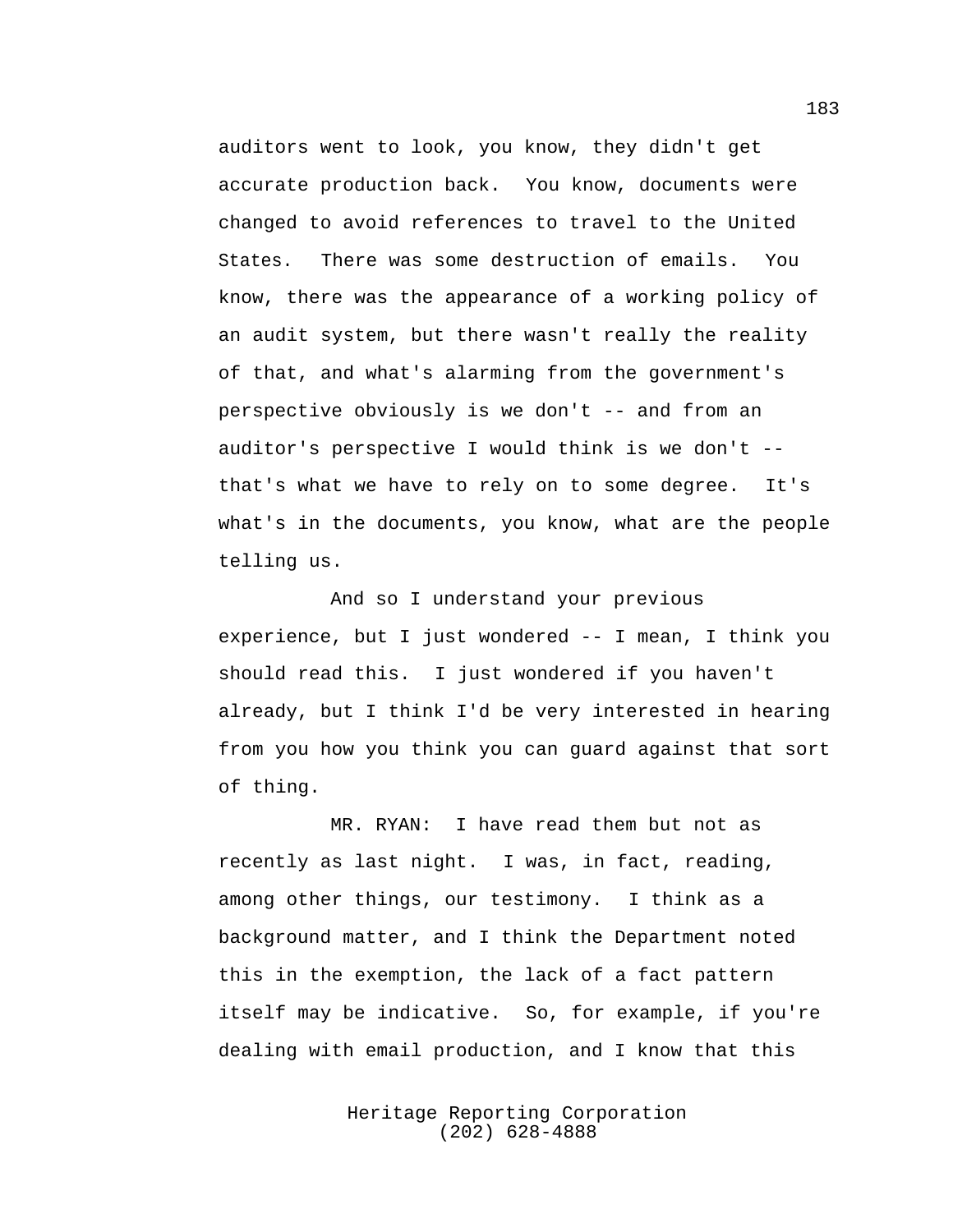auditors went to look, you know, they didn't get accurate production back. You know, documents were changed to avoid references to travel to the United States. There was some destruction of emails. You know, there was the appearance of a working policy of an audit system, but there wasn't really the reality of that, and what's alarming from the government's perspective obviously is we don't -- and from an auditor's perspective I would think is we don't -- that's what we have to rely on to some degree. It's what's in the documents, you know, what are the people telling us.

And so I understand your previous experience, but I just wondered -- I mean, I think you should read this. I just wondered if you haven't already, but I think I'd be very interested in hearing from you how you think you can guard against that sort of thing.

MR. RYAN: I have read them but not as recently as last night. I was, in fact, reading, among other things, our testimony. I think as a background matter, and I think the Department noted this in the exemption, the lack of a fact pattern itself may be indicative. So, for example, if you're dealing with email production, and I know that this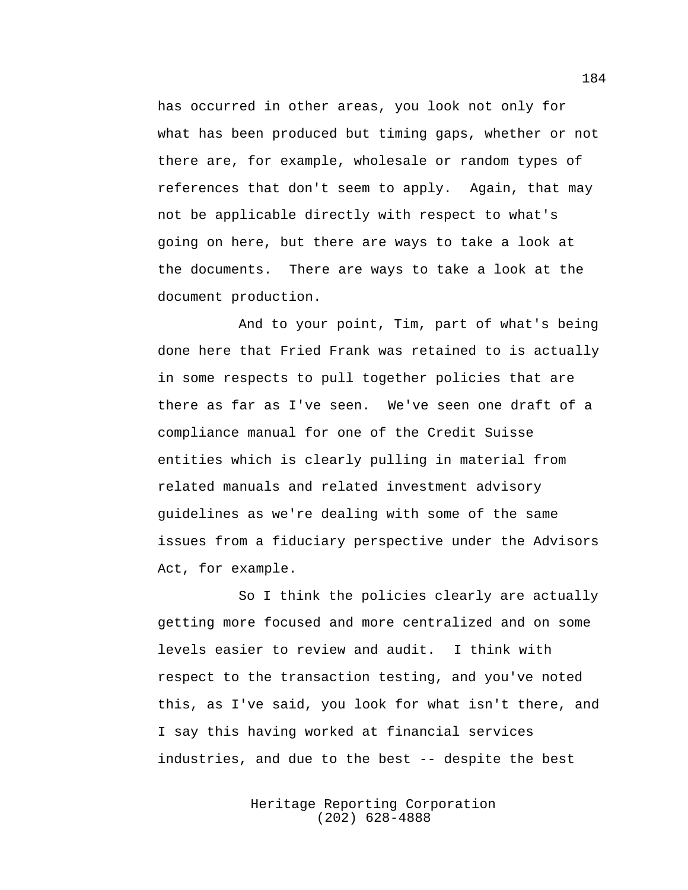has occurred in other areas, you look not only for what has been produced but timing gaps, whether or not there are, for example, wholesale or random types of references that don't seem to apply. Again, that may not be applicable directly with respect to what's going on here, but there are ways to take a look at the documents. There are ways to take a look at the document production.

And to your point, Tim, part of what's being done here that Fried Frank was retained to is actually in some respects to pull together policies that are there as far as I've seen. We've seen one draft of a compliance manual for one of the Credit Suisse entities which is clearly pulling in material from related manuals and related investment advisory guidelines as we're dealing with some of the same issues from a fiduciary perspective under the Advisors Act, for example.

So I think the policies clearly are actually getting more focused and more centralized and on some levels easier to review and audit. I think with respect to the transaction testing, and you've noted this, as I've said, you look for what isn't there, and I say this having worked at financial services industries, and due to the best -- despite the best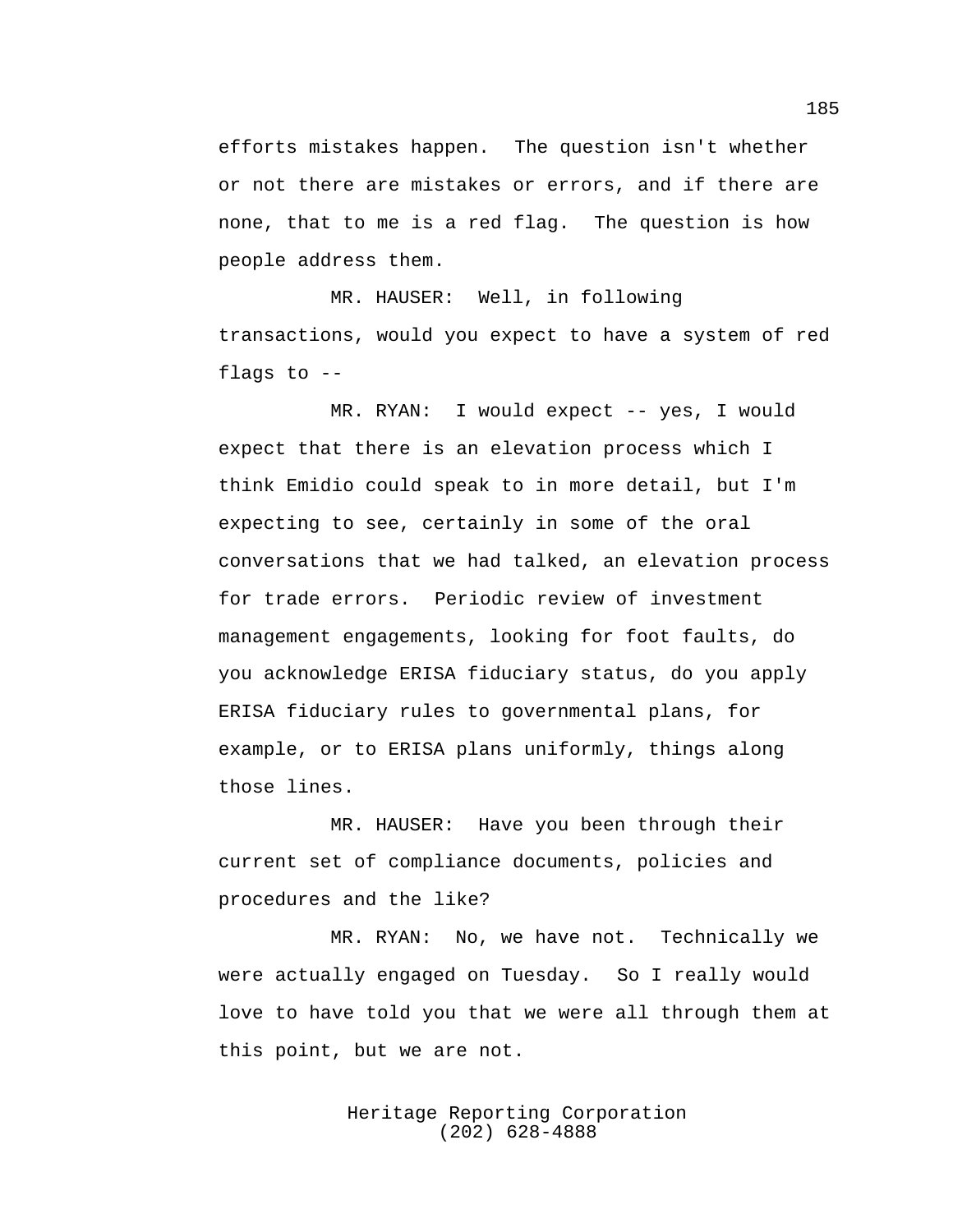efforts mistakes happen. The question isn't whether or not there are mistakes or errors, and if there are none, that to me is a red flag. The question is how people address them.

MR. HAUSER: Well, in following transactions, would you expect to have a system of red flags to --

MR. RYAN: I would expect -- yes, I would expect that there is an elevation process which I think Emidio could speak to in more detail, but I'm expecting to see, certainly in some of the oral conversations that we had talked, an elevation process for trade errors. Periodic review of investment management engagements, looking for foot faults, do you acknowledge ERISA fiduciary status, do you apply ERISA fiduciary rules to governmental plans, for example, or to ERISA plans uniformly, things along those lines.

MR. HAUSER: Have you been through their current set of compliance documents, policies and procedures and the like?

MR. RYAN: No, we have not. Technically we were actually engaged on Tuesday. So I really would love to have told you that we were all through them at this point, but we are not.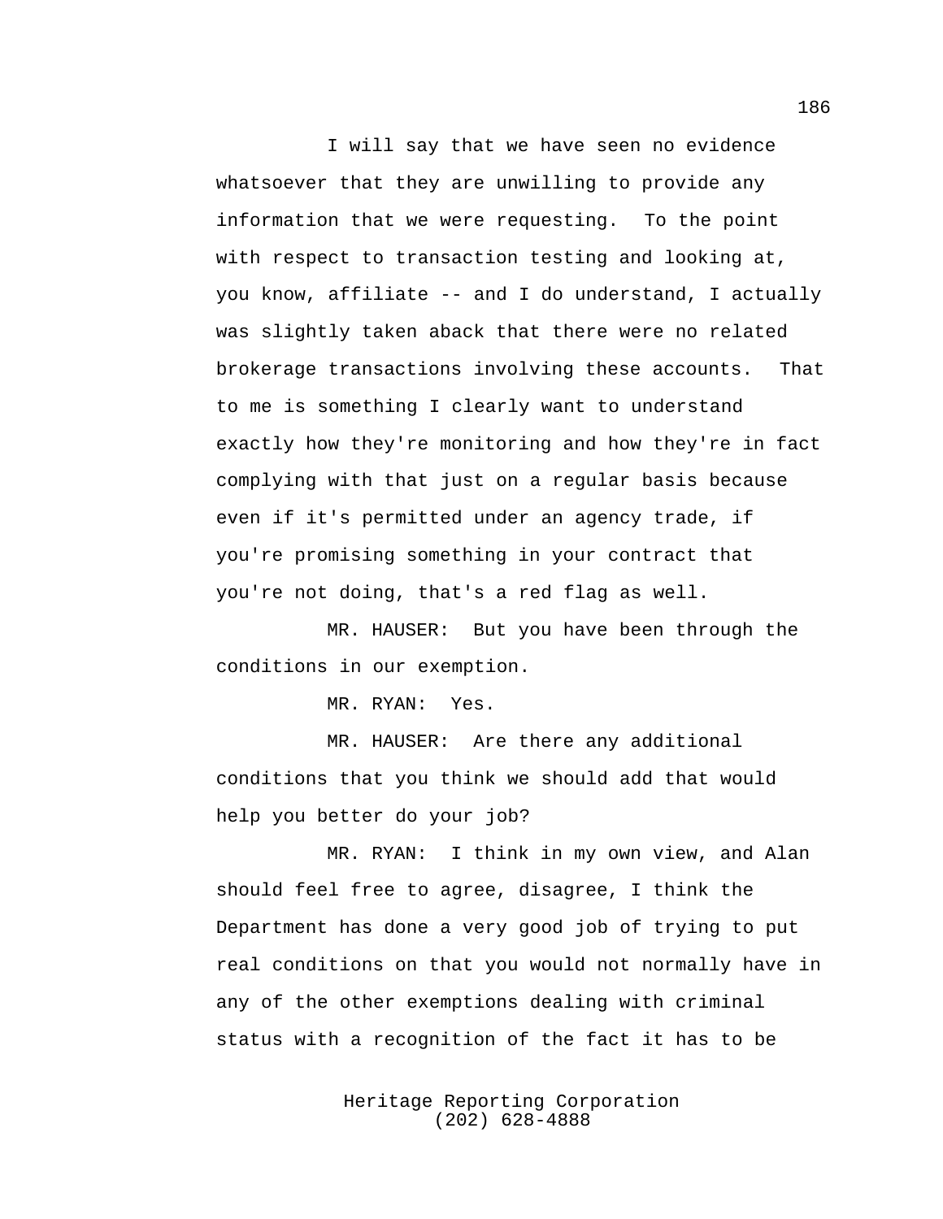I will say that we have seen no evidence whatsoever that they are unwilling to provide any information that we were requesting. To the point with respect to transaction testing and looking at, you know, affiliate -- and I do understand, I actually was slightly taken aback that there were no related brokerage transactions involving these accounts. That to me is something I clearly want to understand exactly how they're monitoring and how they're in fact complying with that just on a regular basis because even if it's permitted under an agency trade, if you're promising something in your contract that you're not doing, that's a red flag as well.

MR. HAUSER: But you have been through the conditions in our exemption.

MR. RYAN: Yes.

MR. HAUSER: Are there any additional conditions that you think we should add that would help you better do your job?

MR. RYAN: I think in my own view, and Alan should feel free to agree, disagree, I think the Department has done a very good job of trying to put real conditions on that you would not normally have in any of the other exemptions dealing with criminal status with a recognition of the fact it has to be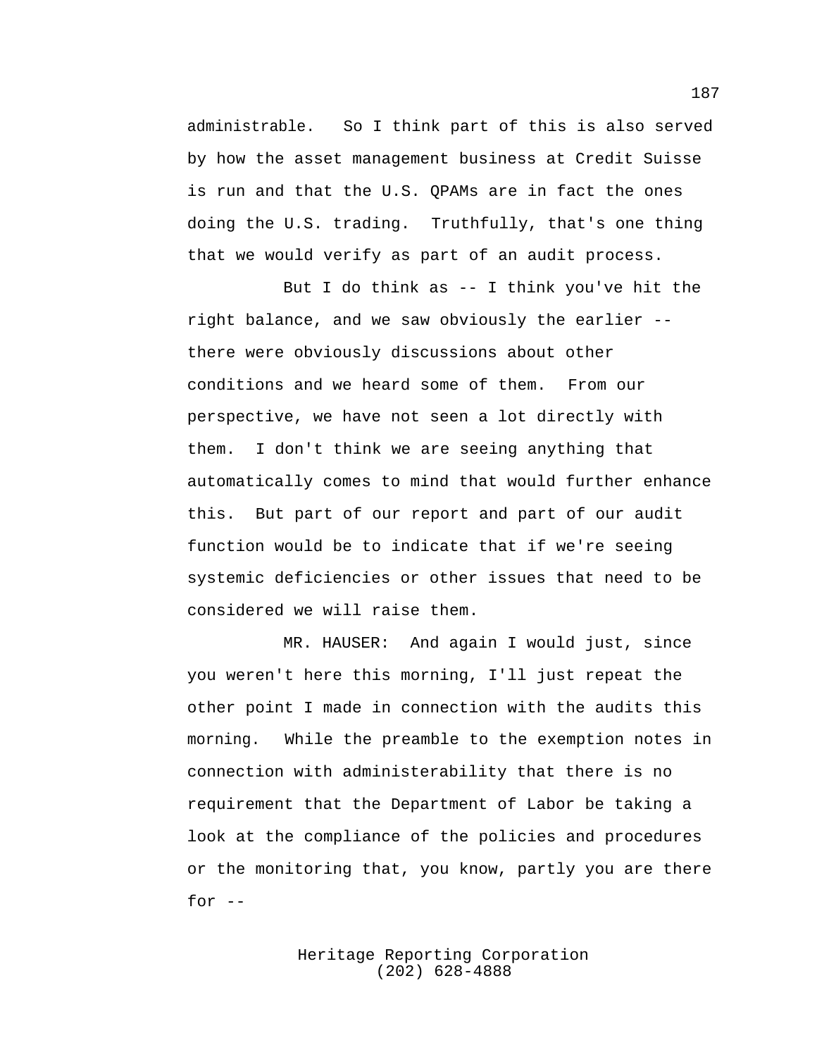administrable. So I think part of this is also served by how the asset management business at Credit Suisse is run and that the U.S. QPAMs are in fact the ones doing the U.S. trading. Truthfully, that's one thing that we would verify as part of an audit process.

But I do think as -- I think you've hit the right balance, and we saw obviously the earlier -- there were obviously discussions about other conditions and we heard some of them. From our perspective, we have not seen a lot directly with them. I don't think we are seeing anything that automatically comes to mind that would further enhance this. But part of our report and part of our audit function would be to indicate that if we're seeing systemic deficiencies or other issues that need to be considered we will raise them.

MR. HAUSER: And again I would just, since you weren't here this morning, I'll just repeat the other point I made in connection with the audits this morning. While the preamble to the exemption notes in connection with administerability that there is no requirement that the Department of Labor be taking a look at the compliance of the policies and procedures or the monitoring that, you know, partly you are there for --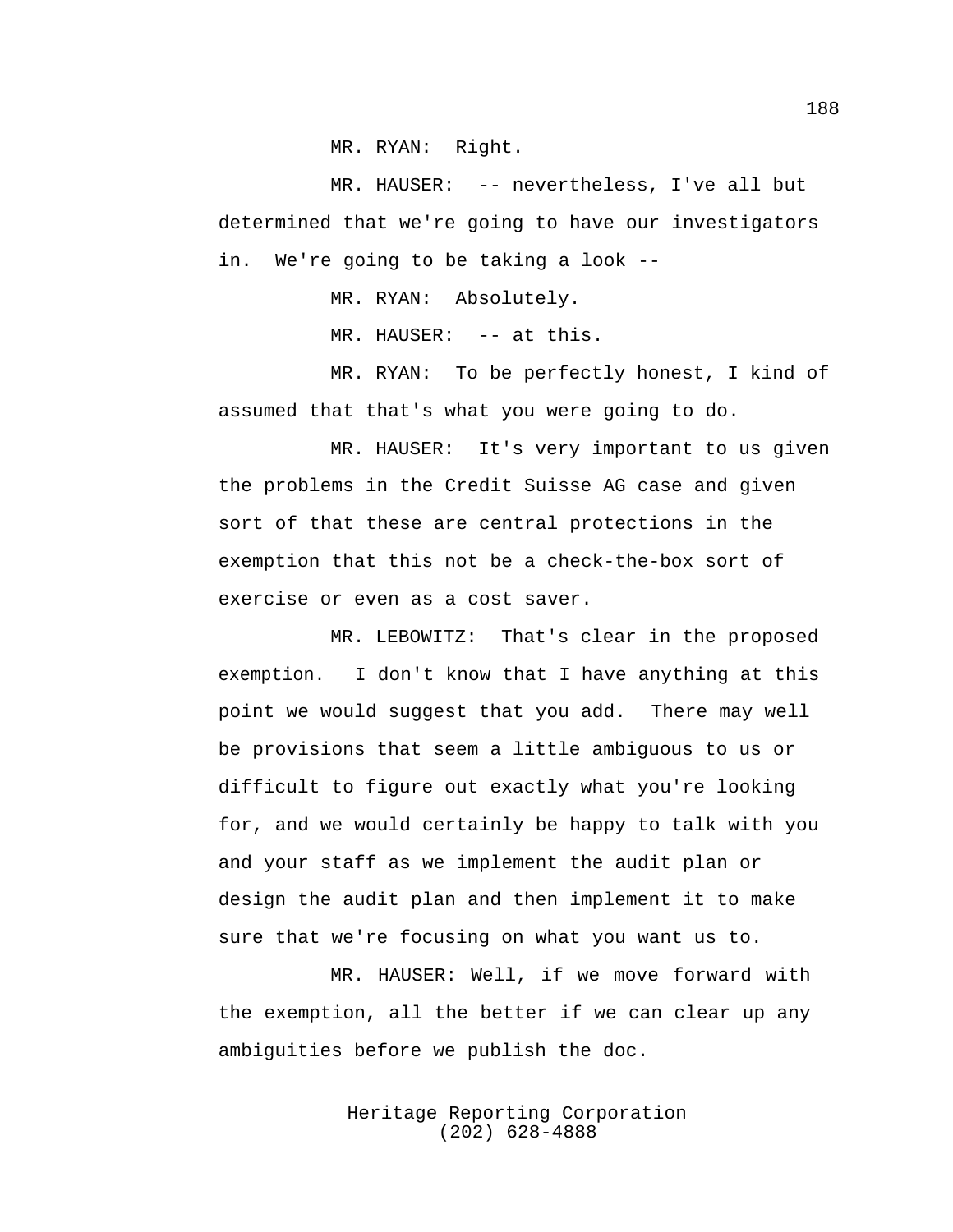MR. RYAN: Right.

MR. HAUSER: -- nevertheless, I've all but determined that we're going to have our investigators in. We're going to be taking a look --

MR. RYAN: Absolutely.

MR. HAUSER: -- at this.

MR. RYAN: To be perfectly honest, I kind of assumed that that's what you were going to do.

MR. HAUSER: It's very important to us given the problems in the Credit Suisse AG case and given sort of that these are central protections in the exemption that this not be a check-the-box sort of exercise or even as a cost saver.

MR. LEBOWITZ: That's clear in the proposed exemption. I don't know that I have anything at this point we would suggest that you add. There may well be provisions that seem a little ambiguous to us or difficult to figure out exactly what you're looking for, and we would certainly be happy to talk with you and your staff as we implement the audit plan or design the audit plan and then implement it to make sure that we're focusing on what you want us to.

MR. HAUSER: Well, if we move forward with the exemption, all the better if we can clear up any ambiguities before we publish the doc.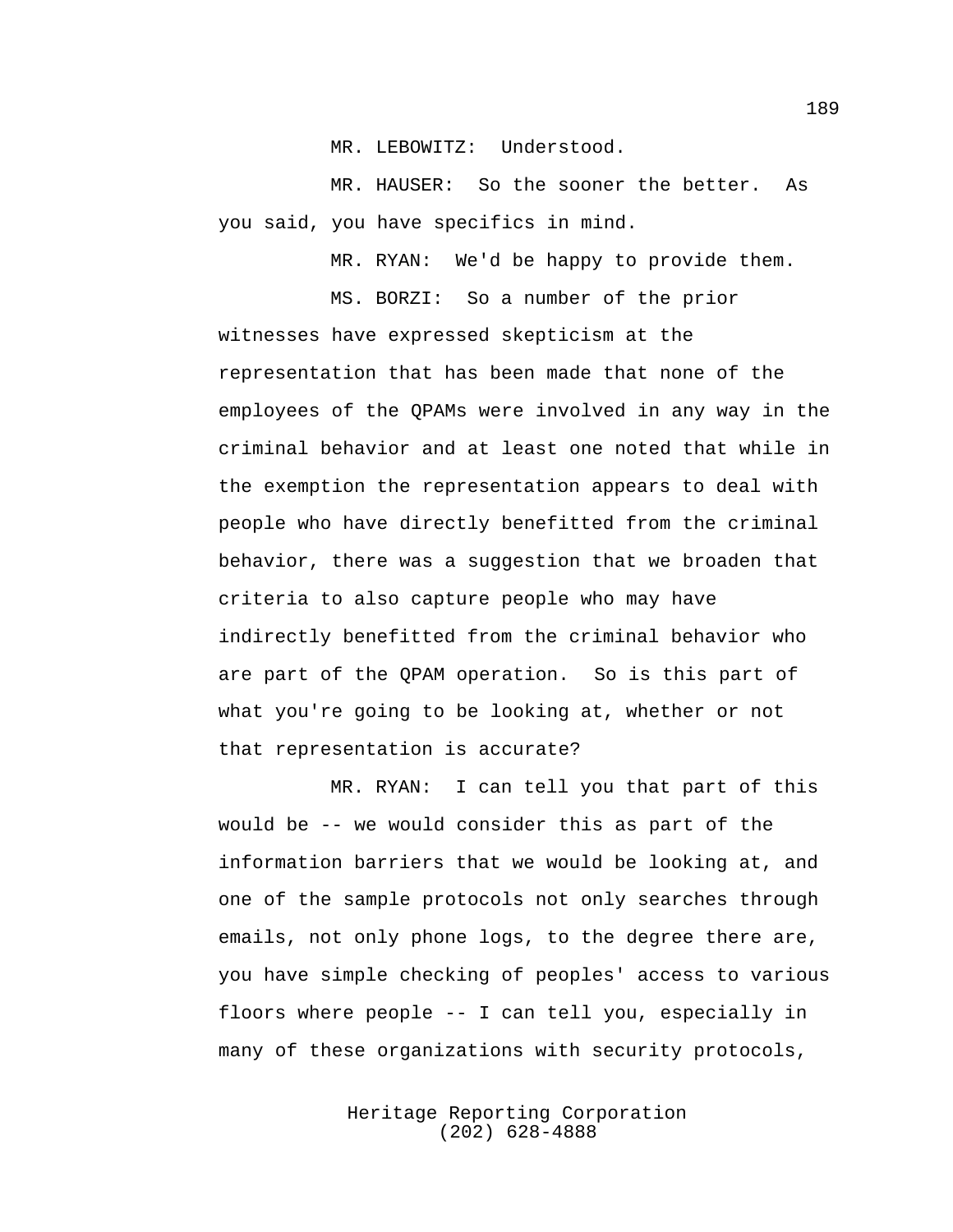MR. LEBOWITZ: Understood.

MR. HAUSER: So the sooner the better. As you said, you have specifics in mind.

MR. RYAN: We'd be happy to provide them.

MS. BORZI: So a number of the prior witnesses have expressed skepticism at the representation that has been made that none of the employees of the QPAMs were involved in any way in the criminal behavior and at least one noted that while in the exemption the representation appears to deal with people who have directly benefitted from the criminal behavior, there was a suggestion that we broaden that criteria to also capture people who may have indirectly benefitted from the criminal behavior who are part of the QPAM operation. So is this part of what you're going to be looking at, whether or not that representation is accurate?

MR. RYAN: I can tell you that part of this would be -- we would consider this as part of the information barriers that we would be looking at, and one of the sample protocols not only searches through emails, not only phone logs, to the degree there are, you have simple checking of peoples' access to various floors where people -- I can tell you, especially in many of these organizations with security protocols,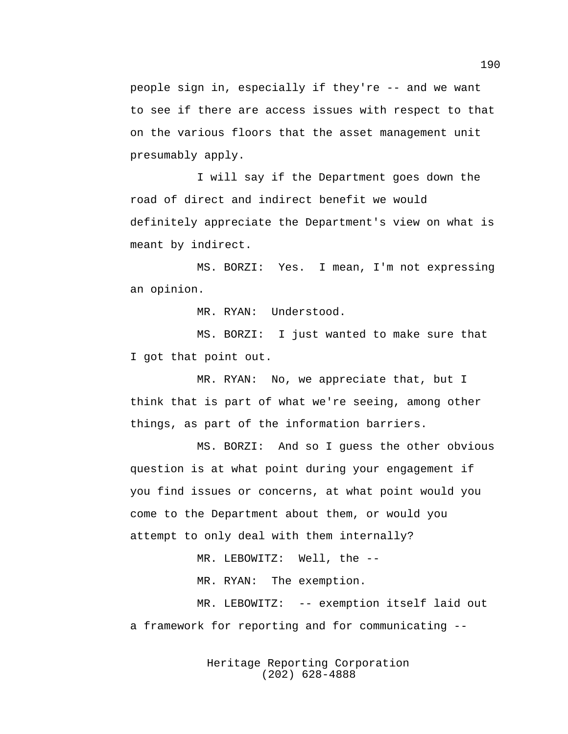people sign in, especially if they're -- and we want to see if there are access issues with respect to that on the various floors that the asset management unit presumably apply.

I will say if the Department goes down the road of direct and indirect benefit we would definitely appreciate the Department's view on what is meant by indirect.

MS. BORZI: Yes. I mean, I'm not expressing an opinion.

MR. RYAN: Understood.

MS. BORZI: I just wanted to make sure that I got that point out.

MR. RYAN: No, we appreciate that, but I think that is part of what we're seeing, among other things, as part of the information barriers.

MS. BORZI: And so I guess the other obvious question is at what point during your engagement if you find issues or concerns, at what point would you come to the Department about them, or would you attempt to only deal with them internally?

MR. LEBOWITZ: Well, the --

MR. RYAN: The exemption.

MR. LEBOWITZ: -- exemption itself laid out a framework for reporting and for communicating --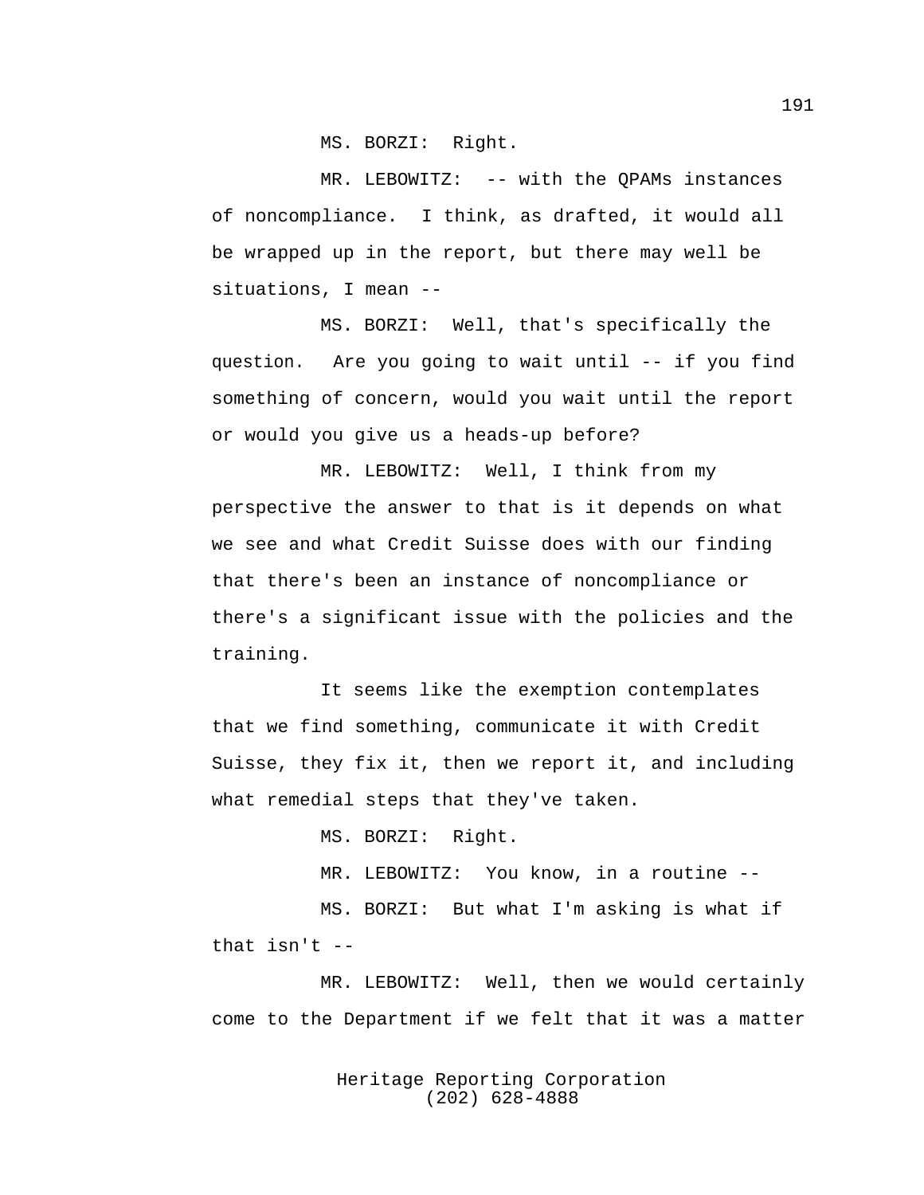MS. BORZI: Right.

MR. LEBOWITZ: -- with the QPAMs instances of noncompliance. I think, as drafted, it would all be wrapped up in the report, but there may well be situations, I mean --

MS. BORZI: Well, that's specifically the question. Are you going to wait until -- if you find something of concern, would you wait until the report or would you give us a heads-up before?

MR. LEBOWITZ: Well, I think from my perspective the answer to that is it depends on what we see and what Credit Suisse does with our finding that there's been an instance of noncompliance or there's a significant issue with the policies and the training.

It seems like the exemption contemplates that we find something, communicate it with Credit Suisse, they fix it, then we report it, and including what remedial steps that they've taken.

MS. BORZI: Right.

MR. LEBOWITZ: You know, in a routine --

MS. BORZI: But what I'm asking is what if that isn't --

MR. LEBOWITZ: Well, then we would certainly come to the Department if we felt that it was a matter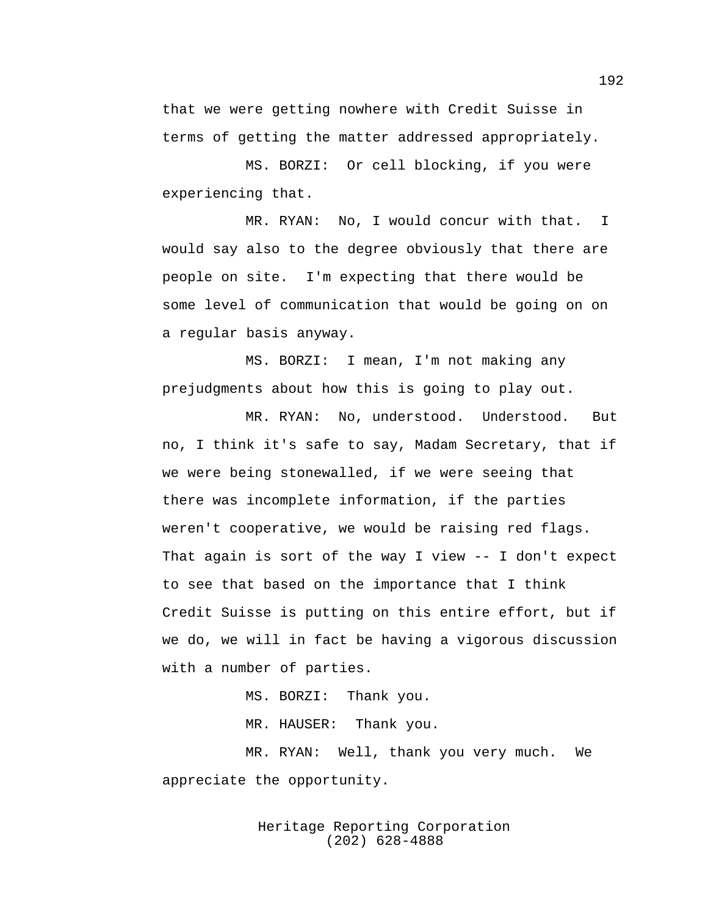that we were getting nowhere with Credit Suisse in terms of getting the matter addressed appropriately.

MS. BORZI: Or cell blocking, if you were experiencing that.

MR. RYAN: No, I would concur with that. I would say also to the degree obviously that there are people on site. I'm expecting that there would be some level of communication that would be going on on a regular basis anyway.

MS. BORZI: I mean, I'm not making any prejudgments about how this is going to play out.

MR. RYAN: No, understood. Understood. But no, I think it's safe to say, Madam Secretary, that if we were being stonewalled, if we were seeing that there was incomplete information, if the parties weren't cooperative, we would be raising red flags. That again is sort of the way I view -- I don't expect to see that based on the importance that I think Credit Suisse is putting on this entire effort, but if we do, we will in fact be having a vigorous discussion with a number of parties.

MS. BORZI: Thank you.

MR. HAUSER: Thank you.

MR. RYAN: Well, thank you very much. We appreciate the opportunity.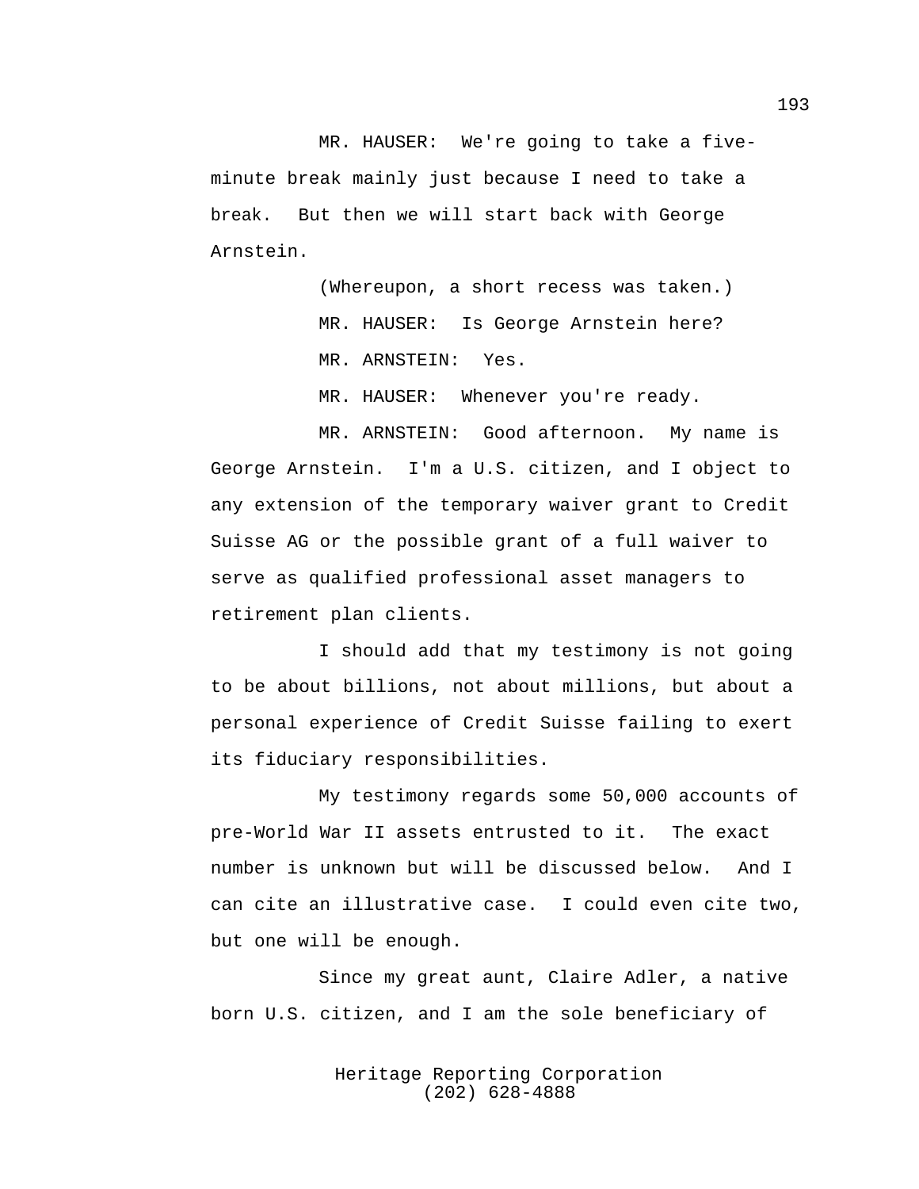MR. HAUSER: We're going to take a five-minute break mainly just because I need to take a break. But then we will start back with George Arnstein.

(Whereupon, a short recess was taken.)

MR. HAUSER: Is George Arnstein here?

MR. ARNSTEIN: Yes.

MR. HAUSER: Whenever you're ready.

MR. ARNSTEIN: Good afternoon. My name is George Arnstein. I'm a U.S. citizen, and I object to any extension of the temporary waiver grant to Credit Suisse AG or the possible grant of a full waiver to serve as qualified professional asset managers to retirement plan clients.

I should add that my testimony is not going to be about billions, not about millions, but about a personal experience of Credit Suisse failing to exert its fiduciary responsibilities.

My testimony regards some 50,000 accounts of pre-World War II assets entrusted to it. The exact number is unknown but will be discussed below. And I can cite an illustrative case. I could even cite two, but one will be enough.

Since my great aunt, Claire Adler, a native born U.S. citizen, and I am the sole beneficiary of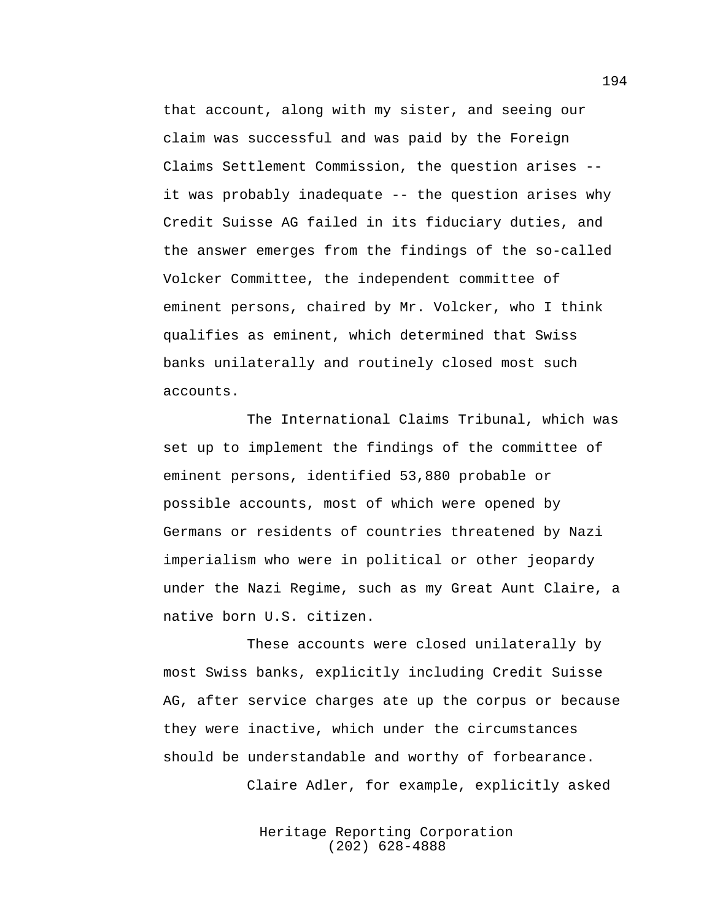that account, along with my sister, and seeing our claim was successful and was paid by the Foreign Claims Settlement Commission, the question arises -- it was probably inadequate -- the question arises why Credit Suisse AG failed in its fiduciary duties, and the answer emerges from the findings of the so-called Volcker Committee, the independent committee of eminent persons, chaired by Mr. Volcker, who I think qualifies as eminent, which determined that Swiss banks unilaterally and routinely closed most such accounts.

The International Claims Tribunal, which was set up to implement the findings of the committee of eminent persons, identified 53,880 probable or possible accounts, most of which were opened by Germans or residents of countries threatened by Nazi imperialism who were in political or other jeopardy under the Nazi Regime, such as my Great Aunt Claire, a native born U.S. citizen.

These accounts were closed unilaterally by most Swiss banks, explicitly including Credit Suisse AG, after service charges ate up the corpus or because they were inactive, which under the circumstances should be understandable and worthy of forbearance.

Claire Adler, for example, explicitly asked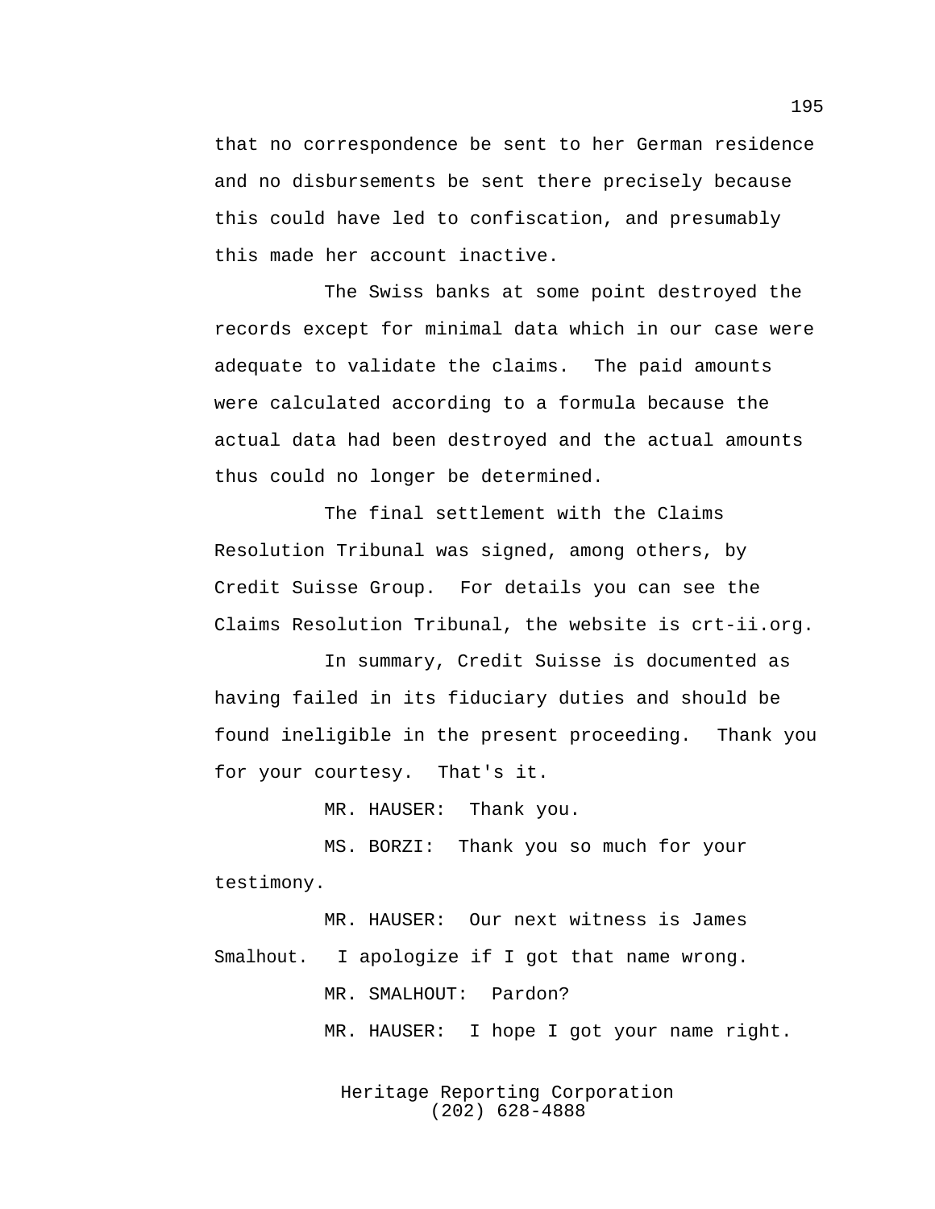that no correspondence be sent to her German residence and no disbursements be sent there precisely because this could have led to confiscation, and presumably this made her account inactive.

The Swiss banks at some point destroyed the records except for minimal data which in our case were adequate to validate the claims. The paid amounts were calculated according to a formula because the actual data had been destroyed and the actual amounts thus could no longer be determined.

The final settlement with the Claims Resolution Tribunal was signed, among others, by Credit Suisse Group. For details you can see the Claims Resolution Tribunal, the website is crt-ii.org.

In summary, Credit Suisse is documented as having failed in its fiduciary duties and should be found ineligible in the present proceeding. Thank you for your courtesy. That's it.

MR. HAUSER: Thank you.

MS. BORZI: Thank you so much for your testimony.

MR. HAUSER: Our next witness is James Smalhout. I apologize if I got that name wrong.

MR. SMALHOUT: Pardon?

MR. HAUSER: I hope I got your name right.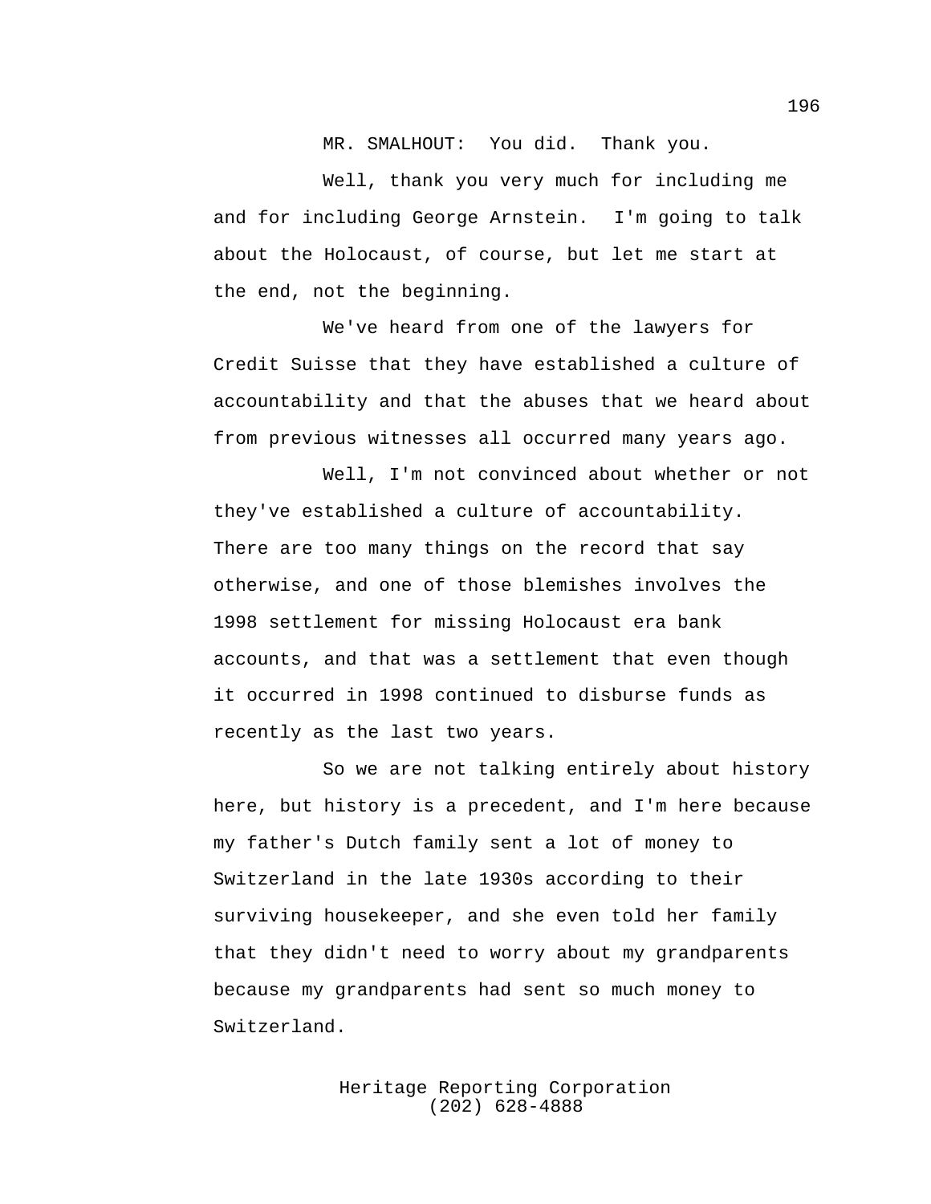MR. SMALHOUT: You did. Thank you.

Well, thank you very much for including me and for including George Arnstein. I'm going to talk about the Holocaust, of course, but let me start at the end, not the beginning.

We've heard from one of the lawyers for Credit Suisse that they have established a culture of accountability and that the abuses that we heard about from previous witnesses all occurred many years ago.

Well, I'm not convinced about whether or not they've established a culture of accountability. There are too many things on the record that say otherwise, and one of those blemishes involves the 1998 settlement for missing Holocaust era bank accounts, and that was a settlement that even though it occurred in 1998 continued to disburse funds as recently as the last two years.

So we are not talking entirely about history here, but history is a precedent, and I'm here because my father's Dutch family sent a lot of money to Switzerland in the late 1930s according to their surviving housekeeper, and she even told her family that they didn't need to worry about my grandparents because my grandparents had sent so much money to Switzerland.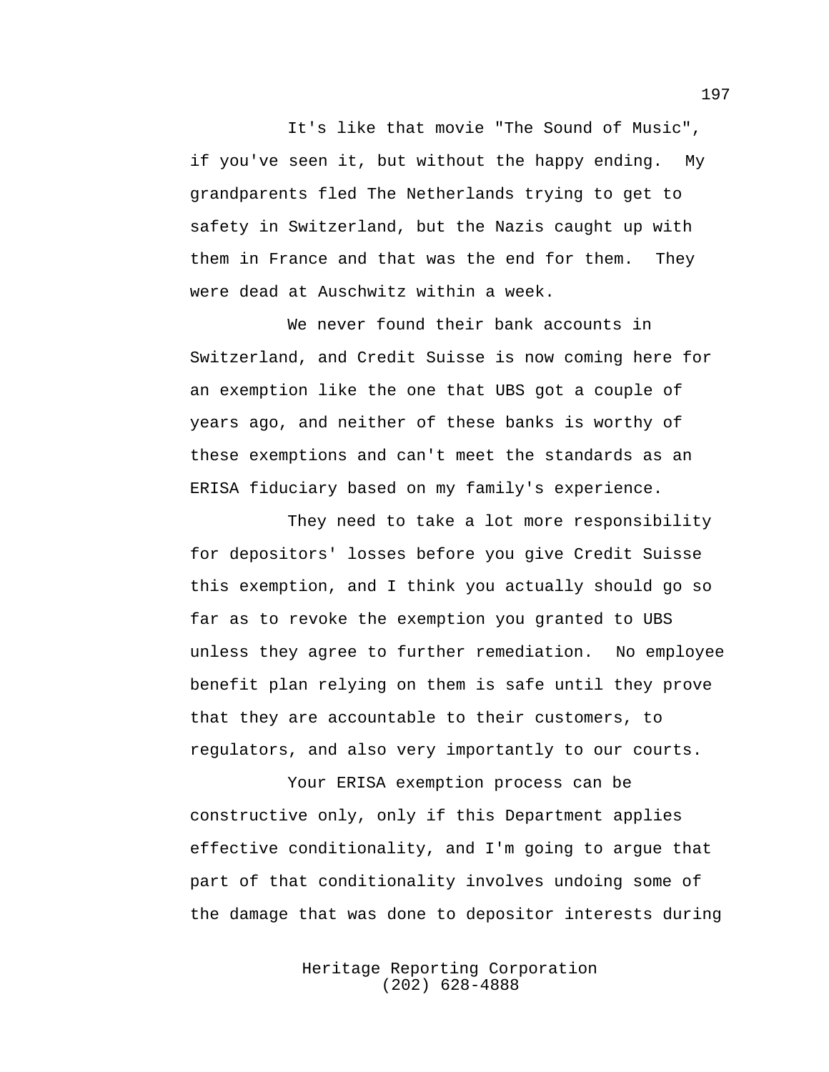It's like that movie "The Sound of Music", if you've seen it, but without the happy ending. My grandparents fled The Netherlands trying to get to safety in Switzerland, but the Nazis caught up with them in France and that was the end for them. They were dead at Auschwitz within a week.

We never found their bank accounts in Switzerland, and Credit Suisse is now coming here for an exemption like the one that UBS got a couple of years ago, and neither of these banks is worthy of these exemptions and can't meet the standards as an ERISA fiduciary based on my family's experience.

They need to take a lot more responsibility for depositors' losses before you give Credit Suisse this exemption, and I think you actually should go so far as to revoke the exemption you granted to UBS unless they agree to further remediation. No employee benefit plan relying on them is safe until they prove that they are accountable to their customers, to regulators, and also very importantly to our courts.

Your ERISA exemption process can be constructive only, only if this Department applies effective conditionality, and I'm going to argue that part of that conditionality involves undoing some of the damage that was done to depositor interests during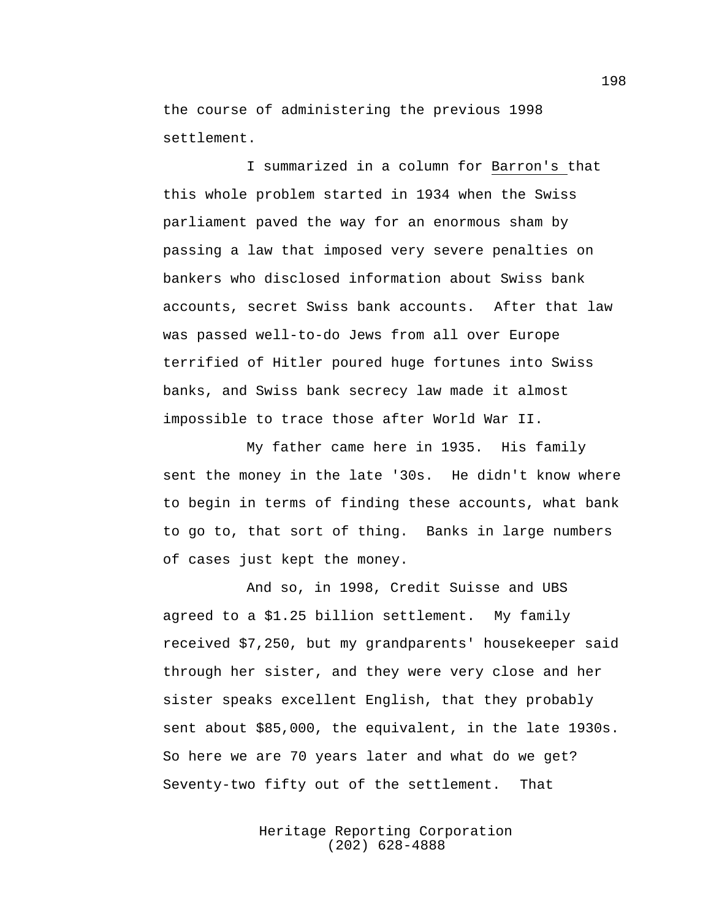the course of administering the previous 1998 settlement.

I summarized in a column for Barron's that this whole problem started in 1934 when the Swiss parliament paved the way for an enormous sham by passing a law that imposed very severe penalties on bankers who disclosed information about Swiss bank accounts, secret Swiss bank accounts. After that law was passed well-to-do Jews from all over Europe terrified of Hitler poured huge fortunes into Swiss banks, and Swiss bank secrecy law made it almost impossible to trace those after World War II.

My father came here in 1935. His family sent the money in the late '30s. He didn't know where to begin in terms of finding these accounts, what bank to go to, that sort of thing. Banks in large numbers of cases just kept the money.

And so, in 1998, Credit Suisse and UBS agreed to a $1.25 billion settlement. My family received $7,250, but my grandparents' housekeeper said through her sister, and they were very close and her sister speaks excellent English, that they probably sent about $85,000, the equivalent, in the late 1930s. So here we are 70 years later and what do we get? Seventy-two fifty out of the settlement. That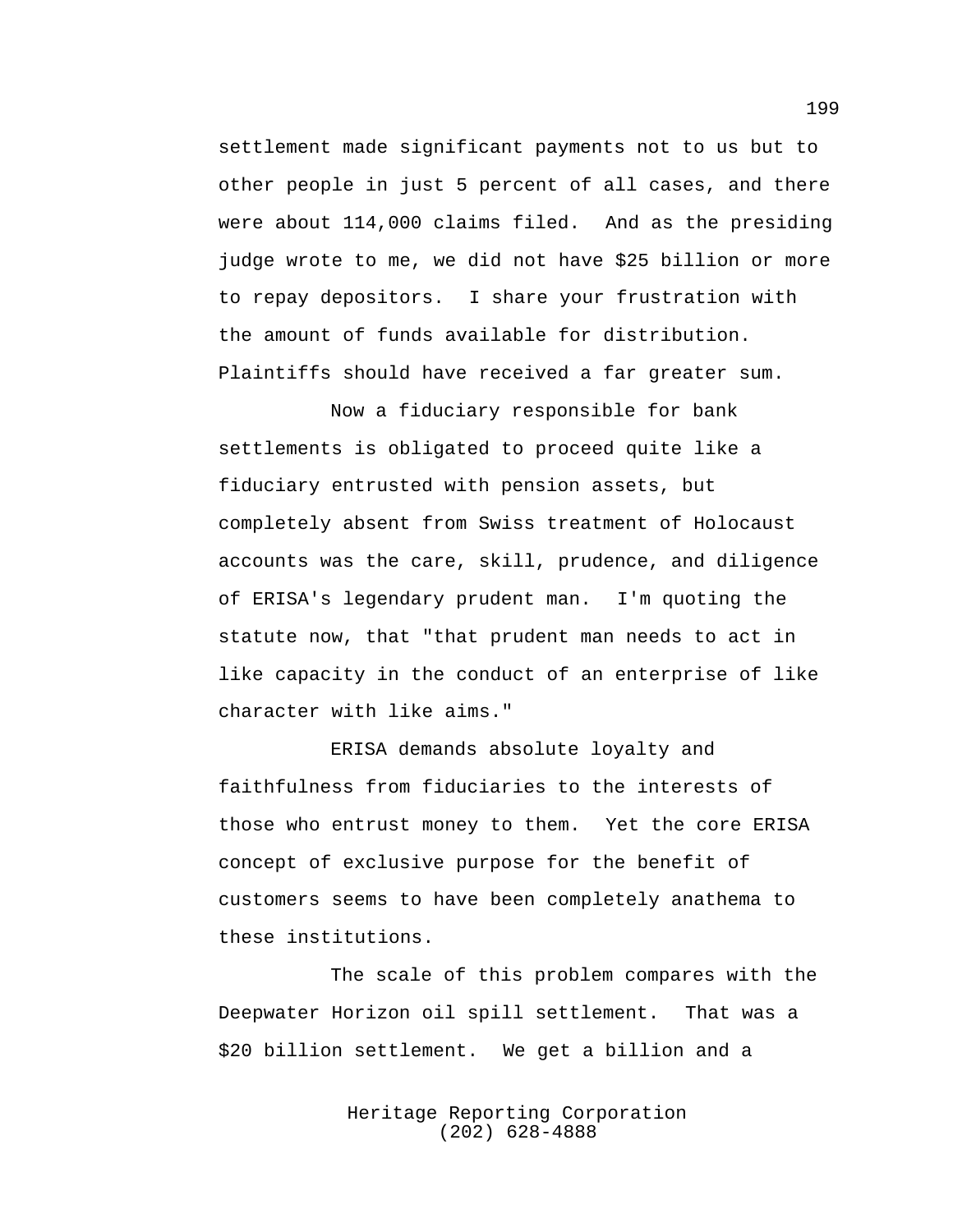settlement made significant payments not to us but to other people in just 5 percent of all cases, and there were about 114,000 claims filed. And as the presiding judge wrote to me, we did not have $25 billion or more to repay depositors. I share your frustration with the amount of funds available for distribution. Plaintiffs should have received a far greater sum.

Now a fiduciary responsible for bank settlements is obligated to proceed quite like a fiduciary entrusted with pension assets, but completely absent from Swiss treatment of Holocaust accounts was the care, skill, prudence, and diligence of ERISA's legendary prudent man. I'm quoting the statute now, that "that prudent man needs to act in like capacity in the conduct of an enterprise of like character with like aims."

ERISA demands absolute loyalty and faithfulness from fiduciaries to the interests of those who entrust money to them. Yet the core ERISA concept of exclusive purpose for the benefit of customers seems to have been completely anathema to these institutions.

The scale of this problem compares with the Deepwater Horizon oil spill settlement. That was a $20 billion settlement. We get a billion and a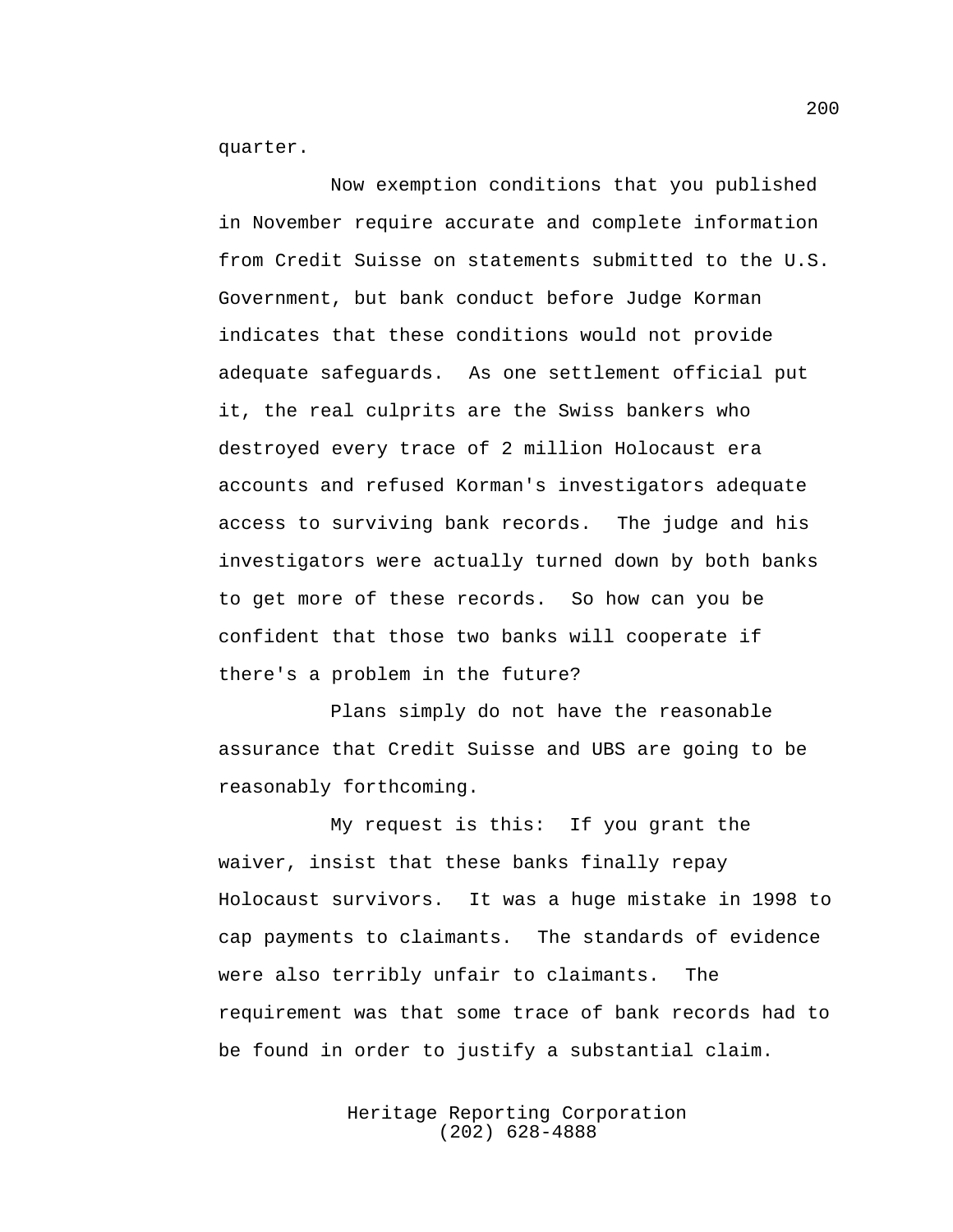quarter.

Now exemption conditions that you published in November require accurate and complete information from Credit Suisse on statements submitted to the U.S. Government, but bank conduct before Judge Korman indicates that these conditions would not provide adequate safeguards. As one settlement official put it, the real culprits are the Swiss bankers who destroyed every trace of 2 million Holocaust era accounts and refused Korman's investigators adequate access to surviving bank records. The judge and his investigators were actually turned down by both banks to get more of these records. So how can you be confident that those two banks will cooperate if there's a problem in the future?

Plans simply do not have the reasonable assurance that Credit Suisse and UBS are going to be reasonably forthcoming.

My request is this: If you grant the waiver, insist that these banks finally repay Holocaust survivors. It was a huge mistake in 1998 to cap payments to claimants. The standards of evidence were also terribly unfair to claimants. The requirement was that some trace of bank records had to be found in order to justify a substantial claim.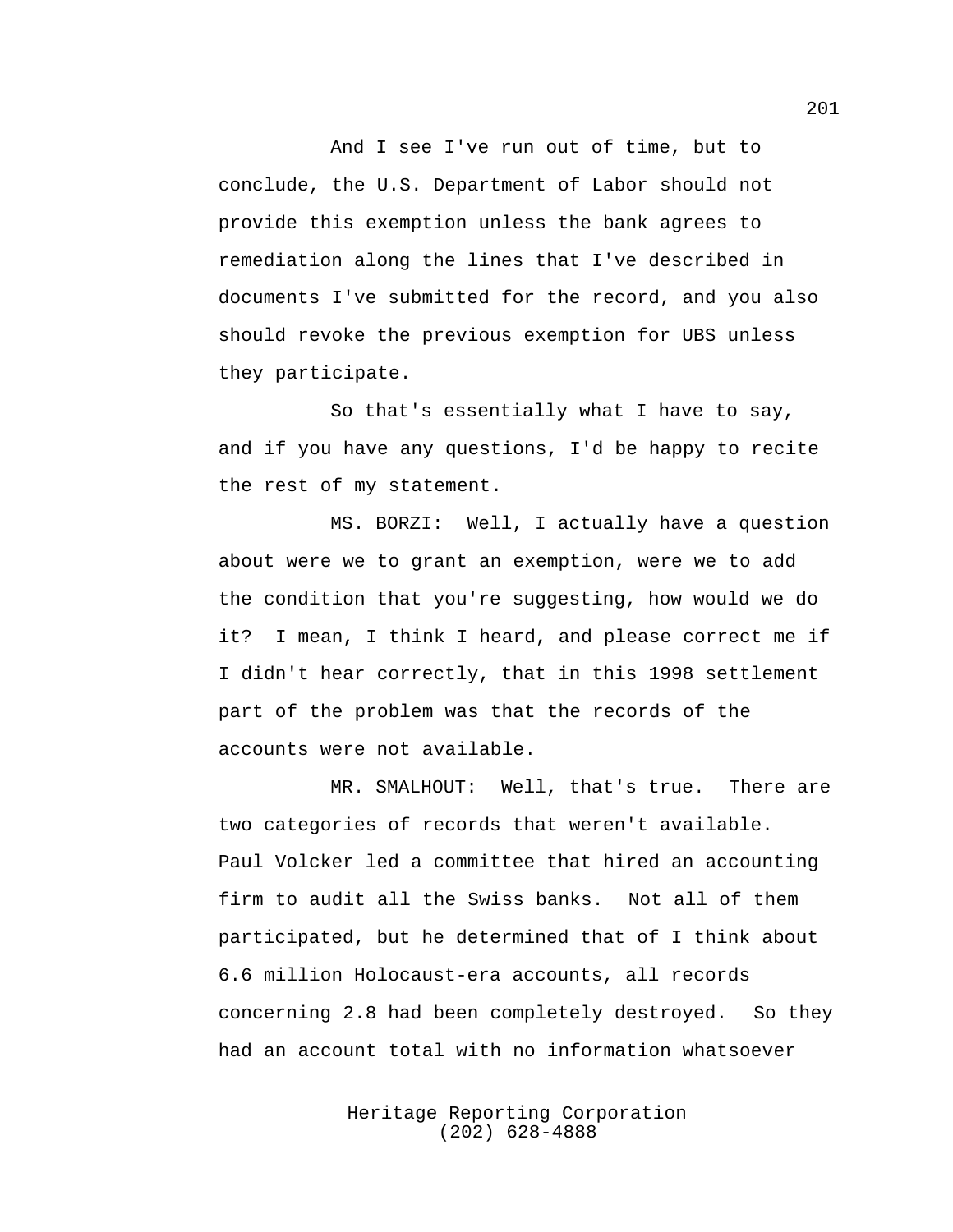And I see I've run out of time, but to conclude, the U.S. Department of Labor should not provide this exemption unless the bank agrees to remediation along the lines that I've described in documents I've submitted for the record, and you also should revoke the previous exemption for UBS unless they participate.

So that's essentially what I have to say, and if you have any questions, I'd be happy to recite the rest of my statement.

MS. BORZI: Well, I actually have a question about were we to grant an exemption, were we to add the condition that you're suggesting, how would we do it? I mean, I think I heard, and please correct me if I didn't hear correctly, that in this 1998 settlement part of the problem was that the records of the accounts were not available.

MR. SMALHOUT: Well, that's true. There are two categories of records that weren't available. Paul Volcker led a committee that hired an accounting firm to audit all the Swiss banks. Not all of them participated, but he determined that of I think about 6.6 million Holocaust-era accounts, all records concerning 2.8 had been completely destroyed. So they had an account total with no information whatsoever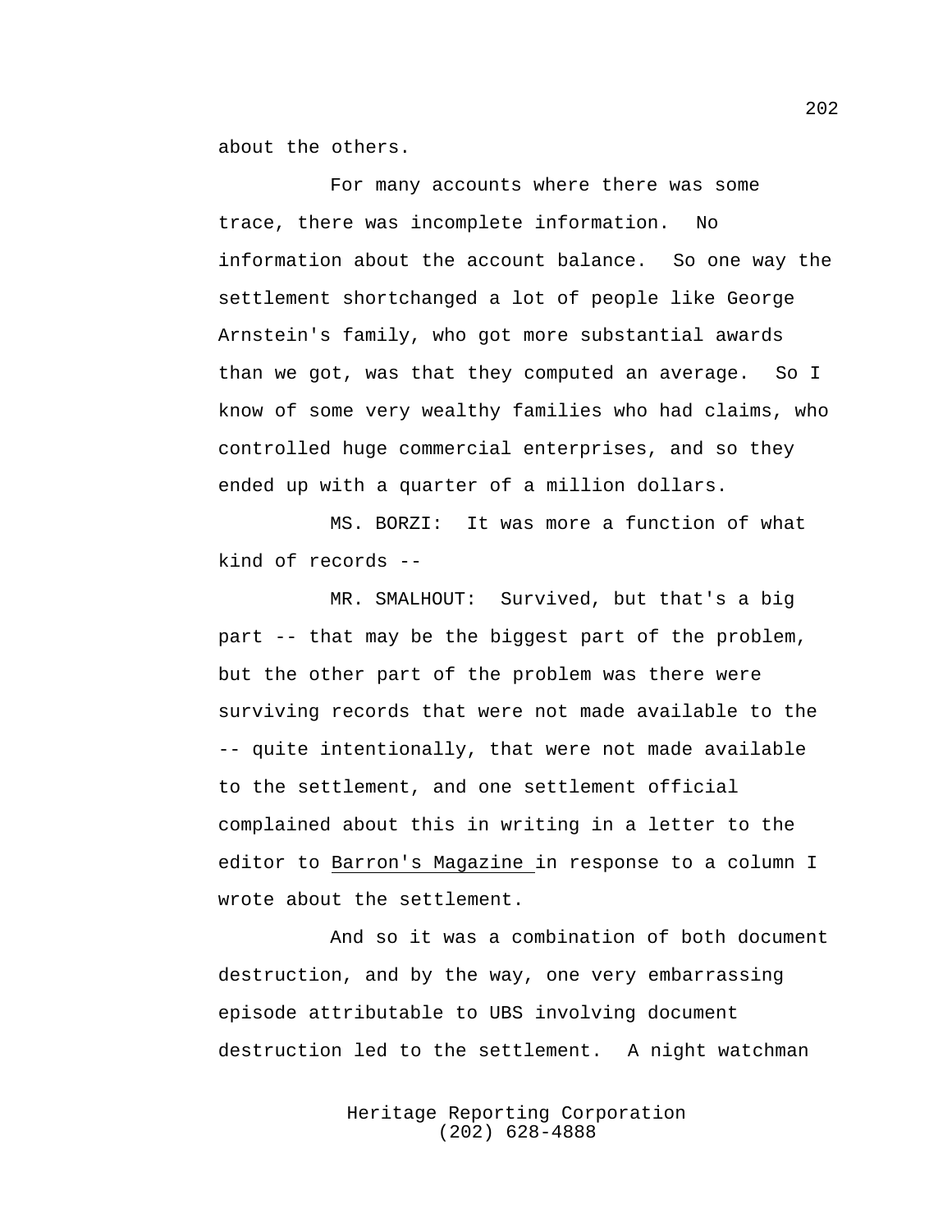about the others.

For many accounts where there was some trace, there was incomplete information. No information about the account balance. So one way the settlement shortchanged a lot of people like George Arnstein's family, who got more substantial awards than we got, was that they computed an average. So I know of some very wealthy families who had claims, who controlled huge commercial enterprises, and so they ended up with a quarter of a million dollars.

MS. BORZI: It was more a function of what kind of records --

MR. SMALHOUT: Survived, but that's a big part -- that may be the biggest part of the problem, but the other part of the problem was there were surviving records that were not made available to the -- quite intentionally, that were not made available to the settlement, and one settlement official complained about this in writing in a letter to the editor to Barron's Magazine in response to a column I wrote about the settlement.

And so it was a combination of both document destruction, and by the way, one very embarrassing episode attributable to UBS involving document destruction led to the settlement. A night watchman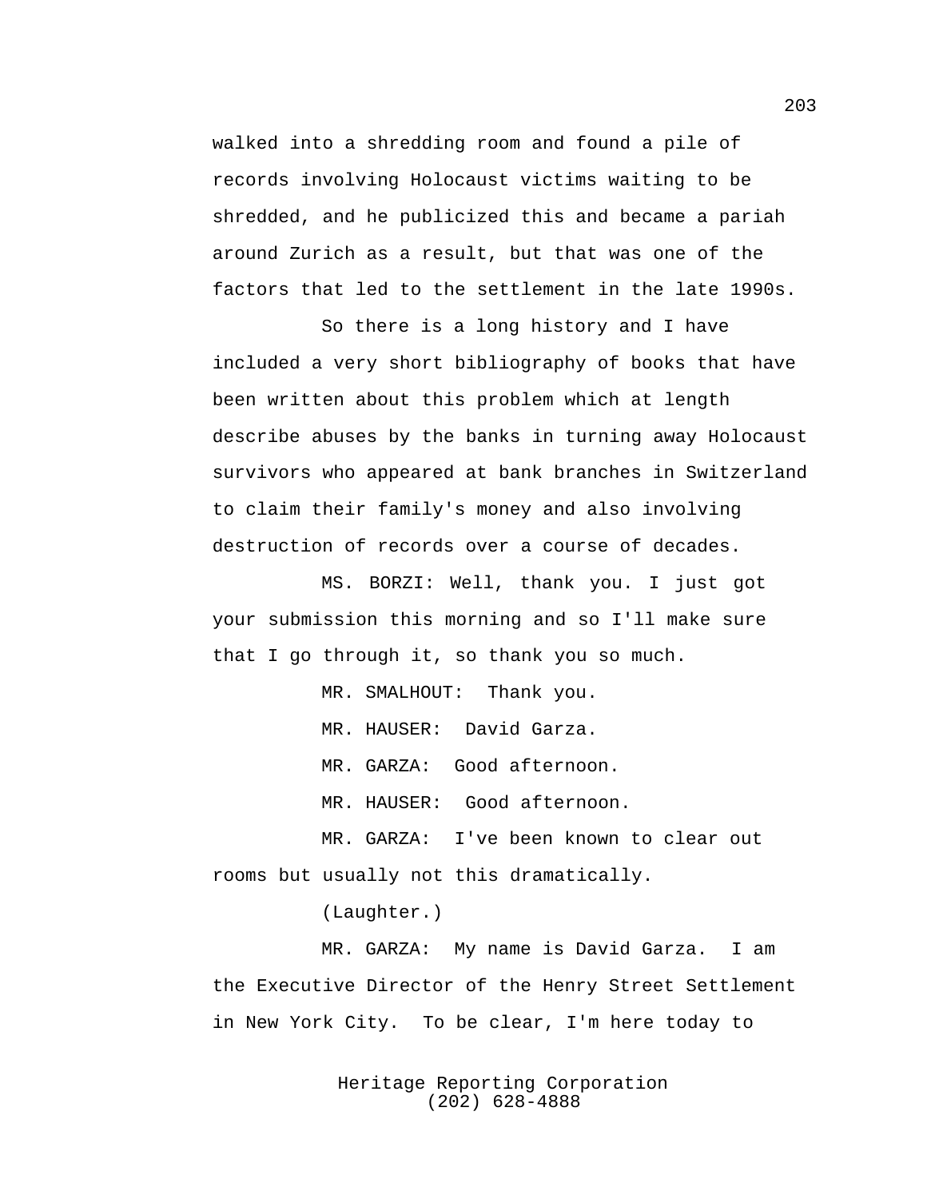walked into a shredding room and found a pile of records involving Holocaust victims waiting to be shredded, and he publicized this and became a pariah around Zurich as a result, but that was one of the factors that led to the settlement in the late 1990s.

So there is a long history and I have included a very short bibliography of books that have been written about this problem which at length describe abuses by the banks in turning away Holocaust survivors who appeared at bank branches in Switzerland to claim their family's money and also involving destruction of records over a course of decades.

MS. BORZI: Well, thank you. I just got your submission this morning and so I'll make sure that I go through it, so thank you so much.

MR. SMALHOUT: Thank you.

MR. HAUSER: David Garza.

MR. GARZA: Good afternoon.

MR. HAUSER: Good afternoon.

MR. GARZA: I've been known to clear out rooms but usually not this dramatically.

(Laughter.)

MR. GARZA: My name is David Garza. I am the Executive Director of the Henry Street Settlement in New York City. To be clear, I'm here today to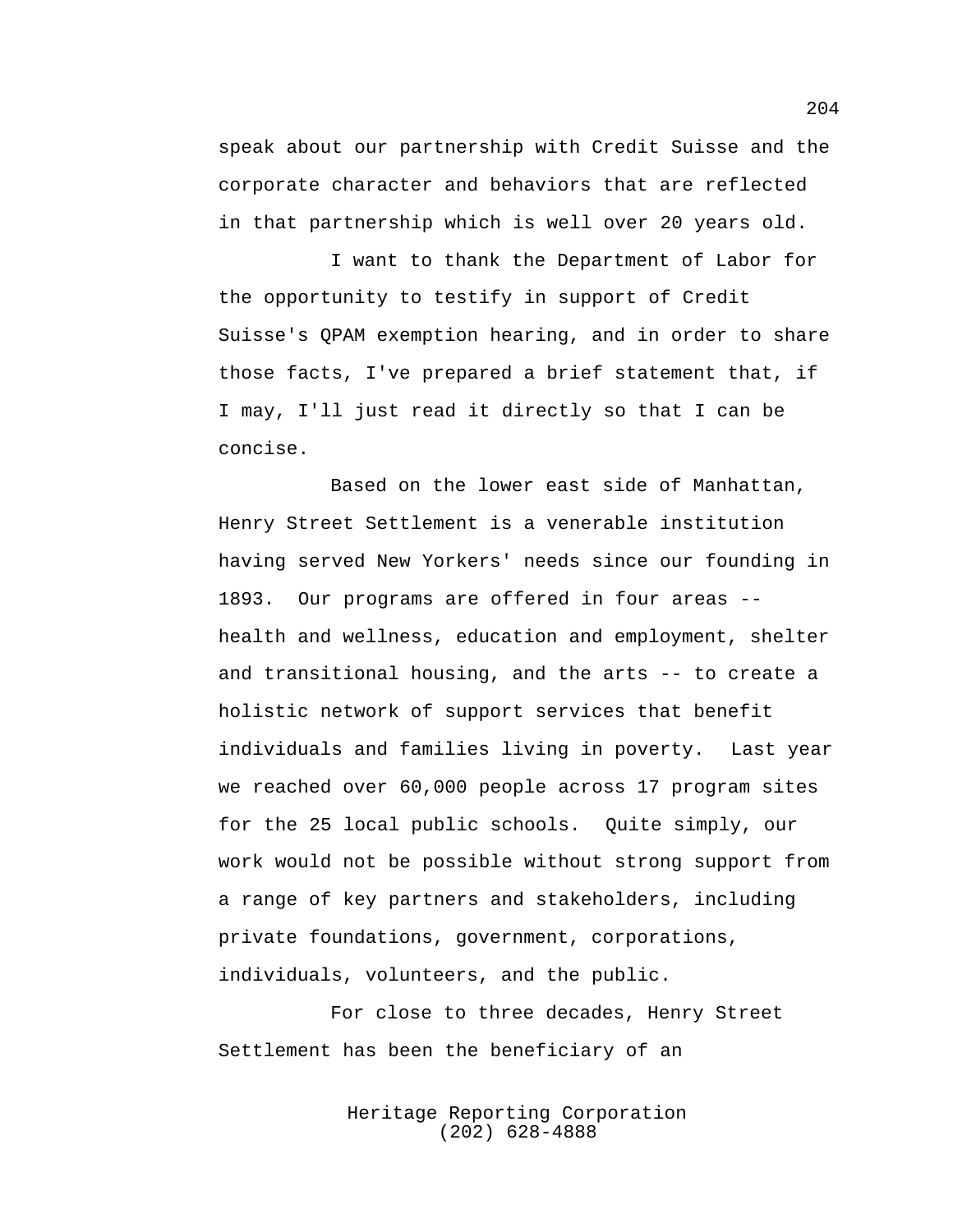speak about our partnership with Credit Suisse and the corporate character and behaviors that are reflected in that partnership which is well over 20 years old.

I want to thank the Department of Labor for the opportunity to testify in support of Credit Suisse's QPAM exemption hearing, and in order to share those facts, I've prepared a brief statement that, if I may, I'll just read it directly so that I can be concise.

Based on the lower east side of Manhattan, Henry Street Settlement is a venerable institution having served New Yorkers' needs since our founding in 1893. Our programs are offered in four areas -- health and wellness, education and employment, shelter and transitional housing, and the arts -- to create a holistic network of support services that benefit individuals and families living in poverty. Last year we reached over 60,000 people across 17 program sites for the 25 local public schools. Quite simply, our work would not be possible without strong support from a range of key partners and stakeholders, including private foundations, government, corporations, individuals, volunteers, and the public.

For close to three decades, Henry Street Settlement has been the beneficiary of an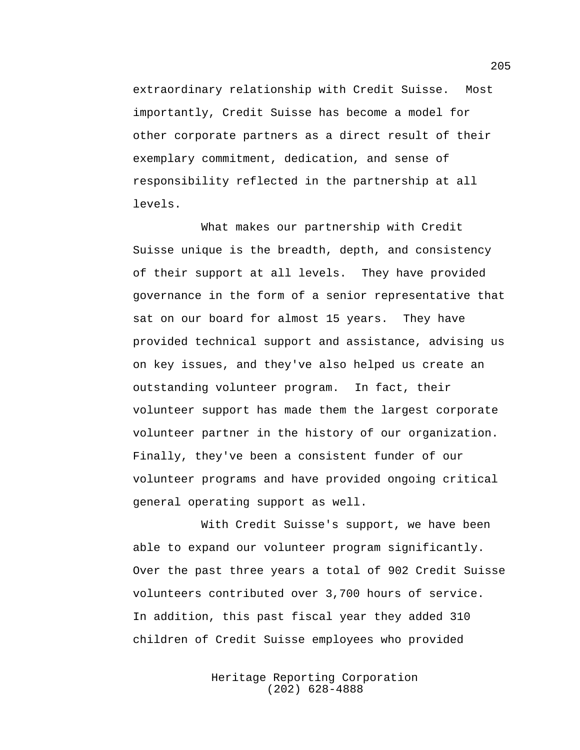extraordinary relationship with Credit Suisse. Most importantly, Credit Suisse has become a model for other corporate partners as a direct result of their exemplary commitment, dedication, and sense of responsibility reflected in the partnership at all levels.

What makes our partnership with Credit Suisse unique is the breadth, depth, and consistency of their support at all levels. They have provided governance in the form of a senior representative that sat on our board for almost 15 years. They have provided technical support and assistance, advising us on key issues, and they've also helped us create an outstanding volunteer program. In fact, their volunteer support has made them the largest corporate volunteer partner in the history of our organization. Finally, they've been a consistent funder of our volunteer programs and have provided ongoing critical general operating support as well.

With Credit Suisse's support, we have been able to expand our volunteer program significantly. Over the past three years a total of 902 Credit Suisse volunteers contributed over 3,700 hours of service. In addition, this past fiscal year they added 310 children of Credit Suisse employees who provided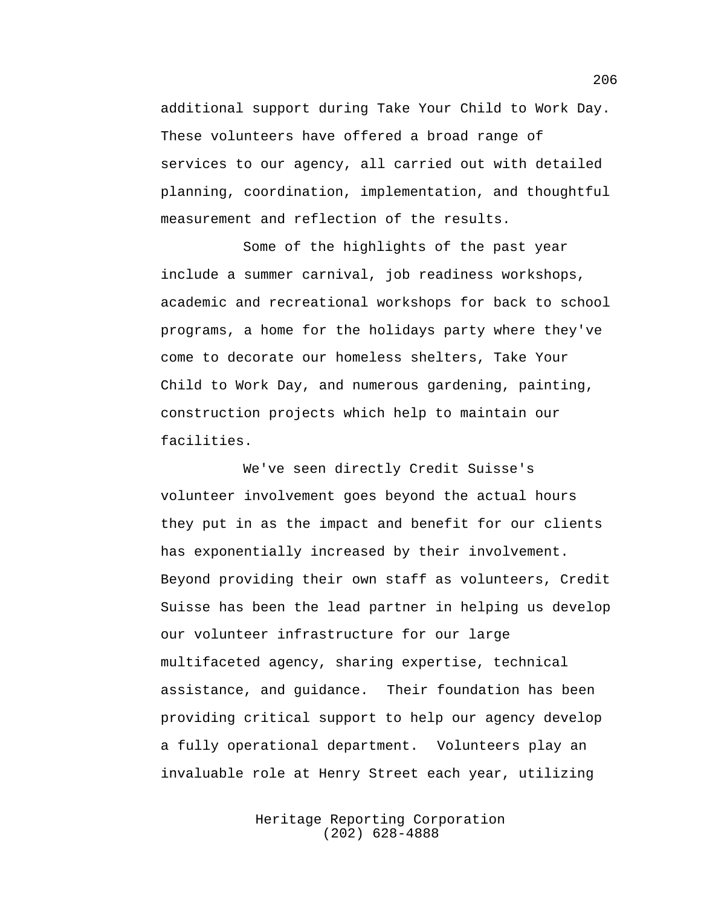additional support during Take Your Child to Work Day. These volunteers have offered a broad range of services to our agency, all carried out with detailed planning, coordination, implementation, and thoughtful measurement and reflection of the results.

Some of the highlights of the past year include a summer carnival, job readiness workshops, academic and recreational workshops for back to school programs, a home for the holidays party where they've come to decorate our homeless shelters, Take Your Child to Work Day, and numerous gardening, painting, construction projects which help to maintain our facilities.

We've seen directly Credit Suisse's volunteer involvement goes beyond the actual hours they put in as the impact and benefit for our clients has exponentially increased by their involvement. Beyond providing their own staff as volunteers, Credit Suisse has been the lead partner in helping us develop our volunteer infrastructure for our large multifaceted agency, sharing expertise, technical assistance, and guidance. Their foundation has been providing critical support to help our agency develop a fully operational department. Volunteers play an invaluable role at Henry Street each year, utilizing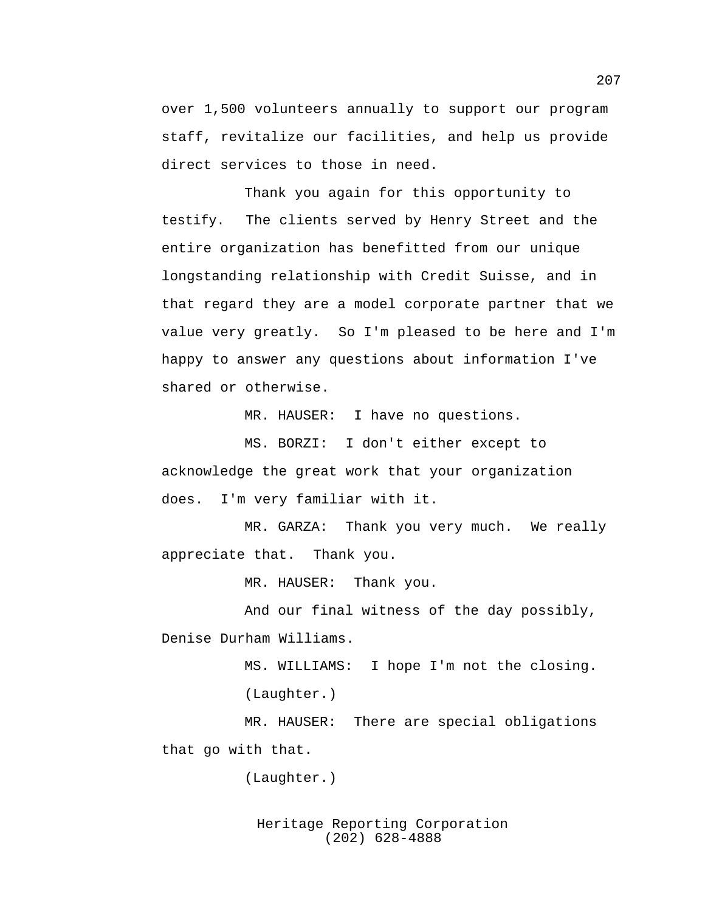over 1,500 volunteers annually to support our program staff, revitalize our facilities, and help us provide direct services to those in need.

Thank you again for this opportunity to testify. The clients served by Henry Street and the entire organization has benefitted from our unique longstanding relationship with Credit Suisse, and in that regard they are a model corporate partner that we value very greatly. So I'm pleased to be here and I'm happy to answer any questions about information I've shared or otherwise.

MR. HAUSER: I have no questions.

MS. BORZI: I don't either except to acknowledge the great work that your organization does. I'm very familiar with it.

MR. GARZA: Thank you very much. We really appreciate that. Thank you.

MR. HAUSER: Thank you.

And our final witness of the day possibly, Denise Durham Williams.

MS. WILLIAMS: I hope I'm not the closing.

(Laughter.)

MR. HAUSER: There are special obligations that go with that.

(Laughter.)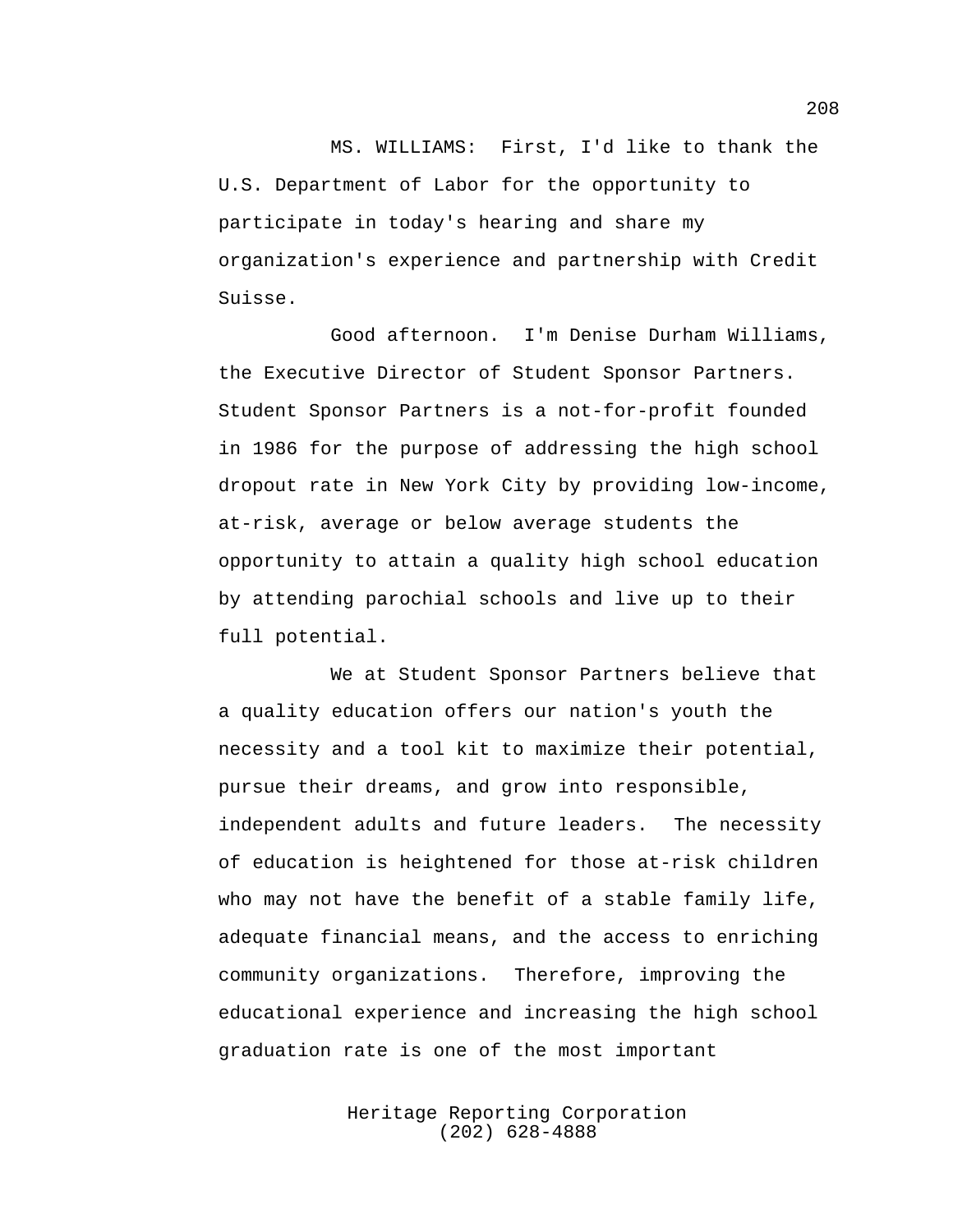MS. WILLIAMS: First, I'd like to thank the U.S. Department of Labor for the opportunity to participate in today's hearing and share my organization's experience and partnership with Credit Suisse.

Good afternoon. I'm Denise Durham Williams, the Executive Director of Student Sponsor Partners. Student Sponsor Partners is a not-for-profit founded in 1986 for the purpose of addressing the high school dropout rate in New York City by providing low-income, at-risk, average or below average students the opportunity to attain a quality high school education by attending parochial schools and live up to their full potential.

We at Student Sponsor Partners believe that a quality education offers our nation's youth the necessity and a tool kit to maximize their potential, pursue their dreams, and grow into responsible, independent adults and future leaders. The necessity of education is heightened for those at-risk children who may not have the benefit of a stable family life, adequate financial means, and the access to enriching community organizations. Therefore, improving the educational experience and increasing the high school graduation rate is one of the most important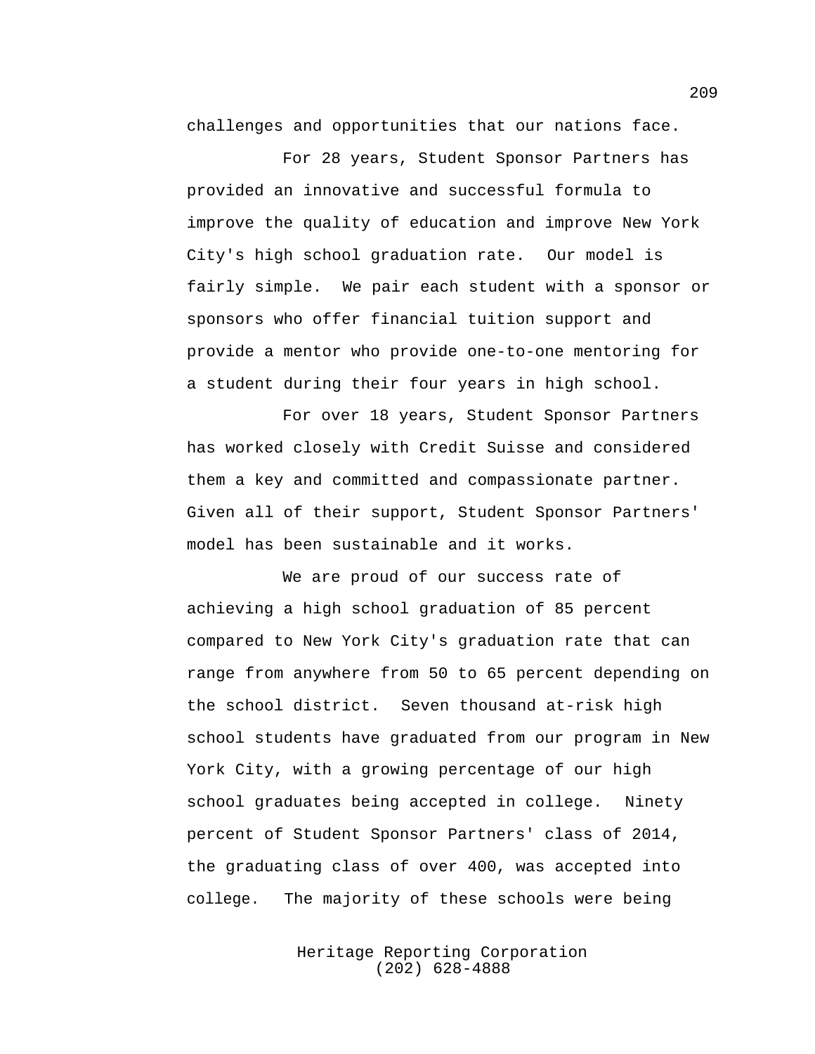challenges and opportunities that our nations face.

For 28 years, Student Sponsor Partners has provided an innovative and successful formula to improve the quality of education and improve New York City's high school graduation rate. Our model is fairly simple. We pair each student with a sponsor or sponsors who offer financial tuition support and provide a mentor who provide one-to-one mentoring for a student during their four years in high school.

For over 18 years, Student Sponsor Partners has worked closely with Credit Suisse and considered them a key and committed and compassionate partner. Given all of their support, Student Sponsor Partners' model has been sustainable and it works.

We are proud of our success rate of achieving a high school graduation of 85 percent compared to New York City's graduation rate that can range from anywhere from 50 to 65 percent depending on the school district. Seven thousand at-risk high school students have graduated from our program in New York City, with a growing percentage of our high school graduates being accepted in college. Ninety percent of Student Sponsor Partners' class of 2014, the graduating class of over 400, was accepted into college. The majority of these schools were being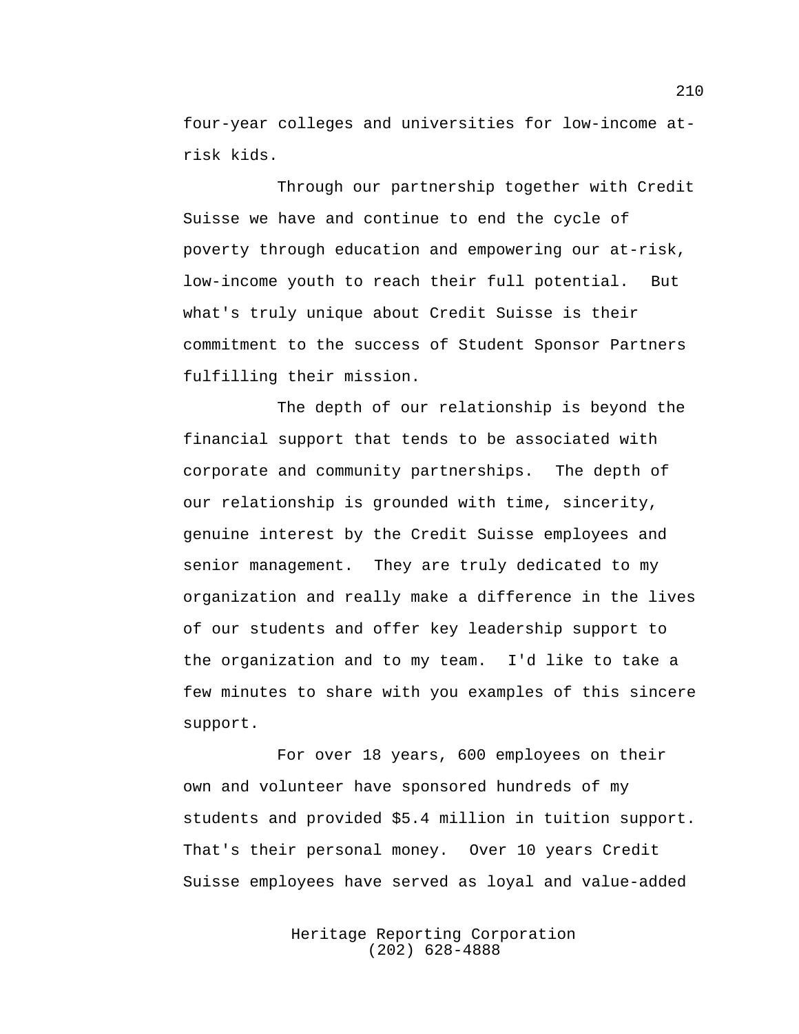four-year colleges and universities for low-income at-risk kids.

Through our partnership together with Credit Suisse we have and continue to end the cycle of poverty through education and empowering our at-risk, low-income youth to reach their full potential. But what's truly unique about Credit Suisse is their commitment to the success of Student Sponsor Partners fulfilling their mission.

The depth of our relationship is beyond the financial support that tends to be associated with corporate and community partnerships. The depth of our relationship is grounded with time, sincerity, genuine interest by the Credit Suisse employees and senior management. They are truly dedicated to my organization and really make a difference in the lives of our students and offer key leadership support to the organization and to my team. I'd like to take a few minutes to share with you examples of this sincere support.

For over 18 years, 600 employees on their own and volunteer have sponsored hundreds of my students and provided $5.4 million in tuition support. That's their personal money. Over 10 years Credit Suisse employees have served as loyal and value-added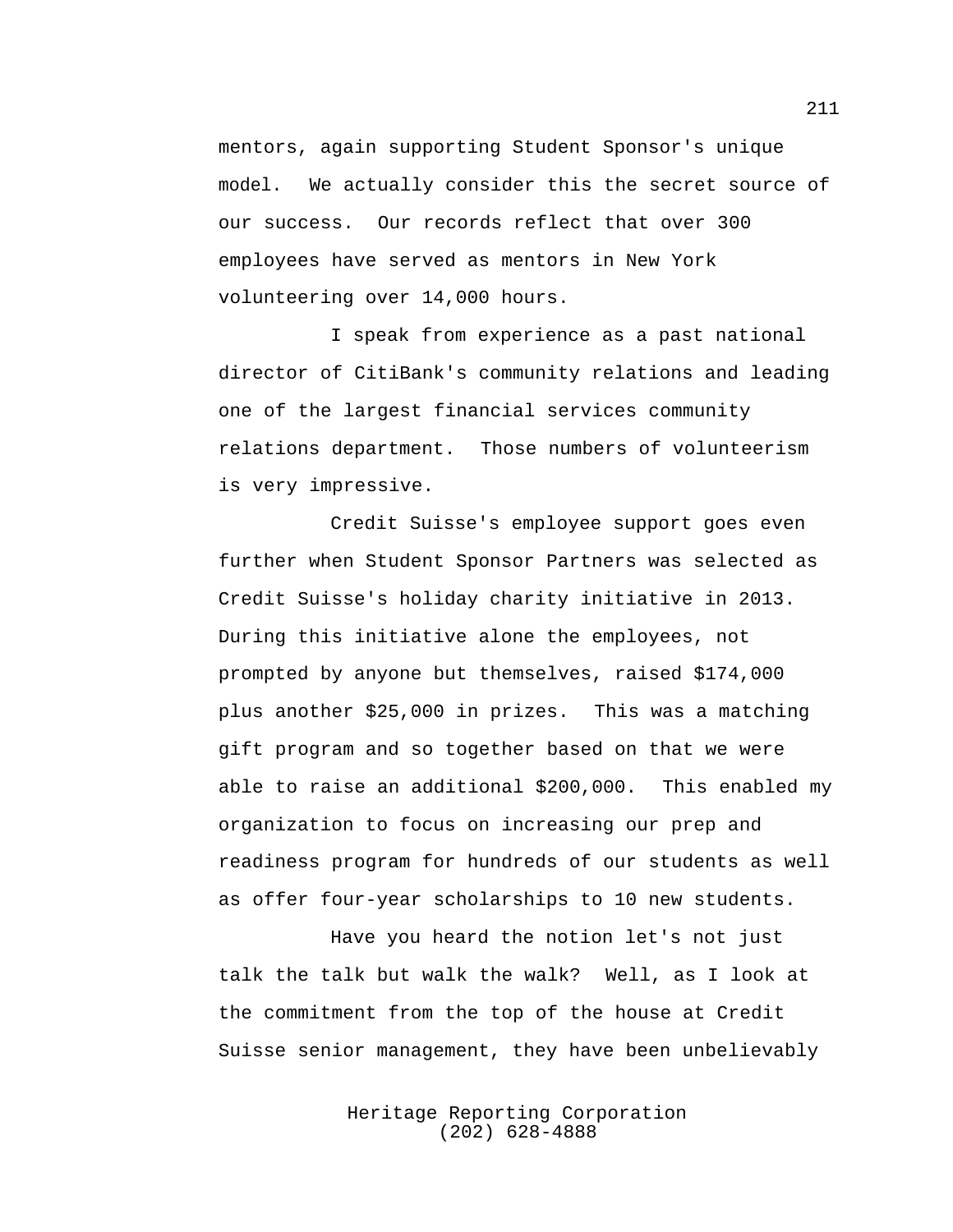mentors, again supporting Student Sponsor's unique model. We actually consider this the secret source of our success. Our records reflect that over 300 employees have served as mentors in New York volunteering over 14,000 hours.

I speak from experience as a past national director of CitiBank's community relations and leading one of the largest financial services community relations department. Those numbers of volunteerism is very impressive.

Credit Suisse's employee support goes even further when Student Sponsor Partners was selected as Credit Suisse's holiday charity initiative in 2013. During this initiative alone the employees, not prompted by anyone but themselves, raised $174,000 plus another $25,000 in prizes. This was a matching gift program and so together based on that we were able to raise an additional $200,000. This enabled my organization to focus on increasing our prep and readiness program for hundreds of our students as well as offer four-year scholarships to 10 new students.

Have you heard the notion let's not just talk the talk but walk the walk? Well, as I look at the commitment from the top of the house at Credit Suisse senior management, they have been unbelievably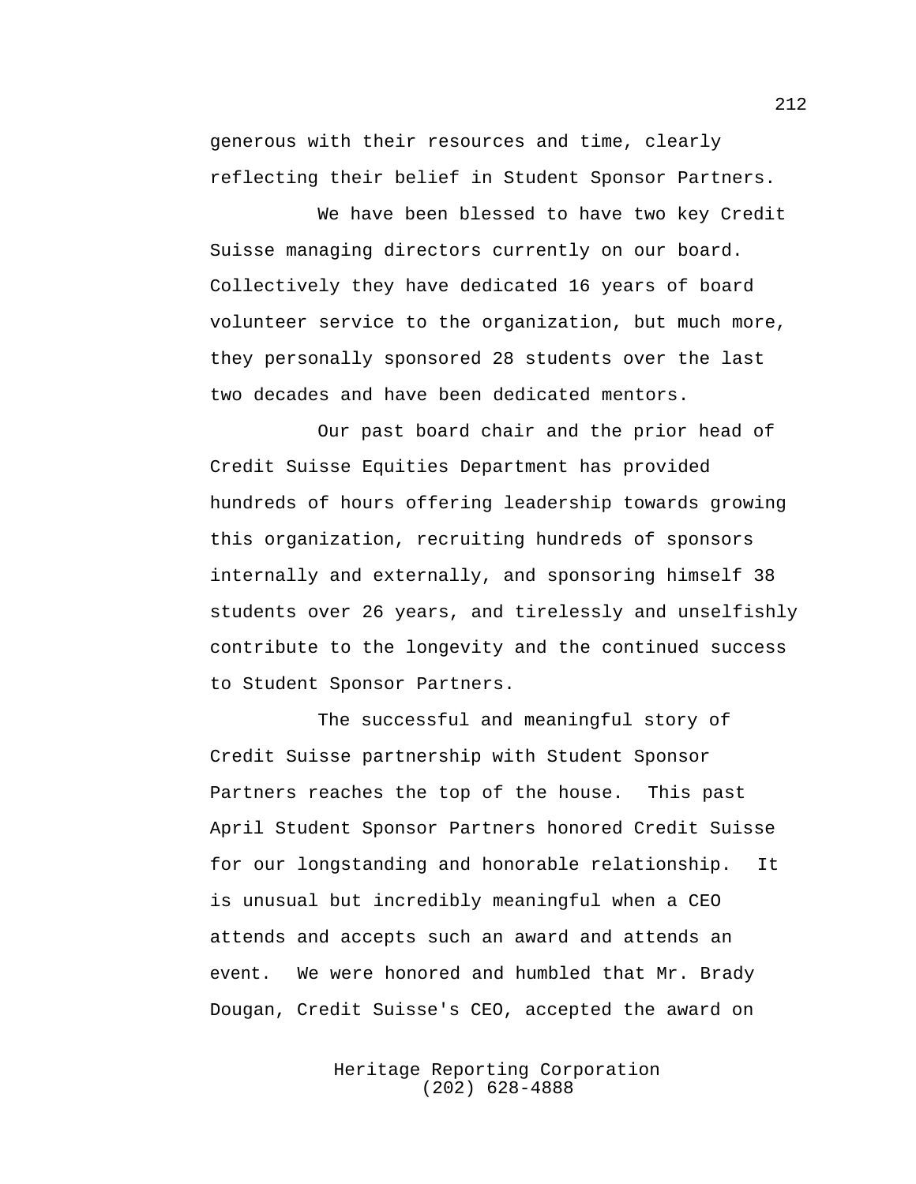generous with their resources and time, clearly reflecting their belief in Student Sponsor Partners.

We have been blessed to have two key Credit Suisse managing directors currently on our board. Collectively they have dedicated 16 years of board volunteer service to the organization, but much more, they personally sponsored 28 students over the last two decades and have been dedicated mentors.

Our past board chair and the prior head of Credit Suisse Equities Department has provided hundreds of hours offering leadership towards growing this organization, recruiting hundreds of sponsors internally and externally, and sponsoring himself 38 students over 26 years, and tirelessly and unselfishly contribute to the longevity and the continued success to Student Sponsor Partners.

The successful and meaningful story of Credit Suisse partnership with Student Sponsor Partners reaches the top of the house. This past April Student Sponsor Partners honored Credit Suisse for our longstanding and honorable relationship. It is unusual but incredibly meaningful when a CEO attends and accepts such an award and attends an event. We were honored and humbled that Mr. Brady Dougan, Credit Suisse's CEO, accepted the award on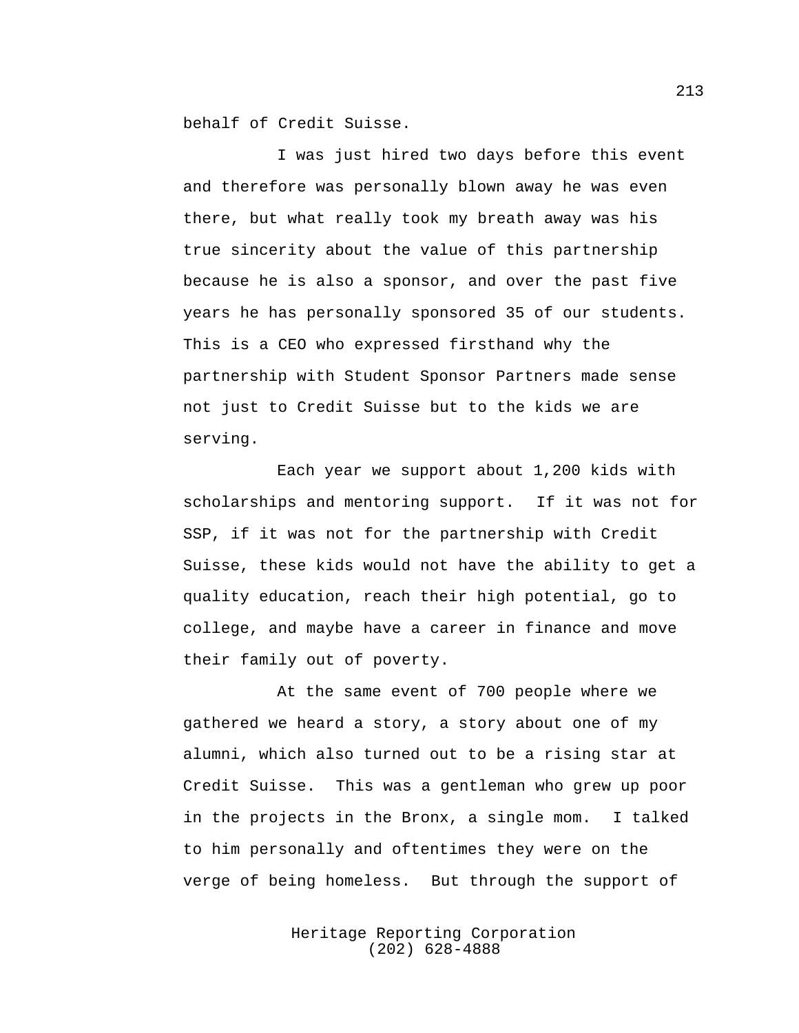behalf of Credit Suisse.

I was just hired two days before this event and therefore was personally blown away he was even there, but what really took my breath away was his true sincerity about the value of this partnership because he is also a sponsor, and over the past five years he has personally sponsored 35 of our students. This is a CEO who expressed firsthand why the partnership with Student Sponsor Partners made sense not just to Credit Suisse but to the kids we are serving.

Each year we support about 1,200 kids with scholarships and mentoring support. If it was not for SSP, if it was not for the partnership with Credit Suisse, these kids would not have the ability to get a quality education, reach their high potential, go to college, and maybe have a career in finance and move their family out of poverty.

At the same event of 700 people where we gathered we heard a story, a story about one of my alumni, which also turned out to be a rising star at Credit Suisse. This was a gentleman who grew up poor in the projects in the Bronx, a single mom. I talked to him personally and oftentimes they were on the verge of being homeless. But through the support of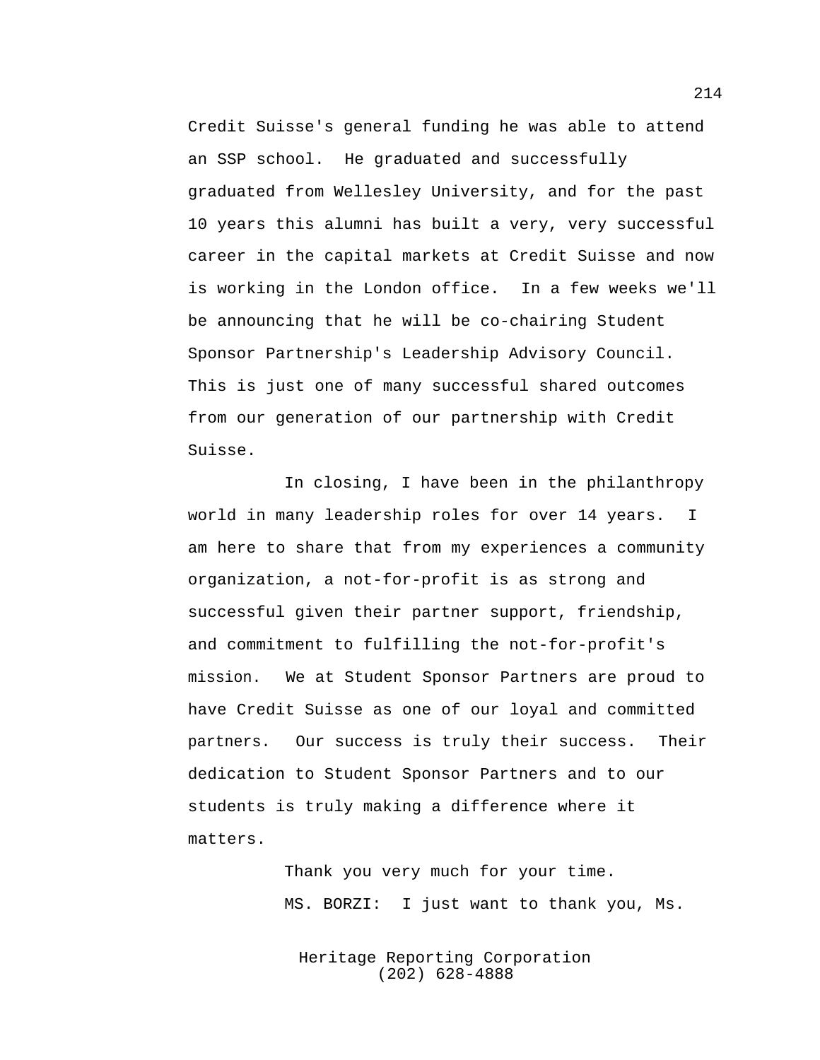Credit Suisse's general funding he was able to attend an SSP school. He graduated and successfully graduated from Wellesley University, and for the past 10 years this alumni has built a very, very successful career in the capital markets at Credit Suisse and now is working in the London office. In a few weeks we'll be announcing that he will be co-chairing Student Sponsor Partnership's Leadership Advisory Council. This is just one of many successful shared outcomes from our generation of our partnership with Credit Suisse.

In closing, I have been in the philanthropy world in many leadership roles for over 14 years. I am here to share that from my experiences a community organization, a not-for-profit is as strong and successful given their partner support, friendship, and commitment to fulfilling the not-for-profit's mission. We at Student Sponsor Partners are proud to have Credit Suisse as one of our loyal and committed partners. Our success is truly their success. Their dedication to Student Sponsor Partners and to our students is truly making a difference where it matters.

Thank you very much for your time.

MS. BORZI: I just want to thank you, Ms.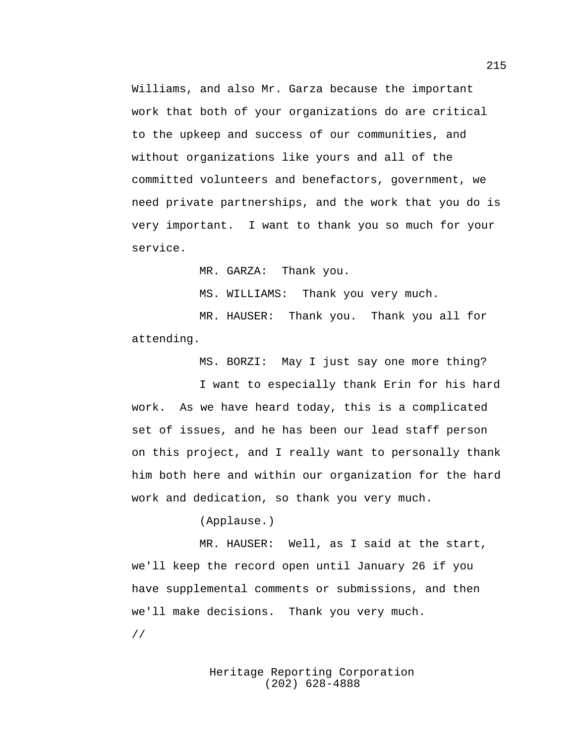Williams, and also Mr. Garza because the important work that both of your organizations do are critical to the upkeep and success of our communities, and without organizations like yours and all of the committed volunteers and benefactors, government, we need private partnerships, and the work that you do is very important. I want to thank you so much for your service.

MR. GARZA: Thank you.

MS. WILLIAMS: Thank you very much.

MR. HAUSER: Thank you. Thank you all for attending.

MS. BORZI: May I just say one more thing?

I want to especially thank Erin for his hard work. As we have heard today, this is a complicated set of issues, and he has been our lead staff person on this project, and I really want to personally thank him both here and within our organization for the hard work and dedication, so thank you very much.

(Applause.)

MR. HAUSER: Well, as I said at the start, we'll keep the record open until January 26 if you have supplemental comments or submissions, and then we'll make decisions. Thank you very much.

//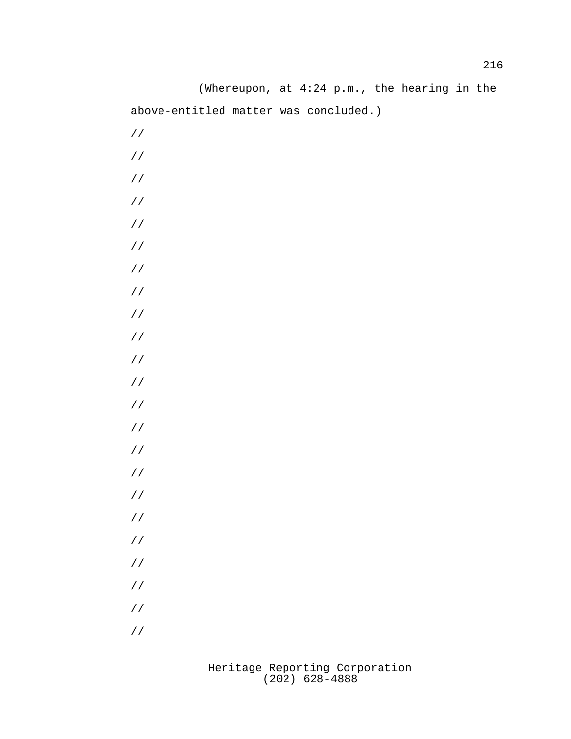(Whereupon, at 4:24 p.m., the hearing in the above-entitled matter was concluded.)

//

//

//

//

//

//

//

//

//

//

//

//

//

//

//

//

//

//

//

//

//

//

//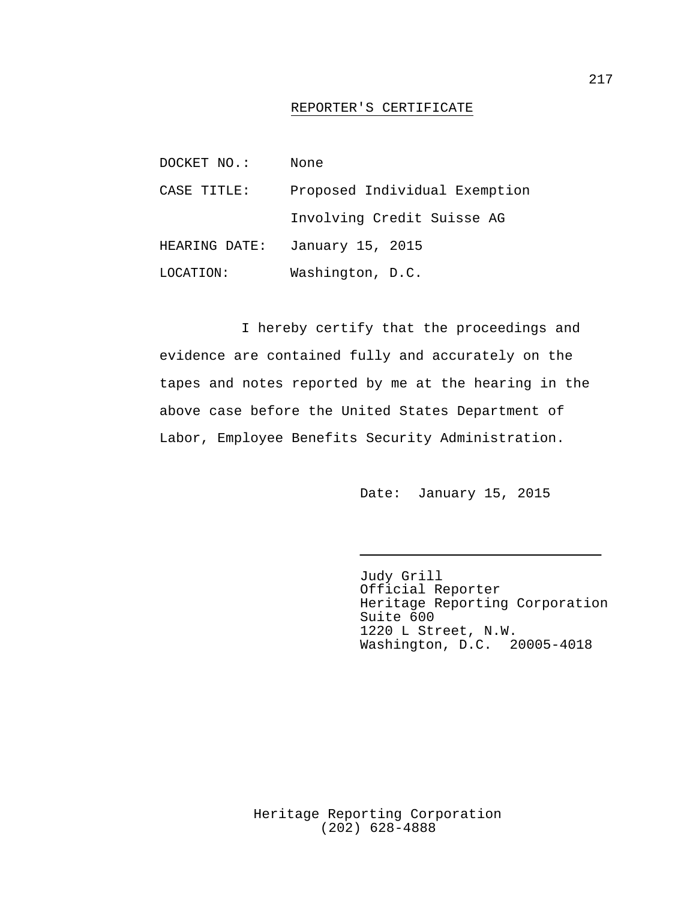## REPORTER'S CERTIFICATE

| | |
|---|---|
| DOCKET NO.: | None |
| CASE TITLE: | Proposed Individual Exemption Involving Credit Suisse AG |
| HEARING DATE: | January 15, 2015 |
| LOCATION: | Washington, D.C. |

I hereby certify that the proceedings and evidence are contained fully and accurately on the tapes and notes reported by me at the hearing in the above case before the United States Department of Labor, Employee Benefits Security Administration.

Date: January 15, 2015

\_\_\_\_\_\_\_\_\_\_\_\_\_\_\_\_\_\_\_\_\_\_\_\_\_\_\_\_\_\_

Judy Grill
Official Reporter
Heritage Reporting Corporation
Suite 600
1220 L Street, N.W.
Washington, D.C. 20005-4018